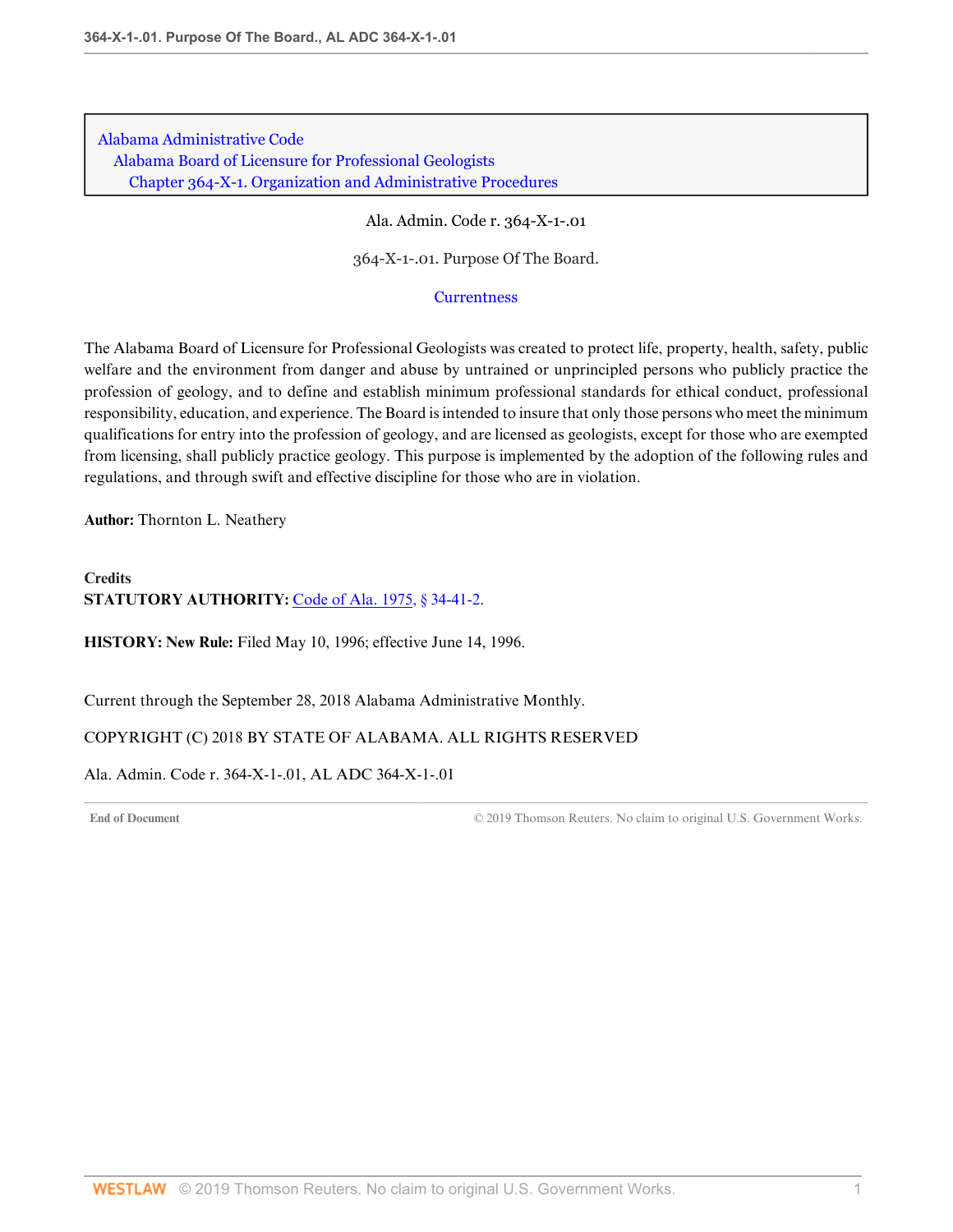Alabama Administrative Code
Alabama Board of Licensure for Professional Geologists
Chapter 364-X-1. Organization and Administrative Procedures

Ala. Admin. Code r. 364-X-1-.01

# 364-X-1-.01. Purpose Of The Board.

Currentness

The Alabama Board of Licensure for Professional Geologists was created to protect life, property, health, safety, public welfare and the environment from danger and abuse by untrained or unprincipled persons who publicly practice the profession of geology, and to define and establish minimum professional standards for ethical conduct, professional responsibility, education, and experience. The Board is intended to insure that only those persons who meet the minimum qualifications for entry into the profession of geology, and are licensed as geologists, except for those who are exempted from licensing, shall publicly practice geology. This purpose is implemented by the adoption of the following rules and regulations, and through swift and effective discipline for those who are in violation.

**Author:** Thornton L. Neathery

**Credits**

**STATUTORY AUTHORITY:** Code of Ala. 1975, § 34-41-2.

**HISTORY: New Rule:** Filed May 10, 1996; effective June 14, 1996.

Current through the September 28, 2018 Alabama Administrative Monthly.

COPYRIGHT (C) 2018 BY STATE OF ALABAMA. ALL RIGHTS RESERVED

Ala. Admin. Code r. 364-X-1-.01, AL ADC 364-X-1-.01

End of Document © 2019 Thomson Reuters. No claim to original U.S. Government Works.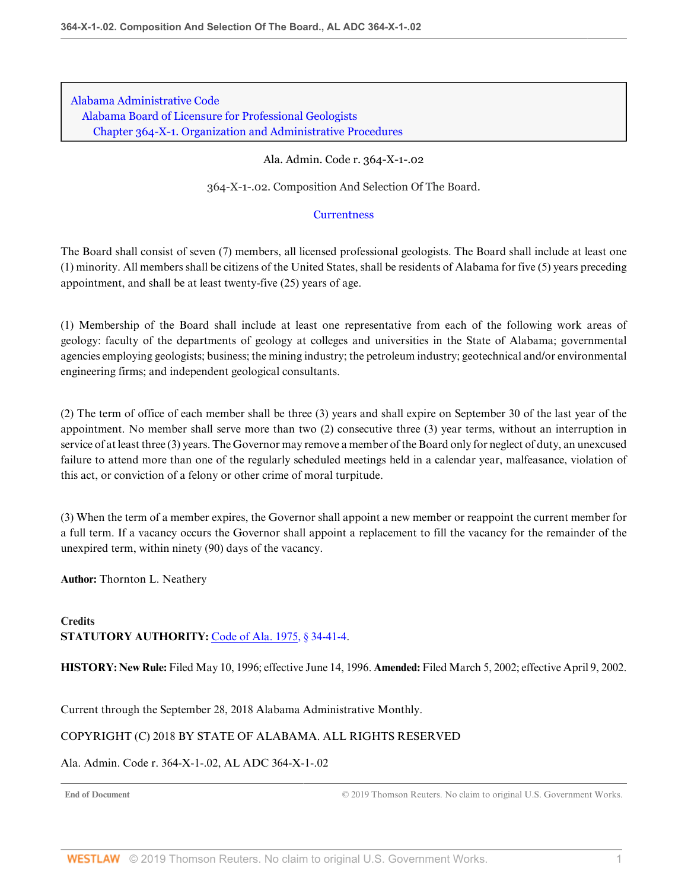Alabama Administrative Code
Alabama Board of Licensure for Professional Geologists
Chapter 364-X-1. Organization and Administrative Procedures

Ala. Admin. Code r. 364-X-1-.02

364-X-1-.02. Composition And Selection Of The Board.

Currentness

The Board shall consist of seven (7) members, all licensed professional geologists. The Board shall include at least one (1) minority. All members shall be citizens of the United States, shall be residents of Alabama for five (5) years preceding appointment, and shall be at least twenty-five (25) years of age.

(1) Membership of the Board shall include at least one representative from each of the following work areas of geology: faculty of the departments of geology at colleges and universities in the State of Alabama; governmental agencies employing geologists; business; the mining industry; the petroleum industry; geotechnical and/or environmental engineering firms; and independent geological consultants.

(2) The term of office of each member shall be three (3) years and shall expire on September 30 of the last year of the appointment. No member shall serve more than two (2) consecutive three (3) year terms, without an interruption in service of at least three (3) years. The Governor may remove a member of the Board only for neglect of duty, an unexcused failure to attend more than one of the regularly scheduled meetings held in a calendar year, malfeasance, violation of this act, or conviction of a felony or other crime of moral turpitude.

(3) When the term of a member expires, the Governor shall appoint a new member or reappoint the current member for a full term. If a vacancy occurs the Governor shall appoint a replacement to fill the vacancy for the remainder of the unexpired term, within ninety (90) days of the vacancy.

**Author:** Thornton L. Neathery

**Credits**
**STATUTORY AUTHORITY:** Code of Ala. 1975, § 34-41-4.

**HISTORY: New Rule:** Filed May 10, 1996; effective June 14, 1996. **Amended:** Filed March 5, 2002; effective April 9, 2002.

Current through the September 28, 2018 Alabama Administrative Monthly.

COPYRIGHT (C) 2018 BY STATE OF ALABAMA. ALL RIGHTS RESERVED

Ala. Admin. Code r. 364-X-1-.02, AL ADC 364-X-1-.02

End of Document © 2019 Thomson Reuters. No claim to original U.S. Government Works.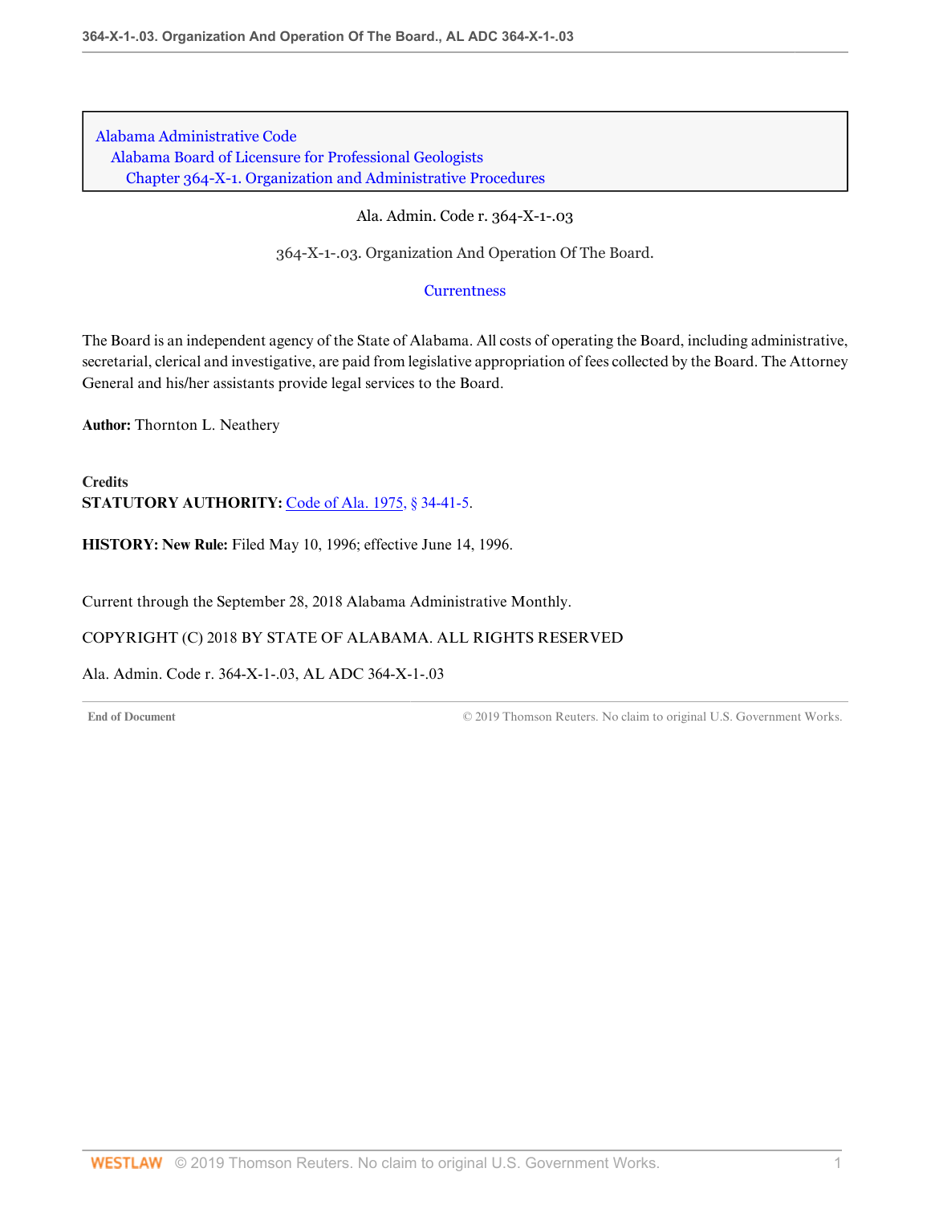Alabama Administrative Code
Alabama Board of Licensure for Professional Geologists
Chapter 364-X-1. Organization and Administrative Procedures

Ala. Admin. Code r. 364-X-1-.03

# 364-X-1-.03. Organization And Operation Of The Board.

Currentness

The Board is an independent agency of the State of Alabama. All costs of operating the Board, including administrative, secretarial, clerical and investigative, are paid from legislative appropriation of fees collected by the Board. The Attorney General and his/her assistants provide legal services to the Board.

**Author:** Thornton L. Neathery

**Credits**

**STATUTORY AUTHORITY:** Code of Ala. 1975, § 34-41-5.

**HISTORY: New Rule:** Filed May 10, 1996; effective June 14, 1996.

Current through the September 28, 2018 Alabama Administrative Monthly.

COPYRIGHT (C) 2018 BY STATE OF ALABAMA. ALL RIGHTS RESERVED

Ala. Admin. Code r. 364-X-1-.03, AL ADC 364-X-1-.03

End of Document © 2019 Thomson Reuters. No claim to original U.S. Government Works.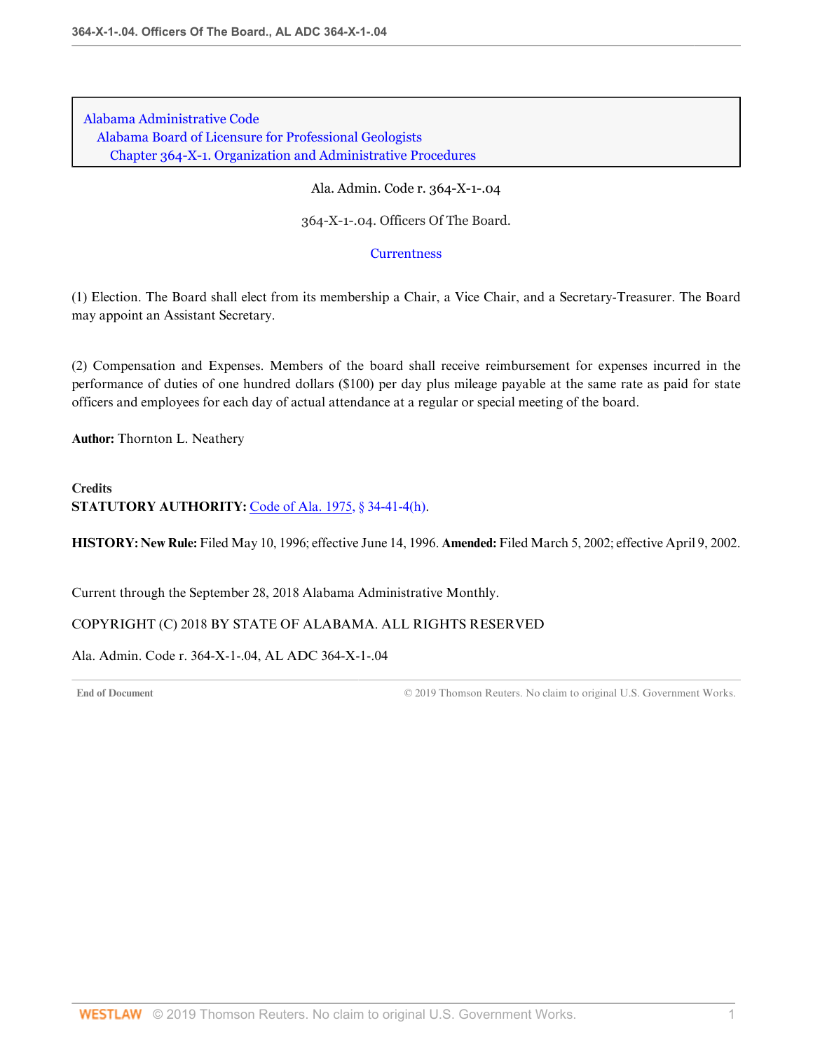Alabama Administrative Code
Alabama Board of Licensure for Professional Geologists
Chapter 364-X-1. Organization and Administrative Procedures

Ala. Admin. Code r. 364-X-1-.04

364-X-1-.04. Officers Of The Board.

Currentness

(1) Election. The Board shall elect from its membership a Chair, a Vice Chair, and a Secretary-Treasurer. The Board may appoint an Assistant Secretary.

(2) Compensation and Expenses. Members of the board shall receive reimbursement for expenses incurred in the performance of duties of one hundred dollars ($100) per day plus mileage payable at the same rate as paid for state officers and employees for each day of actual attendance at a regular or special meeting of the board.

**Author:** Thornton L. Neathery

**Credits**
**STATUTORY AUTHORITY:** Code of Ala. 1975, § 34-41-4(h).

**HISTORY: New Rule:** Filed May 10, 1996; effective June 14, 1996. **Amended:** Filed March 5, 2002; effective April 9, 2002.

Current through the September 28, 2018 Alabama Administrative Monthly.

COPYRIGHT (C) 2018 BY STATE OF ALABAMA. ALL RIGHTS RESERVED

Ala. Admin. Code r. 364-X-1-.04, AL ADC 364-X-1-.04

End of Document © 2019 Thomson Reuters. No claim to original U.S. Government Works.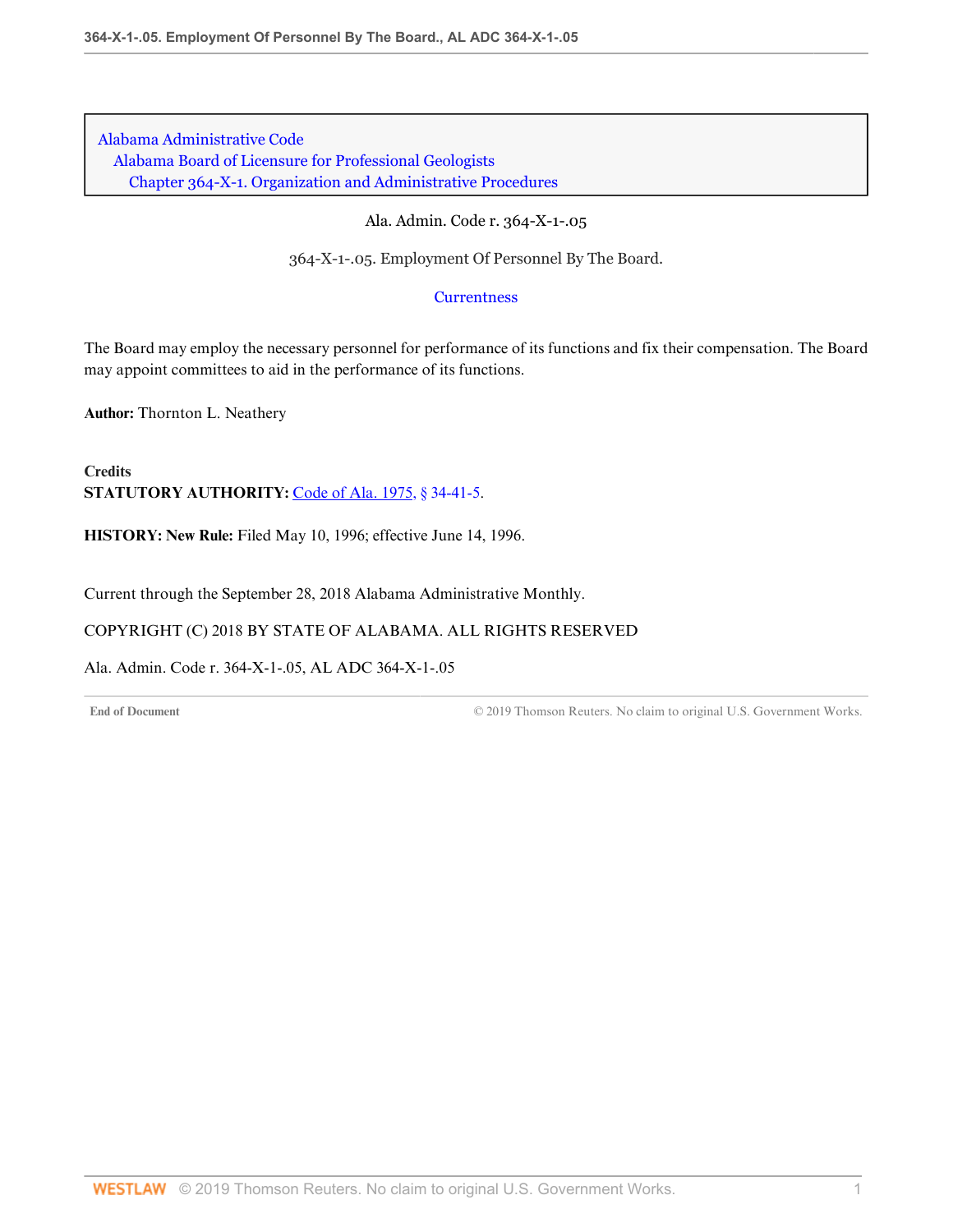Alabama Administrative Code
Alabama Board of Licensure for Professional Geologists
Chapter 364-X-1. Organization and Administrative Procedures

Ala. Admin. Code r. 364-X-1-.05

364-X-1-.05. Employment Of Personnel By The Board.

Currentness

The Board may employ the necessary personnel for performance of its functions and fix their compensation. The Board may appoint committees to aid in the performance of its functions.

**Author:** Thornton L. Neathery

**Credits**
**STATUTORY AUTHORITY:** Code of Ala. 1975, § 34-41-5.

**HISTORY: New Rule:** Filed May 10, 1996; effective June 14, 1996.

Current through the September 28, 2018 Alabama Administrative Monthly.

COPYRIGHT (C) 2018 BY STATE OF ALABAMA. ALL RIGHTS RESERVED

Ala. Admin. Code r. 364-X-1-.05, AL ADC 364-X-1-.05

End of Document © 2019 Thomson Reuters. No claim to original U.S. Government Works.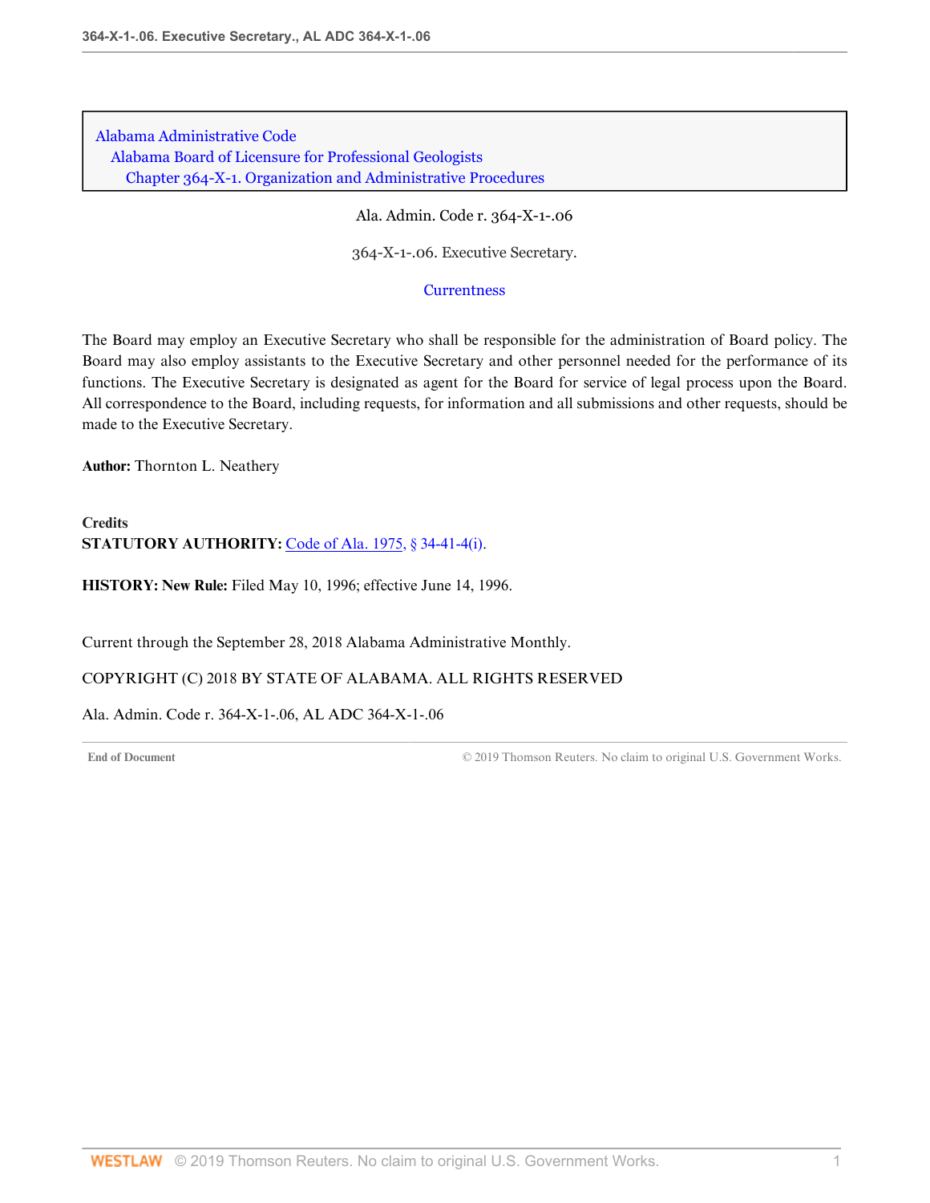Alabama Administrative Code
Alabama Board of Licensure for Professional Geologists
Chapter 364-X-1. Organization and Administrative Procedures

Ala. Admin. Code r. 364-X-1-.06

364-X-1-.06. Executive Secretary.

Currentness

The Board may employ an Executive Secretary who shall be responsible for the administration of Board policy. The Board may also employ assistants to the Executive Secretary and other personnel needed for the performance of its functions. The Executive Secretary is designated as agent for the Board for service of legal process upon the Board. All correspondence to the Board, including requests, for information and all submissions and other requests, should be made to the Executive Secretary.

**Author:** Thornton L. Neathery

**Credits**

**STATUTORY AUTHORITY:** Code of Ala. 1975, § 34-41-4(i).

**HISTORY: New Rule:** Filed May 10, 1996; effective June 14, 1996.

Current through the September 28, 2018 Alabama Administrative Monthly.

COPYRIGHT (C) 2018 BY STATE OF ALABAMA. ALL RIGHTS RESERVED

Ala. Admin. Code r. 364-X-1-.06, AL ADC 364-X-1-.06

End of Document © 2019 Thomson Reuters. No claim to original U.S. Government Works.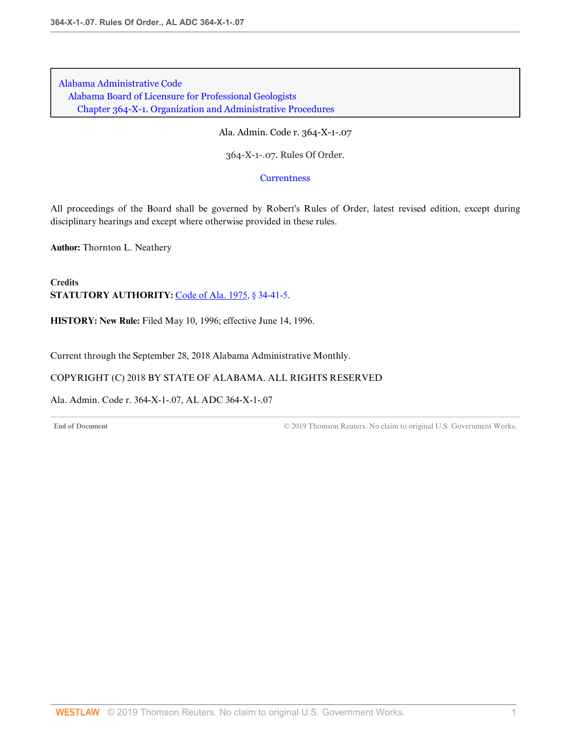Alabama Administrative Code
Alabama Board of Licensure for Professional Geologists
Chapter 364-X-1. Organization and Administrative Procedures

Ala. Admin. Code r. 364-X-1-.07

364-X-1-.07. Rules Of Order.

Currentness

All proceedings of the Board shall be governed by Robert's Rules of Order, latest revised edition, except during disciplinary hearings and except where otherwise provided in these rules.

**Author:** Thornton L. Neathery

**Credits**
**STATUTORY AUTHORITY:** Code of Ala. 1975, § 34-41-5.

**HISTORY: New Rule:** Filed May 10, 1996; effective June 14, 1996.

Current through the September 28, 2018 Alabama Administrative Monthly.

COPYRIGHT (C) 2018 BY STATE OF ALABAMA. ALL RIGHTS RESERVED

Ala. Admin. Code r. 364-X-1-.07, AL ADC 364-X-1-.07

End of Document © 2019 Thomson Reuters. No claim to original U.S. Government Works.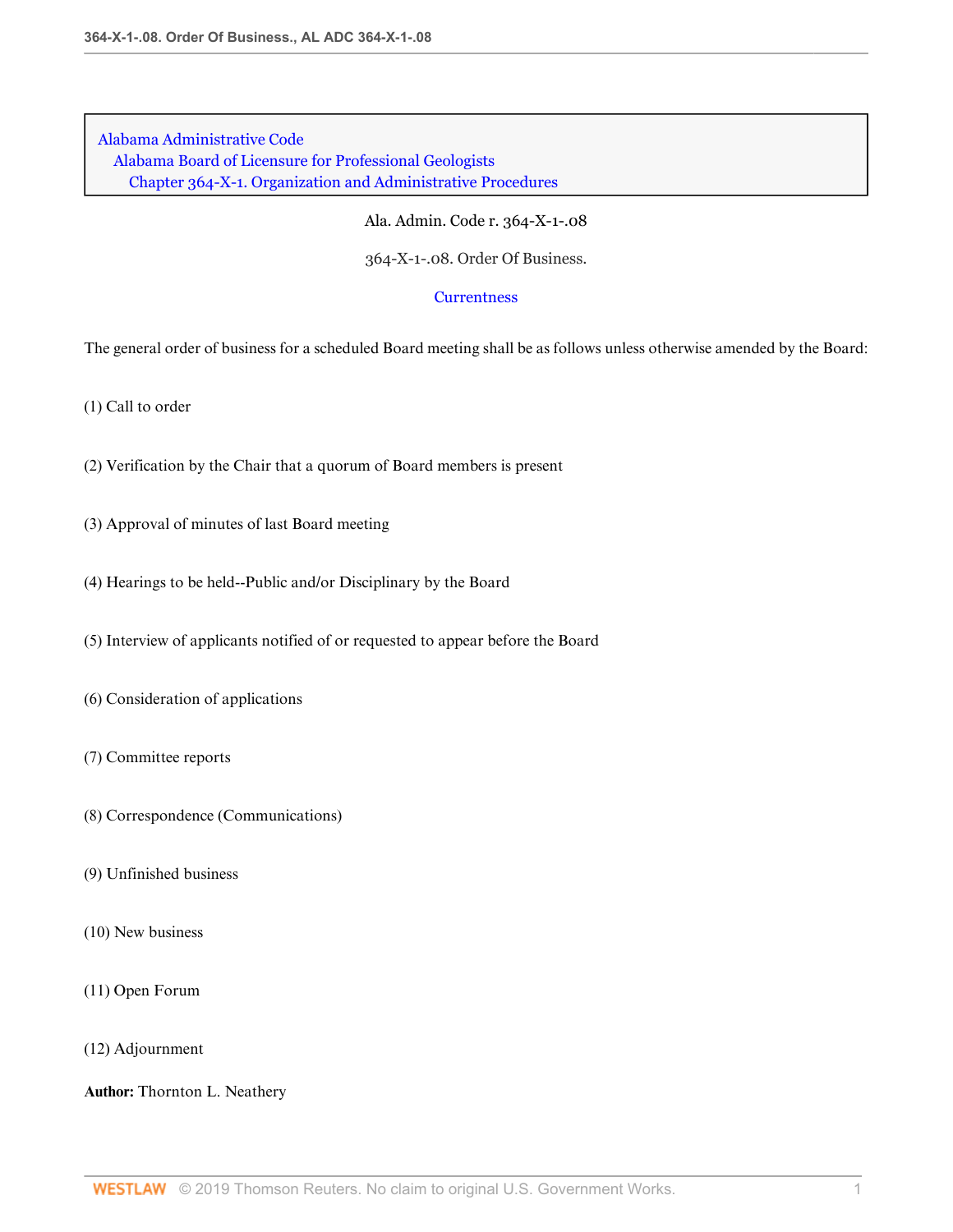Alabama Administrative Code
Alabama Board of Licensure for Professional Geologists
Chapter 364-X-1. Organization and Administrative Procedures

Ala. Admin. Code r. 364-X-1-.08

364-X-1-.08. Order Of Business.

Currentness

The general order of business for a scheduled Board meeting shall be as follows unless otherwise amended by the Board:

(1) Call to order

(2) Verification by the Chair that a quorum of Board members is present

(3) Approval of minutes of last Board meeting

(4) Hearings to be held--Public and/or Disciplinary by the Board

(5) Interview of applicants notified of or requested to appear before the Board

(6) Consideration of applications

(7) Committee reports

(8) Correspondence (Communications)

(9) Unfinished business

(10) New business

(11) Open Forum

(12) Adjournment

**Author:** Thornton L. Neathery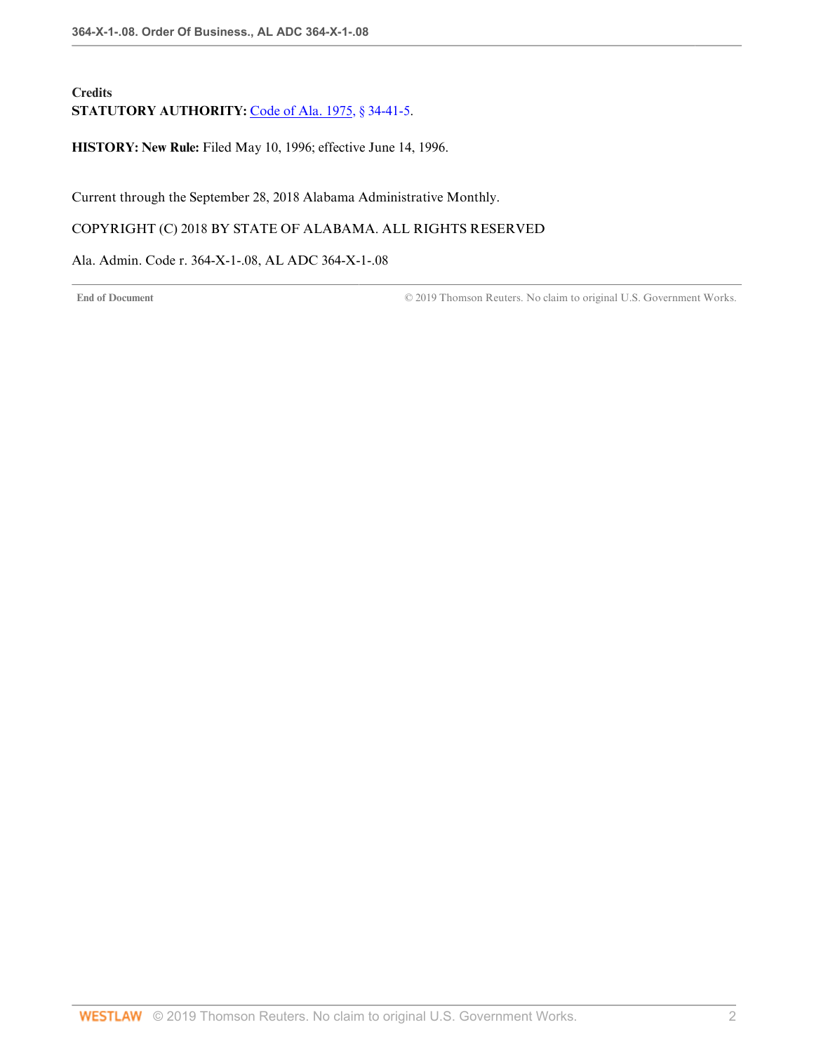**Credits**

**STATUTORY AUTHORITY:** Code of Ala. 1975, § 34-41-5.

**HISTORY: New Rule:** Filed May 10, 1996; effective June 14, 1996.

Current through the September 28, 2018 Alabama Administrative Monthly.

COPYRIGHT (C) 2018 BY STATE OF ALABAMA. ALL RIGHTS RESERVED

Ala. Admin. Code r. 364-X-1-.08, AL ADC 364-X-1-.08

End of Document © 2019 Thomson Reuters. No claim to original U.S. Government Works.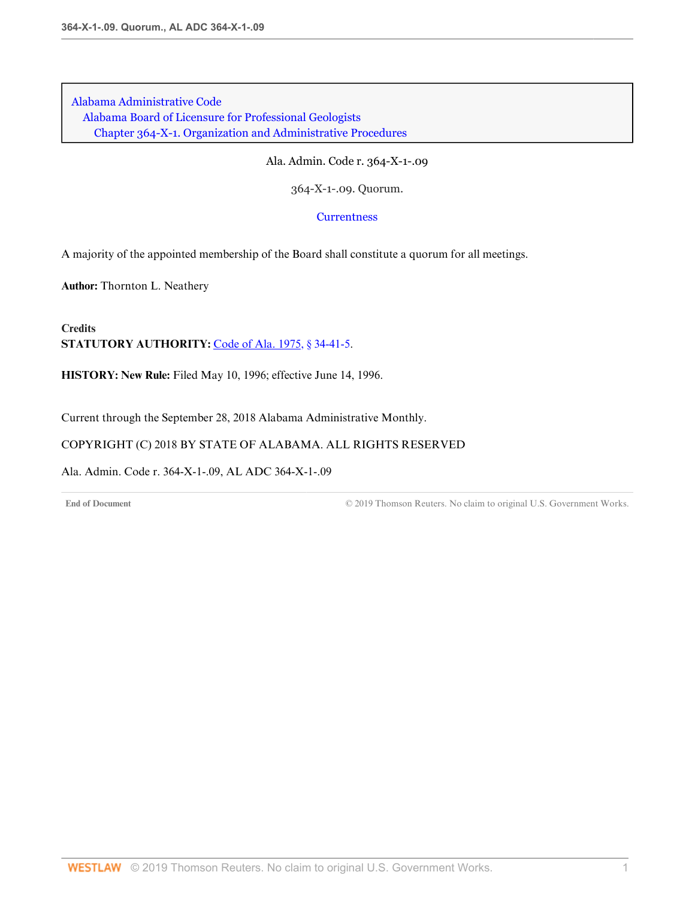Alabama Administrative Code
Alabama Board of Licensure for Professional Geologists
Chapter 364-X-1. Organization and Administrative Procedures

Ala. Admin. Code r. 364-X-1-.09

# 364-X-1-.09. Quorum.

Currentness

A majority of the appointed membership of the Board shall constitute a quorum for all meetings.

**Author:** Thornton L. Neathery

**Credits**
**STATUTORY AUTHORITY:** Code of Ala. 1975, § 34-41-5.

**HISTORY: New Rule:** Filed May 10, 1996; effective June 14, 1996.

Current through the September 28, 2018 Alabama Administrative Monthly.

COPYRIGHT (C) 2018 BY STATE OF ALABAMA. ALL RIGHTS RESERVED

Ala. Admin. Code r. 364-X-1-.09, AL ADC 364-X-1-.09

End of Document © 2019 Thomson Reuters. No claim to original U.S. Government Works.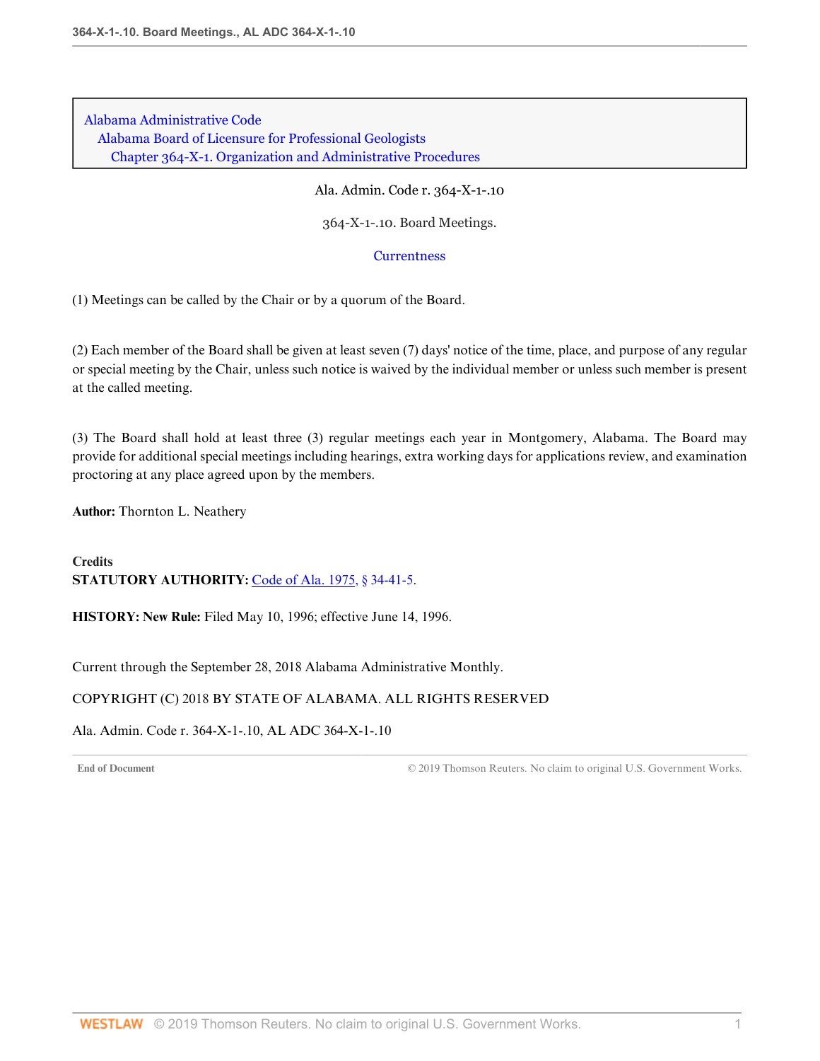Alabama Administrative Code
Alabama Board of Licensure for Professional Geologists
Chapter 364-X-1. Organization and Administrative Procedures

Ala. Admin. Code r. 364-X-1-.10

# 364-X-1-.10. Board Meetings.

Currentness

(1) Meetings can be called by the Chair or by a quorum of the Board.

(2) Each member of the Board shall be given at least seven (7) days' notice of the time, place, and purpose of any regular or special meeting by the Chair, unless such notice is waived by the individual member or unless such member is present at the called meeting.

(3) The Board shall hold at least three (3) regular meetings each year in Montgomery, Alabama. The Board may provide for additional special meetings including hearings, extra working days for applications review, and examination proctoring at any place agreed upon by the members.

**Author:** Thornton L. Neathery

**Credits**
**STATUTORY AUTHORITY:** Code of Ala. 1975, § 34-41-5.

**HISTORY: New Rule:** Filed May 10, 1996; effective June 14, 1996.

Current through the September 28, 2018 Alabama Administrative Monthly.

COPYRIGHT (C) 2018 BY STATE OF ALABAMA. ALL RIGHTS RESERVED

Ala. Admin. Code r. 364-X-1-.10, AL ADC 364-X-1-.10

End of Document © 2019 Thomson Reuters. No claim to original U.S. Government Works.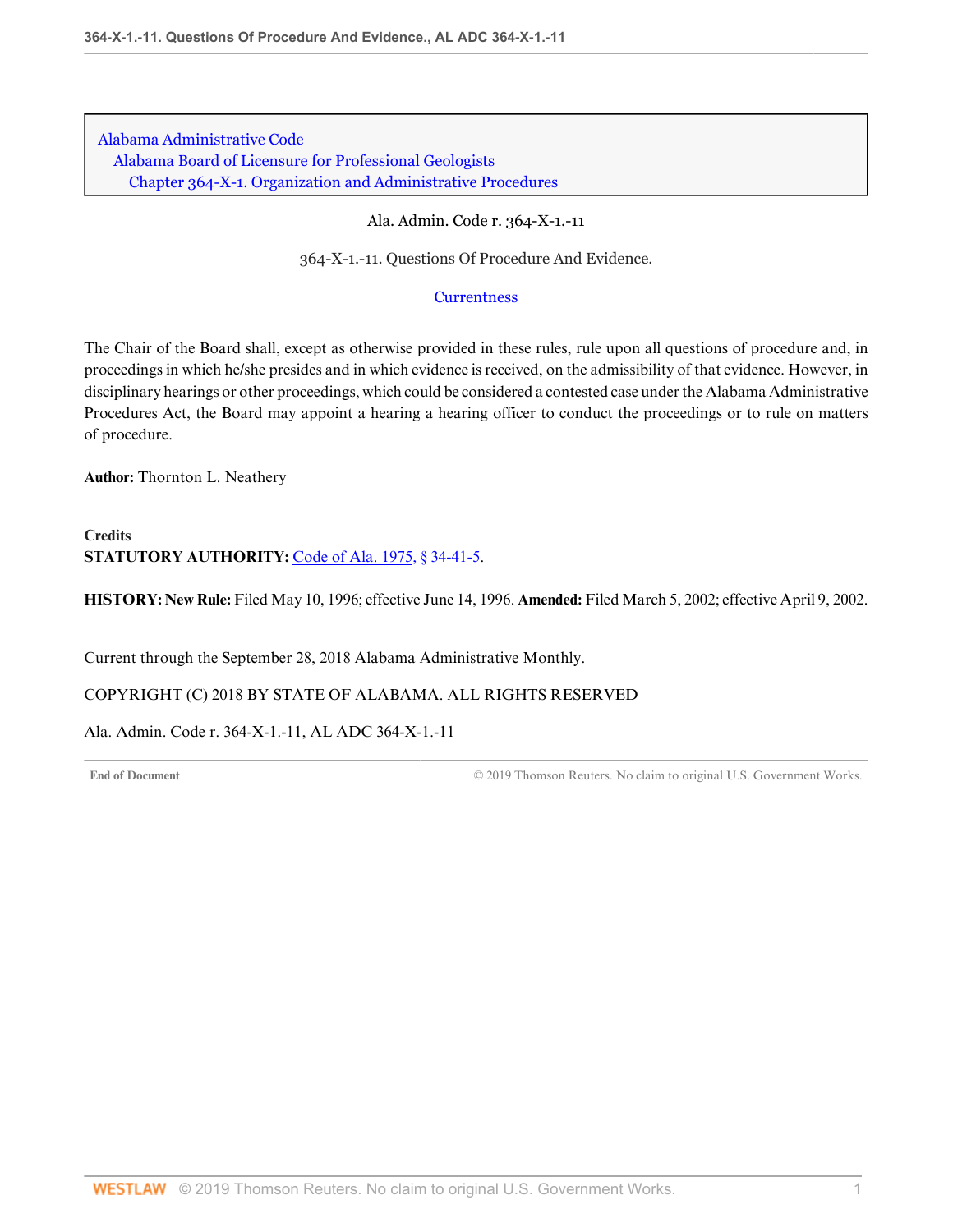Alabama Administrative Code
Alabama Board of Licensure for Professional Geologists
Chapter 364-X-1. Organization and Administrative Procedures

Ala. Admin. Code r. 364-X-1.-11

364-X-1.-11. Questions Of Procedure And Evidence.

Currentness

The Chair of the Board shall, except as otherwise provided in these rules, rule upon all questions of procedure and, in proceedings in which he/she presides and in which evidence is received, on the admissibility of that evidence. However, in disciplinary hearings or other proceedings, which could be considered a contested case under the Alabama Administrative Procedures Act, the Board may appoint a hearing a hearing officer to conduct the proceedings or to rule on matters of procedure.

**Author:** Thornton L. Neathery

**Credits**
**STATUTORY AUTHORITY:** Code of Ala. 1975, § 34-41-5.

**HISTORY: New Rule:** Filed May 10, 1996; effective June 14, 1996. **Amended:** Filed March 5, 2002; effective April 9, 2002.

Current through the September 28, 2018 Alabama Administrative Monthly.

COPYRIGHT (C) 2018 BY STATE OF ALABAMA. ALL RIGHTS RESERVED

Ala. Admin. Code r. 364-X-1.-11, AL ADC 364-X-1.-11

End of Document © 2019 Thomson Reuters. No claim to original U.S. Government Works.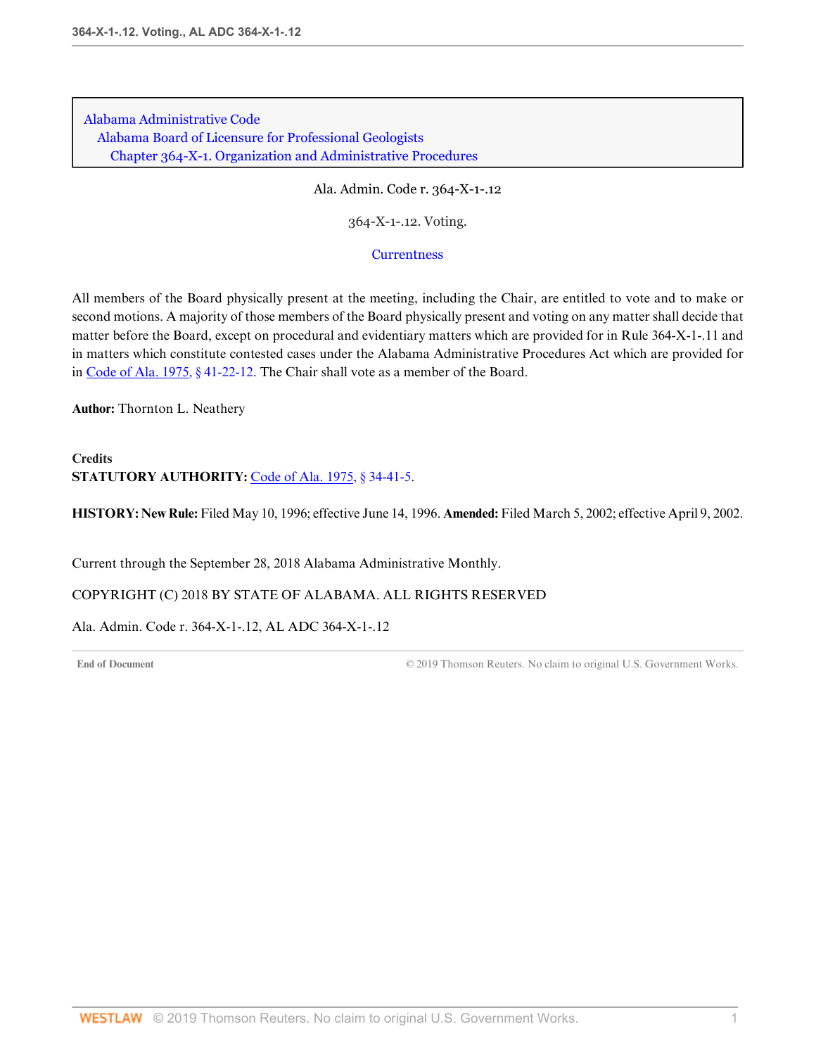Alabama Administrative Code
Alabama Board of Licensure for Professional Geologists
Chapter 364-X-1. Organization and Administrative Procedures

Ala. Admin. Code r. 364-X-1-.12

364-X-1-.12. Voting.

Currentness

All members of the Board physically present at the meeting, including the Chair, are entitled to vote and to make or second motions. A majority of those members of the Board physically present and voting on any matter shall decide that matter before the Board, except on procedural and evidentiary matters which are provided for in Rule 364-X-1-.11 and in matters which constitute contested cases under the Alabama Administrative Procedures Act which are provided for in Code of Ala. 1975, § 41-22-12. The Chair shall vote as a member of the Board.

**Author:** Thornton L. Neathery

**Credits**
**STATUTORY AUTHORITY:** Code of Ala. 1975, § 34-41-5.

**HISTORY: New Rule:** Filed May 10, 1996; effective June 14, 1996. **Amended:** Filed March 5, 2002; effective April 9, 2002.

Current through the September 28, 2018 Alabama Administrative Monthly.

COPYRIGHT (C) 2018 BY STATE OF ALABAMA. ALL RIGHTS RESERVED

Ala. Admin. Code r. 364-X-1-.12, AL ADC 364-X-1-.12

End of Document © 2019 Thomson Reuters. No claim to original U.S. Government Works.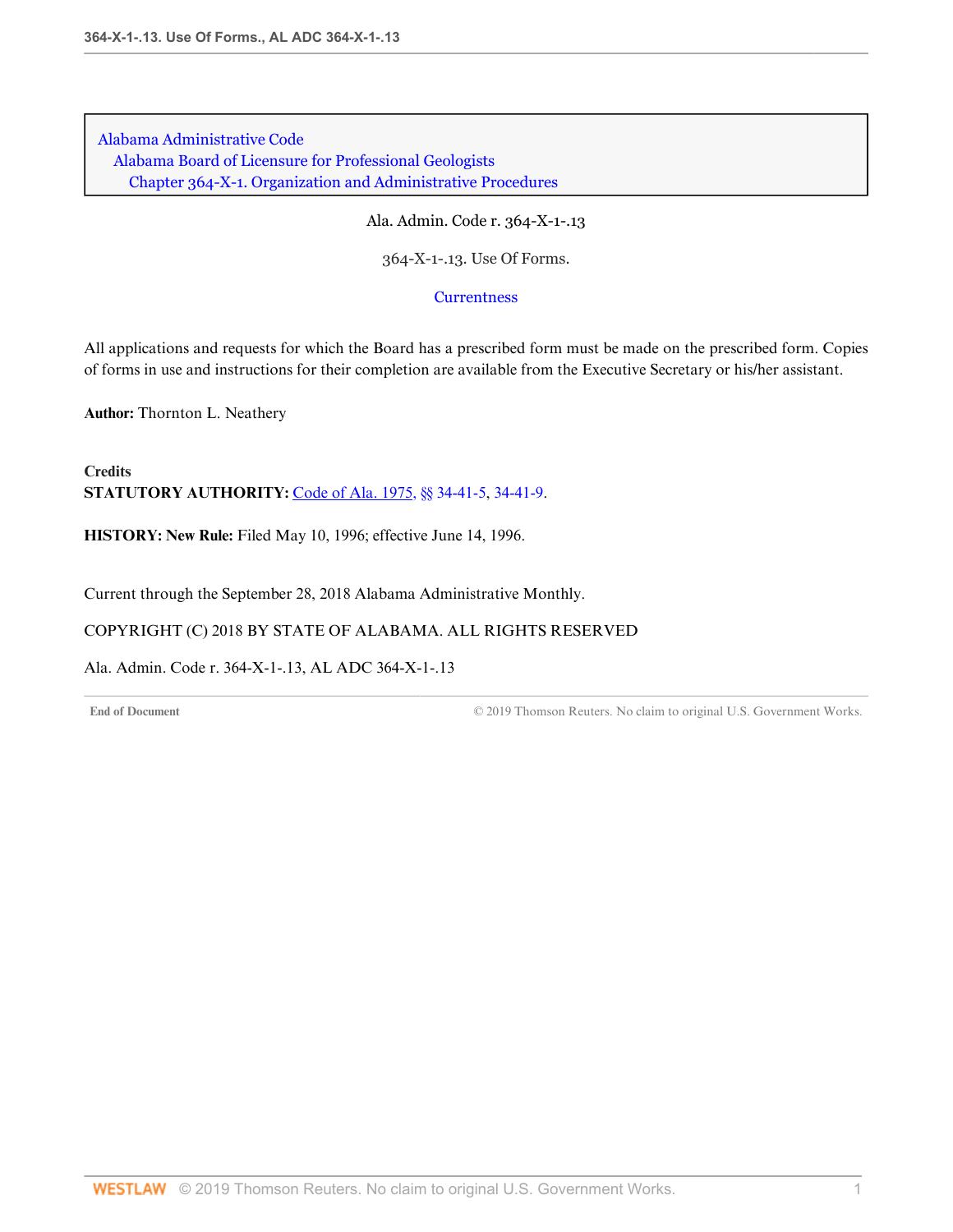Alabama Administrative Code
Alabama Board of Licensure for Professional Geologists
Chapter 364-X-1. Organization and Administrative Procedures

Ala. Admin. Code r. 364-X-1-.13

364-X-1-.13. Use Of Forms.

Currentness

All applications and requests for which the Board has a prescribed form must be made on the prescribed form. Copies of forms in use and instructions for their completion are available from the Executive Secretary or his/her assistant.

**Author:** Thornton L. Neathery

**Credits**
**STATUTORY AUTHORITY:** Code of Ala. 1975, §§ 34-41-5, 34-41-9.

**HISTORY: New Rule:** Filed May 10, 1996; effective June 14, 1996.

Current through the September 28, 2018 Alabama Administrative Monthly.

COPYRIGHT (C) 2018 BY STATE OF ALABAMA. ALL RIGHTS RESERVED

Ala. Admin. Code r. 364-X-1-.13, AL ADC 364-X-1-.13

End of Document © 2019 Thomson Reuters. No claim to original U.S. Government Works.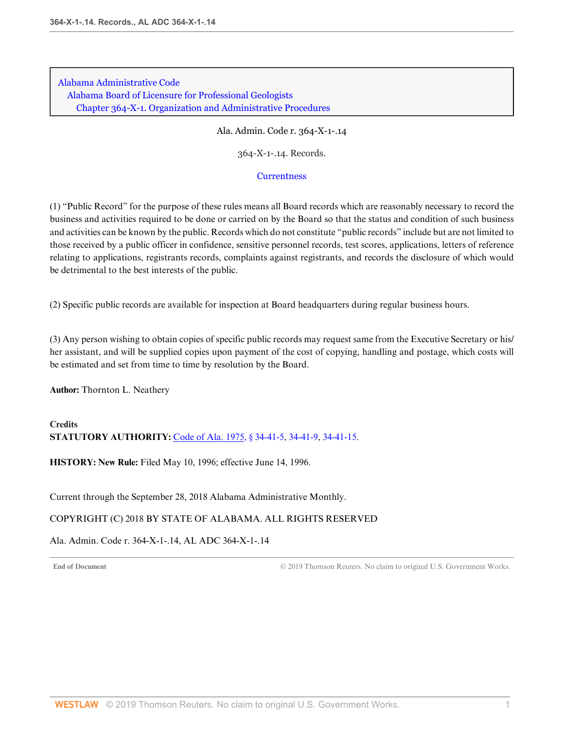Alabama Administrative Code
Alabama Board of Licensure for Professional Geologists
Chapter 364-X-1. Organization and Administrative Procedures

Ala. Admin. Code r. 364-X-1-.14

364-X-1-.14. Records.

Currentness

(1) "Public Record" for the purpose of these rules means all Board records which are reasonably necessary to record the business and activities required to be done or carried on by the Board so that the status and condition of such business and activities can be known by the public. Records which do not constitute "public records" include but are not limited to those received by a public officer in confidence, sensitive personnel records, test scores, applications, letters of reference relating to applications, registrants records, complaints against registrants, and records the disclosure of which would be detrimental to the best interests of the public.

(2) Specific public records are available for inspection at Board headquarters during regular business hours.

(3) Any person wishing to obtain copies of specific public records may request same from the Executive Secretary or his/her assistant, and will be supplied copies upon payment of the cost of copying, handling and postage, which costs will be estimated and set from time to time by resolution by the Board.

**Author:** Thornton L. Neathery

**Credits**
**STATUTORY AUTHORITY:** Code of Ala. 1975, § 34-41-5, 34-41-9, 34-41-15.

**HISTORY: New Rule:** Filed May 10, 1996; effective June 14, 1996.

Current through the September 28, 2018 Alabama Administrative Monthly.

COPYRIGHT (C) 2018 BY STATE OF ALABAMA. ALL RIGHTS RESERVED

Ala. Admin. Code r. 364-X-1-.14, AL ADC 364-X-1-.14

End of Document © 2019 Thomson Reuters. No claim to original U.S. Government Works.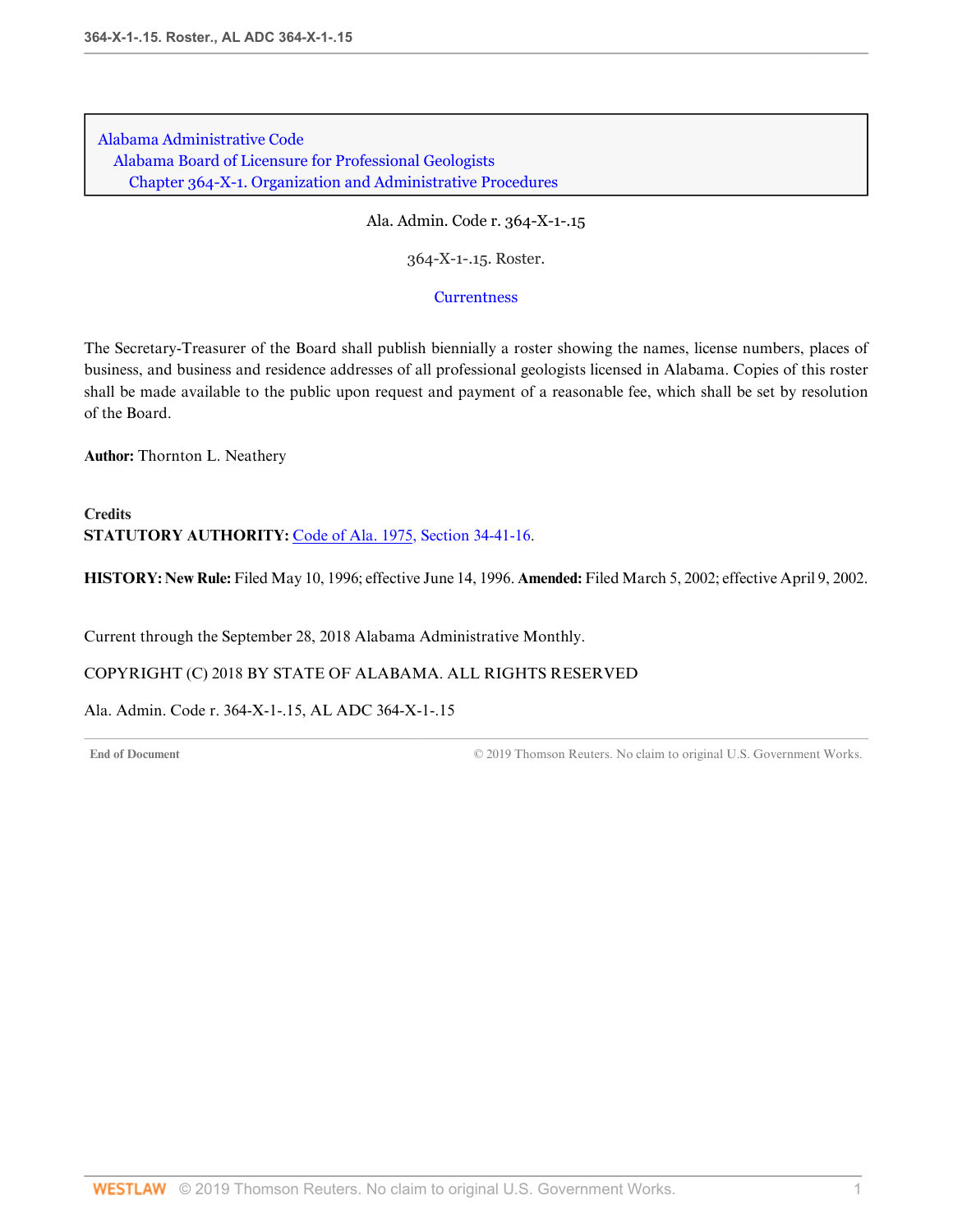Alabama Administrative Code
Alabama Board of Licensure for Professional Geologists
Chapter 364-X-1. Organization and Administrative Procedures

Ala. Admin. Code r. 364-X-1-.15

364-X-1-.15. Roster.

Currentness

The Secretary-Treasurer of the Board shall publish biennially a roster showing the names, license numbers, places of business, and business and residence addresses of all professional geologists licensed in Alabama. Copies of this roster shall be made available to the public upon request and payment of a reasonable fee, which shall be set by resolution of the Board.

**Author:** Thornton L. Neathery

**Credits**

**STATUTORY AUTHORITY:** Code of Ala. 1975, Section 34-41-16.

**HISTORY:** **New Rule:** Filed May 10, 1996; effective June 14, 1996. **Amended:** Filed March 5, 2002; effective April 9, 2002.

Current through the September 28, 2018 Alabama Administrative Monthly.

COPYRIGHT (C) 2018 BY STATE OF ALABAMA. ALL RIGHTS RESERVED

Ala. Admin. Code r. 364-X-1-.15, AL ADC 364-X-1-.15

End of Document © 2019 Thomson Reuters. No claim to original U.S. Government Works.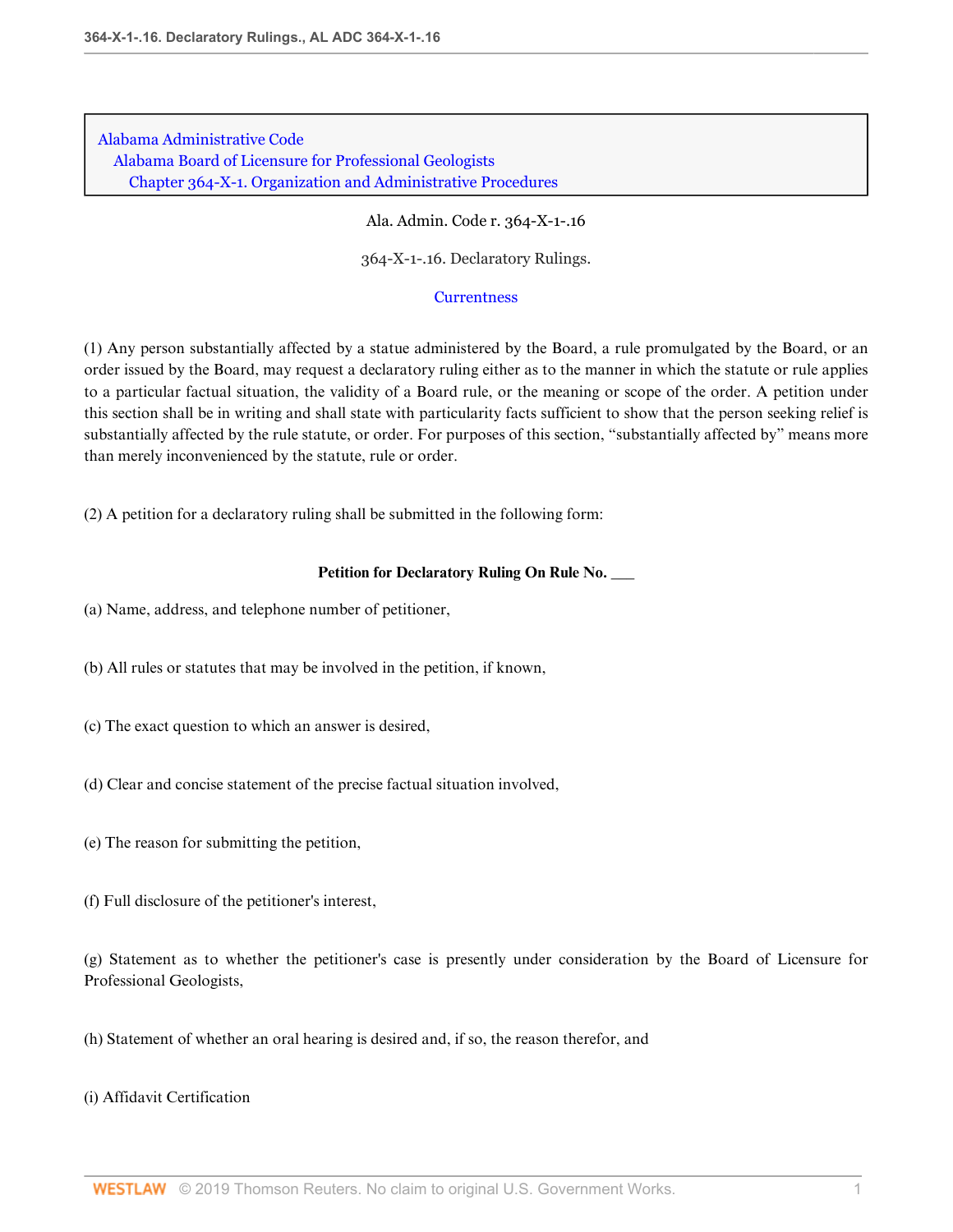Alabama Administrative Code
Alabama Board of Licensure for Professional Geologists
Chapter 364-X-1. Organization and Administrative Procedures

Ala. Admin. Code r. 364-X-1-.16

364-X-1-.16. Declaratory Rulings.

Currentness

(1) Any person substantially affected by a statue administered by the Board, a rule promulgated by the Board, or an order issued by the Board, may request a declaratory ruling either as to the manner in which the statute or rule applies to a particular factual situation, the validity of a Board rule, or the meaning or scope of the order. A petition under this section shall be in writing and shall state with particularity facts sufficient to show that the person seeking relief is substantially affected by the rule statute, or order. For purposes of this section, "substantially affected by" means more than merely inconvenienced by the statute, rule or order.

(2) A petition for a declaratory ruling shall be submitted in the following form:

**Petition for Declaratory Ruling On Rule No. ___**

(a) Name, address, and telephone number of petitioner,

(b) All rules or statutes that may be involved in the petition, if known,

(c) The exact question to which an answer is desired,

(d) Clear and concise statement of the precise factual situation involved,

(e) The reason for submitting the petition,

(f) Full disclosure of the petitioner's interest,

(g) Statement as to whether the petitioner's case is presently under consideration by the Board of Licensure for Professional Geologists,

(h) Statement of whether an oral hearing is desired and, if so, the reason therefor, and

(i) Affidavit Certification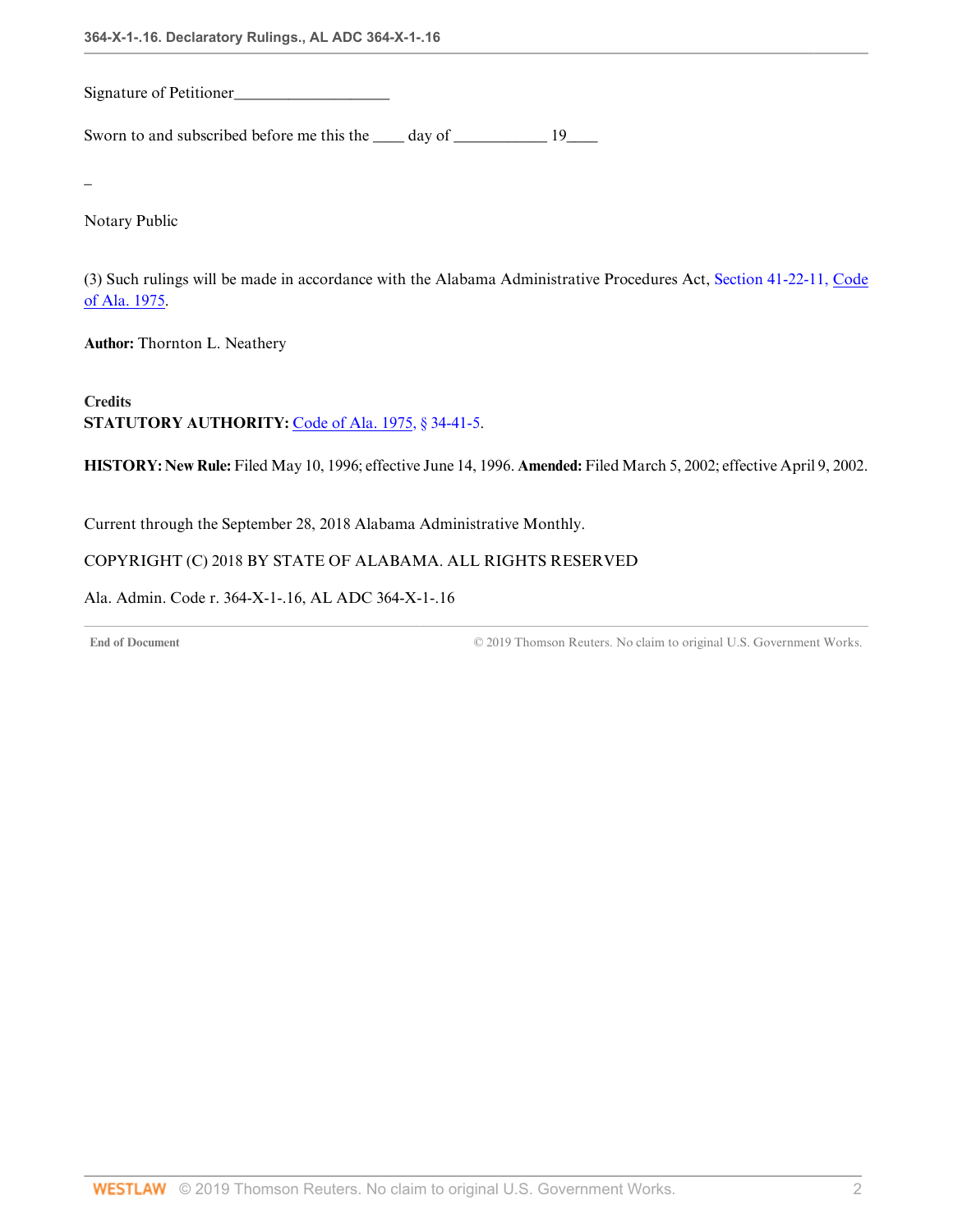Signature of Petitioner____________________

Sworn to and subscribed before me this the ____ day of ____________ 19____

_

Notary Public

(3) Such rulings will be made in accordance with the Alabama Administrative Procedures Act, Section 41-22-11, Code of Ala. 1975.

**Author:** Thornton L. Neathery

**Credits**

**STATUTORY AUTHORITY:** Code of Ala. 1975, § 34-41-5.

**HISTORY: New Rule:** Filed May 10, 1996; effective June 14, 1996. **Amended:** Filed March 5, 2002; effective April 9, 2002.

Current through the September 28, 2018 Alabama Administrative Monthly.

COPYRIGHT (C) 2018 BY STATE OF ALABAMA. ALL RIGHTS RESERVED

Ala. Admin. Code r. 364-X-1-.16, AL ADC 364-X-1-.16

End of Document © 2019 Thomson Reuters. No claim to original U.S. Government Works.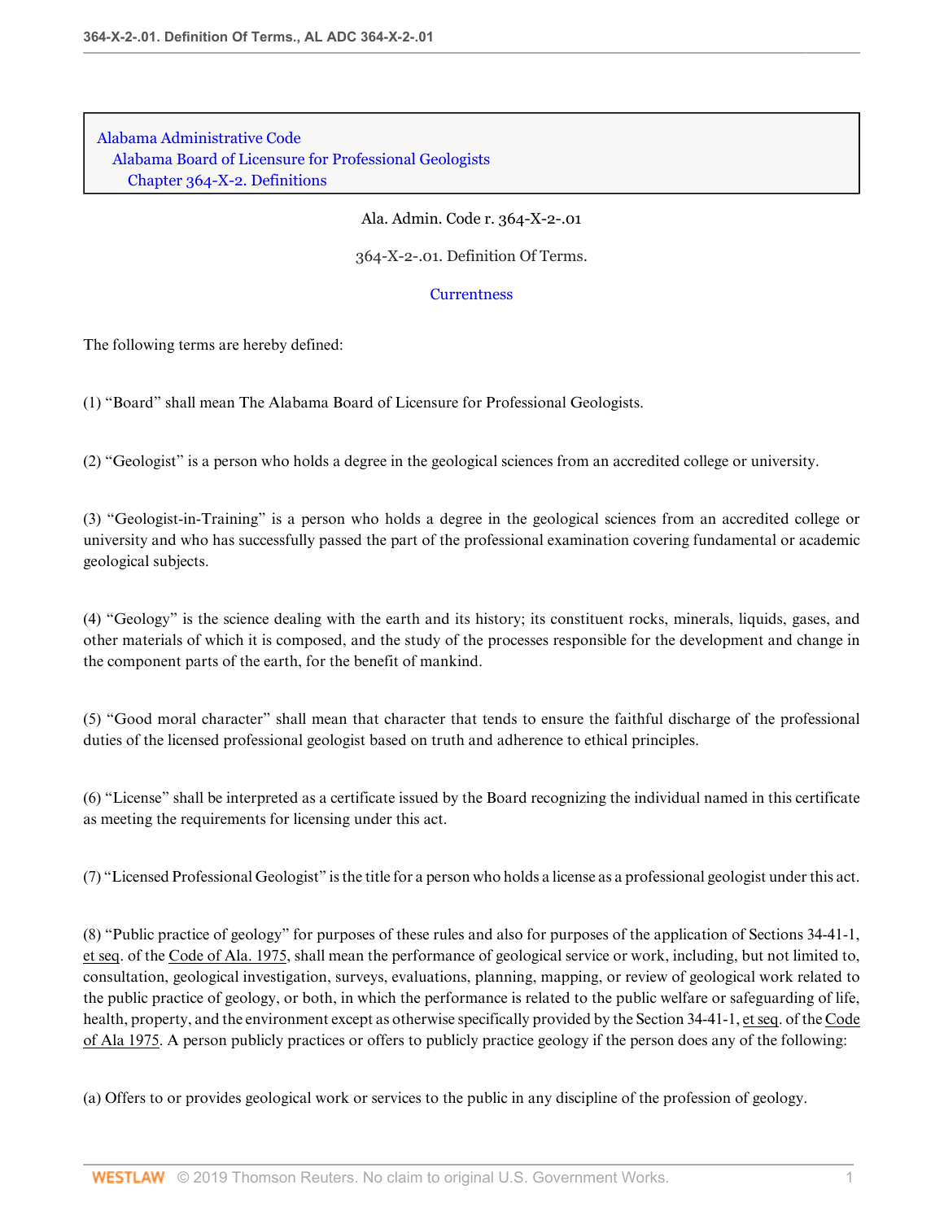Alabama Administrative Code
Alabama Board of Licensure for Professional Geologists
Chapter 364-X-2. Definitions

Ala. Admin. Code r. 364-X-2-.01

364-X-2-.01. Definition Of Terms.

Currentness

The following terms are hereby defined:

(1) "Board" shall mean The Alabama Board of Licensure for Professional Geologists.

(2) "Geologist" is a person who holds a degree in the geological sciences from an accredited college or university.

(3) "Geologist-in-Training" is a person who holds a degree in the geological sciences from an accredited college or university and who has successfully passed the part of the professional examination covering fundamental or academic geological subjects.

(4) "Geology" is the science dealing with the earth and its history; its constituent rocks, minerals, liquids, gases, and other materials of which it is composed, and the study of the processes responsible for the development and change in the component parts of the earth, for the benefit of mankind.

(5) "Good moral character" shall mean that character that tends to ensure the faithful discharge of the professional duties of the licensed professional geologist based on truth and adherence to ethical principles.

(6) "License" shall be interpreted as a certificate issued by the Board recognizing the individual named in this certificate as meeting the requirements for licensing under this act.

(7) "Licensed Professional Geologist" is the title for a person who holds a license as a professional geologist under this act.

(8) "Public practice of geology" for purposes of these rules and also for purposes of the application of Sections 34-41-1, et seq. of the Code of Ala. 1975, shall mean the performance of geological service or work, including, but not limited to, consultation, geological investigation, surveys, evaluations, planning, mapping, or review of geological work related to the public practice of geology, or both, in which the performance is related to the public welfare or safeguarding of life, health, property, and the environment except as otherwise specifically provided by the Section 34-41-1, et seq. of the Code of Ala 1975. A person publicly practices or offers to publicly practice geology if the person does any of the following:

(a) Offers to or provides geological work or services to the public in any discipline of the profession of geology.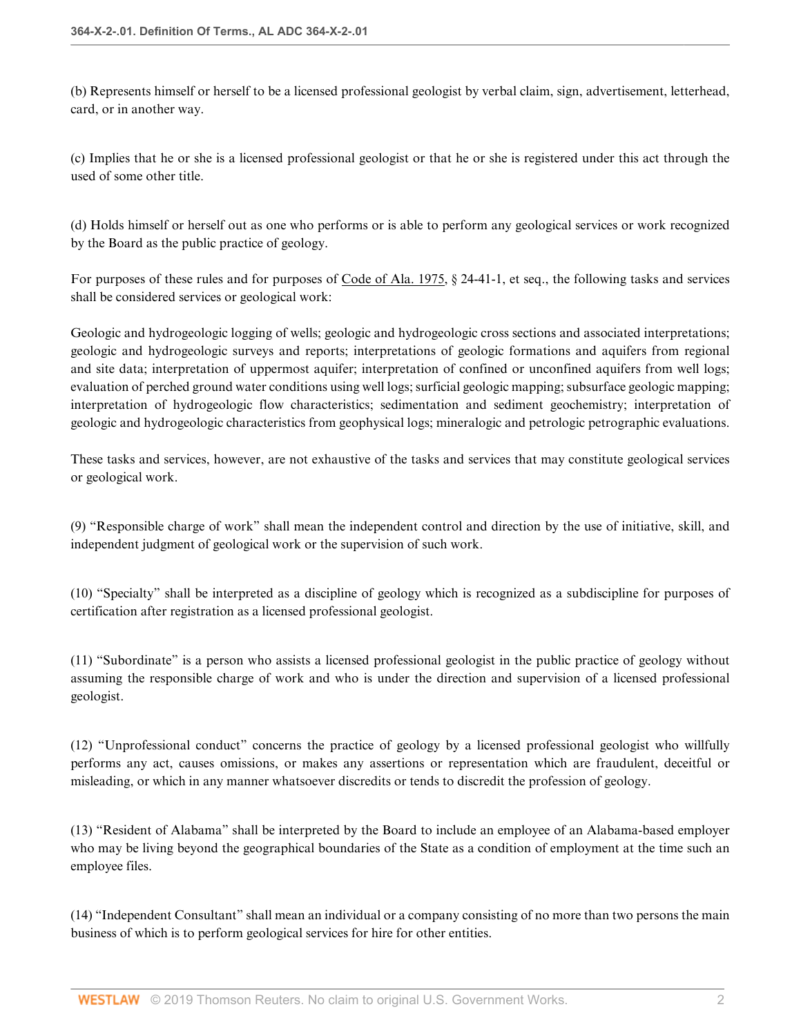(b) Represents himself or herself to be a licensed professional geologist by verbal claim, sign, advertisement, letterhead, card, or in another way.

(c) Implies that he or she is a licensed professional geologist or that he or she is registered under this act through the used of some other title.

(d) Holds himself or herself out as one who performs or is able to perform any geological services or work recognized by the Board as the public practice of geology.

For purposes of these rules and for purposes of Code of Ala. 1975, § 24-41-1, et seq., the following tasks and services shall be considered services or geological work:

Geologic and hydrogeologic logging of wells; geologic and hydrogeologic cross sections and associated interpretations; geologic and hydrogeologic surveys and reports; interpretations of geologic formations and aquifers from regional and site data; interpretation of uppermost aquifer; interpretation of confined or unconfined aquifers from well logs; evaluation of perched ground water conditions using well logs; surficial geologic mapping; subsurface geologic mapping; interpretation of hydrogeologic flow characteristics; sedimentation and sediment geochemistry; interpretation of geologic and hydrogeologic characteristics from geophysical logs; mineralogic and petrologic petrographic evaluations.

These tasks and services, however, are not exhaustive of the tasks and services that may constitute geological services or geological work.

(9) "Responsible charge of work" shall mean the independent control and direction by the use of initiative, skill, and independent judgment of geological work or the supervision of such work.

(10) "Specialty" shall be interpreted as a discipline of geology which is recognized as a subdiscipline for purposes of certification after registration as a licensed professional geologist.

(11) "Subordinate" is a person who assists a licensed professional geologist in the public practice of geology without assuming the responsible charge of work and who is under the direction and supervision of a licensed professional geologist.

(12) "Unprofessional conduct" concerns the practice of geology by a licensed professional geologist who willfully performs any act, causes omissions, or makes any assertions or representation which are fraudulent, deceitful or misleading, or which in any manner whatsoever discredits or tends to discredit the profession of geology.

(13) "Resident of Alabama" shall be interpreted by the Board to include an employee of an Alabama-based employer who may be living beyond the geographical boundaries of the State as a condition of employment at the time such an employee files.

(14) "Independent Consultant" shall mean an individual or a company consisting of no more than two persons the main business of which is to perform geological services for hire for other entities.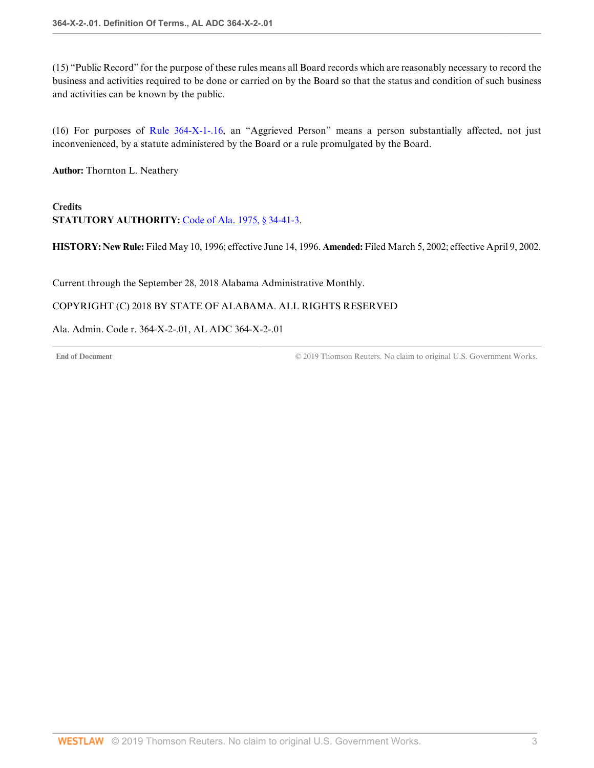(15) "Public Record" for the purpose of these rules means all Board records which are reasonably necessary to record the business and activities required to be done or carried on by the Board so that the status and condition of such business and activities can be known by the public.

(16) For purposes of Rule 364-X-1-.16, an "Aggrieved Person" means a person substantially affected, not just inconvenienced, by a statute administered by the Board or a rule promulgated by the Board.

**Author:** Thornton L. Neathery

**Credits**

**STATUTORY AUTHORITY:** Code of Ala. 1975, § 34-41-3.

**HISTORY: New Rule:** Filed May 10, 1996; effective June 14, 1996. **Amended:** Filed March 5, 2002; effective April 9, 2002.

Current through the September 28, 2018 Alabama Administrative Monthly.

COPYRIGHT (C) 2018 BY STATE OF ALABAMA. ALL RIGHTS RESERVED

Ala. Admin. Code r. 364-X-2-.01, AL ADC 364-X-2-.01

**End of Document** © 2019 Thomson Reuters. No claim to original U.S. Government Works.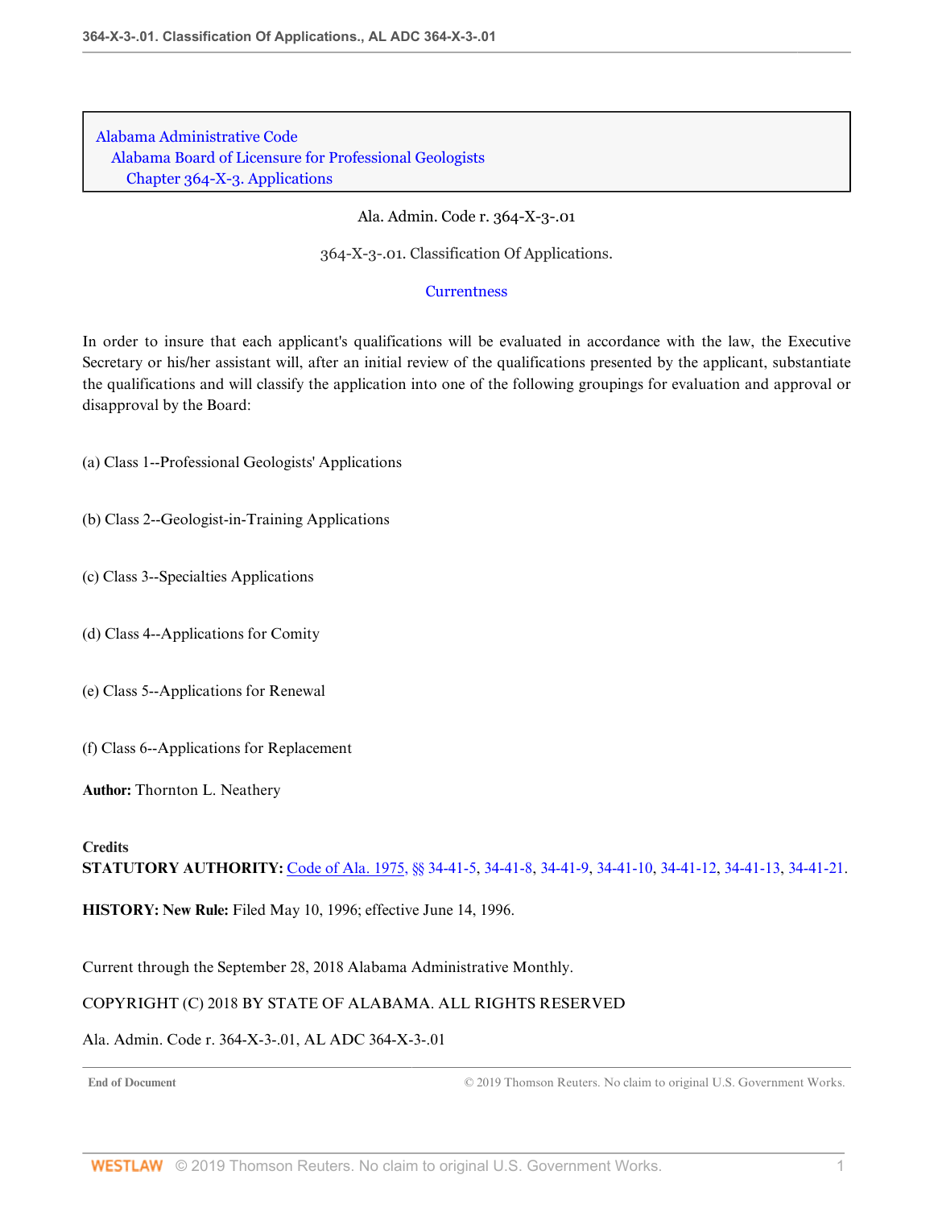Alabama Administrative Code
Alabama Board of Licensure for Professional Geologists
Chapter 364-X-3. Applications

Ala. Admin. Code r. 364-X-3-.01

# 364-X-3-.01. Classification Of Applications.

Currentness

In order to insure that each applicant's qualifications will be evaluated in accordance with the law, the Executive Secretary or his/her assistant will, after an initial review of the qualifications presented by the applicant, substantiate the qualifications and will classify the application into one of the following groupings for evaluation and approval or disapproval by the Board:

(a) Class 1--Professional Geologists' Applications

(b) Class 2--Geologist-in-Training Applications

(c) Class 3--Specialties Applications

(d) Class 4--Applications for Comity

(e) Class 5--Applications for Renewal

(f) Class 6--Applications for Replacement

**Author:** Thornton L. Neathery

**Credits**

**STATUTORY AUTHORITY:** Code of Ala. 1975, §§ 34-41-5, 34-41-8, 34-41-9, 34-41-10, 34-41-12, 34-41-13, 34-41-21.

**HISTORY: New Rule:** Filed May 10, 1996; effective June 14, 1996.

Current through the September 28, 2018 Alabama Administrative Monthly.

COPYRIGHT (C) 2018 BY STATE OF ALABAMA. ALL RIGHTS RESERVED

Ala. Admin. Code r. 364-X-3-.01, AL ADC 364-X-3-.01

End of Document © 2019 Thomson Reuters. No claim to original U.S. Government Works.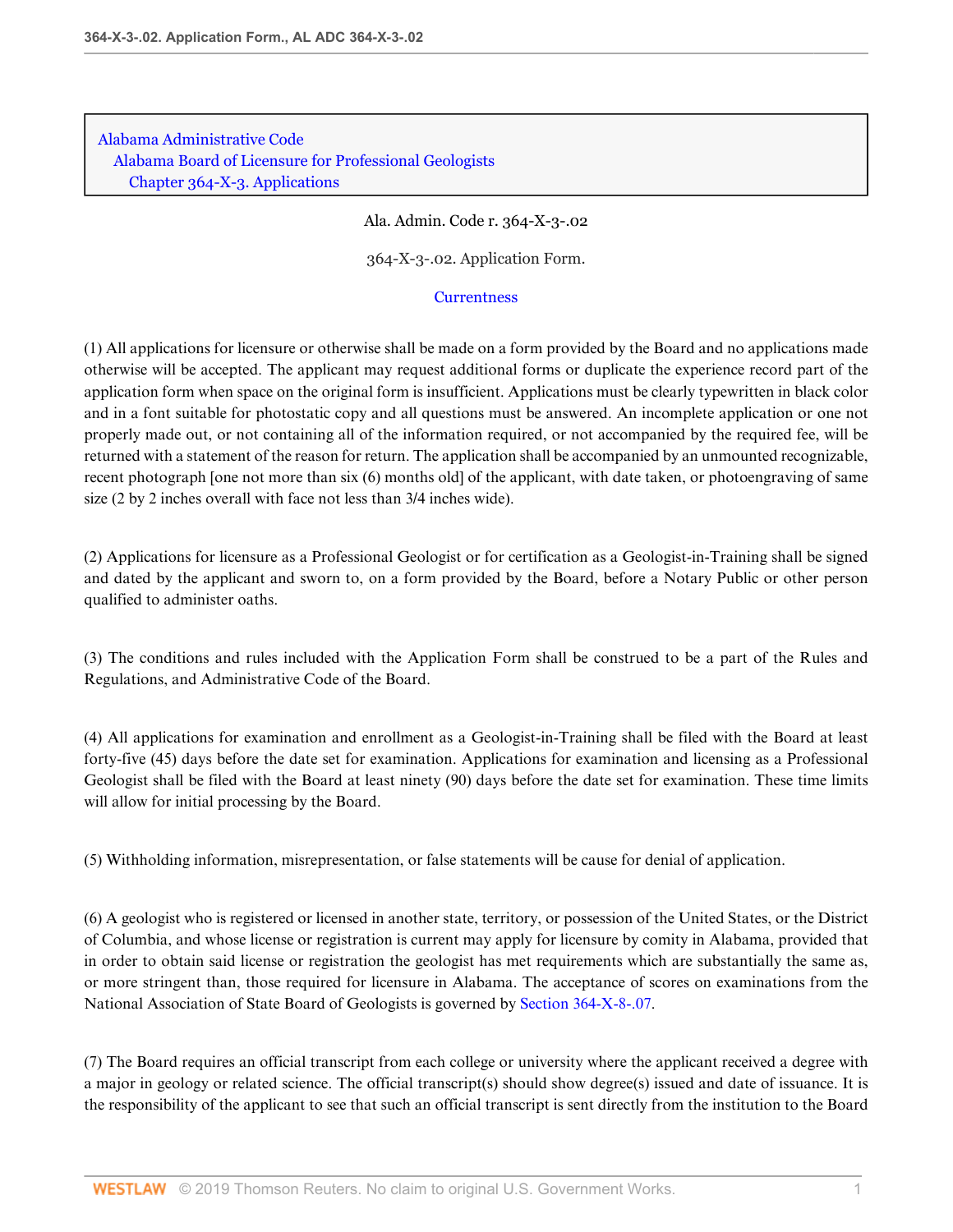Alabama Administrative Code
Alabama Board of Licensure for Professional Geologists
Chapter 364-X-3. Applications

Ala. Admin. Code r. 364-X-3-.02

364-X-3-.02. Application Form.

Currentness

(1) All applications for licensure or otherwise shall be made on a form provided by the Board and no applications made otherwise will be accepted. The applicant may request additional forms or duplicate the experience record part of the application form when space on the original form is insufficient. Applications must be clearly typewritten in black color and in a font suitable for photostatic copy and all questions must be answered. An incomplete application or one not properly made out, or not containing all of the information required, or not accompanied by the required fee, will be returned with a statement of the reason for return. The application shall be accompanied by an unmounted recognizable, recent photograph [one not more than six (6) months old] of the applicant, with date taken, or photoengraving of same size (2 by 2 inches overall with face not less than 3/4 inches wide).

(2) Applications for licensure as a Professional Geologist or for certification as a Geologist-in-Training shall be signed and dated by the applicant and sworn to, on a form provided by the Board, before a Notary Public or other person qualified to administer oaths.

(3) The conditions and rules included with the Application Form shall be construed to be a part of the Rules and Regulations, and Administrative Code of the Board.

(4) All applications for examination and enrollment as a Geologist-in-Training shall be filed with the Board at least forty-five (45) days before the date set for examination. Applications for examination and licensing as a Professional Geologist shall be filed with the Board at least ninety (90) days before the date set for examination. These time limits will allow for initial processing by the Board.

(5) Withholding information, misrepresentation, or false statements will be cause for denial of application.

(6) A geologist who is registered or licensed in another state, territory, or possession of the United States, or the District of Columbia, and whose license or registration is current may apply for licensure by comity in Alabama, provided that in order to obtain said license or registration the geologist has met requirements which are substantially the same as, or more stringent than, those required for licensure in Alabama. The acceptance of scores on examinations from the National Association of State Board of Geologists is governed by Section 364-X-8-.07.

(7) The Board requires an official transcript from each college or university where the applicant received a degree with a major in geology or related science. The official transcript(s) should show degree(s) issued and date of issuance. It is the responsibility of the applicant to see that such an official transcript is sent directly from the institution to the Board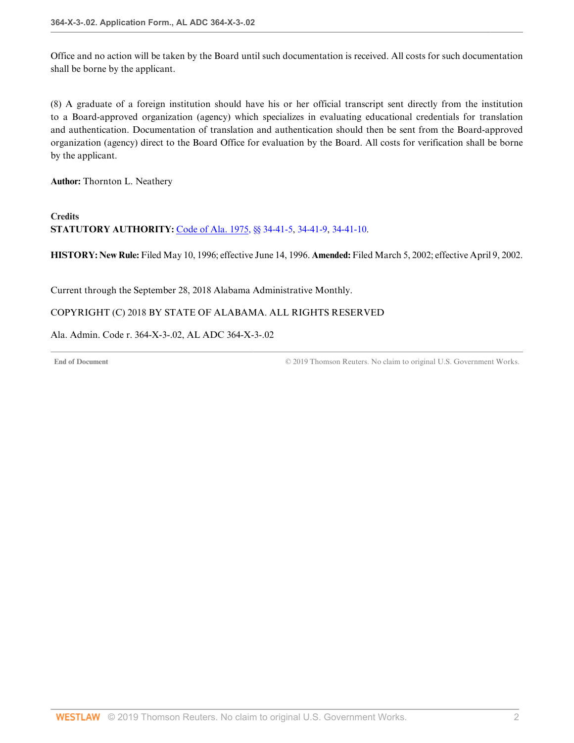Office and no action will be taken by the Board until such documentation is received. All costs for such documentation shall be borne by the applicant.

(8) A graduate of a foreign institution should have his or her official transcript sent directly from the institution to a Board-approved organization (agency) which specializes in evaluating educational credentials for translation and authentication. Documentation of translation and authentication should then be sent from the Board-approved organization (agency) direct to the Board Office for evaluation by the Board. All costs for verification shall be borne by the applicant.

**Author:** Thornton L. Neathery

**Credits**

**STATUTORY AUTHORITY:** Code of Ala. 1975, §§ 34-41-5, 34-41-9, 34-41-10.

**HISTORY: New Rule:** Filed May 10, 1996; effective June 14, 1996. **Amended:** Filed March 5, 2002; effective April 9, 2002.

Current through the September 28, 2018 Alabama Administrative Monthly.

COPYRIGHT (C) 2018 BY STATE OF ALABAMA. ALL RIGHTS RESERVED

Ala. Admin. Code r. 364-X-3-.02, AL ADC 364-X-3-.02

**End of Document** © 2019 Thomson Reuters. No claim to original U.S. Government Works.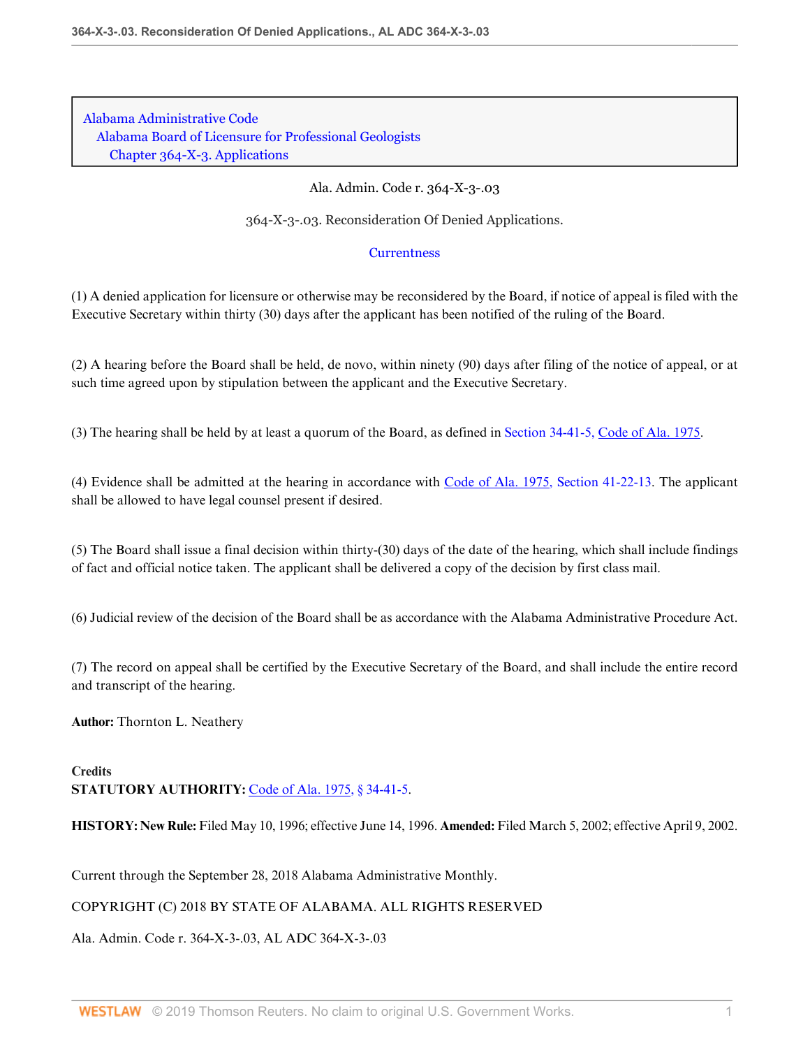Alabama Administrative Code
Alabama Board of Licensure for Professional Geologists
Chapter 364-X-3. Applications

Ala. Admin. Code r. 364-X-3-.03

# 364-X-3-.03. Reconsideration Of Denied Applications.

Currentness

(1) A denied application for licensure or otherwise may be reconsidered by the Board, if notice of appeal is filed with the Executive Secretary within thirty (30) days after the applicant has been notified of the ruling of the Board.

(2) A hearing before the Board shall be held, de novo, within ninety (90) days after filing of the notice of appeal, or at such time agreed upon by stipulation between the applicant and the Executive Secretary.

(3) The hearing shall be held by at least a quorum of the Board, as defined in Section 34-41-5, Code of Ala. 1975.

(4) Evidence shall be admitted at the hearing in accordance with Code of Ala. 1975, Section 41-22-13. The applicant shall be allowed to have legal counsel present if desired.

(5) The Board shall issue a final decision within thirty-(30) days of the date of the hearing, which shall include findings of fact and official notice taken. The applicant shall be delivered a copy of the decision by first class mail.

(6) Judicial review of the decision of the Board shall be as accordance with the Alabama Administrative Procedure Act.

(7) The record on appeal shall be certified by the Executive Secretary of the Board, and shall include the entire record and transcript of the hearing.

**Author:** Thornton L. Neathery

**Credits**
**STATUTORY AUTHORITY:** Code of Ala. 1975, § 34-41-5.

**HISTORY: New Rule:** Filed May 10, 1996; effective June 14, 1996. **Amended:** Filed March 5, 2002; effective April 9, 2002.

Current through the September 28, 2018 Alabama Administrative Monthly.

COPYRIGHT (C) 2018 BY STATE OF ALABAMA. ALL RIGHTS RESERVED

Ala. Admin. Code r. 364-X-3-.03, AL ADC 364-X-3-.03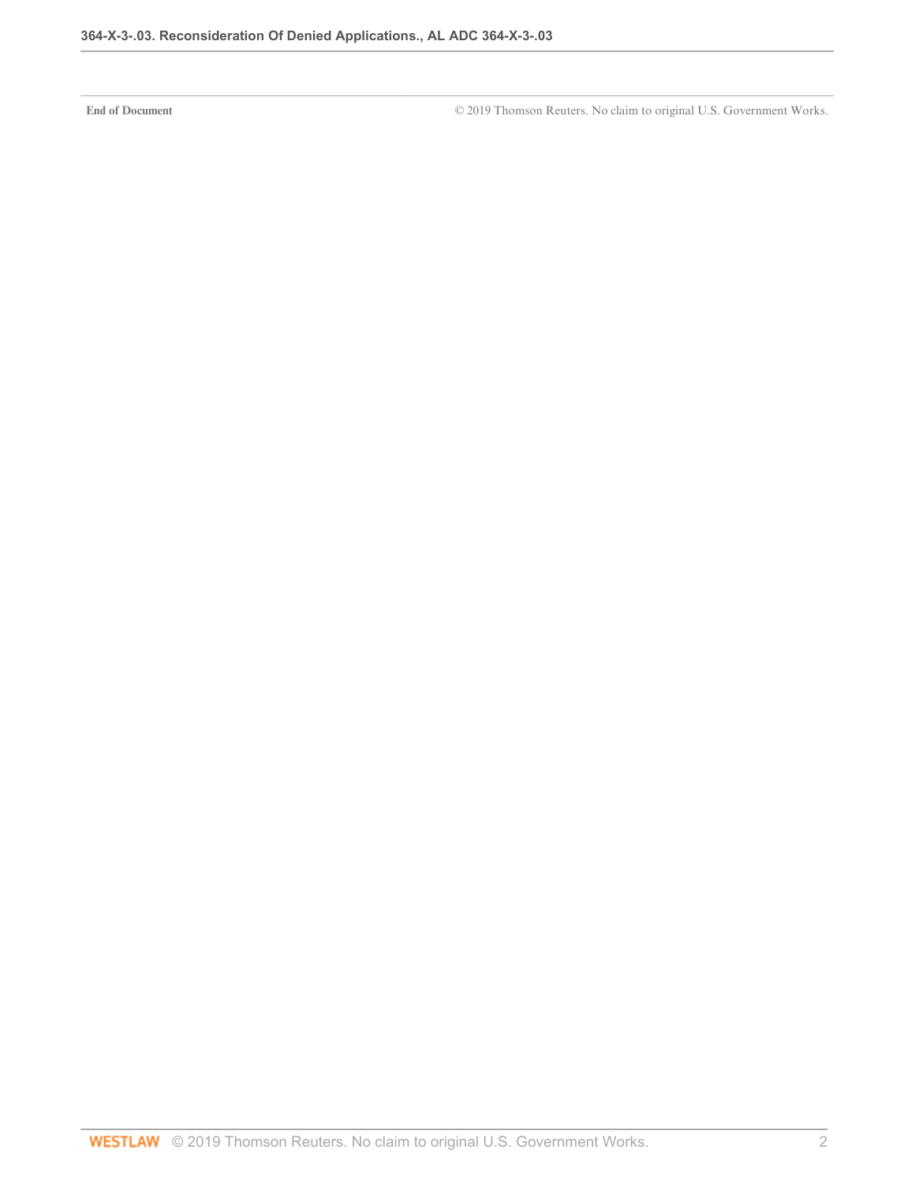End of Document © 2019 Thomson Reuters. No claim to original U.S. Government Works.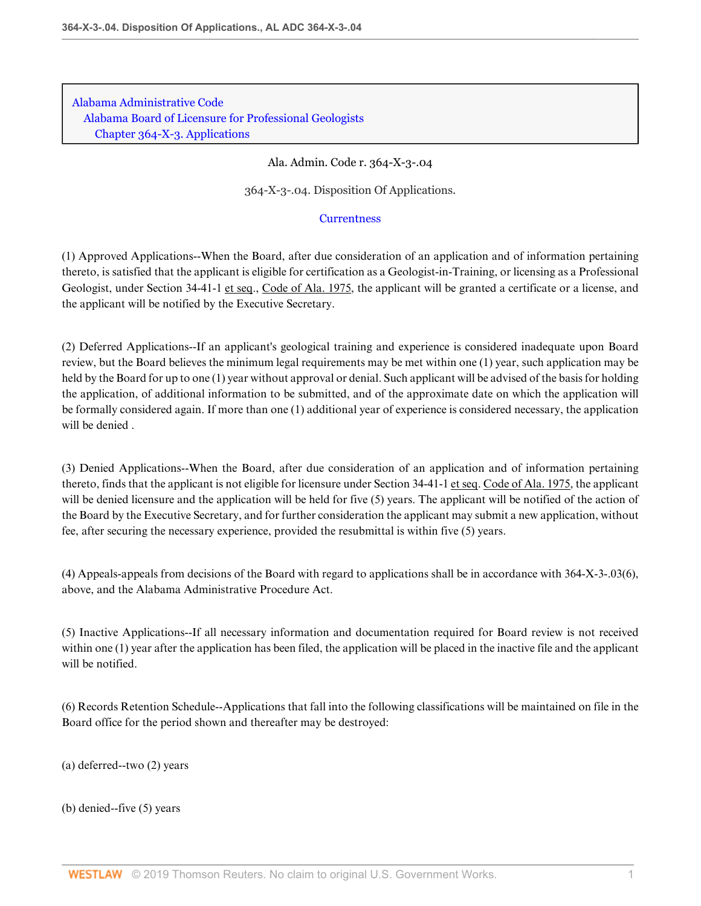Alabama Administrative Code
Alabama Board of Licensure for Professional Geologists
Chapter 364-X-3. Applications

Ala. Admin. Code r. 364-X-3-.04

364-X-3-.04. Disposition Of Applications.

Currentness

(1) Approved Applications--When the Board, after due consideration of an application and of information pertaining thereto, is satisfied that the applicant is eligible for certification as a Geologist-in-Training, or licensing as a Professional Geologist, under Section 34-41-1 et seq., Code of Ala. 1975, the applicant will be granted a certificate or a license, and the applicant will be notified by the Executive Secretary.

(2) Deferred Applications--If an applicant's geological training and experience is considered inadequate upon Board review, but the Board believes the minimum legal requirements may be met within one (1) year, such application may be held by the Board for up to one (1) year without approval or denial. Such applicant will be advised of the basis for holding the application, of additional information to be submitted, and of the approximate date on which the application will be formally considered again. If more than one (1) additional year of experience is considered necessary, the application will be denied .

(3) Denied Applications--When the Board, after due consideration of an application and of information pertaining thereto, finds that the applicant is not eligible for licensure under Section 34-41-1 et seq. Code of Ala. 1975, the applicant will be denied licensure and the application will be held for five (5) years. The applicant will be notified of the action of the Board by the Executive Secretary, and for further consideration the applicant may submit a new application, without fee, after securing the necessary experience, provided the resubmittal is within five (5) years.

(4) Appeals-appeals from decisions of the Board with regard to applications shall be in accordance with 364-X-3-.03(6), above, and the Alabama Administrative Procedure Act.

(5) Inactive Applications--If all necessary information and documentation required for Board review is not received within one (1) year after the application has been filed, the application will be placed in the inactive file and the applicant will be notified.

(6) Records Retention Schedule--Applications that fall into the following classifications will be maintained on file in the Board office for the period shown and thereafter may be destroyed:

(a) deferred--two (2) years

(b) denied--five (5) years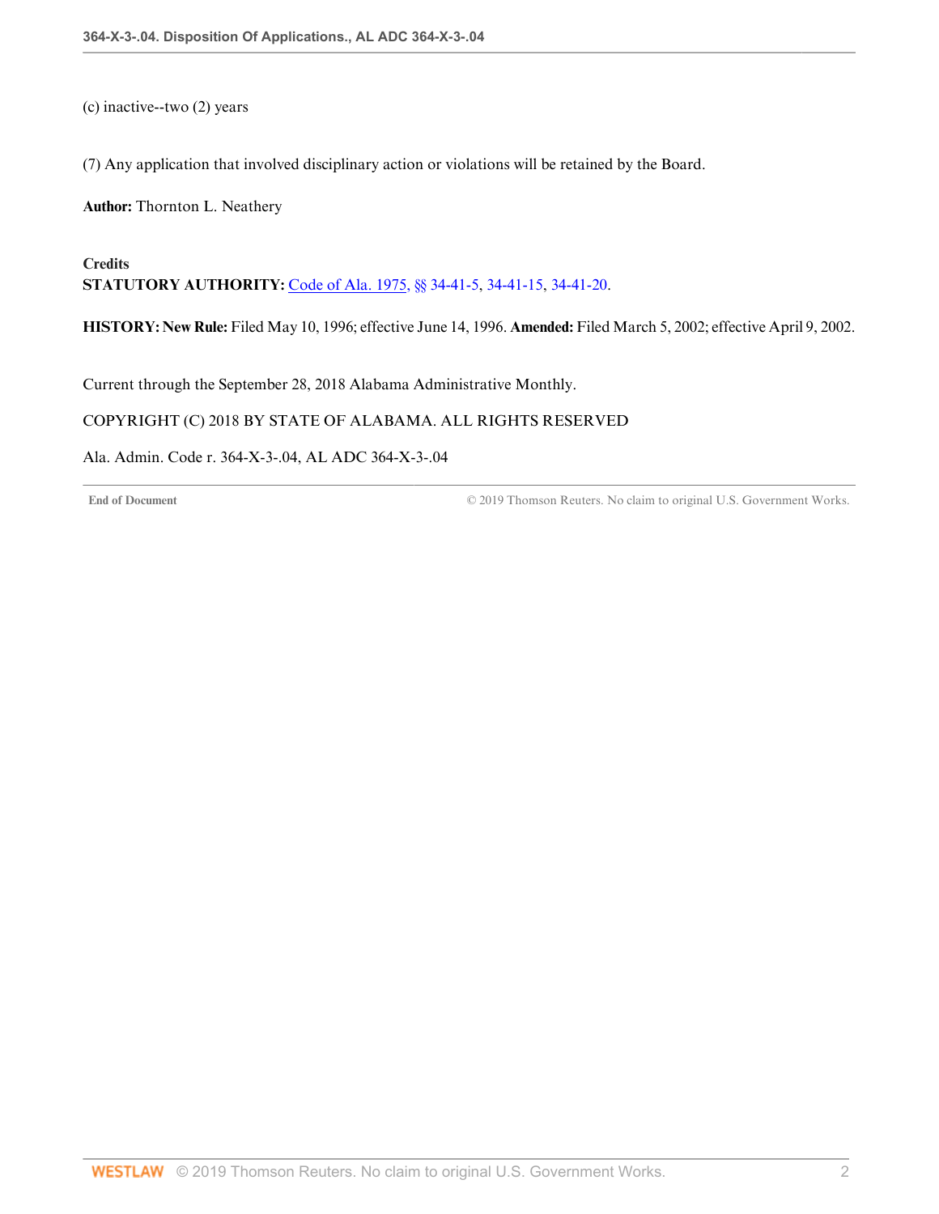(c) inactive--two (2) years

(7) Any application that involved disciplinary action or violations will be retained by the Board.

**Author:** Thornton L. Neathery

**Credits**
**STATUTORY AUTHORITY:** Code of Ala. 1975, §§ 34-41-5, 34-41-15, 34-41-20.

**HISTORY: New Rule:** Filed May 10, 1996; effective June 14, 1996. **Amended:** Filed March 5, 2002; effective April 9, 2002.

Current through the September 28, 2018 Alabama Administrative Monthly.

COPYRIGHT (C) 2018 BY STATE OF ALABAMA. ALL RIGHTS RESERVED

Ala. Admin. Code r. 364-X-3-.04, AL ADC 364-X-3-.04

**End of Document** © 2019 Thomson Reuters. No claim to original U.S. Government Works.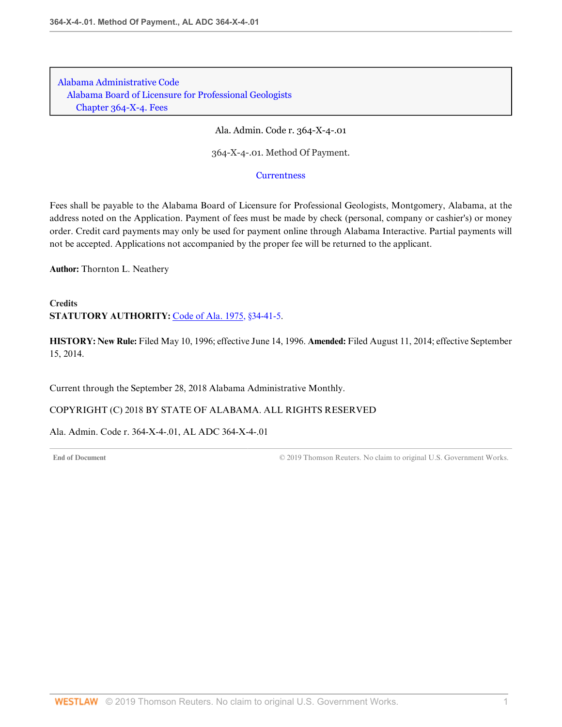Alabama Administrative Code
Alabama Board of Licensure for Professional Geologists
Chapter 364-X-4. Fees

Ala. Admin. Code r. 364-X-4-.01

# 364-X-4-.01. Method Of Payment.

Currentness

Fees shall be payable to the Alabama Board of Licensure for Professional Geologists, Montgomery, Alabama, at the address noted on the Application. Payment of fees must be made by check (personal, company or cashier's) or money order. Credit card payments may only be used for payment online through Alabama Interactive. Partial payments will not be accepted. Applications not accompanied by the proper fee will be returned to the applicant.

**Author:** Thornton L. Neathery

**Credits**
**STATUTORY AUTHORITY:** Code of Ala. 1975, §34-41-5.

**HISTORY: New Rule:** Filed May 10, 1996; effective June 14, 1996. **Amended:** Filed August 11, 2014; effective September 15, 2014.

Current through the September 28, 2018 Alabama Administrative Monthly.

COPYRIGHT (C) 2018 BY STATE OF ALABAMA. ALL RIGHTS RESERVED

Ala. Admin. Code r. 364-X-4-.01, AL ADC 364-X-4-.01

End of Document © 2019 Thomson Reuters. No claim to original U.S. Government Works.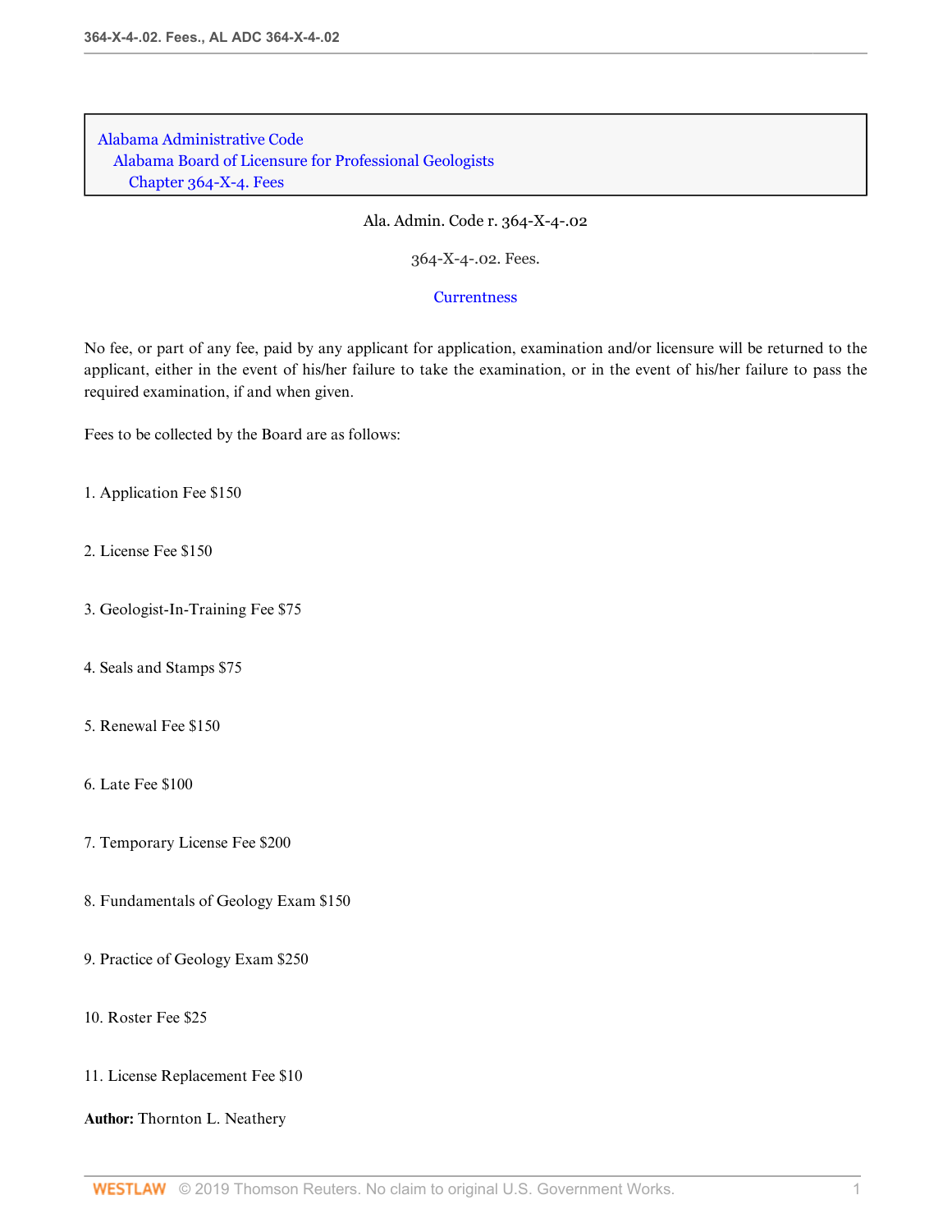Alabama Administrative Code
Alabama Board of Licensure for Professional Geologists
Chapter 364-X-4. Fees

Ala. Admin. Code r. 364-X-4-.02

364-X-4-.02. Fees.

Currentness

No fee, or part of any fee, paid by any applicant for application, examination and/or licensure will be returned to the applicant, either in the event of his/her failure to take the examination, or in the event of his/her failure to pass the required examination, if and when given.

Fees to be collected by the Board are as follows:

1. Application Fee $150

2. License Fee $150

3. Geologist-In-Training Fee $75

4. Seals and Stamps $75

5. Renewal Fee $150

6. Late Fee $100

7. Temporary License Fee $200

8. Fundamentals of Geology Exam $150

9. Practice of Geology Exam $250

10. Roster Fee $25

11. License Replacement Fee $10

**Author:** Thornton L. Neathery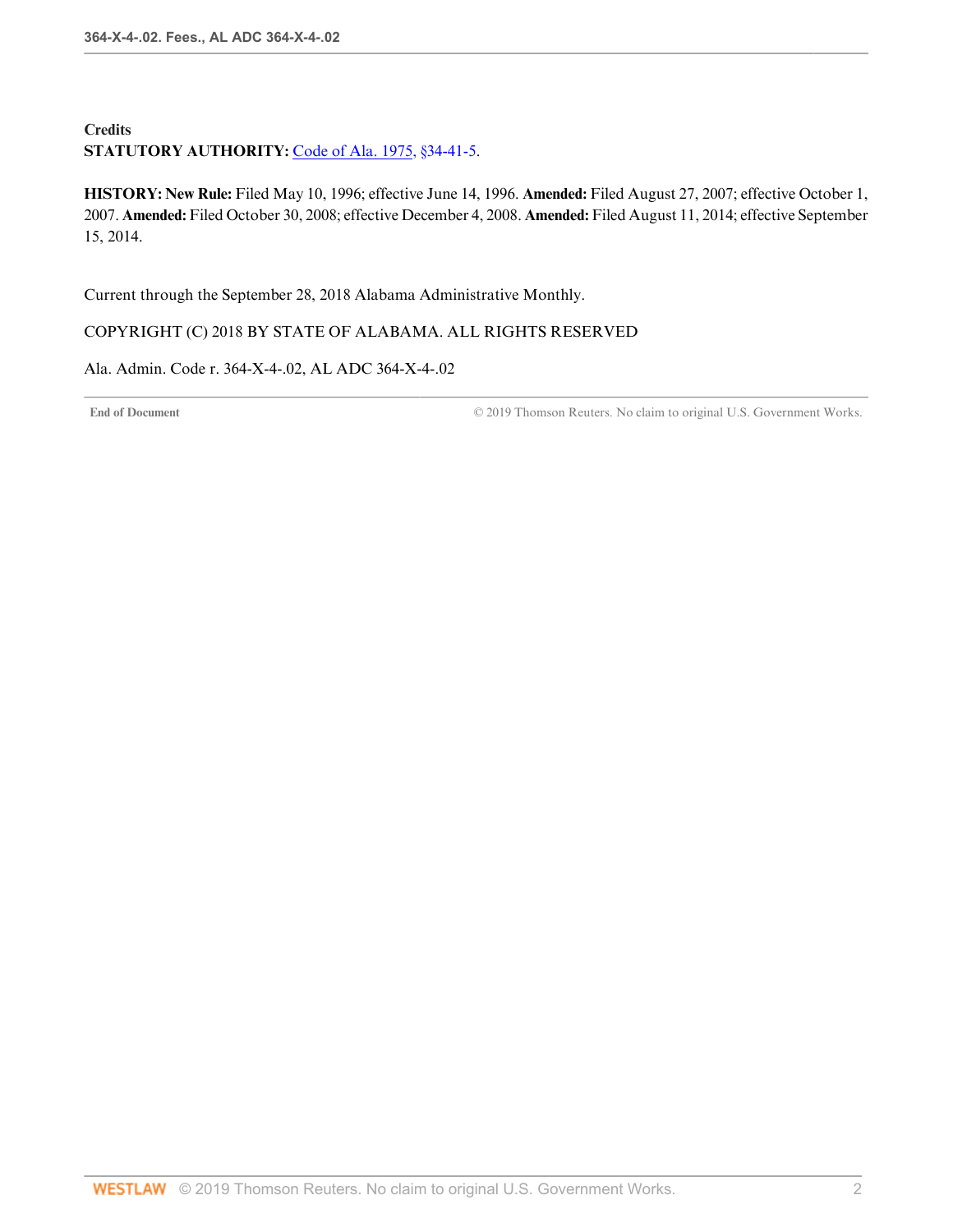**Credits**

**STATUTORY AUTHORITY:** Code of Ala. 1975, §34-41-5.

**HISTORY: New Rule:** Filed May 10, 1996; effective June 14, 1996. **Amended:** Filed August 27, 2007; effective October 1, 2007. **Amended:** Filed October 30, 2008; effective December 4, 2008. **Amended:** Filed August 11, 2014; effective September 15, 2014.

Current through the September 28, 2018 Alabama Administrative Monthly.

COPYRIGHT (C) 2018 BY STATE OF ALABAMA. ALL RIGHTS RESERVED

Ala. Admin. Code r. 364-X-4-.02, AL ADC 364-X-4-.02

End of Document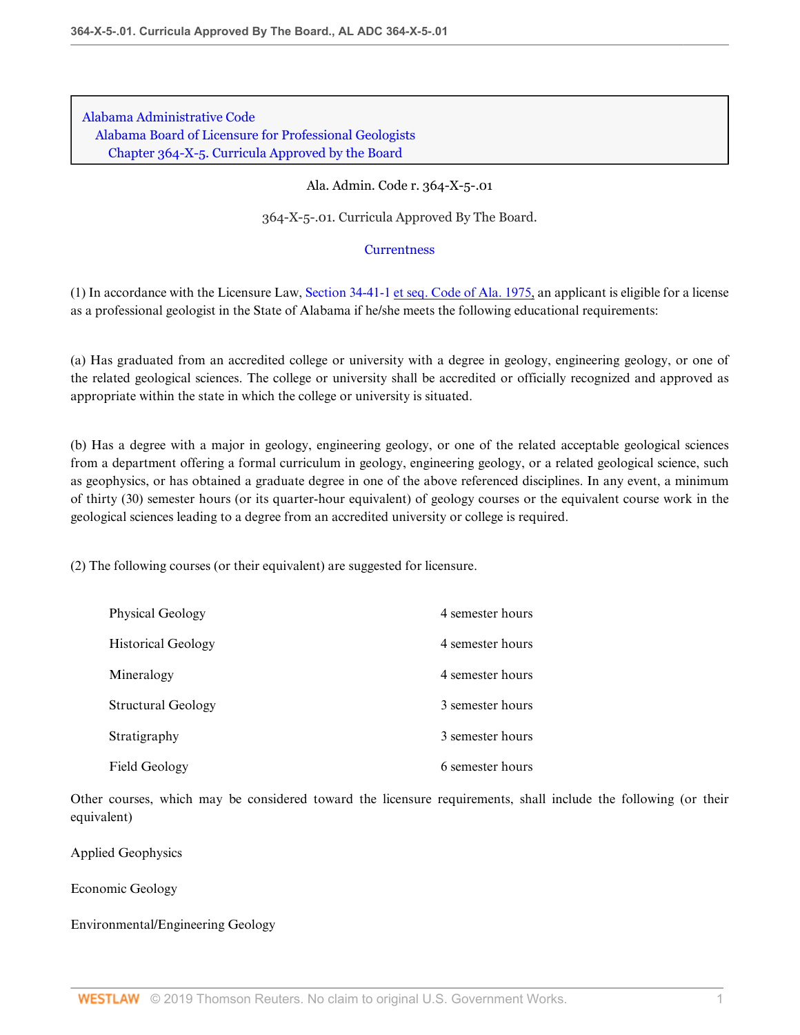Alabama Administrative Code
Alabama Board of Licensure for Professional Geologists
Chapter 364-X-5. Curricula Approved by the Board

Ala. Admin. Code r. 364-X-5-.01

# 364-X-5-.01. Curricula Approved By The Board.

Currentness

(1) In accordance with the Licensure Law, Section 34-41-1 et seq. Code of Ala. 1975, an applicant is eligible for a license as a professional geologist in the State of Alabama if he/she meets the following educational requirements:

(a) Has graduated from an accredited college or university with a degree in geology, engineering geology, or one of the related geological sciences. The college or university shall be accredited or officially recognized and approved as appropriate within the state in which the college or university is situated.

(b) Has a degree with a major in geology, engineering geology, or one of the related acceptable geological sciences from a department offering a formal curriculum in geology, engineering geology, or a related geological science, such as geophysics, or has obtained a graduate degree in one of the above referenced disciplines. In any event, a minimum of thirty (30) semester hours (or its quarter-hour equivalent) of geology courses or the equivalent course work in the geological sciences leading to a degree from an accredited university or college is required.

(2) The following courses (or their equivalent) are suggested for licensure.

| | |
|---|---|
| Physical Geology | 4 semester hours |
| Historical Geology | 4 semester hours |
| Mineralogy | 4 semester hours |
| Structural Geology | 3 semester hours |
| Stratigraphy | 3 semester hours |
| Field Geology | 6 semester hours |

Other courses, which may be considered toward the licensure requirements, shall include the following (or their equivalent)

Applied Geophysics

Economic Geology

Environmental/Engineering Geology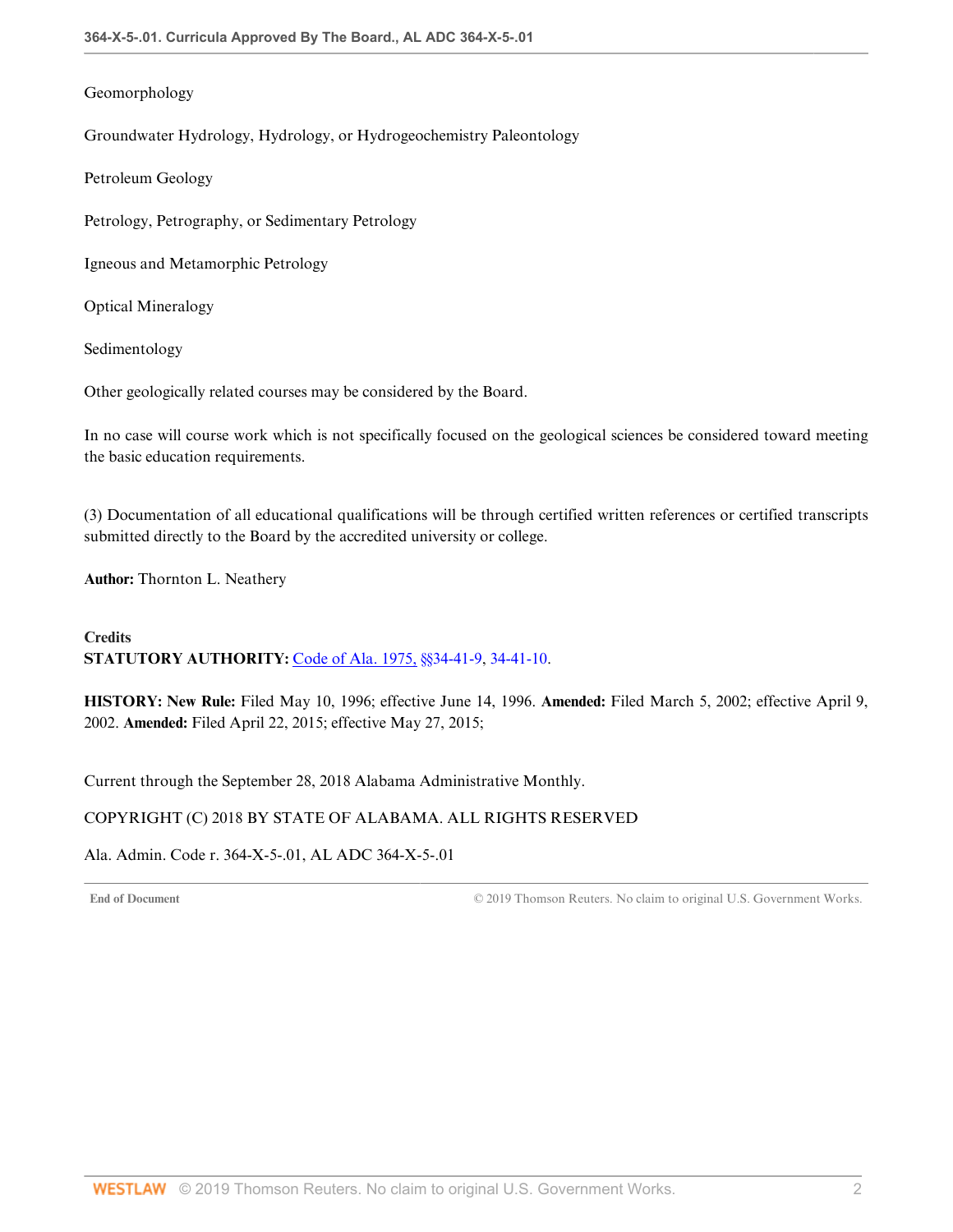Geomorphology

Groundwater Hydrology, Hydrology, or Hydrogeochemistry Paleontology

Petroleum Geology

Petrology, Petrography, or Sedimentary Petrology

Igneous and Metamorphic Petrology

Optical Mineralogy

Sedimentology

Other geologically related courses may be considered by the Board.

In no case will course work which is not specifically focused on the geological sciences be considered toward meeting the basic education requirements.

(3) Documentation of all educational qualifications will be through certified written references or certified transcripts submitted directly to the Board by the accredited university or college.

**Author:** Thornton L. Neathery

**Credits**
**STATUTORY AUTHORITY:** Code of Ala. 1975, §§34-41-9, 34-41-10.

**HISTORY: New Rule:** Filed May 10, 1996; effective June 14, 1996. **Amended:** Filed March 5, 2002; effective April 9, 2002. **Amended:** Filed April 22, 2015; effective May 27, 2015;

Current through the September 28, 2018 Alabama Administrative Monthly.

COPYRIGHT (C) 2018 BY STATE OF ALABAMA. ALL RIGHTS RESERVED

Ala. Admin. Code r. 364-X-5-.01, AL ADC 364-X-5-.01

End of Document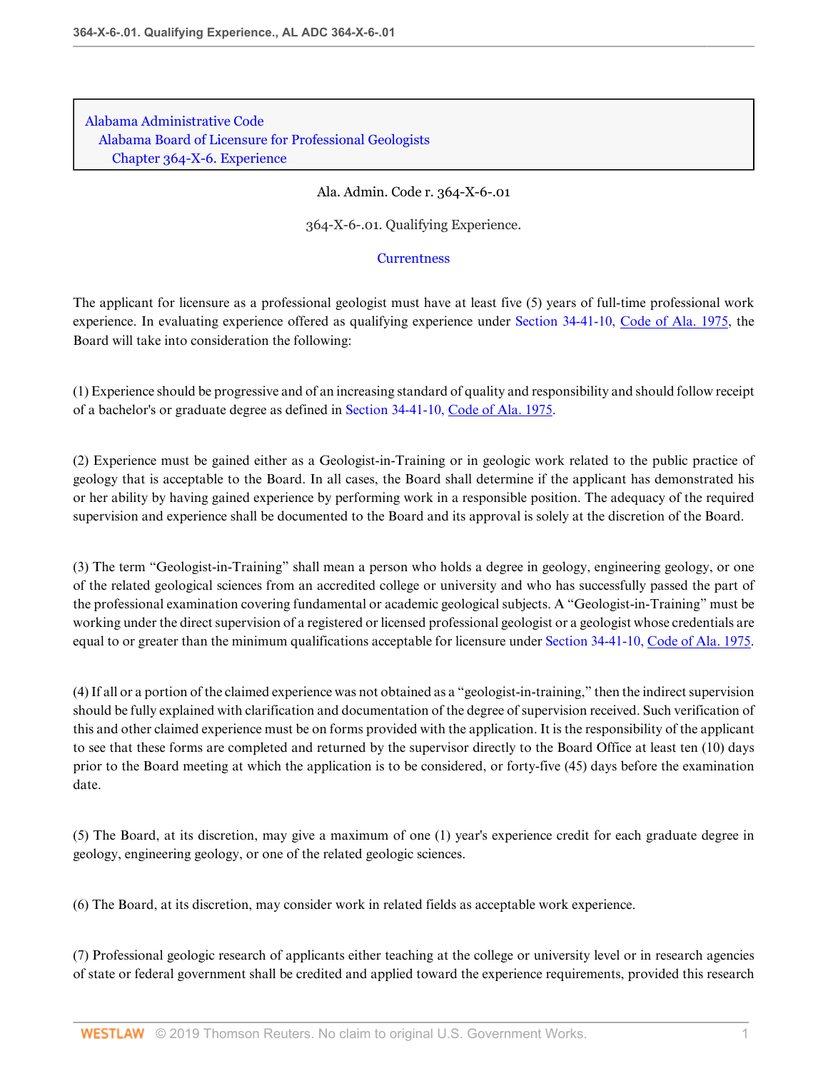Alabama Administrative Code
Alabama Board of Licensure for Professional Geologists
Chapter 364-X-6. Experience

Ala. Admin. Code r. 364-X-6-.01

364-X-6-.01. Qualifying Experience.

Currentness

The applicant for licensure as a professional geologist must have at least five (5) years of full-time professional work experience. In evaluating experience offered as qualifying experience under Section 34-41-10, Code of Ala. 1975, the Board will take into consideration the following:

(1) Experience should be progressive and of an increasing standard of quality and responsibility and should follow receipt of a bachelor's or graduate degree as defined in Section 34-41-10, Code of Ala. 1975.

(2) Experience must be gained either as a Geologist-in-Training or in geologic work related to the public practice of geology that is acceptable to the Board. In all cases, the Board shall determine if the applicant has demonstrated his or her ability by having gained experience by performing work in a responsible position. The adequacy of the required supervision and experience shall be documented to the Board and its approval is solely at the discretion of the Board.

(3) The term "Geologist-in-Training" shall mean a person who holds a degree in geology, engineering geology, or one of the related geological sciences from an accredited college or university and who has successfully passed the part of the professional examination covering fundamental or academic geological subjects. A "Geologist-in-Training" must be working under the direct supervision of a registered or licensed professional geologist or a geologist whose credentials are equal to or greater than the minimum qualifications acceptable for licensure under Section 34-41-10, Code of Ala. 1975.

(4) If all or a portion of the claimed experience was not obtained as a "geologist-in-training," then the indirect supervision should be fully explained with clarification and documentation of the degree of supervision received. Such verification of this and other claimed experience must be on forms provided with the application. It is the responsibility of the applicant to see that these forms are completed and returned by the supervisor directly to the Board Office at least ten (10) days prior to the Board meeting at which the application is to be considered, or forty-five (45) days before the examination date.

(5) The Board, at its discretion, may give a maximum of one (1) year's experience credit for each graduate degree in geology, engineering geology, or one of the related geologic sciences.

(6) The Board, at its discretion, may consider work in related fields as acceptable work experience.

(7) Professional geologic research of applicants either teaching at the college or university level or in research agencies of state or federal government shall be credited and applied toward the experience requirements, provided this research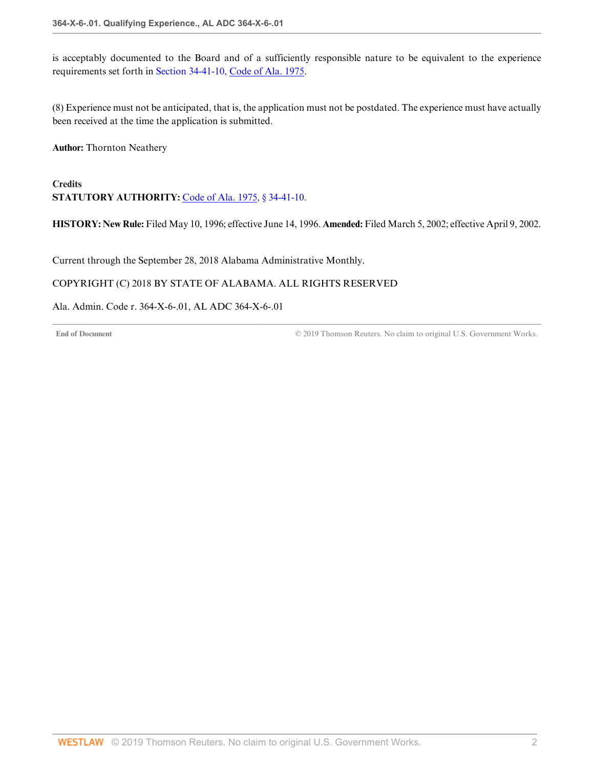is acceptably documented to the Board and of a sufficiently responsible nature to be equivalent to the experience requirements set forth in Section 34-41-10, Code of Ala. 1975.

(8) Experience must not be anticipated, that is, the application must not be postdated. The experience must have actually been received at the time the application is submitted.

**Author:** Thornton Neathery

**Credits**

**STATUTORY AUTHORITY:** Code of Ala. 1975, § 34-41-10.

**HISTORY: New Rule:** Filed May 10, 1996; effective June 14, 1996. **Amended:** Filed March 5, 2002; effective April 9, 2002.

Current through the September 28, 2018 Alabama Administrative Monthly.

COPYRIGHT (C) 2018 BY STATE OF ALABAMA. ALL RIGHTS RESERVED

Ala. Admin. Code r. 364-X-6-.01, AL ADC 364-X-6-.01

End of Document © 2019 Thomson Reuters. No claim to original U.S. Government Works.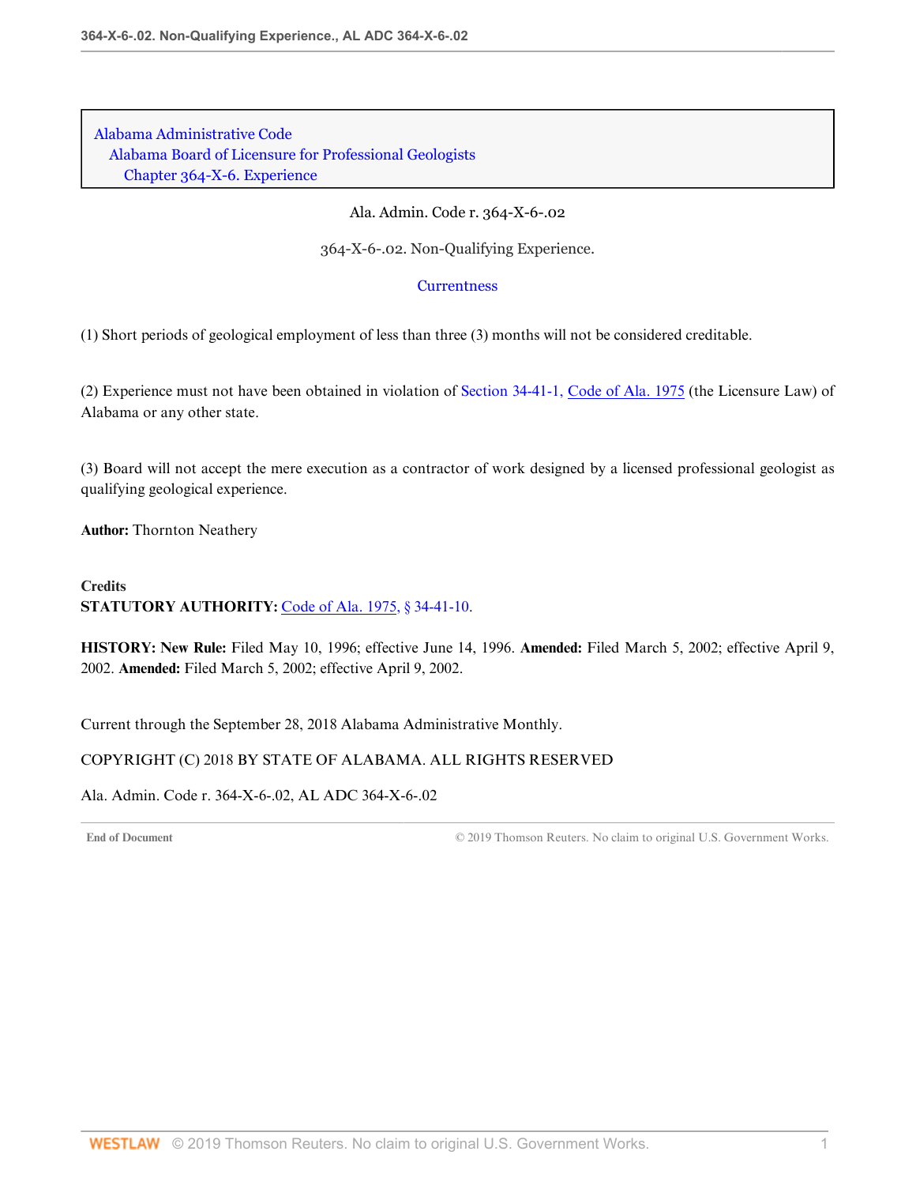Alabama Administrative Code
Alabama Board of Licensure for Professional Geologists
Chapter 364-X-6. Experience

Ala. Admin. Code r. 364-X-6-.02

364-X-6-.02. Non-Qualifying Experience.

Currentness

(1) Short periods of geological employment of less than three (3) months will not be considered creditable.

(2) Experience must not have been obtained in violation of Section 34-41-1, Code of Ala. 1975 (the Licensure Law) of Alabama or any other state.

(3) Board will not accept the mere execution as a contractor of work designed by a licensed professional geologist as qualifying geological experience.

**Author:** Thornton Neathery

**Credits**
**STATUTORY AUTHORITY:** Code of Ala. 1975, § 34-41-10.

**HISTORY: New Rule:** Filed May 10, 1996; effective June 14, 1996. **Amended:** Filed March 5, 2002; effective April 9, 2002. **Amended:** Filed March 5, 2002; effective April 9, 2002.

Current through the September 28, 2018 Alabama Administrative Monthly.

COPYRIGHT (C) 2018 BY STATE OF ALABAMA. ALL RIGHTS RESERVED

Ala. Admin. Code r. 364-X-6-.02, AL ADC 364-X-6-.02

End of Document © 2019 Thomson Reuters. No claim to original U.S. Government Works.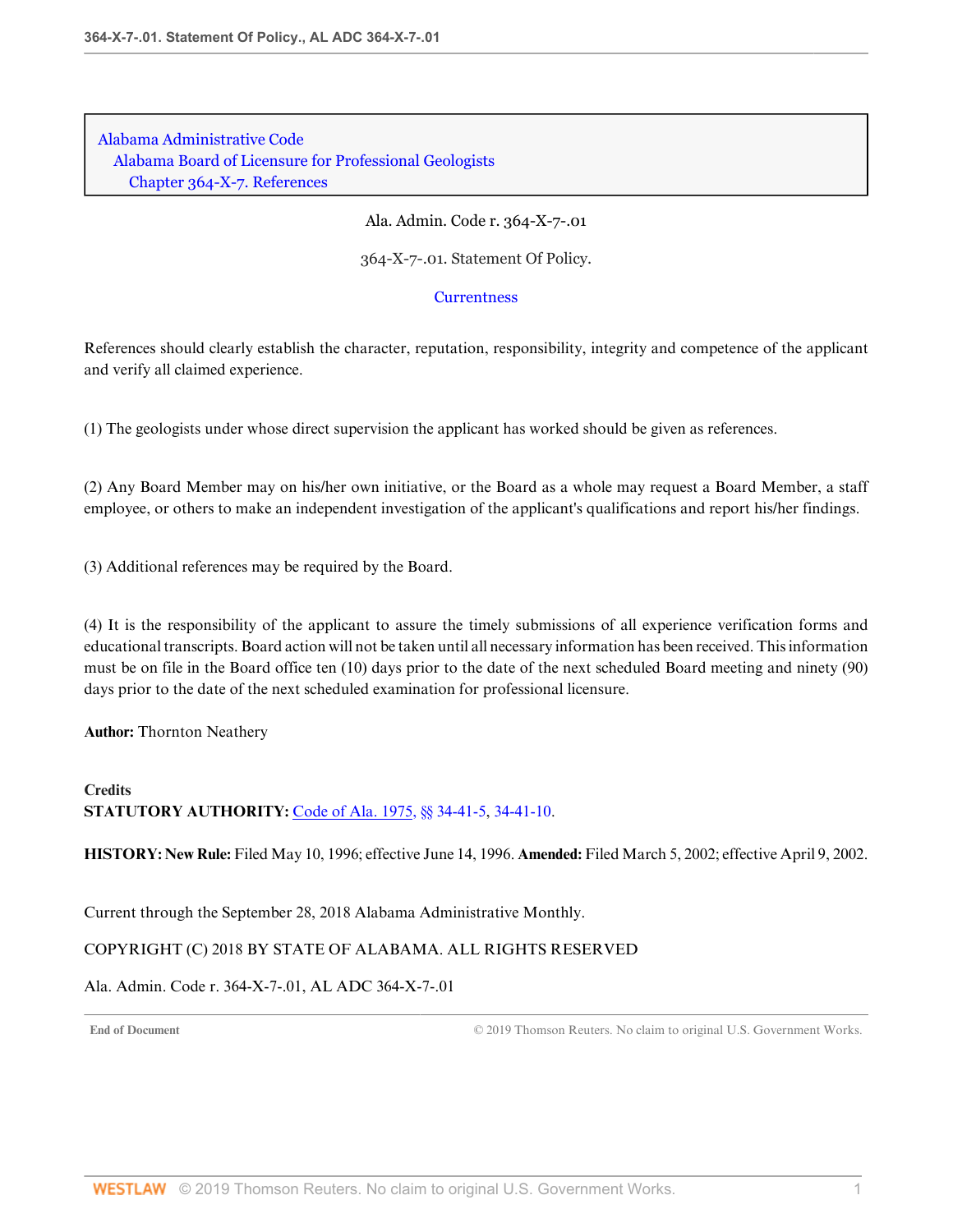Alabama Administrative Code
Alabama Board of Licensure for Professional Geologists
Chapter 364-X-7. References

Ala. Admin. Code r. 364-X-7-.01

364-X-7-.01. Statement Of Policy.

Currentness

References should clearly establish the character, reputation, responsibility, integrity and competence of the applicant and verify all claimed experience.

(1) The geologists under whose direct supervision the applicant has worked should be given as references.

(2) Any Board Member may on his/her own initiative, or the Board as a whole may request a Board Member, a staff employee, or others to make an independent investigation of the applicant's qualifications and report his/her findings.

(3) Additional references may be required by the Board.

(4) It is the responsibility of the applicant to assure the timely submissions of all experience verification forms and educational transcripts. Board action will not be taken until all necessary information has been received. This information must be on file in the Board office ten (10) days prior to the date of the next scheduled Board meeting and ninety (90) days prior to the date of the next scheduled examination for professional licensure.

**Author:** Thornton Neathery

**Credits**
**STATUTORY AUTHORITY:** Code of Ala. 1975, §§ 34-41-5, 34-41-10.

**HISTORY: New Rule:** Filed May 10, 1996; effective June 14, 1996. **Amended:** Filed March 5, 2002; effective April 9, 2002.

Current through the September 28, 2018 Alabama Administrative Monthly.

COPYRIGHT (C) 2018 BY STATE OF ALABAMA. ALL RIGHTS RESERVED

Ala. Admin. Code r. 364-X-7-.01, AL ADC 364-X-7-.01

End of Document © 2019 Thomson Reuters. No claim to original U.S. Government Works.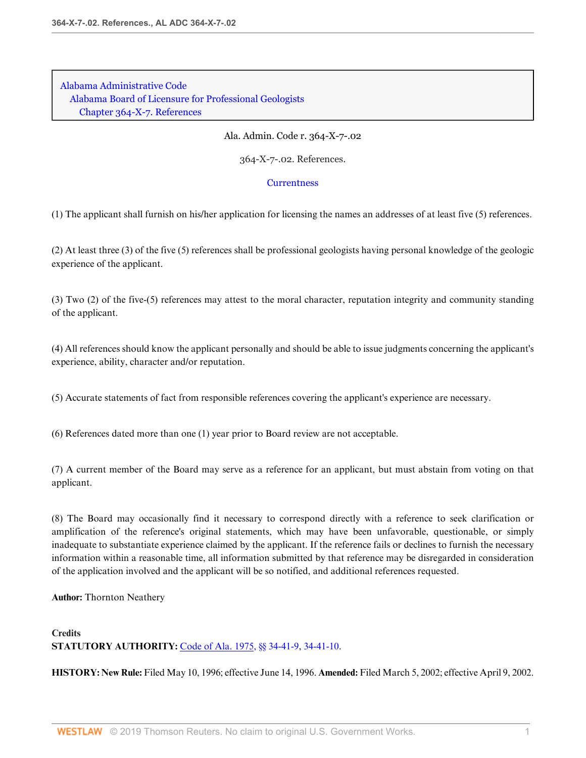Alabama Administrative Code
Alabama Board of Licensure for Professional Geologists
Chapter 364-X-7. References

Ala. Admin. Code r. 364-X-7-.02

364-X-7-.02. References.

Currentness

(1) The applicant shall furnish on his/her application for licensing the names an addresses of at least five (5) references.

(2) At least three (3) of the five (5) references shall be professional geologists having personal knowledge of the geologic experience of the applicant.

(3) Two (2) of the five-(5) references may attest to the moral character, reputation integrity and community standing of the applicant.

(4) All references should know the applicant personally and should be able to issue judgments concerning the applicant's experience, ability, character and/or reputation.

(5) Accurate statements of fact from responsible references covering the applicant's experience are necessary.

(6) References dated more than one (1) year prior to Board review are not acceptable.

(7) A current member of the Board may serve as a reference for an applicant, but must abstain from voting on that applicant.

(8) The Board may occasionally find it necessary to correspond directly with a reference to seek clarification or amplification of the reference's original statements, which may have been unfavorable, questionable, or simply inadequate to substantiate experience claimed by the applicant. If the reference fails or declines to furnish the necessary information within a reasonable time, all information submitted by that reference may be disregarded in consideration of the application involved and the applicant will be so notified, and additional references requested.

**Author:** Thornton Neathery

**Credits**
**STATUTORY AUTHORITY:** Code of Ala. 1975, §§ 34-41-9, 34-41-10.

**HISTORY: New Rule:** Filed May 10, 1996; effective June 14, 1996. **Amended:** Filed March 5, 2002; effective April 9, 2002.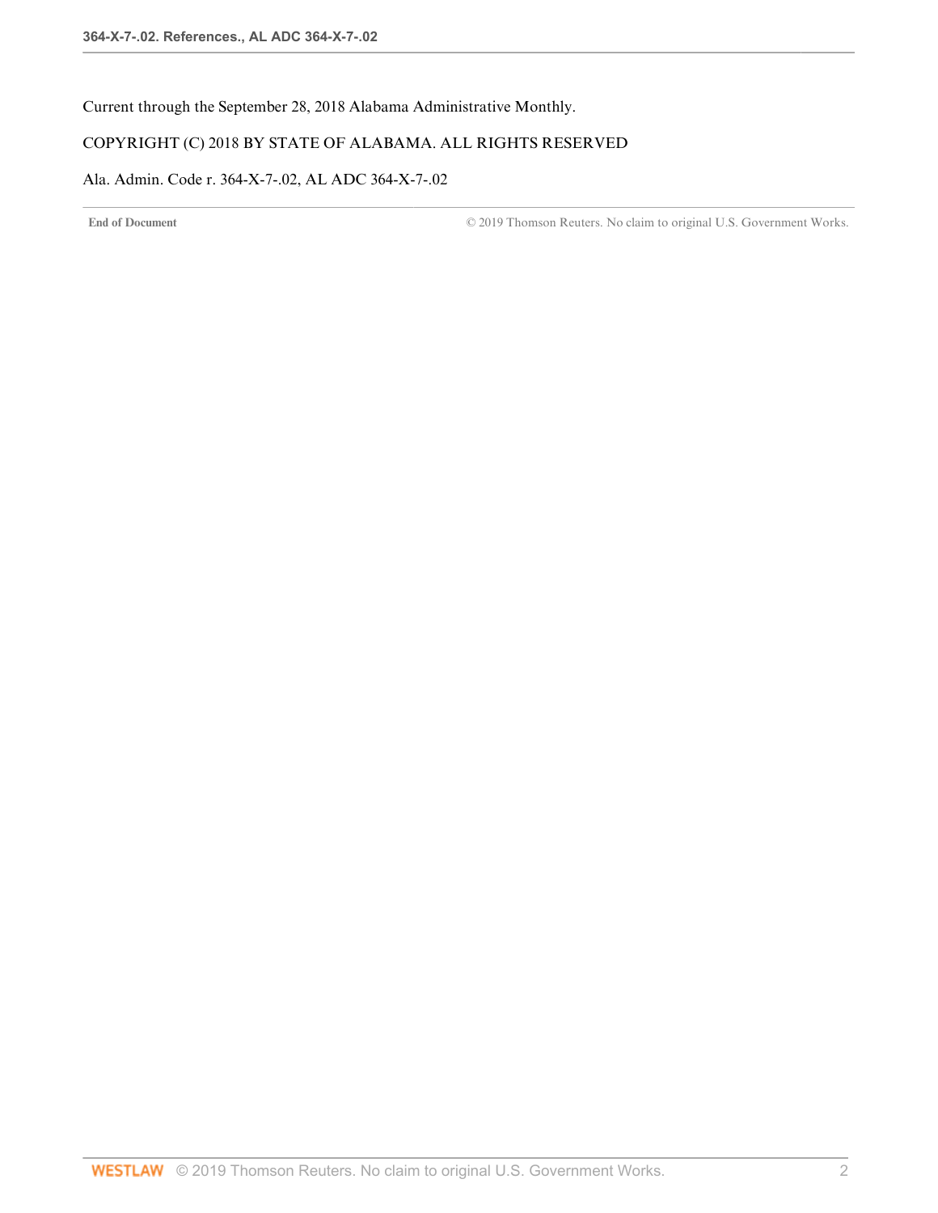Current through the September 28, 2018 Alabama Administrative Monthly.

COPYRIGHT (C) 2018 BY STATE OF ALABAMA. ALL RIGHTS RESERVED

Ala. Admin. Code r. 364-X-7-.02, AL ADC 364-X-7-.02

**End of Document** © 2019 Thomson Reuters. No claim to original U.S. Government Works.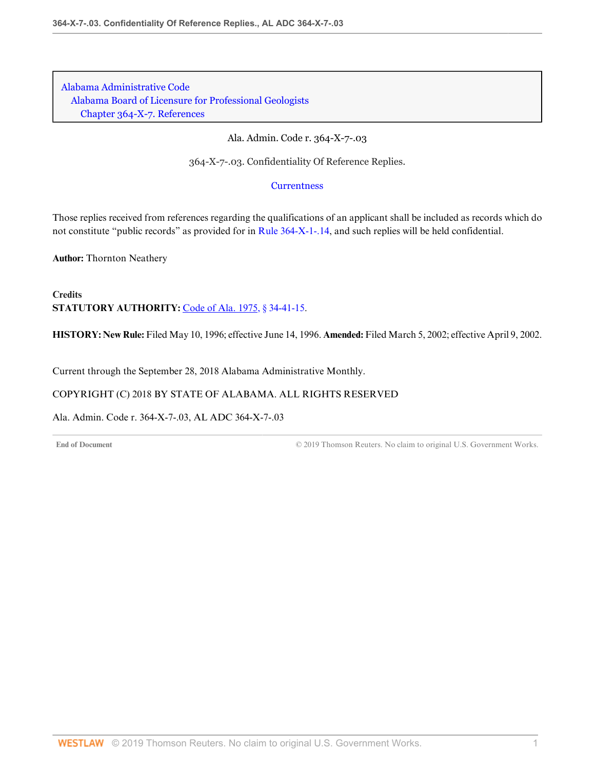Alabama Administrative Code
Alabama Board of Licensure for Professional Geologists
Chapter 364-X-7. References

Ala. Admin. Code r. 364-X-7-.03

364-X-7-.03. Confidentiality Of Reference Replies.

Currentness

Those replies received from references regarding the qualifications of an applicant shall be included as records which do not constitute "public records" as provided for in Rule 364-X-1-.14, and such replies will be held confidential.

**Author:** Thornton Neathery

**Credits**

**STATUTORY AUTHORITY:** Code of Ala. 1975, § 34-41-15.

**HISTORY: New Rule:** Filed May 10, 1996; effective June 14, 1996. **Amended:** Filed March 5, 2002; effective April 9, 2002.

Current through the September 28, 2018 Alabama Administrative Monthly.

COPYRIGHT (C) 2018 BY STATE OF ALABAMA. ALL RIGHTS RESERVED

Ala. Admin. Code r. 364-X-7-.03, AL ADC 364-X-7-.03

End of Document © 2019 Thomson Reuters. No claim to original U.S. Government Works.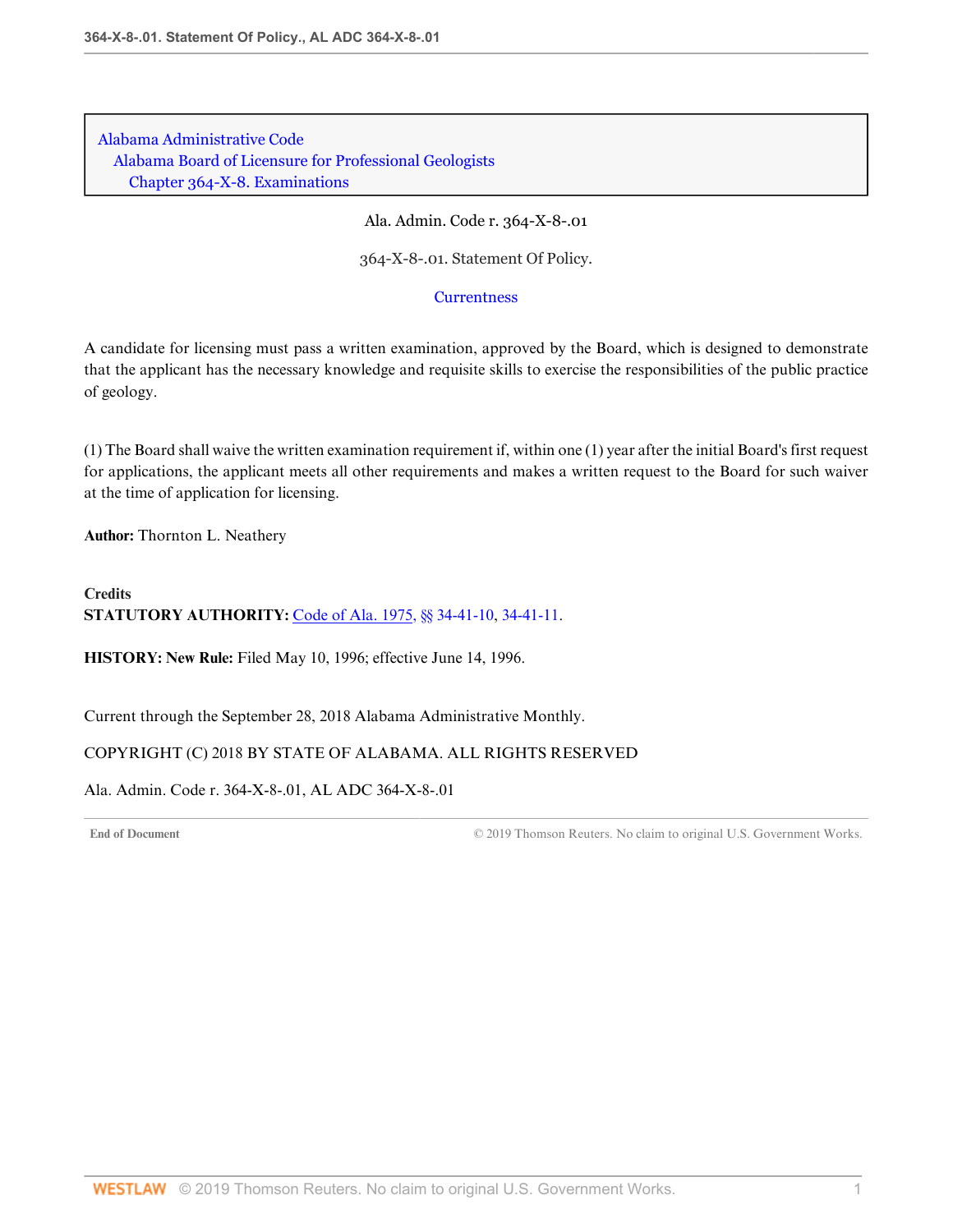Alabama Administrative Code
Alabama Board of Licensure for Professional Geologists
Chapter 364-X-8. Examinations

Ala. Admin. Code r. 364-X-8-.01

# 364-X-8-.01. Statement Of Policy.

Currentness

A candidate for licensing must pass a written examination, approved by the Board, which is designed to demonstrate that the applicant has the necessary knowledge and requisite skills to exercise the responsibilities of the public practice of geology.

(1) The Board shall waive the written examination requirement if, within one (1) year after the initial Board's first request for applications, the applicant meets all other requirements and makes a written request to the Board for such waiver at the time of application for licensing.

**Author:** Thornton L. Neathery

**Credits**
**STATUTORY AUTHORITY:** Code of Ala. 1975, §§ 34-41-10, 34-41-11.

**HISTORY: New Rule:** Filed May 10, 1996; effective June 14, 1996.

Current through the September 28, 2018 Alabama Administrative Monthly.

COPYRIGHT (C) 2018 BY STATE OF ALABAMA. ALL RIGHTS RESERVED

Ala. Admin. Code r. 364-X-8-.01, AL ADC 364-X-8-.01

End of Document © 2019 Thomson Reuters. No claim to original U.S. Government Works.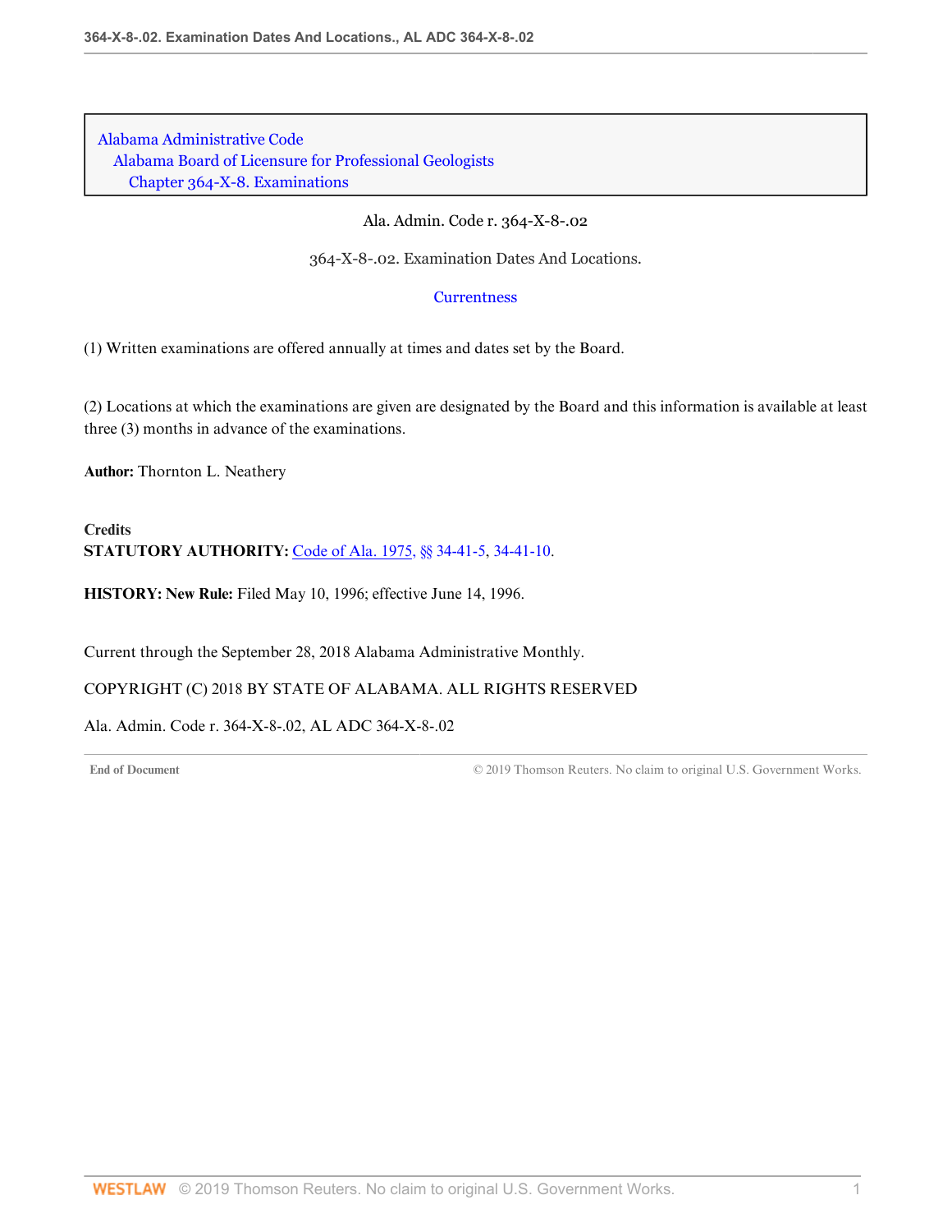Alabama Administrative Code
Alabama Board of Licensure for Professional Geologists
Chapter 364-X-8. Examinations

Ala. Admin. Code r. 364-X-8-.02

364-X-8-.02. Examination Dates And Locations.

Currentness

(1) Written examinations are offered annually at times and dates set by the Board.

(2) Locations at which the examinations are given are designated by the Board and this information is available at least three (3) months in advance of the examinations.

**Author:** Thornton L. Neathery

**Credits**

**STATUTORY AUTHORITY:** Code of Ala. 1975, §§ 34-41-5, 34-41-10.

**HISTORY: New Rule:** Filed May 10, 1996; effective June 14, 1996.

Current through the September 28, 2018 Alabama Administrative Monthly.

COPYRIGHT (C) 2018 BY STATE OF ALABAMA. ALL RIGHTS RESERVED

Ala. Admin. Code r. 364-X-8-.02, AL ADC 364-X-8-.02

End of Document © 2019 Thomson Reuters. No claim to original U.S. Government Works.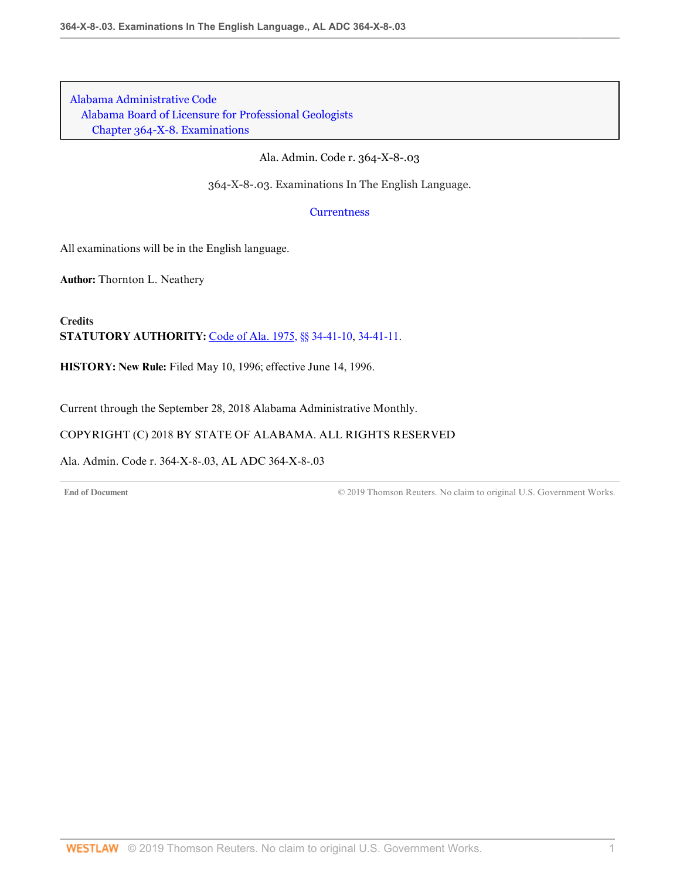Alabama Administrative Code
Alabama Board of Licensure for Professional Geologists
Chapter 364-X-8. Examinations

Ala. Admin. Code r. 364-X-8-.03

# 364-X-8-.03. Examinations In The English Language.

Currentness

All examinations will be in the English language.

**Author:** Thornton L. Neathery

**Credits**
**STATUTORY AUTHORITY:** Code of Ala. 1975, §§ 34-41-10, 34-41-11.

**HISTORY: New Rule:** Filed May 10, 1996; effective June 14, 1996.

Current through the September 28, 2018 Alabama Administrative Monthly.

COPYRIGHT (C) 2018 BY STATE OF ALABAMA. ALL RIGHTS RESERVED

Ala. Admin. Code r. 364-X-8-.03, AL ADC 364-X-8-.03

End of Document © 2019 Thomson Reuters. No claim to original U.S. Government Works.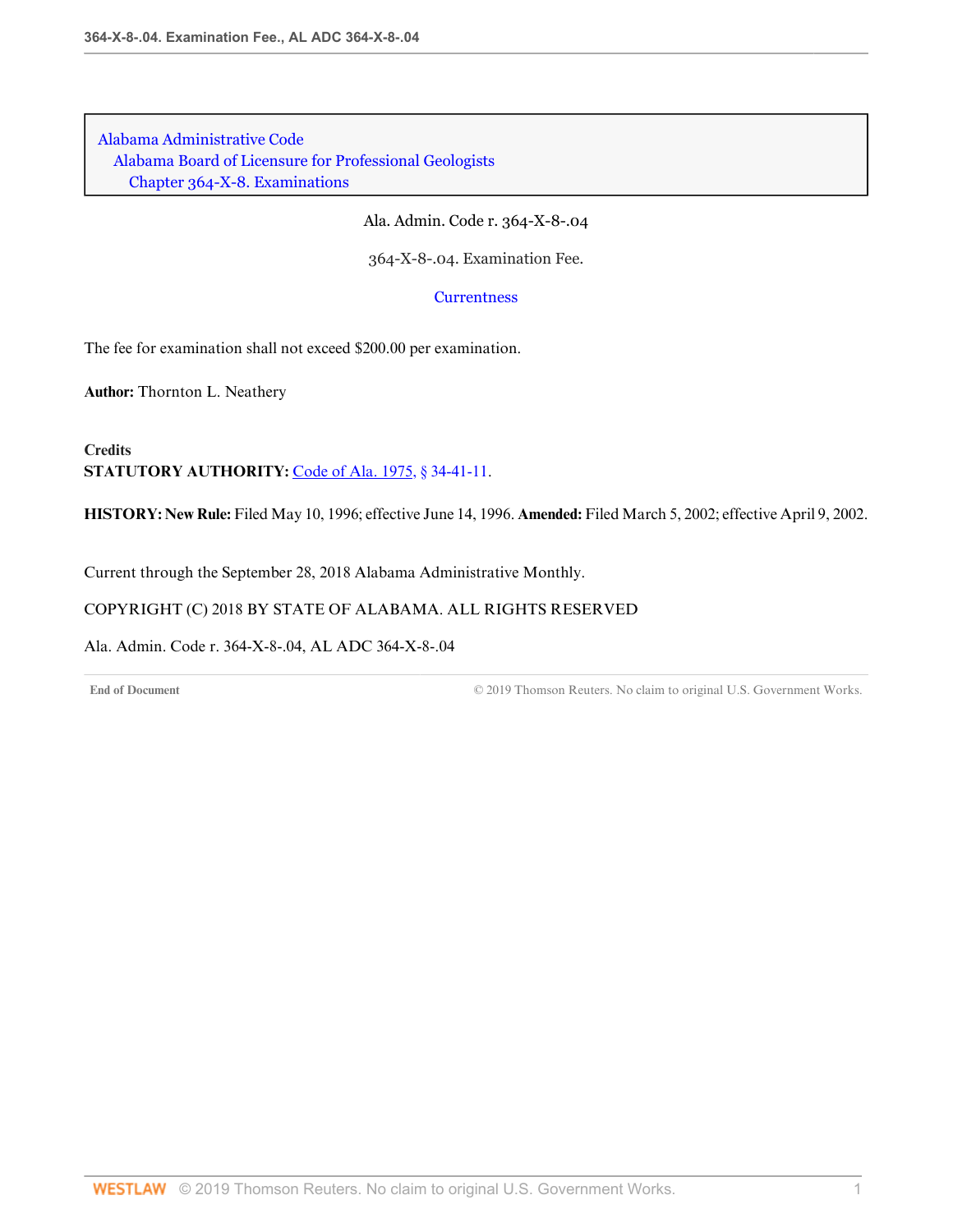Alabama Administrative Code
Alabama Board of Licensure for Professional Geologists
Chapter 364-X-8. Examinations

Ala. Admin. Code r. 364-X-8-.04

364-X-8-.04. Examination Fee.

Currentness

The fee for examination shall not exceed $200.00 per examination.

**Author:** Thornton L. Neathery

**Credits**
**STATUTORY AUTHORITY:** Code of Ala. 1975, § 34-41-11.

**HISTORY: New Rule:** Filed May 10, 1996; effective June 14, 1996. **Amended:** Filed March 5, 2002; effective April 9, 2002.

Current through the September 28, 2018 Alabama Administrative Monthly.

COPYRIGHT (C) 2018 BY STATE OF ALABAMA. ALL RIGHTS RESERVED

Ala. Admin. Code r. 364-X-8-.04, AL ADC 364-X-8-.04

End of Document © 2019 Thomson Reuters. No claim to original U.S. Government Works.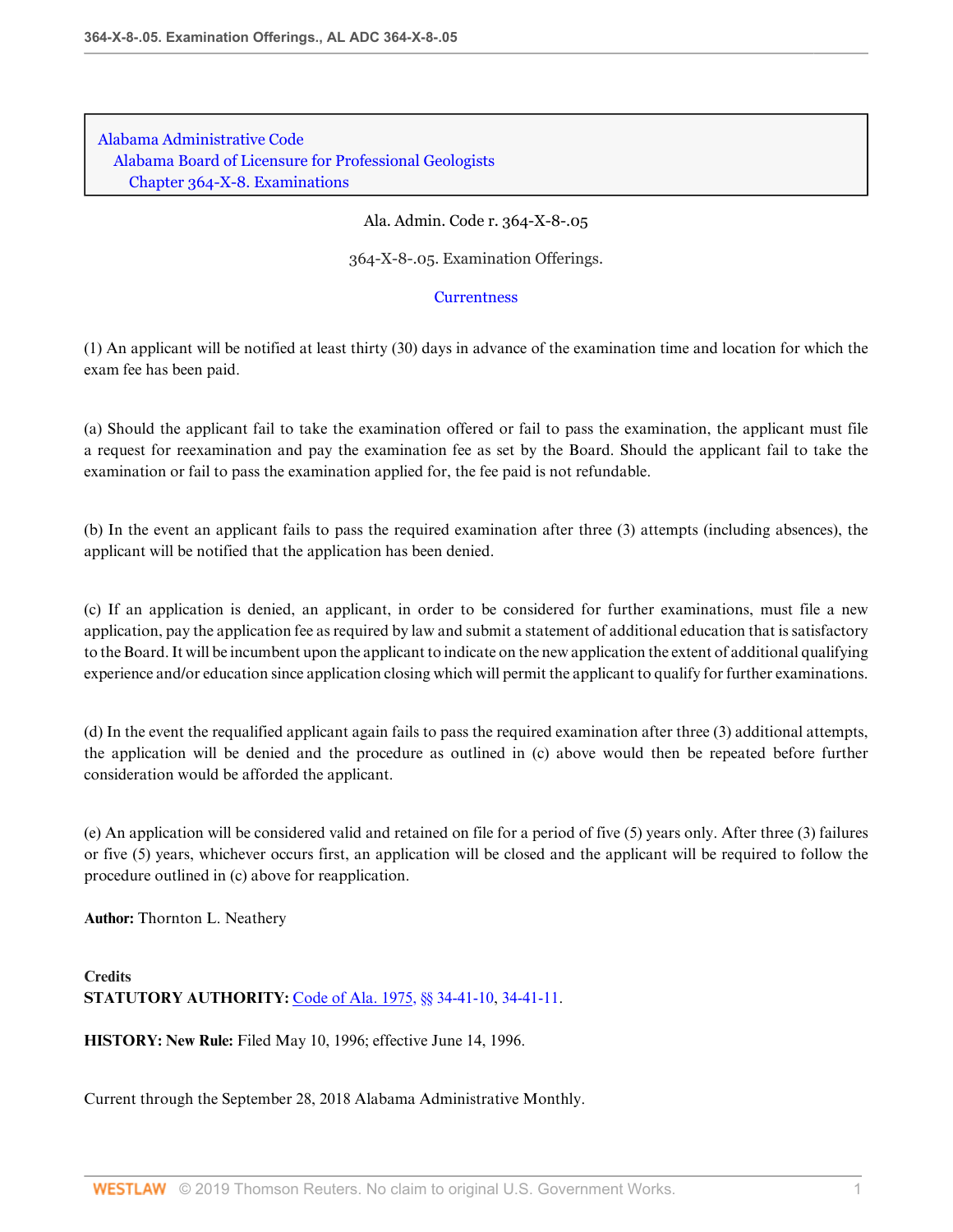Alabama Administrative Code
Alabama Board of Licensure for Professional Geologists
Chapter 364-X-8. Examinations

Ala. Admin. Code r. 364-X-8-.05

364-X-8-.05. Examination Offerings.

Currentness

(1) An applicant will be notified at least thirty (30) days in advance of the examination time and location for which the exam fee has been paid.

(a) Should the applicant fail to take the examination offered or fail to pass the examination, the applicant must file a request for reexamination and pay the examination fee as set by the Board. Should the applicant fail to take the examination or fail to pass the examination applied for, the fee paid is not refundable.

(b) In the event an applicant fails to pass the required examination after three (3) attempts (including absences), the applicant will be notified that the application has been denied.

(c) If an application is denied, an applicant, in order to be considered for further examinations, must file a new application, pay the application fee as required by law and submit a statement of additional education that is satisfactory to the Board. It will be incumbent upon the applicant to indicate on the new application the extent of additional qualifying experience and/or education since application closing which will permit the applicant to qualify for further examinations.

(d) In the event the requalified applicant again fails to pass the required examination after three (3) additional attempts, the application will be denied and the procedure as outlined in (c) above would then be repeated before further consideration would be afforded the applicant.

(e) An application will be considered valid and retained on file for a period of five (5) years only. After three (3) failures or five (5) years, whichever occurs first, an application will be closed and the applicant will be required to follow the procedure outlined in (c) above for reapplication.

**Author:** Thornton L. Neathery

**Credits**
**STATUTORY AUTHORITY:** Code of Ala. 1975, §§ 34-41-10, 34-41-11.

**HISTORY: New Rule:** Filed May 10, 1996; effective June 14, 1996.

Current through the September 28, 2018 Alabama Administrative Monthly.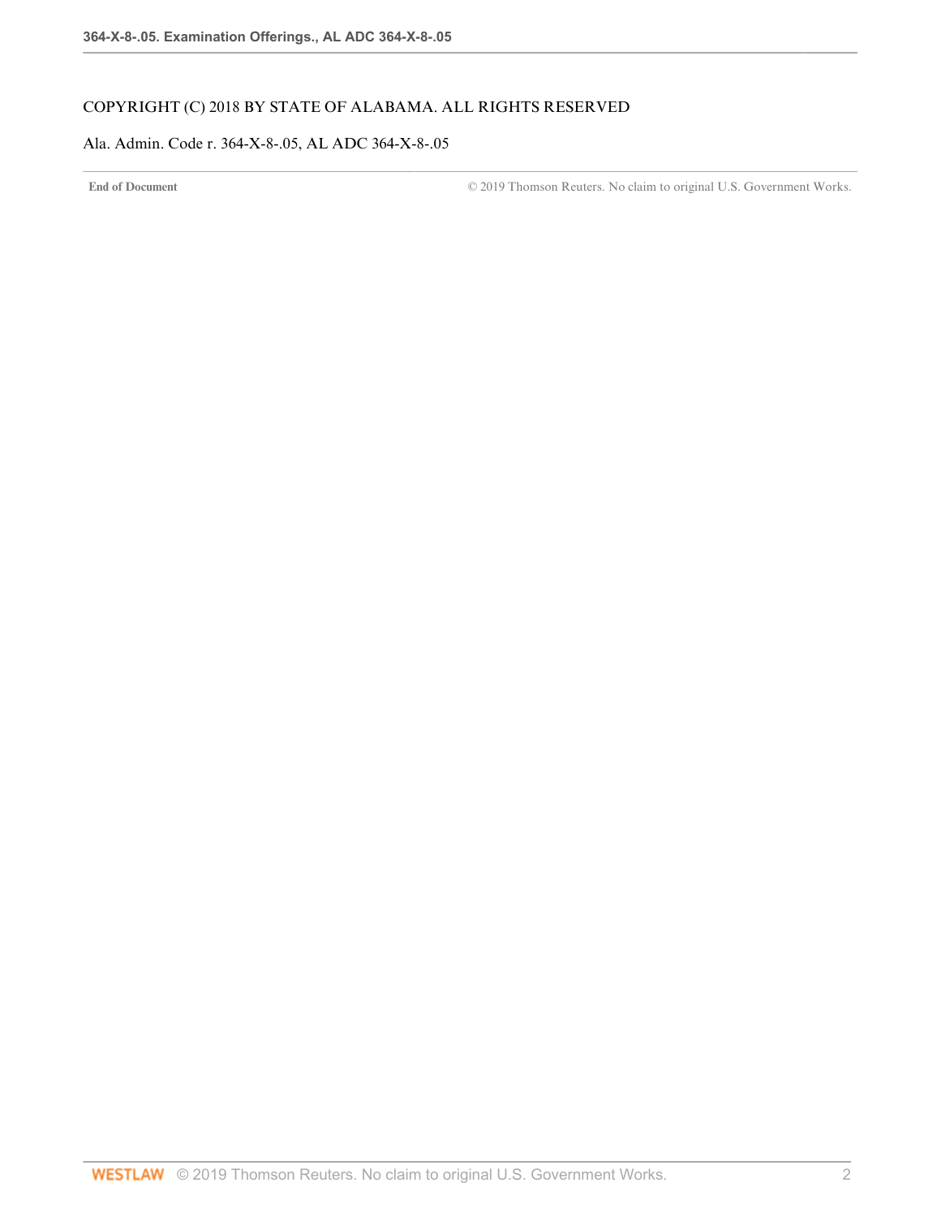COPYRIGHT (C) 2018 BY STATE OF ALABAMA. ALL RIGHTS RESERVED

Ala. Admin. Code r. 364-X-8-.05, AL ADC 364-X-8-.05

**End of Document** © 2019 Thomson Reuters. No claim to original U.S. Government Works.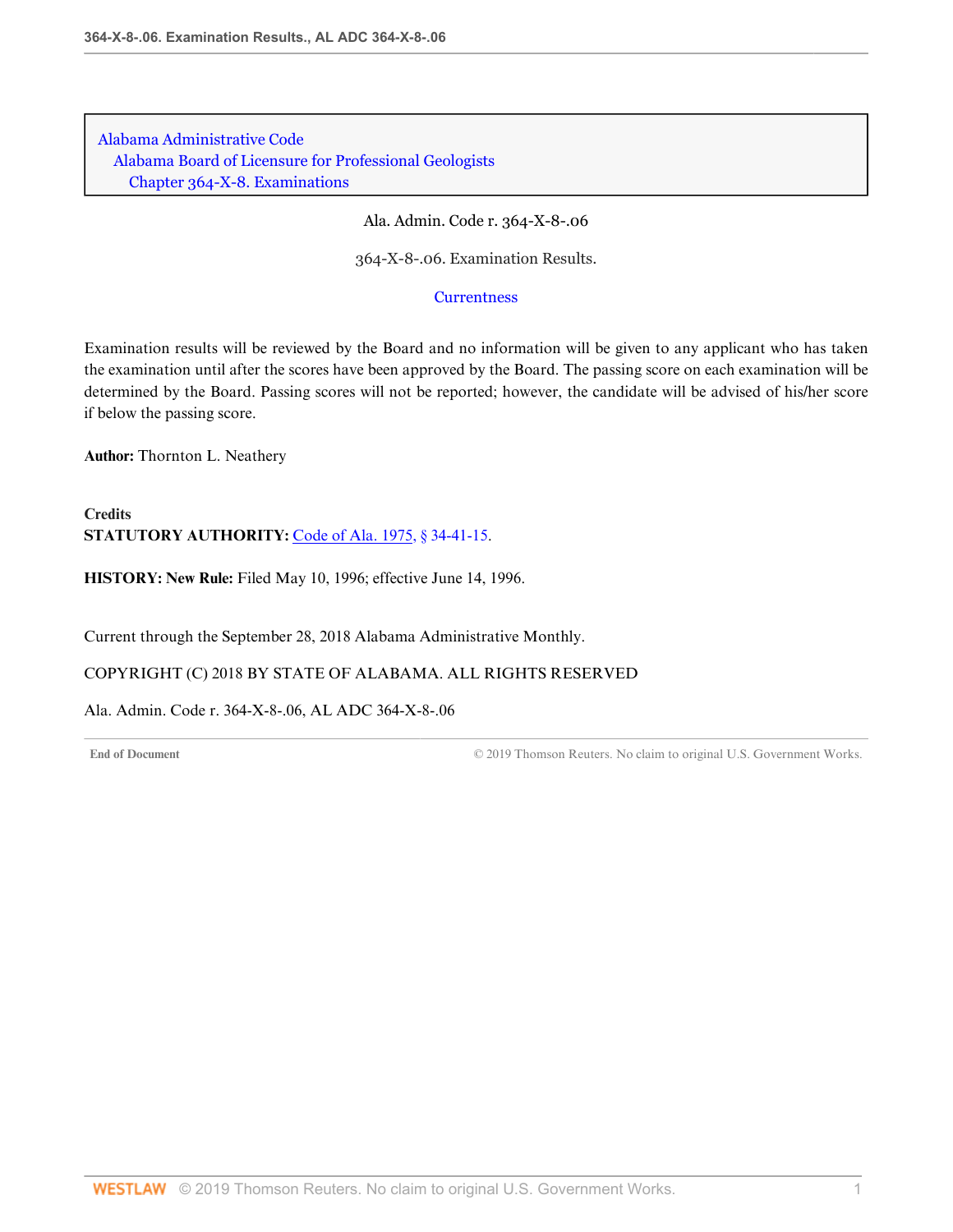Alabama Administrative Code
Alabama Board of Licensure for Professional Geologists
Chapter 364-X-8. Examinations

Ala. Admin. Code r. 364-X-8-.06

# 364-X-8-.06. Examination Results.

Currentness

Examination results will be reviewed by the Board and no information will be given to any applicant who has taken the examination until after the scores have been approved by the Board. The passing score on each examination will be determined by the Board. Passing scores will not be reported; however, the candidate will be advised of his/her score if below the passing score.

**Author:** Thornton L. Neathery

**Credits**

**STATUTORY AUTHORITY:** Code of Ala. 1975, § 34-41-15.

**HISTORY: New Rule:** Filed May 10, 1996; effective June 14, 1996.

Current through the September 28, 2018 Alabama Administrative Monthly.

COPYRIGHT (C) 2018 BY STATE OF ALABAMA. ALL RIGHTS RESERVED

Ala. Admin. Code r. 364-X-8-.06, AL ADC 364-X-8-.06

End of Document © 2019 Thomson Reuters. No claim to original U.S. Government Works.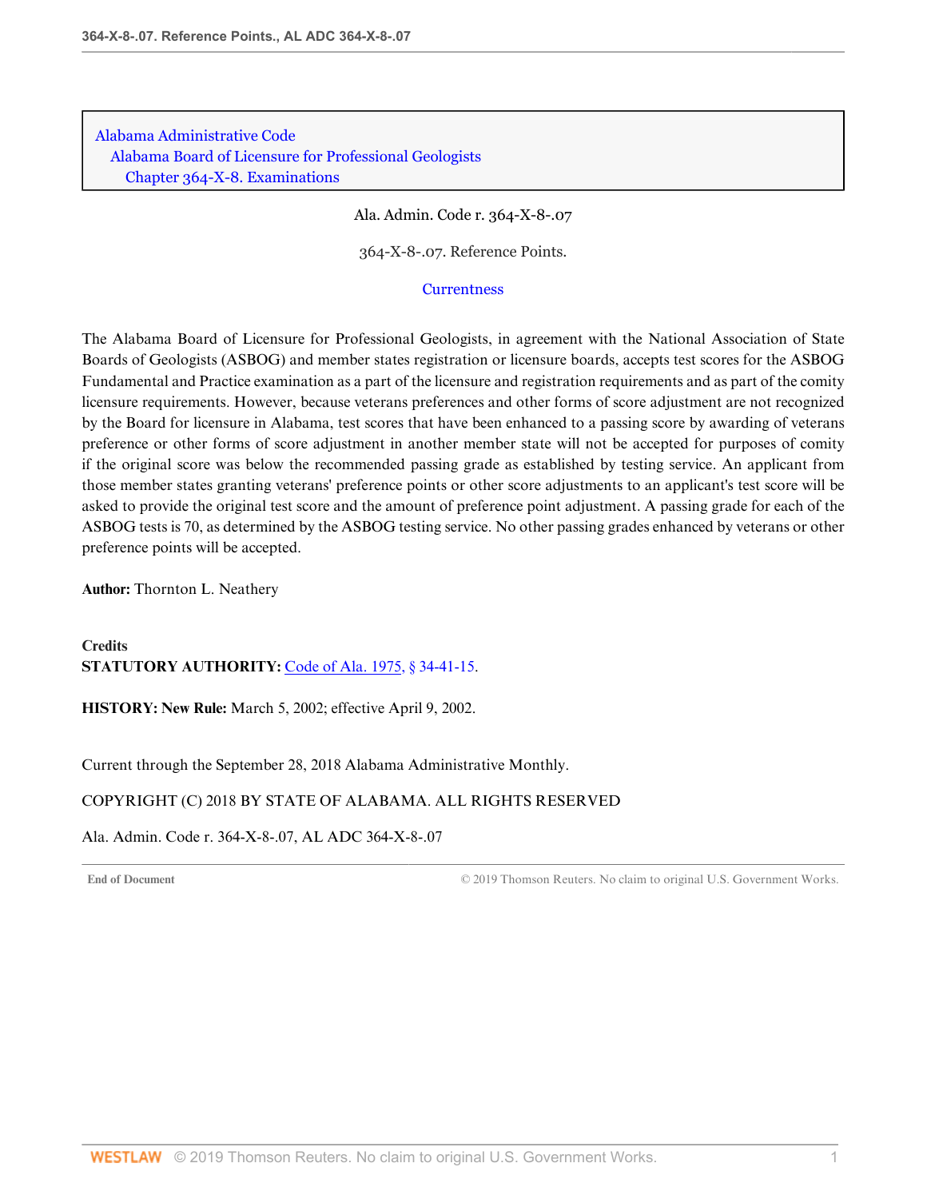Alabama Administrative Code
Alabama Board of Licensure for Professional Geologists
Chapter 364-X-8. Examinations

Ala. Admin. Code r. 364-X-8-.07

364-X-8-.07. Reference Points.

Currentness

The Alabama Board of Licensure for Professional Geologists, in agreement with the National Association of State Boards of Geologists (ASBOG) and member states registration or licensure boards, accepts test scores for the ASBOG Fundamental and Practice examination as a part of the licensure and registration requirements and as part of the comity licensure requirements. However, because veterans preferences and other forms of score adjustment are not recognized by the Board for licensure in Alabama, test scores that have been enhanced to a passing score by awarding of veterans preference or other forms of score adjustment in another member state will not be accepted for purposes of comity if the original score was below the recommended passing grade as established by testing service. An applicant from those member states granting veterans' preference points or other score adjustments to an applicant's test score will be asked to provide the original test score and the amount of preference point adjustment. A passing grade for each of the ASBOG tests is 70, as determined by the ASBOG testing service. No other passing grades enhanced by veterans or other preference points will be accepted.

**Author:** Thornton L. Neathery

**Credits**
**STATUTORY AUTHORITY:** Code of Ala. 1975, § 34-41-15.

**HISTORY: New Rule:** March 5, 2002; effective April 9, 2002.

Current through the September 28, 2018 Alabama Administrative Monthly.

COPYRIGHT (C) 2018 BY STATE OF ALABAMA. ALL RIGHTS RESERVED

Ala. Admin. Code r. 364-X-8-.07, AL ADC 364-X-8-.07

End of Document © 2019 Thomson Reuters. No claim to original U.S. Government Works.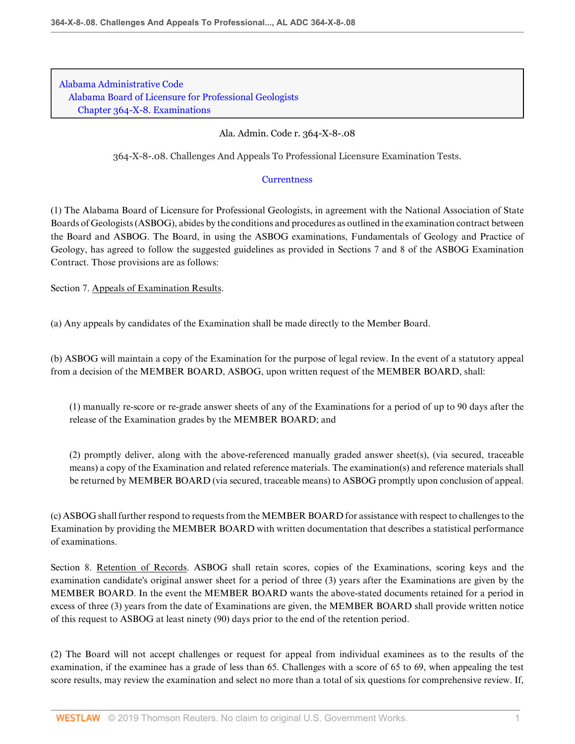Alabama Administrative Code
Alabama Board of Licensure for Professional Geologists
Chapter 364-X-8. Examinations

Ala. Admin. Code r. 364-X-8-.08

364-X-8-.08. Challenges And Appeals To Professional Licensure Examination Tests.

Currentness

(1) The Alabama Board of Licensure for Professional Geologists, in agreement with the National Association of State Boards of Geologists (ASBOG), abides by the conditions and procedures as outlined in the examination contract between the Board and ASBOG. The Board, in using the ASBOG examinations, Fundamentals of Geology and Practice of Geology, has agreed to follow the suggested guidelines as provided in Sections 7 and 8 of the ASBOG Examination Contract. Those provisions are as follows:

Section 7. Appeals of Examination Results.

(a) Any appeals by candidates of the Examination shall be made directly to the Member Board.

(b) ASBOG will maintain a copy of the Examination for the purpose of legal review. In the event of a statutory appeal from a decision of the MEMBER BOARD, ASBOG, upon written request of the MEMBER BOARD, shall:

(1) manually re-score or re-grade answer sheets of any of the Examinations for a period of up to 90 days after the release of the Examination grades by the MEMBER BOARD; and

(2) promptly deliver, along with the above-referenced manually graded answer sheet(s), (via secured, traceable means) a copy of the Examination and related reference materials. The examination(s) and reference materials shall be returned by MEMBER BOARD (via secured, traceable means) to ASBOG promptly upon conclusion of appeal.

(c) ASBOG shall further respond to requests from the MEMBER BOARD for assistance with respect to challenges to the Examination by providing the MEMBER BOARD with written documentation that describes a statistical performance of examinations.

Section 8. Retention of Records. ASBOG shall retain scores, copies of the Examinations, scoring keys and the examination candidate's original answer sheet for a period of three (3) years after the Examinations are given by the MEMBER BOARD. In the event the MEMBER BOARD wants the above-stated documents retained for a period in excess of three (3) years from the date of Examinations are given, the MEMBER BOARD shall provide written notice of this request to ASBOG at least ninety (90) days prior to the end of the retention period.

(2) The Board will not accept challenges or request for appeal from individual examinees as to the results of the examination, if the examinee has a grade of less than 65. Challenges with a score of 65 to 69, when appealing the test score results, may review the examination and select no more than a total of six questions for comprehensive review. If,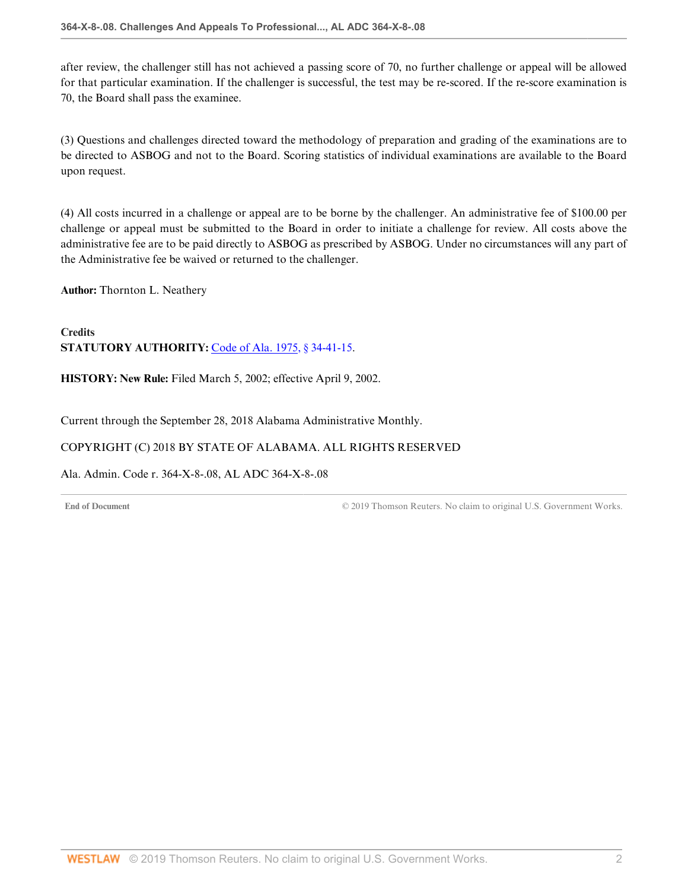after review, the challenger still has not achieved a passing score of 70, no further challenge or appeal will be allowed for that particular examination. If the challenger is successful, the test may be re-scored. If the re-score examination is 70, the Board shall pass the examinee.

(3) Questions and challenges directed toward the methodology of preparation and grading of the examinations are to be directed to ASBOG and not to the Board. Scoring statistics of individual examinations are available to the Board upon request.

(4) All costs incurred in a challenge or appeal are to be borne by the challenger. An administrative fee of $100.00 per challenge or appeal must be submitted to the Board in order to initiate a challenge for review. All costs above the administrative fee are to be paid directly to ASBOG as prescribed by ASBOG. Under no circumstances will any part of the Administrative fee be waived or returned to the challenger.

**Author:** Thornton L. Neathery

**Credits**
**STATUTORY AUTHORITY:** Code of Ala. 1975, § 34-41-15.

**HISTORY: New Rule:** Filed March 5, 2002; effective April 9, 2002.

Current through the September 28, 2018 Alabama Administrative Monthly.

COPYRIGHT (C) 2018 BY STATE OF ALABAMA. ALL RIGHTS RESERVED

Ala. Admin. Code r. 364-X-8-.08, AL ADC 364-X-8-.08

**End of Document** © 2019 Thomson Reuters. No claim to original U.S. Government Works.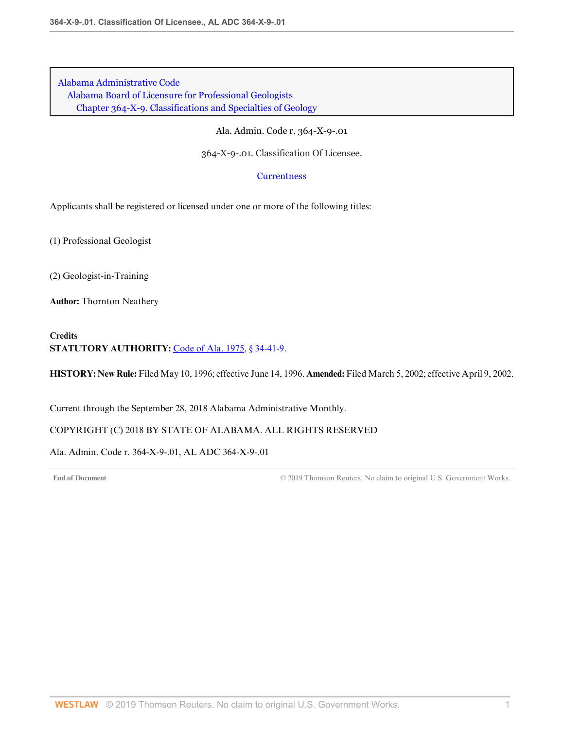Alabama Administrative Code
Alabama Board of Licensure for Professional Geologists
Chapter 364-X-9. Classifications and Specialties of Geology

Ala. Admin. Code r. 364-X-9-.01

364-X-9-.01. Classification Of Licensee.

Currentness

Applicants shall be registered or licensed under one or more of the following titles:

(1) Professional Geologist

(2) Geologist-in-Training

**Author:** Thornton Neathery

**Credits**
**STATUTORY AUTHORITY:** Code of Ala. 1975, § 34-41-9.

**HISTORY: New Rule:** Filed May 10, 1996; effective June 14, 1996. **Amended:** Filed March 5, 2002; effective April 9, 2002.

Current through the September 28, 2018 Alabama Administrative Monthly.

COPYRIGHT (C) 2018 BY STATE OF ALABAMA. ALL RIGHTS RESERVED

Ala. Admin. Code r. 364-X-9-.01, AL ADC 364-X-9-.01

End of Document © 2019 Thomson Reuters. No claim to original U.S. Government Works.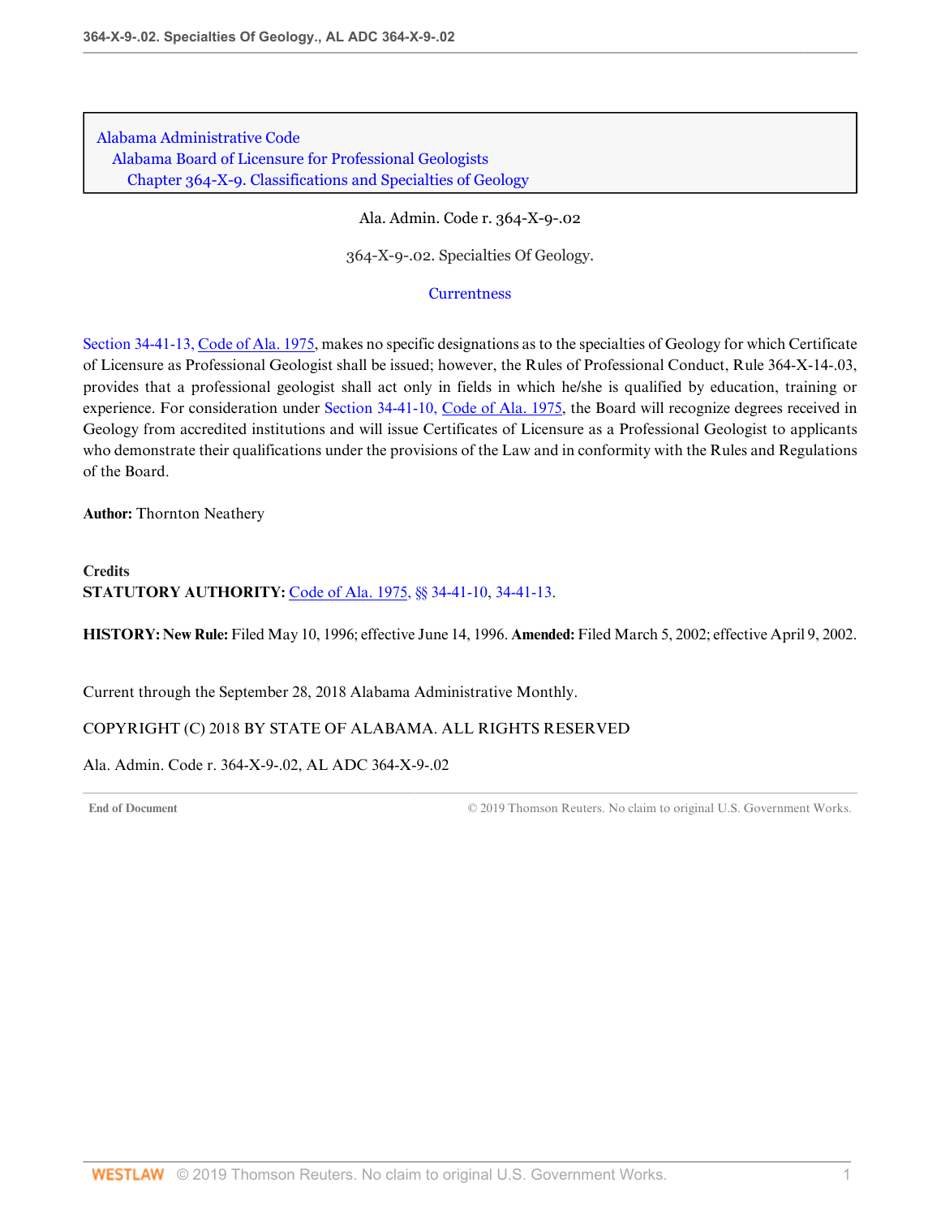Alabama Administrative Code
Alabama Board of Licensure for Professional Geologists
Chapter 364-X-9. Classifications and Specialties of Geology

Ala. Admin. Code r. 364-X-9-.02

# 364-X-9-.02. Specialties Of Geology.

Currentness

Section 34-41-13, Code of Ala. 1975, makes no specific designations as to the specialties of Geology for which Certificate of Licensure as Professional Geologist shall be issued; however, the Rules of Professional Conduct, Rule 364-X-14-.03, provides that a professional geologist shall act only in fields in which he/she is qualified by education, training or experience. For consideration under Section 34-41-10, Code of Ala. 1975, the Board will recognize degrees received in Geology from accredited institutions and will issue Certificates of Licensure as a Professional Geologist to applicants who demonstrate their qualifications under the provisions of the Law and in conformity with the Rules and Regulations of the Board.

**Author:** Thornton Neathery

**Credits**
**STATUTORY AUTHORITY:** Code of Ala. 1975, §§ 34-41-10, 34-41-13.

**HISTORY: New Rule:** Filed May 10, 1996; effective June 14, 1996. **Amended:** Filed March 5, 2002; effective April 9, 2002.

Current through the September 28, 2018 Alabama Administrative Monthly.

COPYRIGHT (C) 2018 BY STATE OF ALABAMA. ALL RIGHTS RESERVED

Ala. Admin. Code r. 364-X-9-.02, AL ADC 364-X-9-.02

End of Document © 2019 Thomson Reuters. No claim to original U.S. Government Works.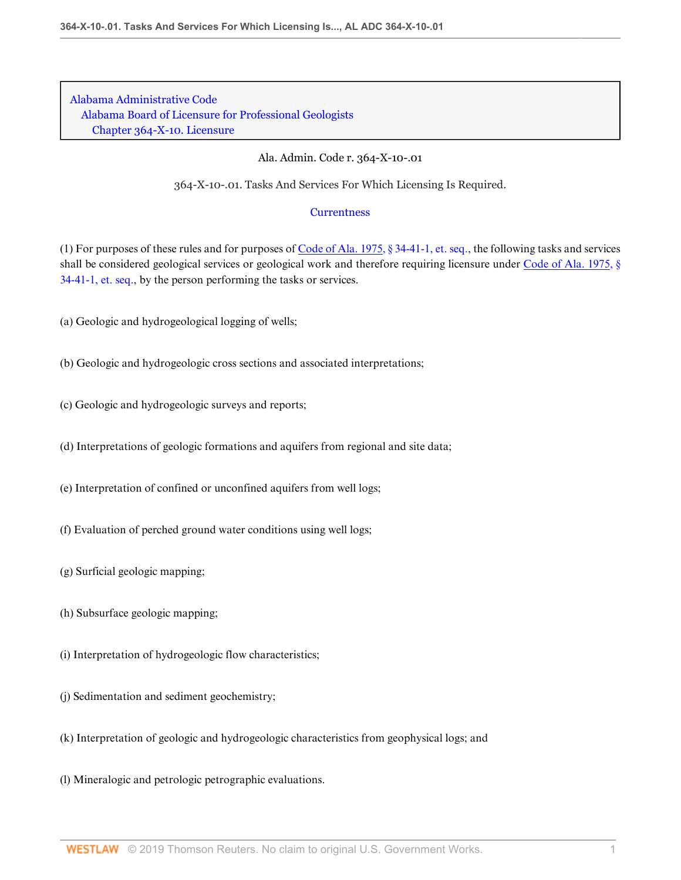Alabama Administrative Code
Alabama Board of Licensure for Professional Geologists
Chapter 364-X-10. Licensure

Ala. Admin. Code r. 364-X-10-.01

364-X-10-.01. Tasks And Services For Which Licensing Is Required.

Currentness

(1) For purposes of these rules and for purposes of Code of Ala. 1975, § 34-41-1, et. seq., the following tasks and services shall be considered geological services or geological work and therefore requiring licensure under Code of Ala. 1975, § 34-41-1, et. seq., by the person performing the tasks or services.

(a) Geologic and hydrogeological logging of wells;

(b) Geologic and hydrogeologic cross sections and associated interpretations;

(c) Geologic and hydrogeologic surveys and reports;

(d) Interpretations of geologic formations and aquifers from regional and site data;

(e) Interpretation of confined or unconfined aquifers from well logs;

(f) Evaluation of perched ground water conditions using well logs;

(g) Surficial geologic mapping;

(h) Subsurface geologic mapping;

(i) Interpretation of hydrogeologic flow characteristics;

(j) Sedimentation and sediment geochemistry;

(k) Interpretation of geologic and hydrogeologic characteristics from geophysical logs; and

(l) Mineralogic and petrologic petrographic evaluations.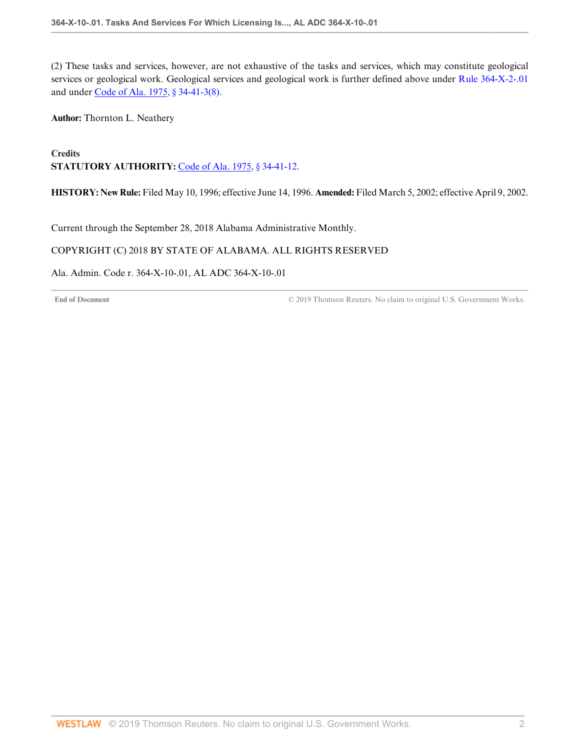(2) These tasks and services, however, are not exhaustive of the tasks and services, which may constitute geological services or geological work. Geological services and geological work is further defined above under Rule 364-X-2-.01 and under Code of Ala. 1975, § 34-41-3(8).

**Author:** Thornton L. Neathery

**Credits**
**STATUTORY AUTHORITY:** Code of Ala. 1975, § 34-41-12.

**HISTORY: New Rule:** Filed May 10, 1996; effective June 14, 1996. **Amended:** Filed March 5, 2002; effective April 9, 2002.

Current through the September 28, 2018 Alabama Administrative Monthly.

COPYRIGHT (C) 2018 BY STATE OF ALABAMA. ALL RIGHTS RESERVED

Ala. Admin. Code r. 364-X-10-.01, AL ADC 364-X-10-.01

**End of Document** © 2019 Thomson Reuters. No claim to original U.S. Government Works.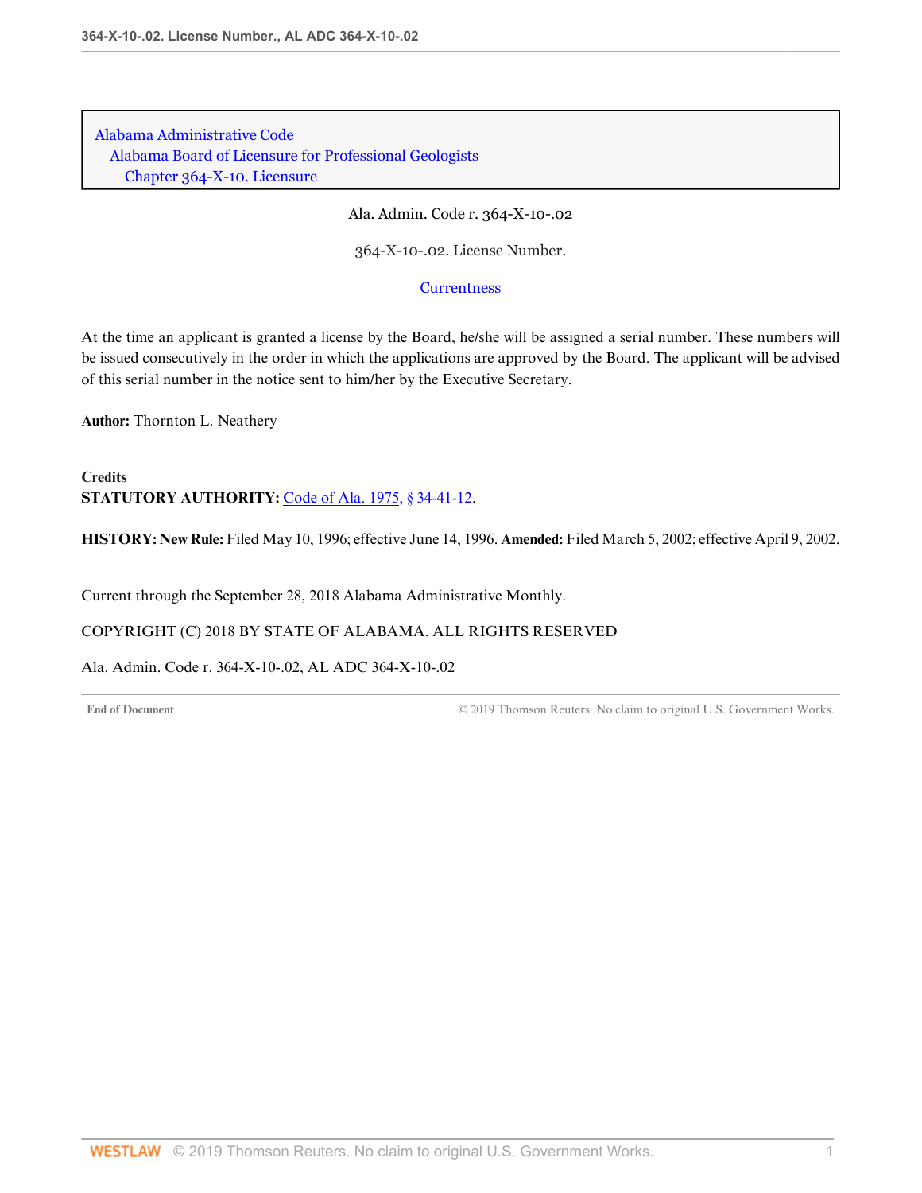Alabama Administrative Code
Alabama Board of Licensure for Professional Geologists
Chapter 364-X-10. Licensure

Ala. Admin. Code r. 364-X-10-.02

364-X-10-.02. License Number.

Currentness

At the time an applicant is granted a license by the Board, he/she will be assigned a serial number. These numbers will be issued consecutively in the order in which the applications are approved by the Board. The applicant will be advised of this serial number in the notice sent to him/her by the Executive Secretary.

**Author:** Thornton L. Neathery

**Credits**
**STATUTORY AUTHORITY:** Code of Ala. 1975, § 34-41-12.

**HISTORY: New Rule:** Filed May 10, 1996; effective June 14, 1996. **Amended:** Filed March 5, 2002; effective April 9, 2002.

Current through the September 28, 2018 Alabama Administrative Monthly.

COPYRIGHT (C) 2018 BY STATE OF ALABAMA. ALL RIGHTS RESERVED

Ala. Admin. Code r. 364-X-10-.02, AL ADC 364-X-10-.02

End of Document © 2019 Thomson Reuters. No claim to original U.S. Government Works.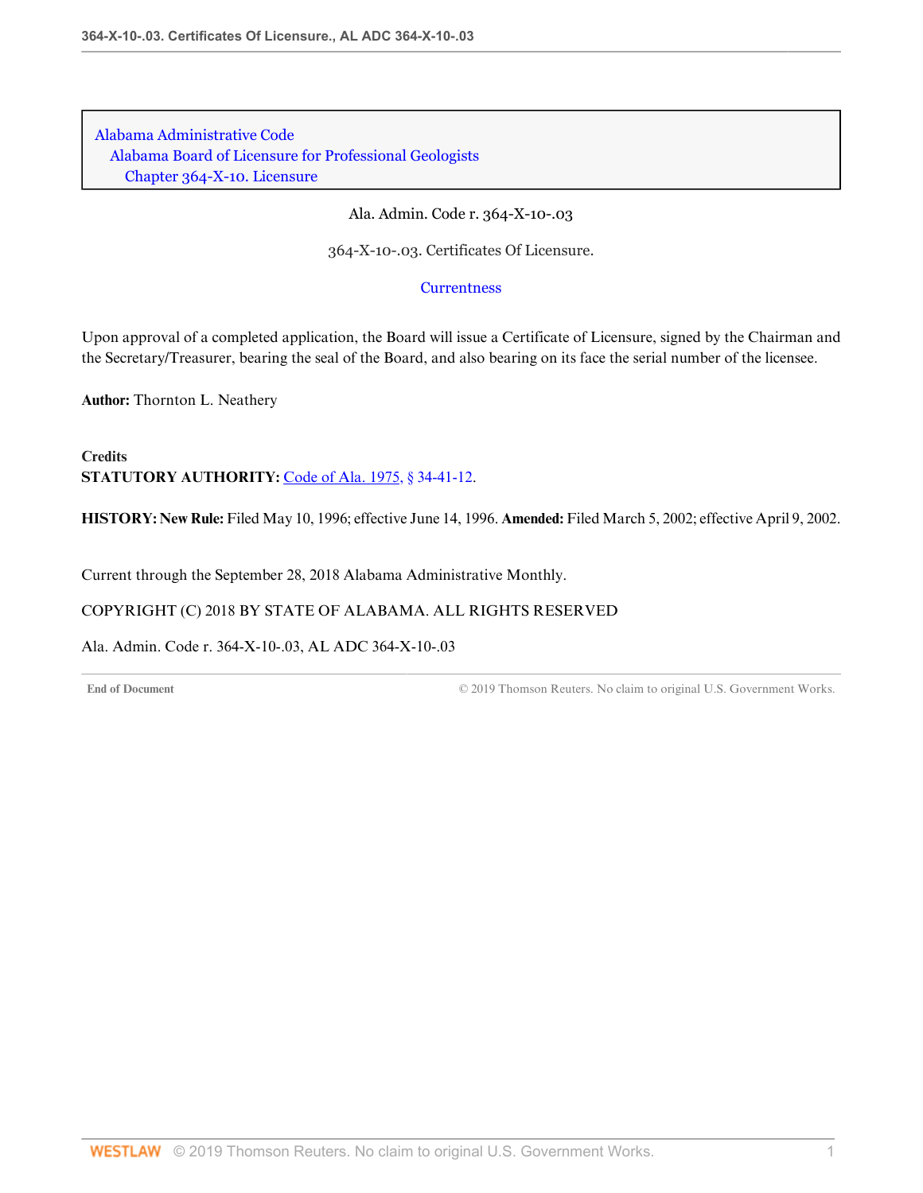Alabama Administrative Code
Alabama Board of Licensure for Professional Geologists
Chapter 364-X-10. Licensure

Ala. Admin. Code r. 364-X-10-.03

364-X-10-.03. Certificates Of Licensure.

Currentness

Upon approval of a completed application, the Board will issue a Certificate of Licensure, signed by the Chairman and the Secretary/Treasurer, bearing the seal of the Board, and also bearing on its face the serial number of the licensee.

**Author:** Thornton L. Neathery

**Credits**

**STATUTORY AUTHORITY:** Code of Ala. 1975, § 34-41-12.

**HISTORY: New Rule:** Filed May 10, 1996; effective June 14, 1996. **Amended:** Filed March 5, 2002; effective April 9, 2002.

Current through the September 28, 2018 Alabama Administrative Monthly.

COPYRIGHT (C) 2018 BY STATE OF ALABAMA. ALL RIGHTS RESERVED

Ala. Admin. Code r. 364-X-10-.03, AL ADC 364-X-10-.03

End of Document © 2019 Thomson Reuters. No claim to original U.S. Government Works.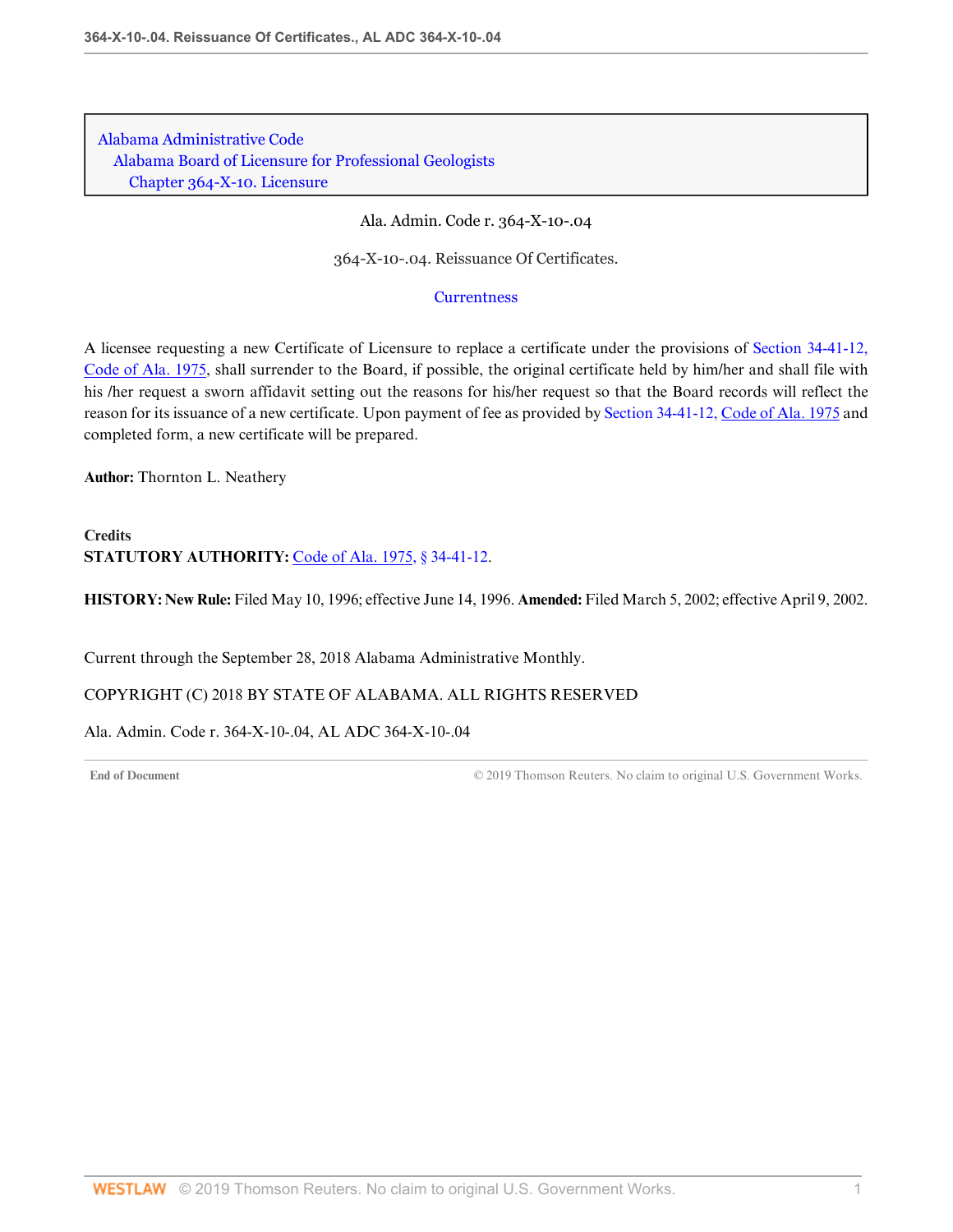Alabama Administrative Code
Alabama Board of Licensure for Professional Geologists
Chapter 364-X-10. Licensure

Ala. Admin. Code r. 364-X-10-.04

364-X-10-.04. Reissuance Of Certificates.

Currentness

A licensee requesting a new Certificate of Licensure to replace a certificate under the provisions of Section 34-41-12, Code of Ala. 1975, shall surrender to the Board, if possible, the original certificate held by him/her and shall file with his /her request a sworn affidavit setting out the reasons for his/her request so that the Board records will reflect the reason for its issuance of a new certificate. Upon payment of fee as provided by Section 34-41-12, Code of Ala. 1975 and completed form, a new certificate will be prepared.

**Author:** Thornton L. Neathery

**Credits**
**STATUTORY AUTHORITY:** Code of Ala. 1975, § 34-41-12.

**HISTORY: New Rule:** Filed May 10, 1996; effective June 14, 1996. **Amended:** Filed March 5, 2002; effective April 9, 2002.

Current through the September 28, 2018 Alabama Administrative Monthly.

COPYRIGHT (C) 2018 BY STATE OF ALABAMA. ALL RIGHTS RESERVED

Ala. Admin. Code r. 364-X-10-.04, AL ADC 364-X-10-.04

End of Document © 2019 Thomson Reuters. No claim to original U.S. Government Works.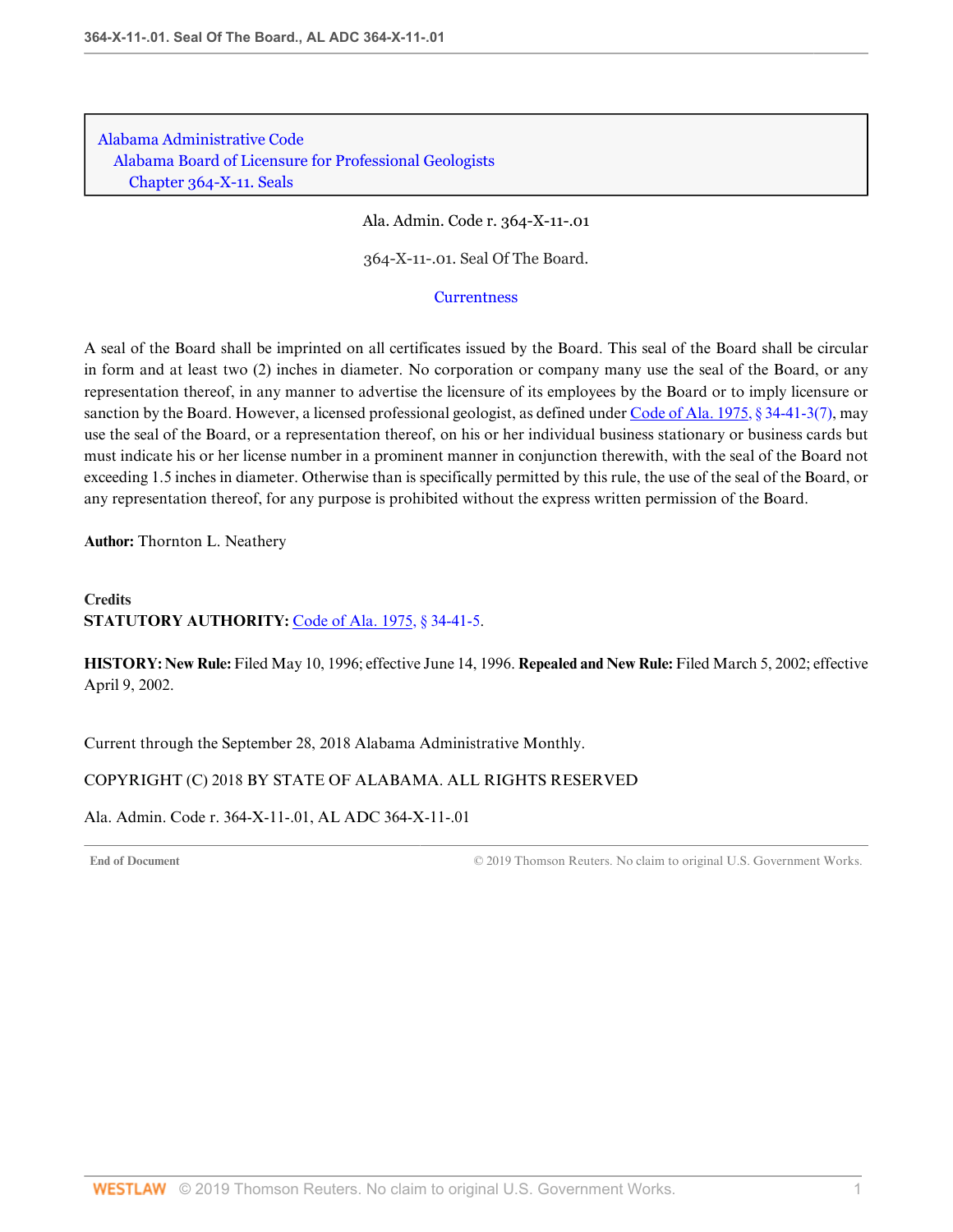Alabama Administrative Code
Alabama Board of Licensure for Professional Geologists
Chapter 364-X-11. Seals

Ala. Admin. Code r. 364-X-11-.01

364-X-11-.01. Seal Of The Board.

Currentness

A seal of the Board shall be imprinted on all certificates issued by the Board. This seal of the Board shall be circular in form and at least two (2) inches in diameter. No corporation or company many use the seal of the Board, or any representation thereof, in any manner to advertise the licensure of its employees by the Board or to imply licensure or sanction by the Board. However, a licensed professional geologist, as defined under Code of Ala. 1975, § 34-41-3(7), may use the seal of the Board, or a representation thereof, on his or her individual business stationary or business cards but must indicate his or her license number in a prominent manner in conjunction therewith, with the seal of the Board not exceeding 1.5 inches in diameter. Otherwise than is specifically permitted by this rule, the use of the seal of the Board, or any representation thereof, for any purpose is prohibited without the express written permission of the Board.

**Author:** Thornton L. Neathery

**Credits**
**STATUTORY AUTHORITY:** Code of Ala. 1975, § 34-41-5.

**HISTORY: New Rule:** Filed May 10, 1996; effective June 14, 1996. **Repealed and New Rule:** Filed March 5, 2002; effective April 9, 2002.

Current through the September 28, 2018 Alabama Administrative Monthly.

COPYRIGHT (C) 2018 BY STATE OF ALABAMA. ALL RIGHTS RESERVED

Ala. Admin. Code r. 364-X-11-.01, AL ADC 364-X-11-.01

End of Document © 2019 Thomson Reuters. No claim to original U.S. Government Works.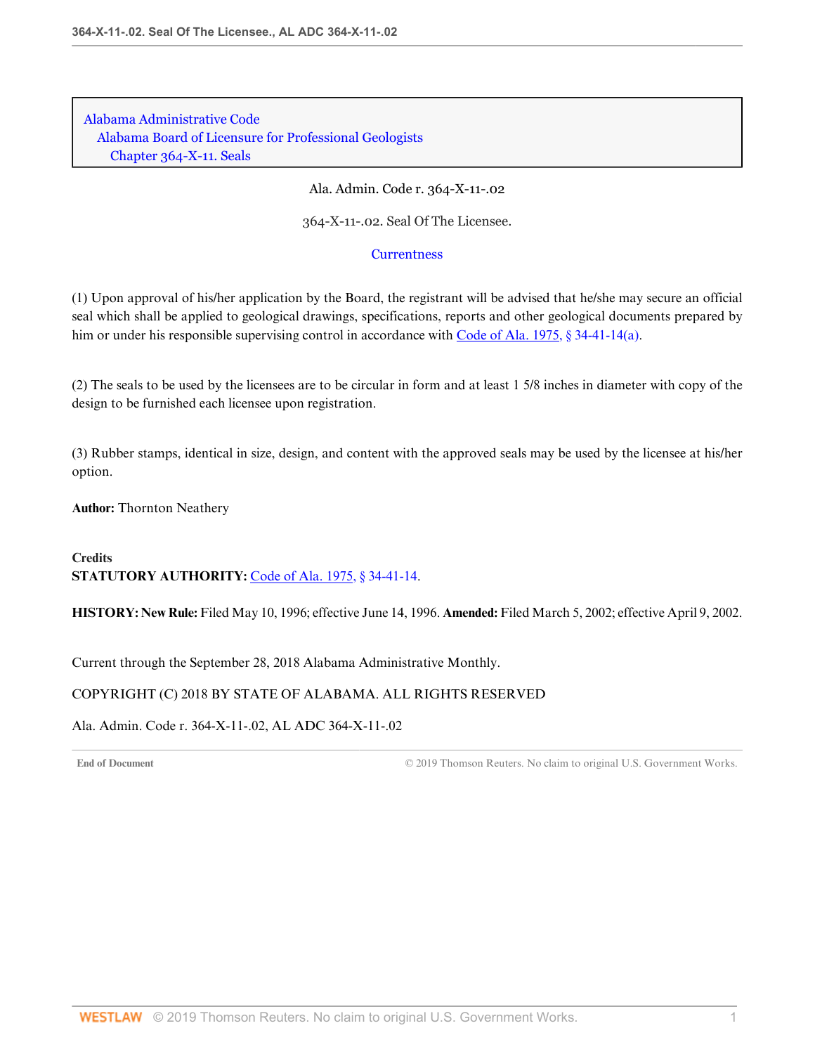Alabama Administrative Code
Alabama Board of Licensure for Professional Geologists
Chapter 364-X-11. Seals

Ala. Admin. Code r. 364-X-11-.02

364-X-11-.02. Seal Of The Licensee.

Currentness

(1) Upon approval of his/her application by the Board, the registrant will be advised that he/she may secure an official seal which shall be applied to geological drawings, specifications, reports and other geological documents prepared by him or under his responsible supervising control in accordance with Code of Ala. 1975, § 34-41-14(a).

(2) The seals to be used by the licensees are to be circular in form and at least 1 5/8 inches in diameter with copy of the design to be furnished each licensee upon registration.

(3) Rubber stamps, identical in size, design, and content with the approved seals may be used by the licensee at his/her option.

**Author:** Thornton Neathery

**Credits**
**STATUTORY AUTHORITY:** Code of Ala. 1975, § 34-41-14.

**HISTORY: New Rule:** Filed May 10, 1996; effective June 14, 1996. **Amended:** Filed March 5, 2002; effective April 9, 2002.

Current through the September 28, 2018 Alabama Administrative Monthly.

COPYRIGHT (C) 2018 BY STATE OF ALABAMA. ALL RIGHTS RESERVED

Ala. Admin. Code r. 364-X-11-.02, AL ADC 364-X-11-.02

End of Document © 2019 Thomson Reuters. No claim to original U.S. Government Works.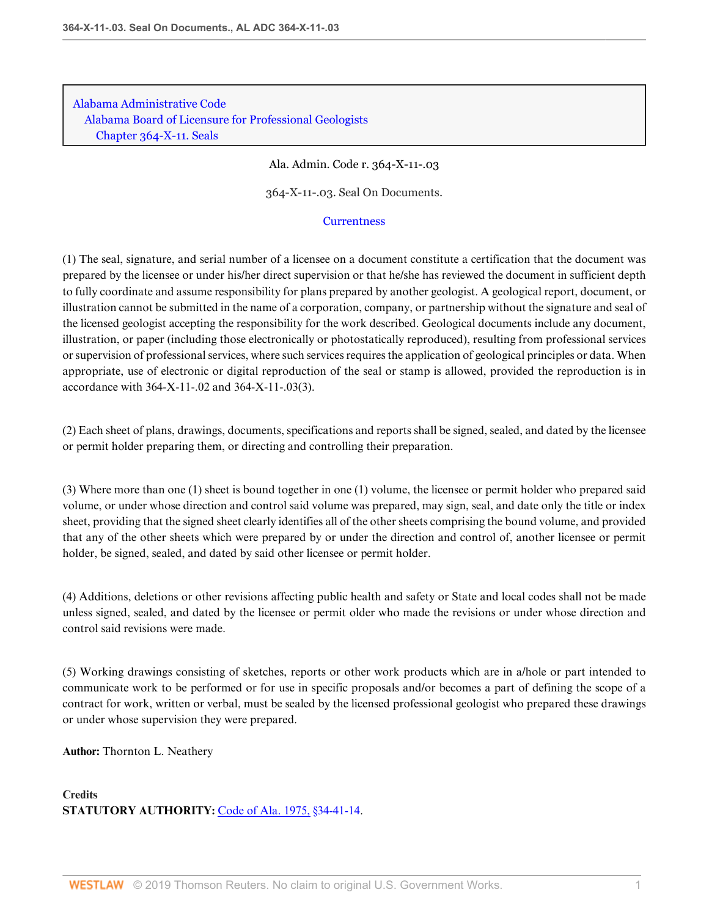Alabama Administrative Code
Alabama Board of Licensure for Professional Geologists
Chapter 364-X-11. Seals

Ala. Admin. Code r. 364-X-11-.03

364-X-11-.03. Seal On Documents.

Currentness

(1) The seal, signature, and serial number of a licensee on a document constitute a certification that the document was prepared by the licensee or under his/her direct supervision or that he/she has reviewed the document in sufficient depth to fully coordinate and assume responsibility for plans prepared by another geologist. A geological report, document, or illustration cannot be submitted in the name of a corporation, company, or partnership without the signature and seal of the licensed geologist accepting the responsibility for the work described. Geological documents include any document, illustration, or paper (including those electronically or photostatically reproduced), resulting from professional services or supervision of professional services, where such services requires the application of geological principles or data. When appropriate, use of electronic or digital reproduction of the seal or stamp is allowed, provided the reproduction is in accordance with 364-X-11-.02 and 364-X-11-.03(3).

(2) Each sheet of plans, drawings, documents, specifications and reports shall be signed, sealed, and dated by the licensee or permit holder preparing them, or directing and controlling their preparation.

(3) Where more than one (1) sheet is bound together in one (1) volume, the licensee or permit holder who prepared said volume, or under whose direction and control said volume was prepared, may sign, seal, and date only the title or index sheet, providing that the signed sheet clearly identifies all of the other sheets comprising the bound volume, and provided that any of the other sheets which were prepared by or under the direction and control of, another licensee or permit holder, be signed, sealed, and dated by said other licensee or permit holder.

(4) Additions, deletions or other revisions affecting public health and safety or State and local codes shall not be made unless signed, sealed, and dated by the licensee or permit older who made the revisions or under whose direction and control said revisions were made.

(5) Working drawings consisting of sketches, reports or other work products which are in a/hole or part intended to communicate work to be performed or for use in specific proposals and/or becomes a part of defining the scope of a contract for work, written or verbal, must be sealed by the licensed professional geologist who prepared these drawings or under whose supervision they were prepared.

**Author:** Thornton L. Neathery

**Credits**
**STATUTORY AUTHORITY:** Code of Ala. 1975, §34-41-14.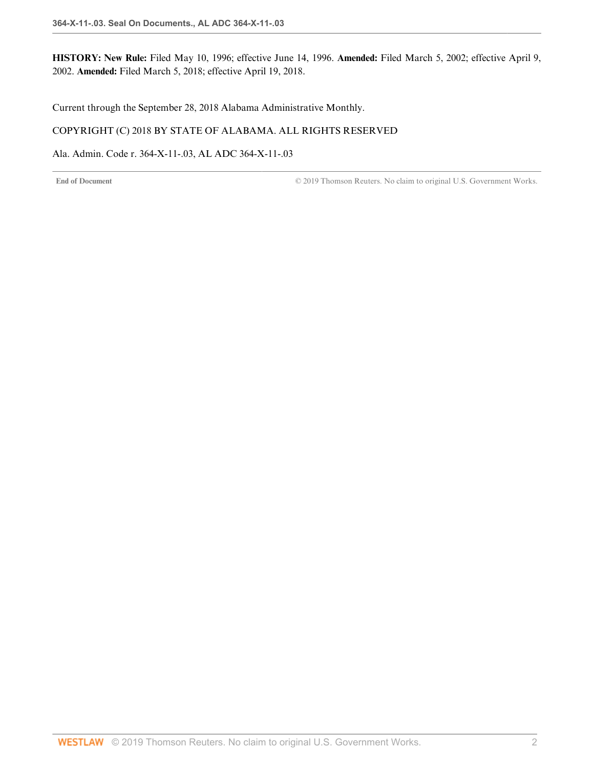**HISTORY: New Rule:** Filed May 10, 1996; effective June 14, 1996. **Amended:** Filed March 5, 2002; effective April 9, 2002. **Amended:** Filed March 5, 2018; effective April 19, 2018.

Current through the September 28, 2018 Alabama Administrative Monthly.

COPYRIGHT (C) 2018 BY STATE OF ALABAMA. ALL RIGHTS RESERVED

Ala. Admin. Code r. 364-X-11-.03, AL ADC 364-X-11-.03

**End of Document** © 2019 Thomson Reuters. No claim to original U.S. Government Works.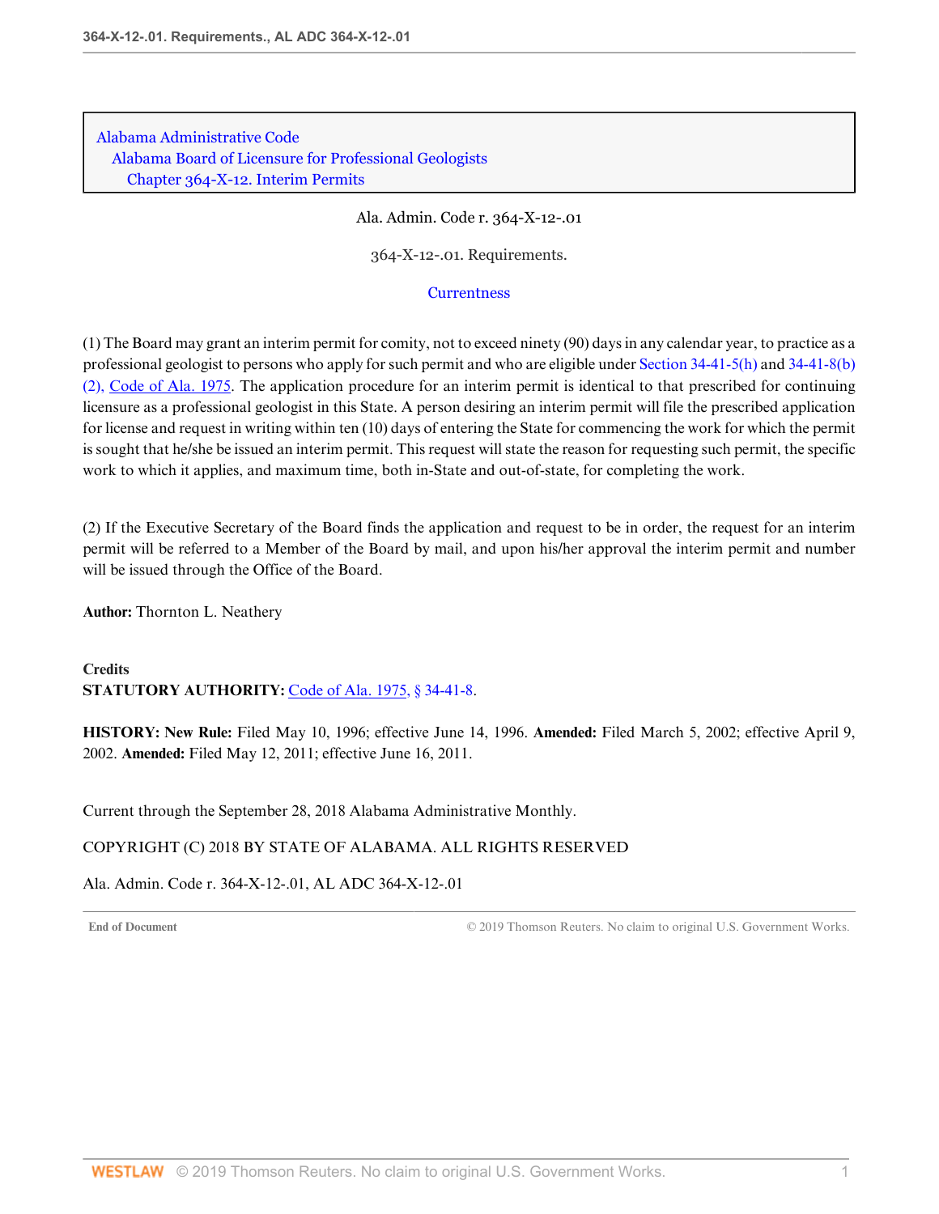Alabama Administrative Code
Alabama Board of Licensure for Professional Geologists
Chapter 364-X-12. Interim Permits

Ala. Admin. Code r. 364-X-12-.01

364-X-12-.01. Requirements.

Currentness

(1) The Board may grant an interim permit for comity, not to exceed ninety (90) days in any calendar year, to practice as a professional geologist to persons who apply for such permit and who are eligible under Section 34-41-5(h) and 34-41-8(b)(2), Code of Ala. 1975. The application procedure for an interim permit is identical to that prescribed for continuing licensure as a professional geologist in this State. A person desiring an interim permit will file the prescribed application for license and request in writing within ten (10) days of entering the State for commencing the work for which the permit is sought that he/she be issued an interim permit. This request will state the reason for requesting such permit, the specific work to which it applies, and maximum time, both in-State and out-of-state, for completing the work.

(2) If the Executive Secretary of the Board finds the application and request to be in order, the request for an interim permit will be referred to a Member of the Board by mail, and upon his/her approval the interim permit and number will be issued through the Office of the Board.

**Author:** Thornton L. Neathery

**Credits**
**STATUTORY AUTHORITY:** Code of Ala. 1975, § 34-41-8.

**HISTORY: New Rule:** Filed May 10, 1996; effective June 14, 1996. **Amended:** Filed March 5, 2002; effective April 9, 2002. **Amended:** Filed May 12, 2011; effective June 16, 2011.

Current through the September 28, 2018 Alabama Administrative Monthly.

COPYRIGHT (C) 2018 BY STATE OF ALABAMA. ALL RIGHTS RESERVED

Ala. Admin. Code r. 364-X-12-.01, AL ADC 364-X-12-.01

End of Document © 2019 Thomson Reuters. No claim to original U.S. Government Works.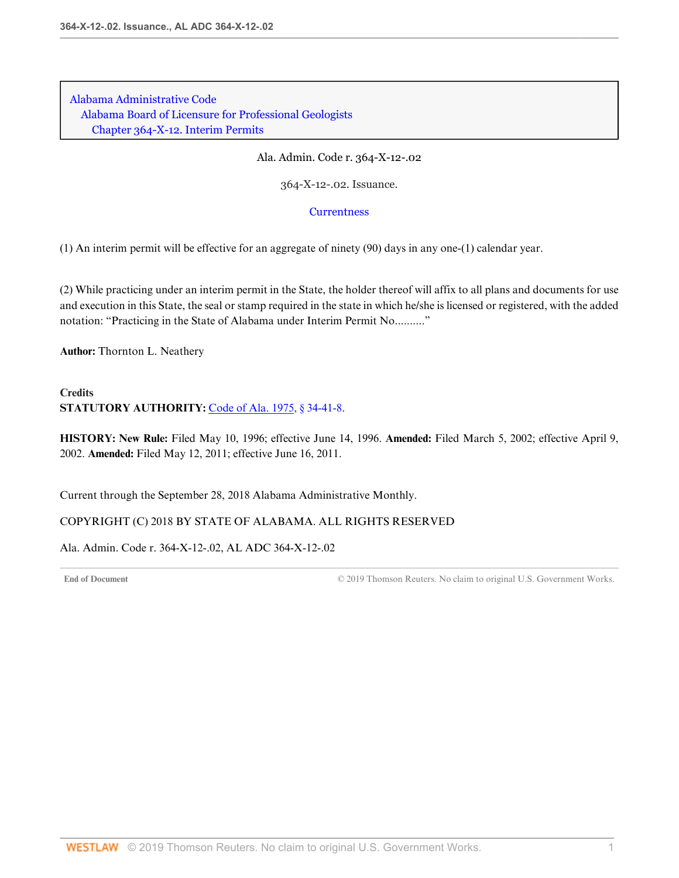Alabama Administrative Code
Alabama Board of Licensure for Professional Geologists
Chapter 364-X-12. Interim Permits

Ala. Admin. Code r. 364-X-12-.02

364-X-12-.02. Issuance.

Currentness

(1) An interim permit will be effective for an aggregate of ninety (90) days in any one-(1) calendar year.

(2) While practicing under an interim permit in the State, the holder thereof will affix to all plans and documents for use and execution in this State, the seal or stamp required in the state in which he/she is licensed or registered, with the added notation: "Practicing in the State of Alabama under Interim Permit No.........."

**Author:** Thornton L. Neathery

**Credits**
**STATUTORY AUTHORITY:** Code of Ala. 1975, § 34-41-8.

**HISTORY: New Rule:** Filed May 10, 1996; effective June 14, 1996. **Amended:** Filed March 5, 2002; effective April 9, 2002. **Amended:** Filed May 12, 2011; effective June 16, 2011.

Current through the September 28, 2018 Alabama Administrative Monthly.

COPYRIGHT (C) 2018 BY STATE OF ALABAMA. ALL RIGHTS RESERVED

Ala. Admin. Code r. 364-X-12-.02, AL ADC 364-X-12-.02

End of Document © 2019 Thomson Reuters. No claim to original U.S. Government Works.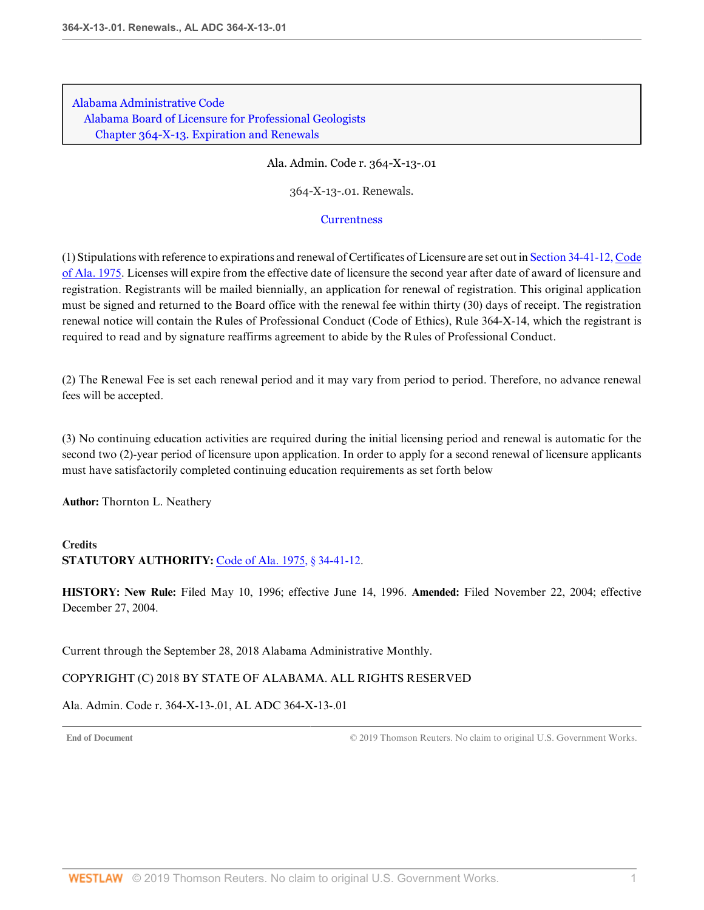Alabama Administrative Code
Alabama Board of Licensure for Professional Geologists
Chapter 364-X-13. Expiration and Renewals

Ala. Admin. Code r. 364-X-13-.01

364-X-13-.01. Renewals.

Currentness

(1) Stipulations with reference to expirations and renewal of Certificates of Licensure are set out in Section 34-41-12, Code of Ala. 1975. Licenses will expire from the effective date of licensure the second year after date of award of licensure and registration. Registrants will be mailed biennially, an application for renewal of registration. This original application must be signed and returned to the Board office with the renewal fee within thirty (30) days of receipt. The registration renewal notice will contain the Rules of Professional Conduct (Code of Ethics), Rule 364-X-14, which the registrant is required to read and by signature reaffirms agreement to abide by the Rules of Professional Conduct.

(2) The Renewal Fee is set each renewal period and it may vary from period to period. Therefore, no advance renewal fees will be accepted.

(3) No continuing education activities are required during the initial licensing period and renewal is automatic for the second two (2)-year period of licensure upon application. In order to apply for a second renewal of licensure applicants must have satisfactorily completed continuing education requirements as set forth below

**Author:** Thornton L. Neathery

**Credits**
**STATUTORY AUTHORITY:** Code of Ala. 1975, § 34-41-12.

**HISTORY: New Rule:** Filed May 10, 1996; effective June 14, 1996. **Amended:** Filed November 22, 2004; effective December 27, 2004.

Current through the September 28, 2018 Alabama Administrative Monthly.

COPYRIGHT (C) 2018 BY STATE OF ALABAMA. ALL RIGHTS RESERVED

Ala. Admin. Code r. 364-X-13-.01, AL ADC 364-X-13-.01

End of Document © 2019 Thomson Reuters. No claim to original U.S. Government Works.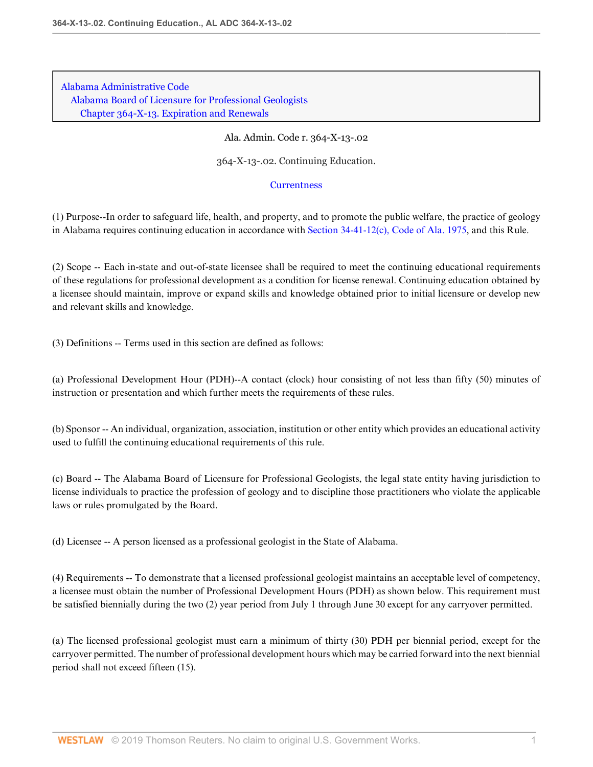Alabama Administrative Code
Alabama Board of Licensure for Professional Geologists
Chapter 364-X-13. Expiration and Renewals

Ala. Admin. Code r. 364-X-13-.02

364-X-13-.02. Continuing Education.

Currentness

(1) Purpose--In order to safeguard life, health, and property, and to promote the public welfare, the practice of geology in Alabama requires continuing education in accordance with Section 34-41-12(c), Code of Ala. 1975, and this Rule.

(2) Scope -- Each in-state and out-of-state licensee shall be required to meet the continuing educational requirements of these regulations for professional development as a condition for license renewal. Continuing education obtained by a licensee should maintain, improve or expand skills and knowledge obtained prior to initial licensure or develop new and relevant skills and knowledge.

(3) Definitions -- Terms used in this section are defined as follows:

(a) Professional Development Hour (PDH)--A contact (clock) hour consisting of not less than fifty (50) minutes of instruction or presentation and which further meets the requirements of these rules.

(b) Sponsor -- An individual, organization, association, institution or other entity which provides an educational activity used to fulfill the continuing educational requirements of this rule.

(c) Board -- The Alabama Board of Licensure for Professional Geologists, the legal state entity having jurisdiction to license individuals to practice the profession of geology and to discipline those practitioners who violate the applicable laws or rules promulgated by the Board.

(d) Licensee -- A person licensed as a professional geologist in the State of Alabama.

(4) Requirements -- To demonstrate that a licensed professional geologist maintains an acceptable level of competency, a licensee must obtain the number of Professional Development Hours (PDH) as shown below. This requirement must be satisfied biennially during the two (2) year period from July 1 through June 30 except for any carryover permitted.

(a) The licensed professional geologist must earn a minimum of thirty (30) PDH per biennial period, except for the carryover permitted. The number of professional development hours which may be carried forward into the next biennial period shall not exceed fifteen (15).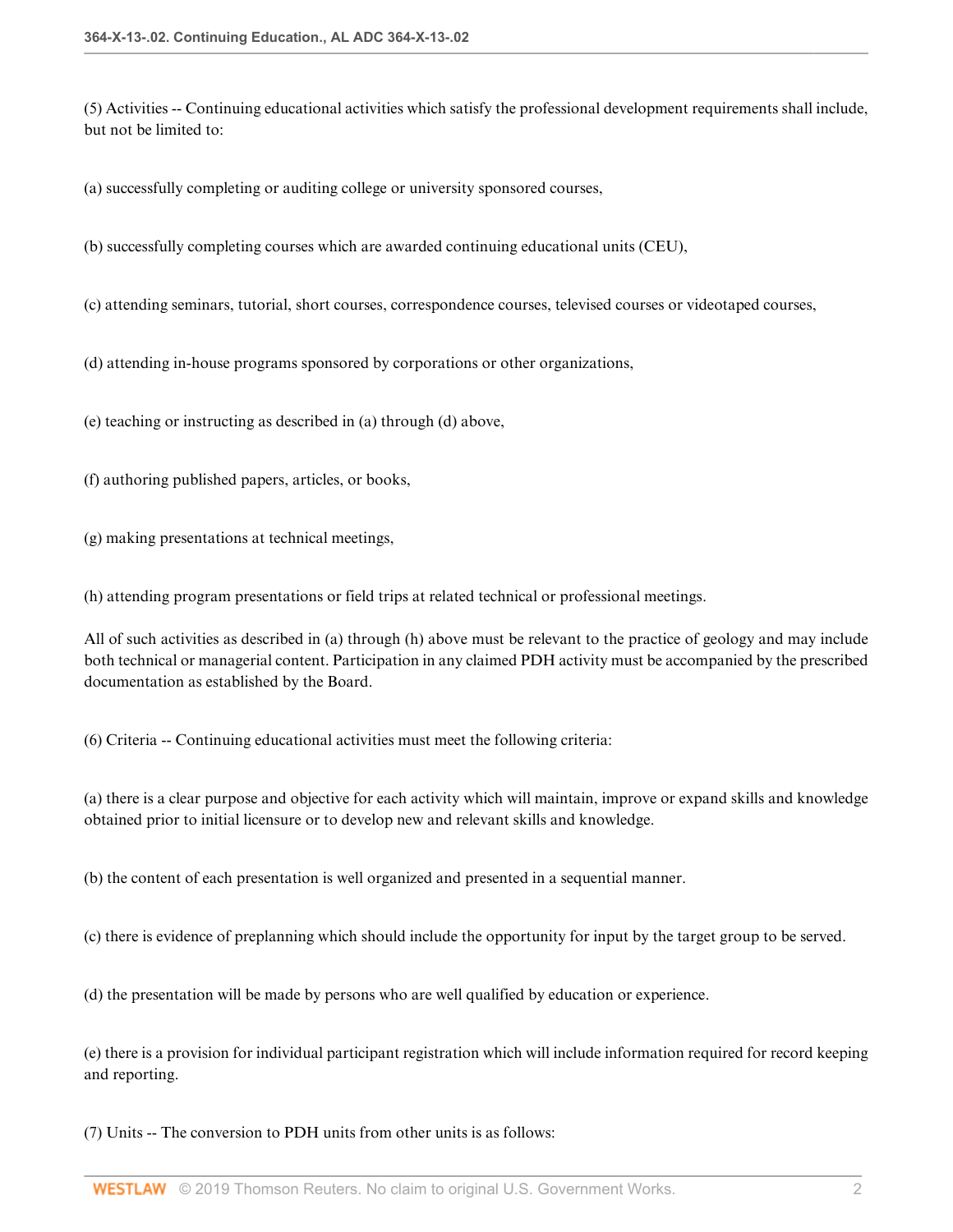(5) Activities -- Continuing educational activities which satisfy the professional development requirements shall include, but not be limited to:

(a) successfully completing or auditing college or university sponsored courses,

(b) successfully completing courses which are awarded continuing educational units (CEU),

(c) attending seminars, tutorial, short courses, correspondence courses, televised courses or videotaped courses,

(d) attending in-house programs sponsored by corporations or other organizations,

(e) teaching or instructing as described in (a) through (d) above,

(f) authoring published papers, articles, or books,

(g) making presentations at technical meetings,

(h) attending program presentations or field trips at related technical or professional meetings.

All of such activities as described in (a) through (h) above must be relevant to the practice of geology and may include both technical or managerial content. Participation in any claimed PDH activity must be accompanied by the prescribed documentation as established by the Board.

(6) Criteria -- Continuing educational activities must meet the following criteria:

(a) there is a clear purpose and objective for each activity which will maintain, improve or expand skills and knowledge obtained prior to initial licensure or to develop new and relevant skills and knowledge.

(b) the content of each presentation is well organized and presented in a sequential manner.

(c) there is evidence of preplanning which should include the opportunity for input by the target group to be served.

(d) the presentation will be made by persons who are well qualified by education or experience.

(e) there is a provision for individual participant registration which will include information required for record keeping and reporting.

(7) Units -- The conversion to PDH units from other units is as follows: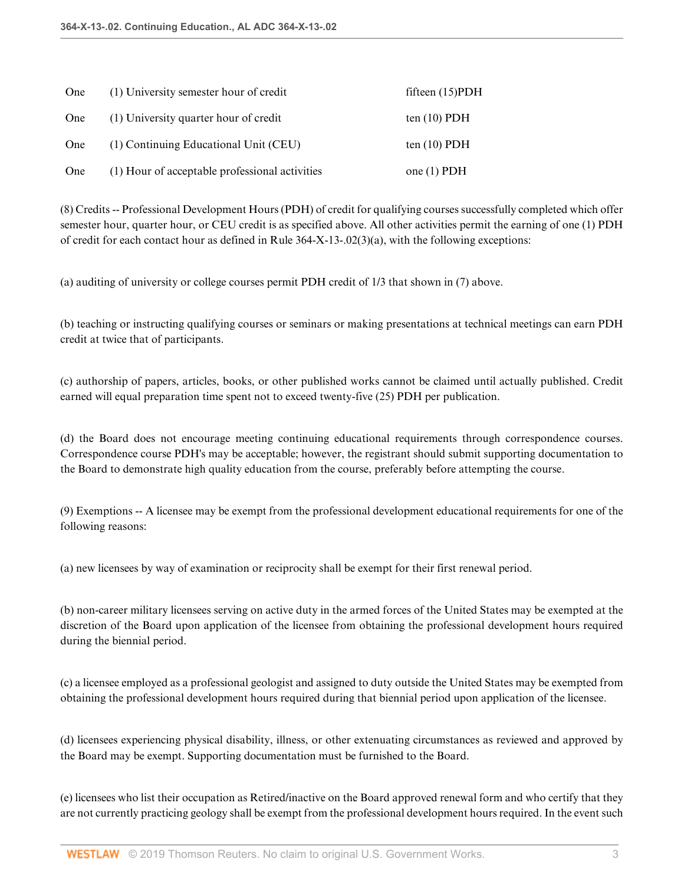| | | |
|---|---|---|
| One | (1) University semester hour of credit | fifteen (15)PDH |
| One | (1) University quarter hour of credit | ten (10) PDH |
| One | (1) Continuing Educational Unit (CEU) | ten (10) PDH |
| One | (1) Hour of acceptable professional activities | one (1) PDH |

(8) Credits -- Professional Development Hours (PDH) of credit for qualifying courses successfully completed which offer semester hour, quarter hour, or CEU credit is as specified above. All other activities permit the earning of one (1) PDH of credit for each contact hour as defined in Rule 364-X-13-.02(3)(a), with the following exceptions:

(a) auditing of university or college courses permit PDH credit of 1/3 that shown in (7) above.

(b) teaching or instructing qualifying courses or seminars or making presentations at technical meetings can earn PDH credit at twice that of participants.

(c) authorship of papers, articles, books, or other published works cannot be claimed until actually published. Credit earned will equal preparation time spent not to exceed twenty-five (25) PDH per publication.

(d) the Board does not encourage meeting continuing educational requirements through correspondence courses. Correspondence course PDH's may be acceptable; however, the registrant should submit supporting documentation to the Board to demonstrate high quality education from the course, preferably before attempting the course.

(9) Exemptions -- A licensee may be exempt from the professional development educational requirements for one of the following reasons:

(a) new licensees by way of examination or reciprocity shall be exempt for their first renewal period.

(b) non-career military licensees serving on active duty in the armed forces of the United States may be exempted at the discretion of the Board upon application of the licensee from obtaining the professional development hours required during the biennial period.

(c) a licensee employed as a professional geologist and assigned to duty outside the United States may be exempted from obtaining the professional development hours required during that biennial period upon application of the licensee.

(d) licensees experiencing physical disability, illness, or other extenuating circumstances as reviewed and approved by the Board may be exempt. Supporting documentation must be furnished to the Board.

(e) licensees who list their occupation as Retired/inactive on the Board approved renewal form and who certify that they are not currently practicing geology shall be exempt from the professional development hours required. In the event such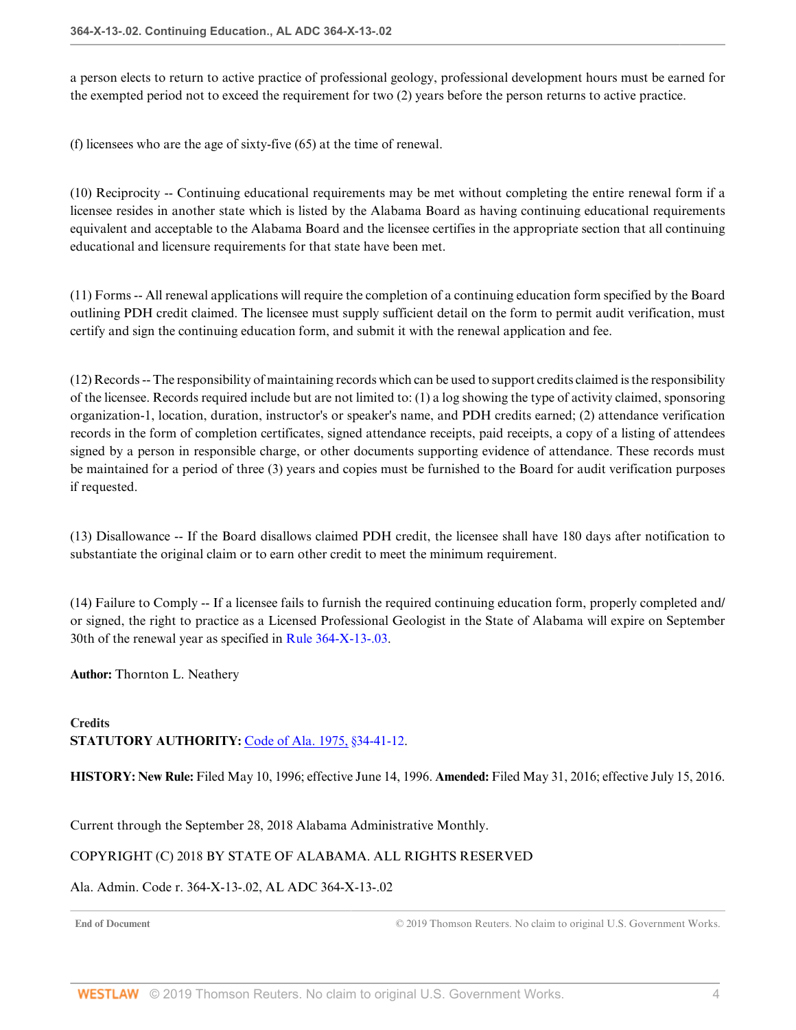a person elects to return to active practice of professional geology, professional development hours must be earned for the exempted period not to exceed the requirement for two (2) years before the person returns to active practice.

(f) licensees who are the age of sixty-five (65) at the time of renewal.

(10) Reciprocity -- Continuing educational requirements may be met without completing the entire renewal form if a licensee resides in another state which is listed by the Alabama Board as having continuing educational requirements equivalent and acceptable to the Alabama Board and the licensee certifies in the appropriate section that all continuing educational and licensure requirements for that state have been met.

(11) Forms -- All renewal applications will require the completion of a continuing education form specified by the Board outlining PDH credit claimed. The licensee must supply sufficient detail on the form to permit audit verification, must certify and sign the continuing education form, and submit it with the renewal application and fee.

(12) Records -- The responsibility of maintaining records which can be used to support credits claimed is the responsibility of the licensee. Records required include but are not limited to: (1) a log showing the type of activity claimed, sponsoring organization-1, location, duration, instructor's or speaker's name, and PDH credits earned; (2) attendance verification records in the form of completion certificates, signed attendance receipts, paid receipts, a copy of a listing of attendees signed by a person in responsible charge, or other documents supporting evidence of attendance. These records must be maintained for a period of three (3) years and copies must be furnished to the Board for audit verification purposes if requested.

(13) Disallowance -- If the Board disallows claimed PDH credit, the licensee shall have 180 days after notification to substantiate the original claim or to earn other credit to meet the minimum requirement.

(14) Failure to Comply -- If a licensee fails to furnish the required continuing education form, properly completed and/or signed, the right to practice as a Licensed Professional Geologist in the State of Alabama will expire on September 30th of the renewal year as specified in Rule 364-X-13-.03.

**Author:** Thornton L. Neathery

**Credits**
**STATUTORY AUTHORITY:** Code of Ala. 1975, §34-41-12.

**HISTORY: New Rule:** Filed May 10, 1996; effective June 14, 1996. **Amended:** Filed May 31, 2016; effective July 15, 2016.

Current through the September 28, 2018 Alabama Administrative Monthly.

COPYRIGHT (C) 2018 BY STATE OF ALABAMA. ALL RIGHTS RESERVED

Ala. Admin. Code r. 364-X-13-.02, AL ADC 364-X-13-.02

End of Document © 2019 Thomson Reuters. No claim to original U.S. Government Works.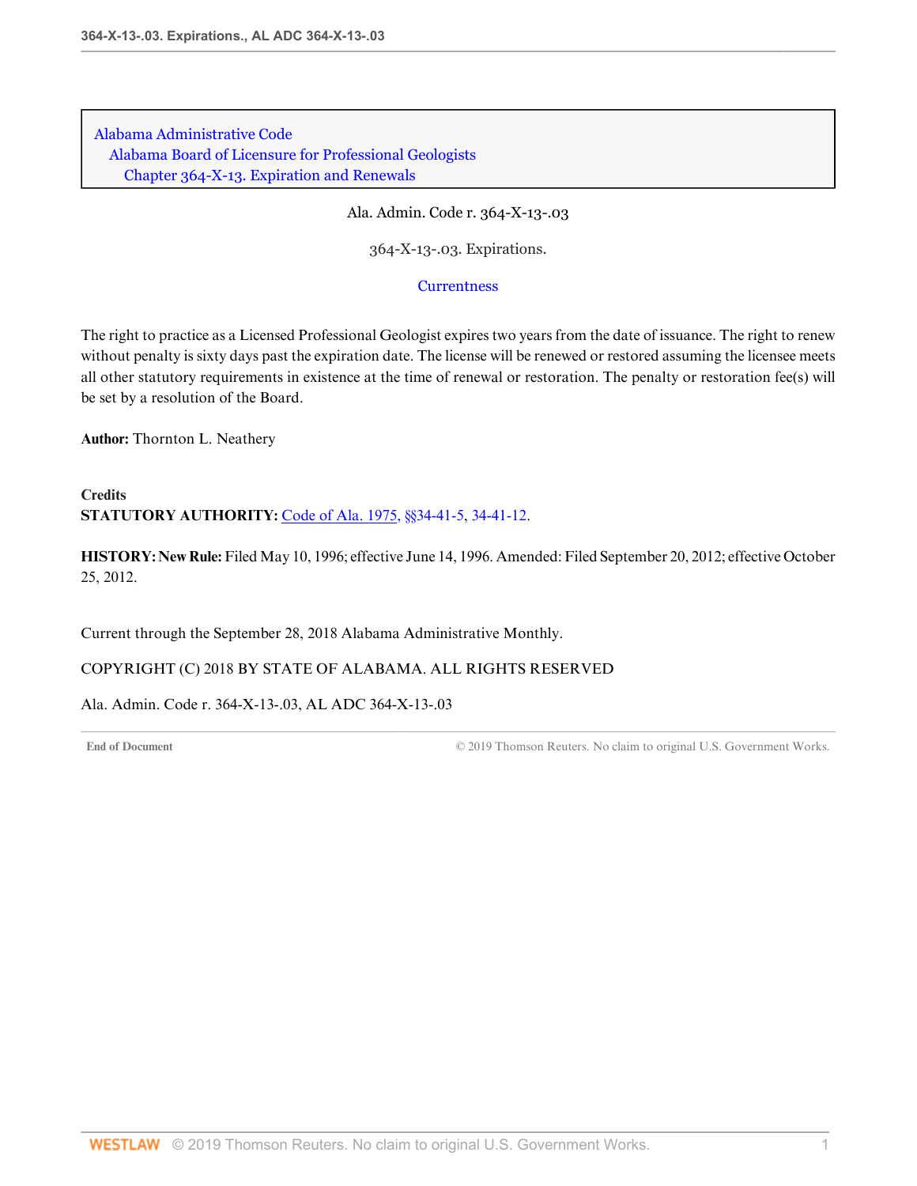Alabama Administrative Code
Alabama Board of Licensure for Professional Geologists
Chapter 364-X-13. Expiration and Renewals

Ala. Admin. Code r. 364-X-13-.03

364-X-13-.03. Expirations.

Currentness

The right to practice as a Licensed Professional Geologist expires two years from the date of issuance. The right to renew without penalty is sixty days past the expiration date. The license will be renewed or restored assuming the licensee meets all other statutory requirements in existence at the time of renewal or restoration. The penalty or restoration fee(s) will be set by a resolution of the Board.

**Author:** Thornton L. Neathery

**Credits**
**STATUTORY AUTHORITY:** Code of Ala. 1975, §§34-41-5, 34-41-12.

**HISTORY: New Rule:** Filed May 10, 1996; effective June 14, 1996. Amended: Filed September 20, 2012; effective October 25, 2012.

Current through the September 28, 2018 Alabama Administrative Monthly.

COPYRIGHT (C) 2018 BY STATE OF ALABAMA. ALL RIGHTS RESERVED

Ala. Admin. Code r. 364-X-13-.03, AL ADC 364-X-13-.03

End of Document © 2019 Thomson Reuters. No claim to original U.S. Government Works.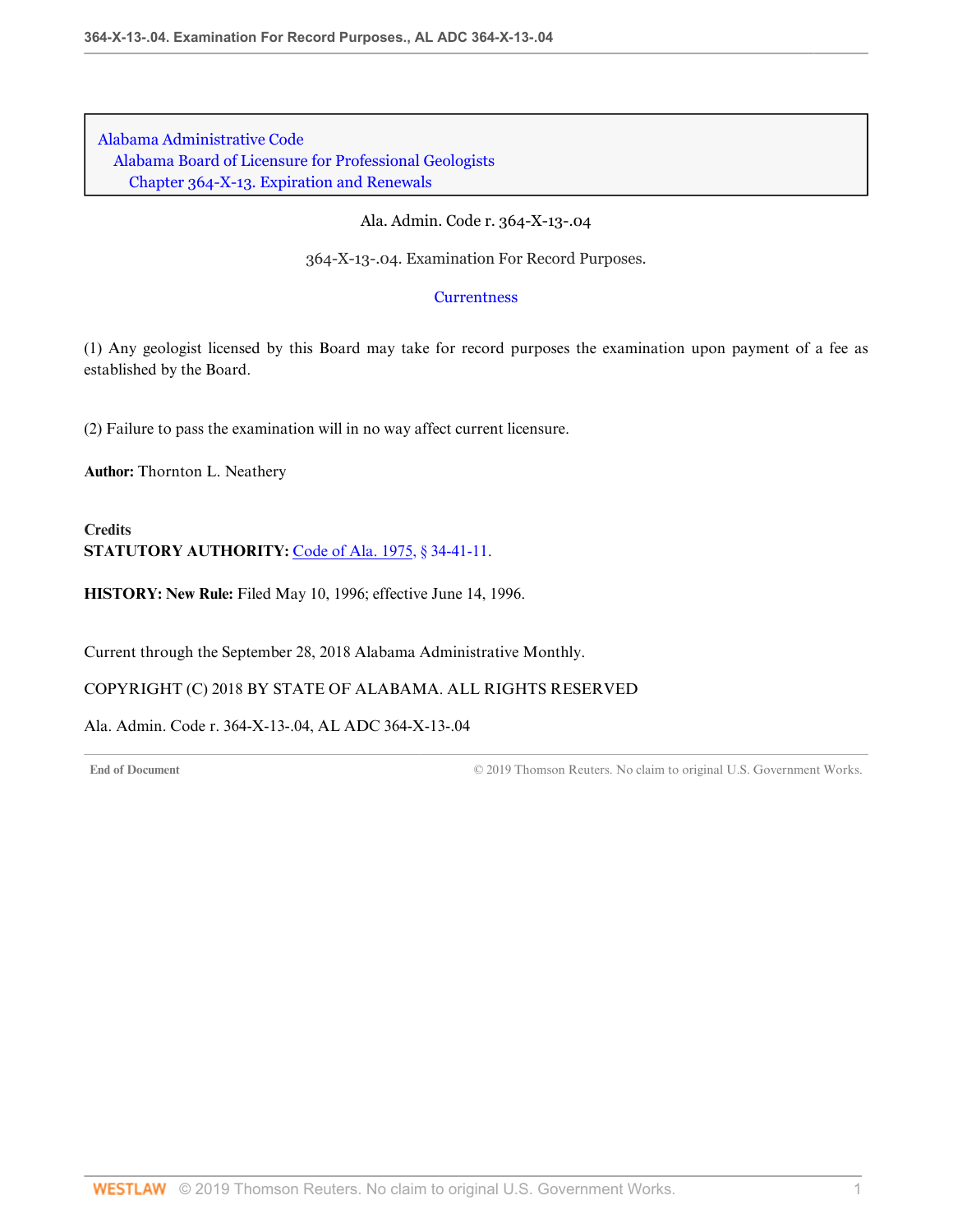Alabama Administrative Code
Alabama Board of Licensure for Professional Geologists
Chapter 364-X-13. Expiration and Renewals

Ala. Admin. Code r. 364-X-13-.04

364-X-13-.04. Examination For Record Purposes.

Currentness

(1) Any geologist licensed by this Board may take for record purposes the examination upon payment of a fee as established by the Board.

(2) Failure to pass the examination will in no way affect current licensure.

**Author:** Thornton L. Neathery

**Credits**
**STATUTORY AUTHORITY:** Code of Ala. 1975, § 34-41-11.

**HISTORY: New Rule:** Filed May 10, 1996; effective June 14, 1996.

Current through the September 28, 2018 Alabama Administrative Monthly.

COPYRIGHT (C) 2018 BY STATE OF ALABAMA. ALL RIGHTS RESERVED

Ala. Admin. Code r. 364-X-13-.04, AL ADC 364-X-13-.04

End of Document © 2019 Thomson Reuters. No claim to original U.S. Government Works.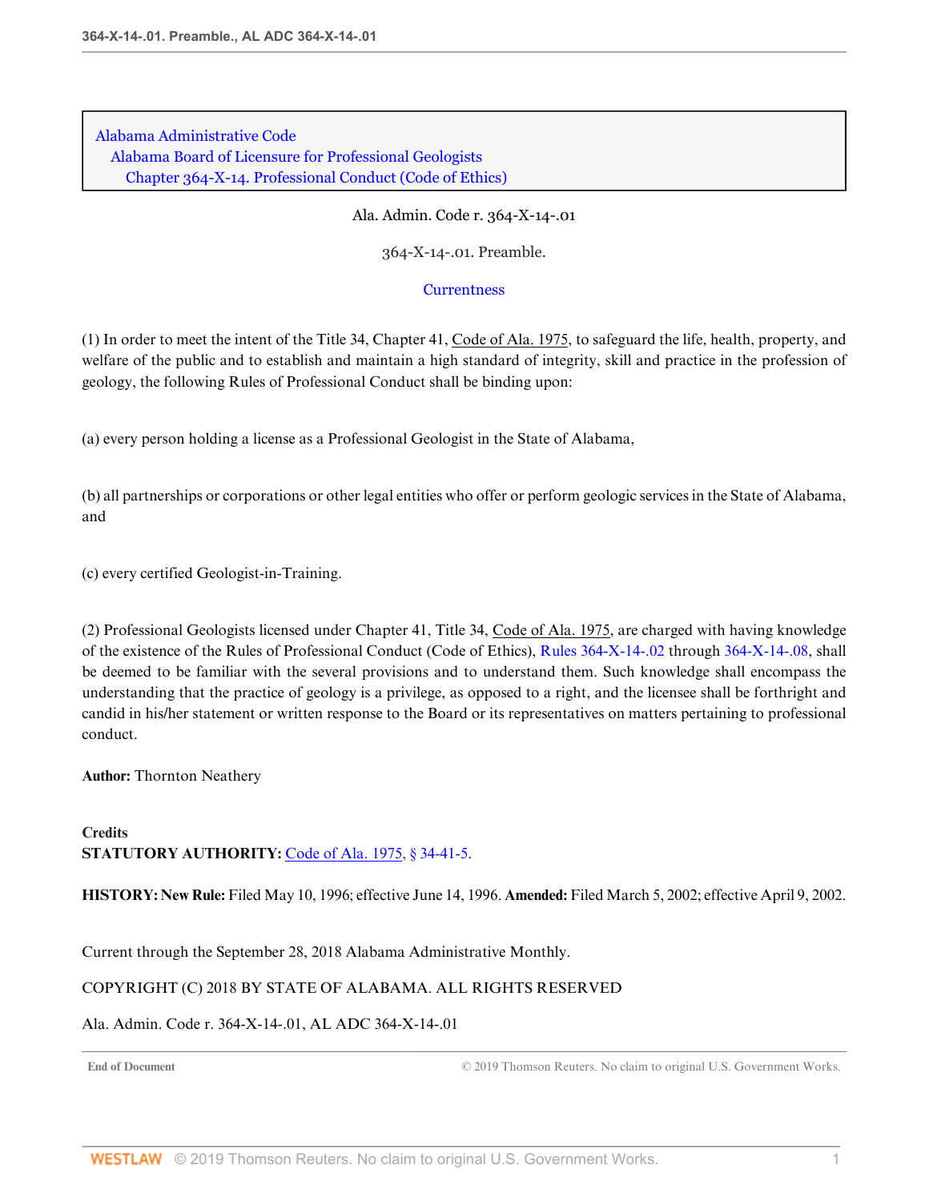Alabama Administrative Code
Alabama Board of Licensure for Professional Geologists
Chapter 364-X-14. Professional Conduct (Code of Ethics)

Ala. Admin. Code r. 364-X-14-.01

# 364-X-14-.01. Preamble.

Currentness

(1) In order to meet the intent of the Title 34, Chapter 41, Code of Ala. 1975, to safeguard the life, health, property, and welfare of the public and to establish and maintain a high standard of integrity, skill and practice in the profession of geology, the following Rules of Professional Conduct shall be binding upon:

(a) every person holding a license as a Professional Geologist in the State of Alabama,

(b) all partnerships or corporations or other legal entities who offer or perform geologic services in the State of Alabama, and

(c) every certified Geologist-in-Training.

(2) Professional Geologists licensed under Chapter 41, Title 34, Code of Ala. 1975, are charged with having knowledge of the existence of the Rules of Professional Conduct (Code of Ethics), Rules 364-X-14-.02 through 364-X-14-.08, shall be deemed to be familiar with the several provisions and to understand them. Such knowledge shall encompass the understanding that the practice of geology is a privilege, as opposed to a right, and the licensee shall be forthright and candid in his/her statement or written response to the Board or its representatives on matters pertaining to professional conduct.

**Author:** Thornton Neathery

**Credits**
**STATUTORY AUTHORITY:** Code of Ala. 1975, § 34-41-5.

**HISTORY: New Rule:** Filed May 10, 1996; effective June 14, 1996. **Amended:** Filed March 5, 2002; effective April 9, 2002.

Current through the September 28, 2018 Alabama Administrative Monthly.

COPYRIGHT (C) 2018 BY STATE OF ALABAMA. ALL RIGHTS RESERVED

Ala. Admin. Code r. 364-X-14-.01, AL ADC 364-X-14-.01

End of Document © 2019 Thomson Reuters. No claim to original U.S. Government Works.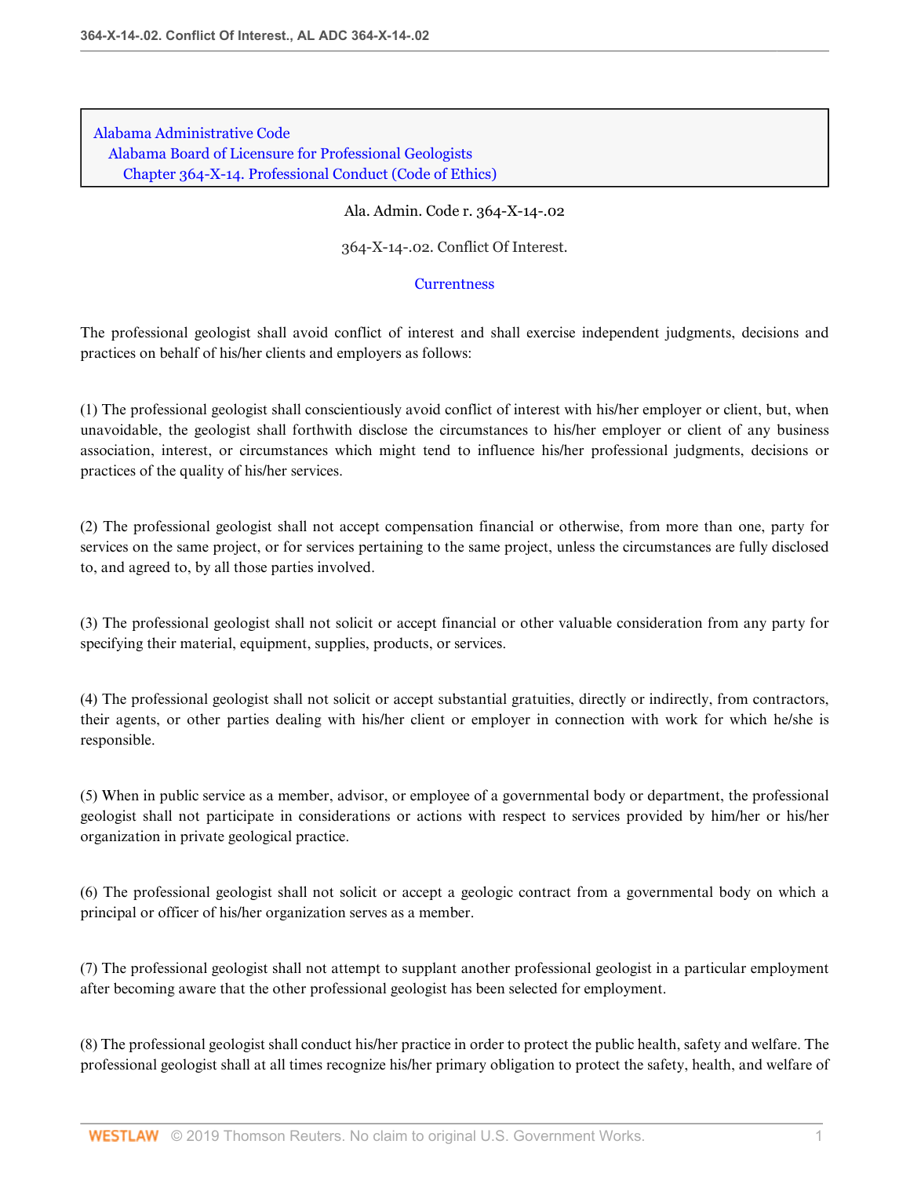Alabama Administrative Code
Alabama Board of Licensure for Professional Geologists
Chapter 364-X-14. Professional Conduct (Code of Ethics)

Ala. Admin. Code r. 364-X-14-.02

364-X-14-.02. Conflict Of Interest.

Currentness

The professional geologist shall avoid conflict of interest and shall exercise independent judgments, decisions and practices on behalf of his/her clients and employers as follows:

(1) The professional geologist shall conscientiously avoid conflict of interest with his/her employer or client, but, when unavoidable, the geologist shall forthwith disclose the circumstances to his/her employer or client of any business association, interest, or circumstances which might tend to influence his/her professional judgments, decisions or practices of the quality of his/her services.

(2) The professional geologist shall not accept compensation financial or otherwise, from more than one, party for services on the same project, or for services pertaining to the same project, unless the circumstances are fully disclosed to, and agreed to, by all those parties involved.

(3) The professional geologist shall not solicit or accept financial or other valuable consideration from any party for specifying their material, equipment, supplies, products, or services.

(4) The professional geologist shall not solicit or accept substantial gratuities, directly or indirectly, from contractors, their agents, or other parties dealing with his/her client or employer in connection with work for which he/she is responsible.

(5) When in public service as a member, advisor, or employee of a governmental body or department, the professional geologist shall not participate in considerations or actions with respect to services provided by him/her or his/her organization in private geological practice.

(6) The professional geologist shall not solicit or accept a geologic contract from a governmental body on which a principal or officer of his/her organization serves as a member.

(7) The professional geologist shall not attempt to supplant another professional geologist in a particular employment after becoming aware that the other professional geologist has been selected for employment.

(8) The professional geologist shall conduct his/her practice in order to protect the public health, safety and welfare. The professional geologist shall at all times recognize his/her primary obligation to protect the safety, health, and welfare of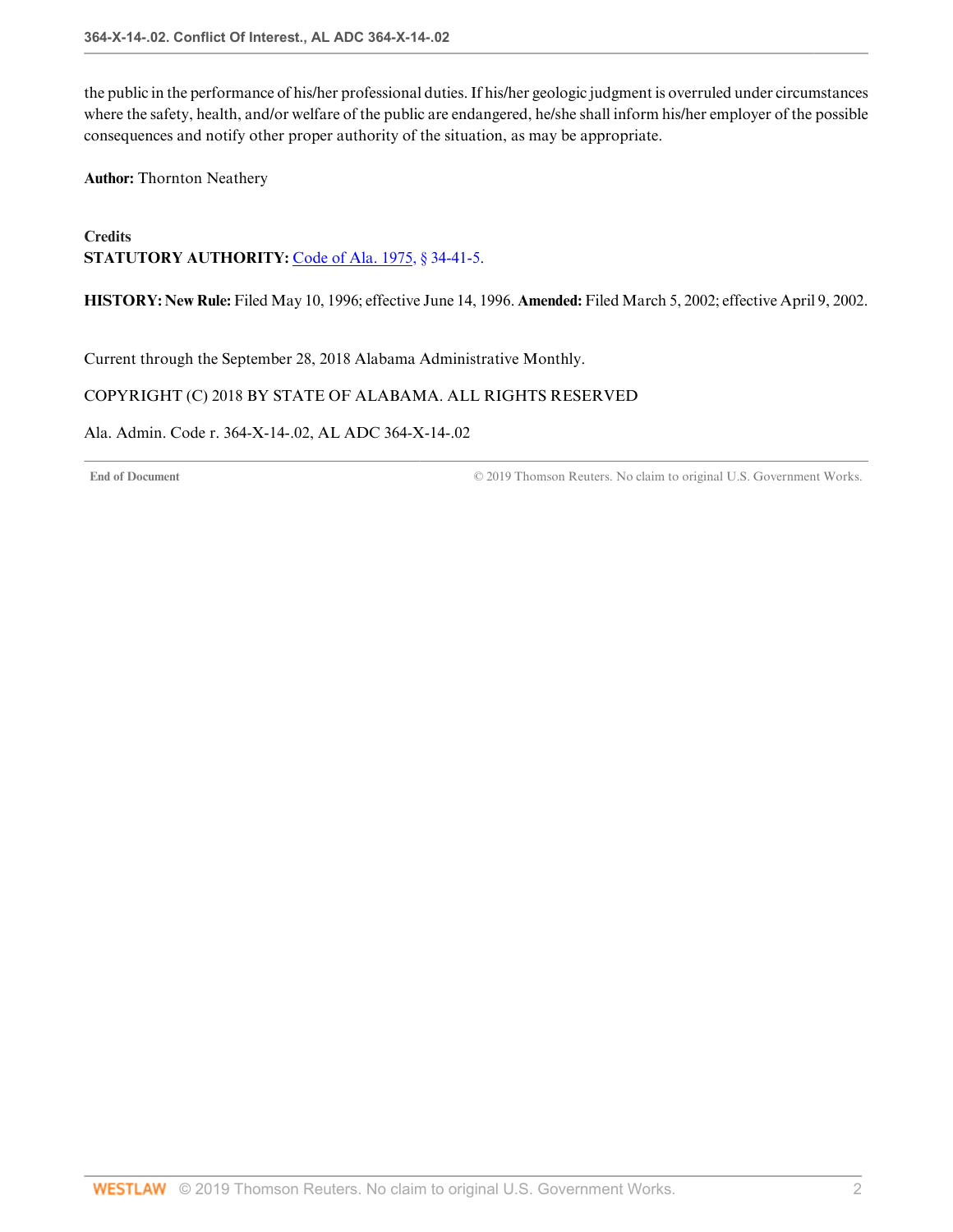the public in the performance of his/her professional duties. If his/her geologic judgment is overruled under circumstances where the safety, health, and/or welfare of the public are endangered, he/she shall inform his/her employer of the possible consequences and notify other proper authority of the situation, as may be appropriate.

**Author:** Thornton Neathery

**Credits**

**STATUTORY AUTHORITY:** Code of Ala. 1975, § 34-41-5.

**HISTORY: New Rule:** Filed May 10, 1996; effective June 14, 1996. **Amended:** Filed March 5, 2002; effective April 9, 2002.

Current through the September 28, 2018 Alabama Administrative Monthly.

COPYRIGHT (C) 2018 BY STATE OF ALABAMA. ALL RIGHTS RESERVED

Ala. Admin. Code r. 364-X-14-.02, AL ADC 364-X-14-.02

End of Document © 2019 Thomson Reuters. No claim to original U.S. Government Works.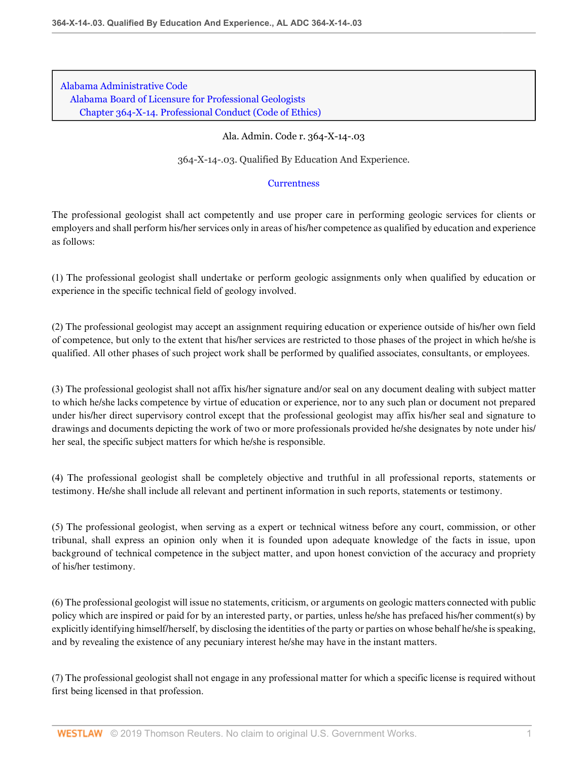Alabama Administrative Code
Alabama Board of Licensure for Professional Geologists
Chapter 364-X-14. Professional Conduct (Code of Ethics)

Ala. Admin. Code r. 364-X-14-.03

364-X-14-.03. Qualified By Education And Experience.

Currentness

The professional geologist shall act competently and use proper care in performing geologic services for clients or employers and shall perform his/her services only in areas of his/her competence as qualified by education and experience as follows:

(1) The professional geologist shall undertake or perform geologic assignments only when qualified by education or experience in the specific technical field of geology involved.

(2) The professional geologist may accept an assignment requiring education or experience outside of his/her own field of competence, but only to the extent that his/her services are restricted to those phases of the project in which he/she is qualified. All other phases of such project work shall be performed by qualified associates, consultants, or employees.

(3) The professional geologist shall not affix his/her signature and/or seal on any document dealing with subject matter to which he/she lacks competence by virtue of education or experience, nor to any such plan or document not prepared under his/her direct supervisory control except that the professional geologist may affix his/her seal and signature to drawings and documents depicting the work of two or more professionals provided he/she designates by note under his/her seal, the specific subject matters for which he/she is responsible.

(4) The professional geologist shall be completely objective and truthful in all professional reports, statements or testimony. He/she shall include all relevant and pertinent information in such reports, statements or testimony.

(5) The professional geologist, when serving as a expert or technical witness before any court, commission, or other tribunal, shall express an opinion only when it is founded upon adequate knowledge of the facts in issue, upon background of technical competence in the subject matter, and upon honest conviction of the accuracy and propriety of his/her testimony.

(6) The professional geologist will issue no statements, criticism, or arguments on geologic matters connected with public policy which are inspired or paid for by an interested party, or parties, unless he/she has prefaced his/her comment(s) by explicitly identifying himself/herself, by disclosing the identities of the party or parties on whose behalf he/she is speaking, and by revealing the existence of any pecuniary interest he/she may have in the instant matters.

(7) The professional geologist shall not engage in any professional matter for which a specific license is required without first being licensed in that profession.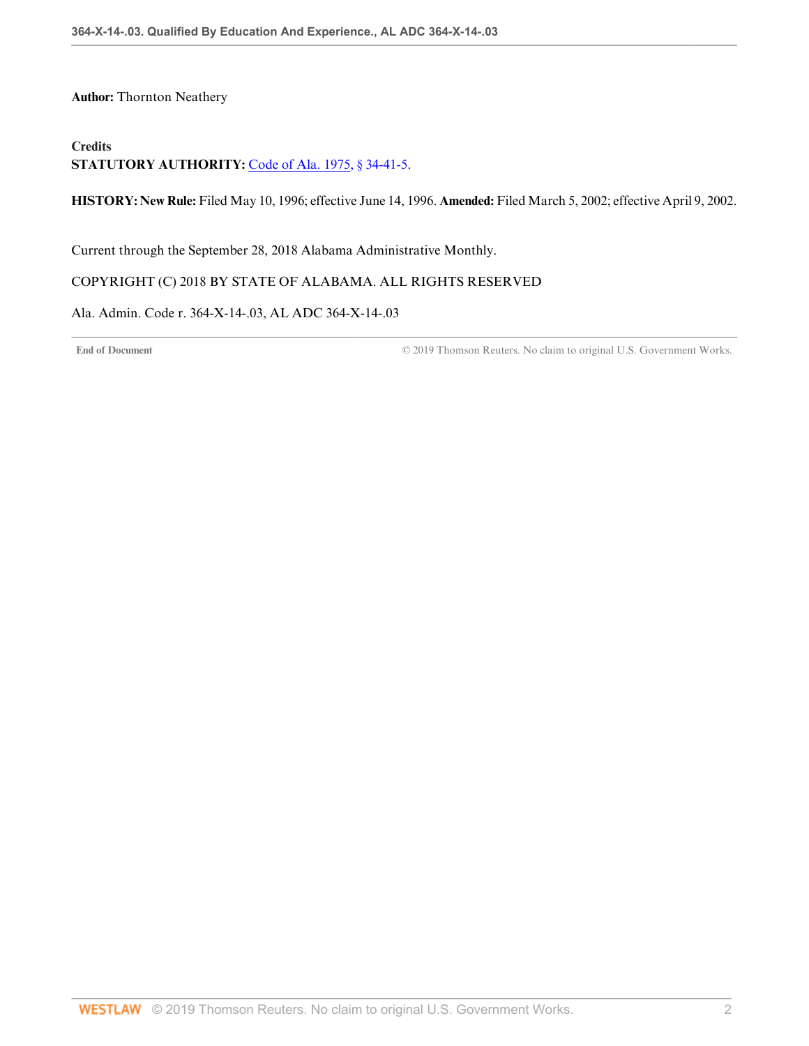**Author:** Thornton Neathery

**Credits**
**STATUTORY AUTHORITY:** Code of Ala. 1975, § 34-41-5.

**HISTORY: New Rule:** Filed May 10, 1996; effective June 14, 1996. **Amended:** Filed March 5, 2002; effective April 9, 2002.

Current through the September 28, 2018 Alabama Administrative Monthly.

COPYRIGHT (C) 2018 BY STATE OF ALABAMA. ALL RIGHTS RESERVED

Ala. Admin. Code r. 364-X-14-.03, AL ADC 364-X-14-.03

End of Document © 2019 Thomson Reuters. No claim to original U.S. Government Works.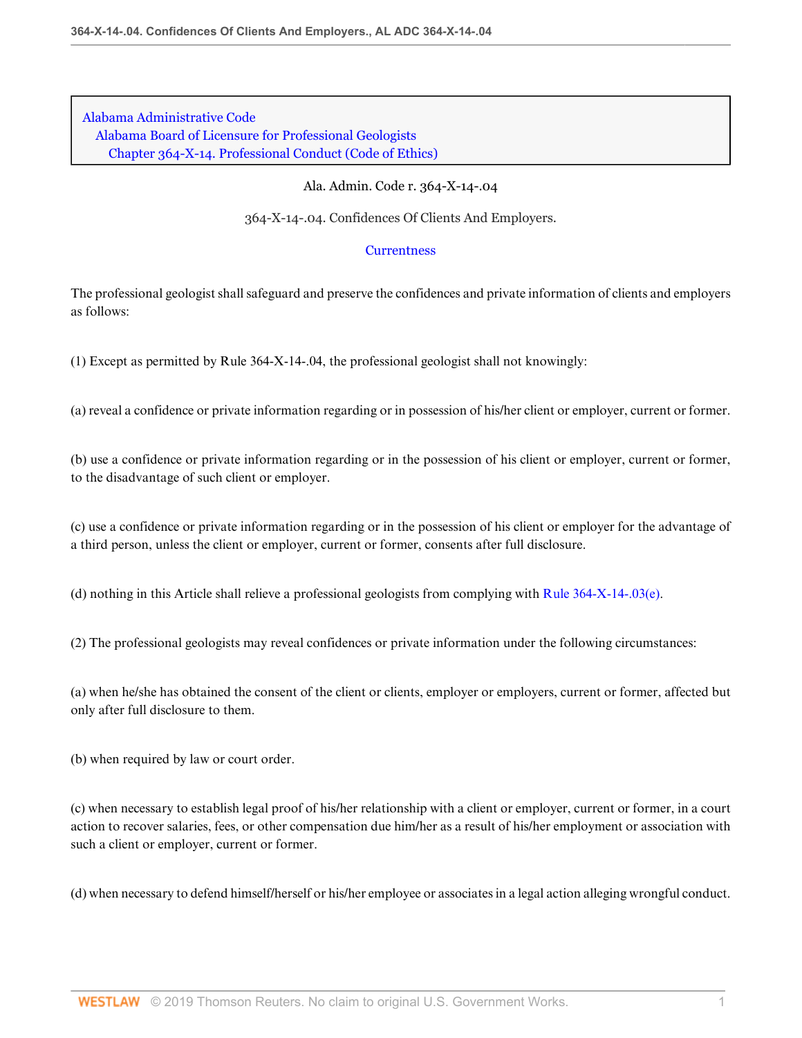Alabama Administrative Code
Alabama Board of Licensure for Professional Geologists
Chapter 364-X-14. Professional Conduct (Code of Ethics)

Ala. Admin. Code r. 364-X-14-.04

# 364-X-14-.04. Confidences Of Clients And Employers.

Currentness

The professional geologist shall safeguard and preserve the confidences and private information of clients and employers as follows:

(1) Except as permitted by Rule 364-X-14-.04, the professional geologist shall not knowingly:

(a) reveal a confidence or private information regarding or in possession of his/her client or employer, current or former.

(b) use a confidence or private information regarding or in the possession of his client or employer, current or former, to the disadvantage of such client or employer.

(c) use a confidence or private information regarding or in the possession of his client or employer for the advantage of a third person, unless the client or employer, current or former, consents after full disclosure.

(d) nothing in this Article shall relieve a professional geologists from complying with Rule 364-X-14-.03(e).

(2) The professional geologists may reveal confidences or private information under the following circumstances:

(a) when he/she has obtained the consent of the client or clients, employer or employers, current or former, affected but only after full disclosure to them.

(b) when required by law or court order.

(c) when necessary to establish legal proof of his/her relationship with a client or employer, current or former, in a court action to recover salaries, fees, or other compensation due him/her as a result of his/her employment or association with such a client or employer, current or former.

(d) when necessary to defend himself/herself or his/her employee or associates in a legal action alleging wrongful conduct.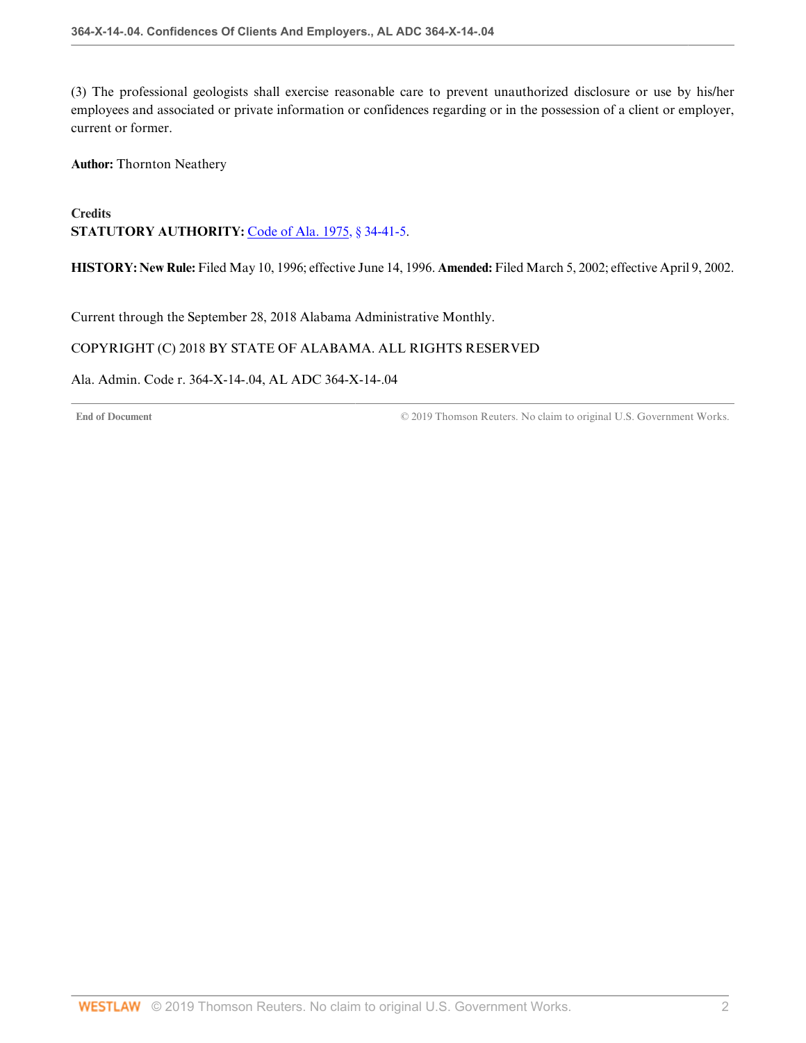(3) The professional geologists shall exercise reasonable care to prevent unauthorized disclosure or use by his/her employees and associated or private information or confidences regarding or in the possession of a client or employer, current or former.

**Author:** Thornton Neathery

**Credits**

**STATUTORY AUTHORITY:** Code of Ala. 1975, § 34-41-5.

**HISTORY: New Rule:** Filed May 10, 1996; effective June 14, 1996. **Amended:** Filed March 5, 2002; effective April 9, 2002.

Current through the September 28, 2018 Alabama Administrative Monthly.

COPYRIGHT (C) 2018 BY STATE OF ALABAMA. ALL RIGHTS RESERVED

Ala. Admin. Code r. 364-X-14-.04, AL ADC 364-X-14-.04

End of Document © 2019 Thomson Reuters. No claim to original U.S. Government Works.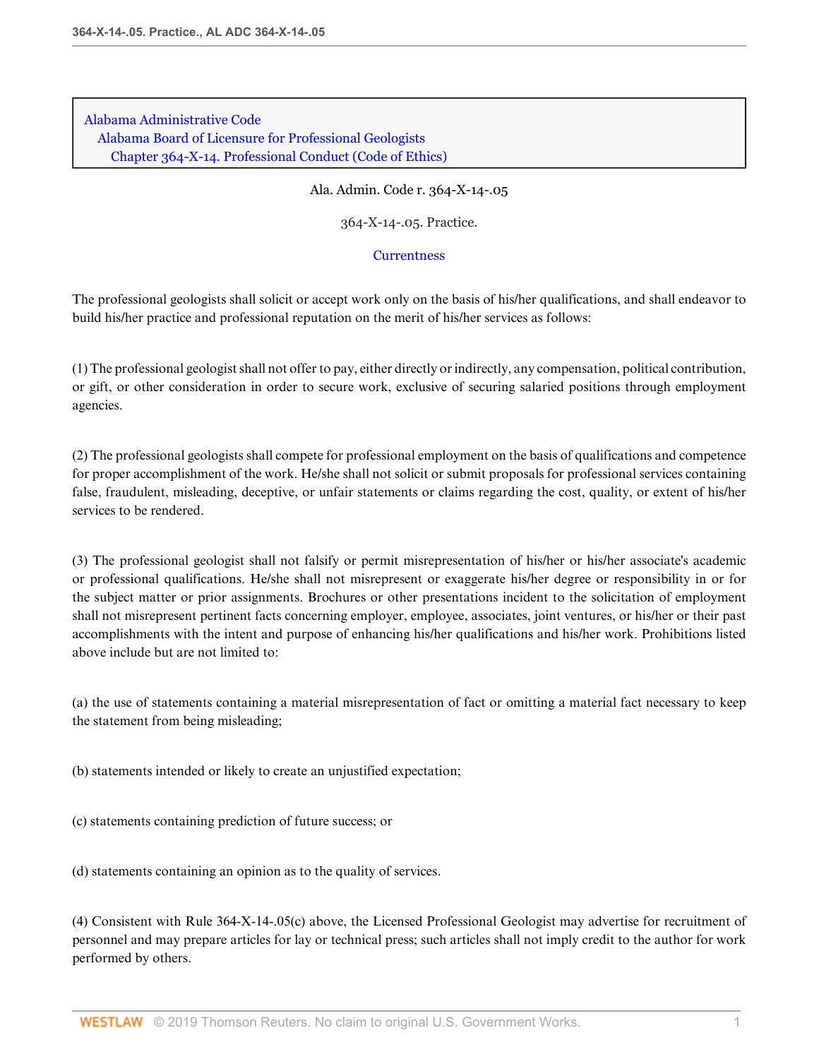Alabama Administrative Code
Alabama Board of Licensure for Professional Geologists
Chapter 364-X-14. Professional Conduct (Code of Ethics)

Ala. Admin. Code r. 364-X-14-.05

364-X-14-.05. Practice.

Currentness

The professional geologists shall solicit or accept work only on the basis of his/her qualifications, and shall endeavor to build his/her practice and professional reputation on the merit of his/her services as follows:

(1) The professional geologist shall not offer to pay, either directly or indirectly, any compensation, political contribution, or gift, or other consideration in order to secure work, exclusive of securing salaried positions through employment agencies.

(2) The professional geologists shall compete for professional employment on the basis of qualifications and competence for proper accomplishment of the work. He/she shall not solicit or submit proposals for professional services containing false, fraudulent, misleading, deceptive, or unfair statements or claims regarding the cost, quality, or extent of his/her services to be rendered.

(3) The professional geologist shall not falsify or permit misrepresentation of his/her or his/her associate's academic or professional qualifications. He/she shall not misrepresent or exaggerate his/her degree or responsibility in or for the subject matter or prior assignments. Brochures or other presentations incident to the solicitation of employment shall not misrepresent pertinent facts concerning employer, employee, associates, joint ventures, or his/her or their past accomplishments with the intent and purpose of enhancing his/her qualifications and his/her work. Prohibitions listed above include but are not limited to:

(a) the use of statements containing a material misrepresentation of fact or omitting a material fact necessary to keep the statement from being misleading;

(b) statements intended or likely to create an unjustified expectation;

(c) statements containing prediction of future success; or

(d) statements containing an opinion as to the quality of services.

(4) Consistent with Rule 364-X-14-.05(c) above, the Licensed Professional Geologist may advertise for recruitment of personnel and may prepare articles for lay or technical press; such articles shall not imply credit to the author for work performed by others.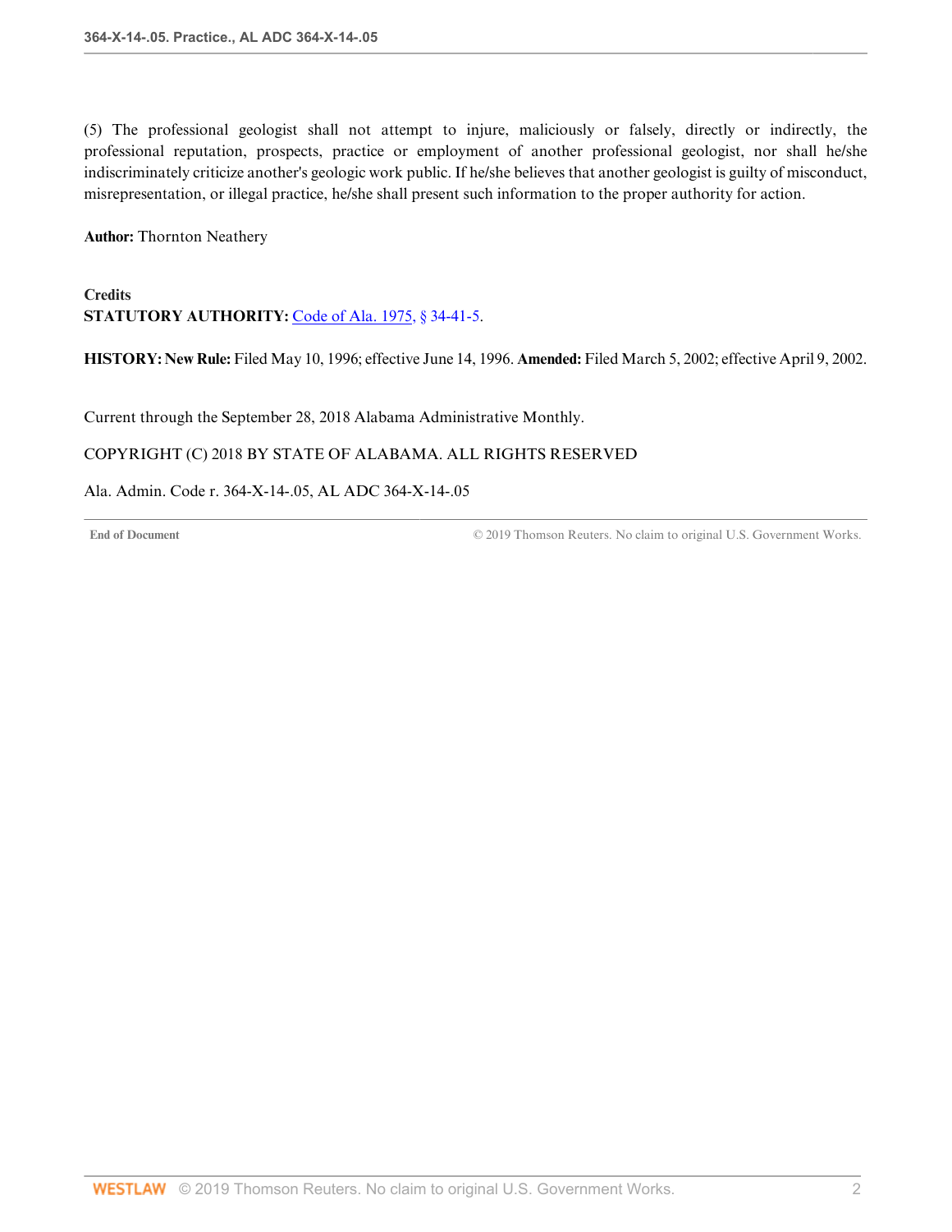(5) The professional geologist shall not attempt to injure, maliciously or falsely, directly or indirectly, the professional reputation, prospects, practice or employment of another professional geologist, nor shall he/she indiscriminately criticize another's geologic work public. If he/she believes that another geologist is guilty of misconduct, misrepresentation, or illegal practice, he/she shall present such information to the proper authority for action.

**Author:** Thornton Neathery

**Credits**

**STATUTORY AUTHORITY:** Code of Ala. 1975, § 34-41-5.

**HISTORY: New Rule:** Filed May 10, 1996; effective June 14, 1996. **Amended:** Filed March 5, 2002; effective April 9, 2002.

Current through the September 28, 2018 Alabama Administrative Monthly.

COPYRIGHT (C) 2018 BY STATE OF ALABAMA. ALL RIGHTS RESERVED

Ala. Admin. Code r. 364-X-14-.05, AL ADC 364-X-14-.05

End of Document © 2019 Thomson Reuters. No claim to original U.S. Government Works.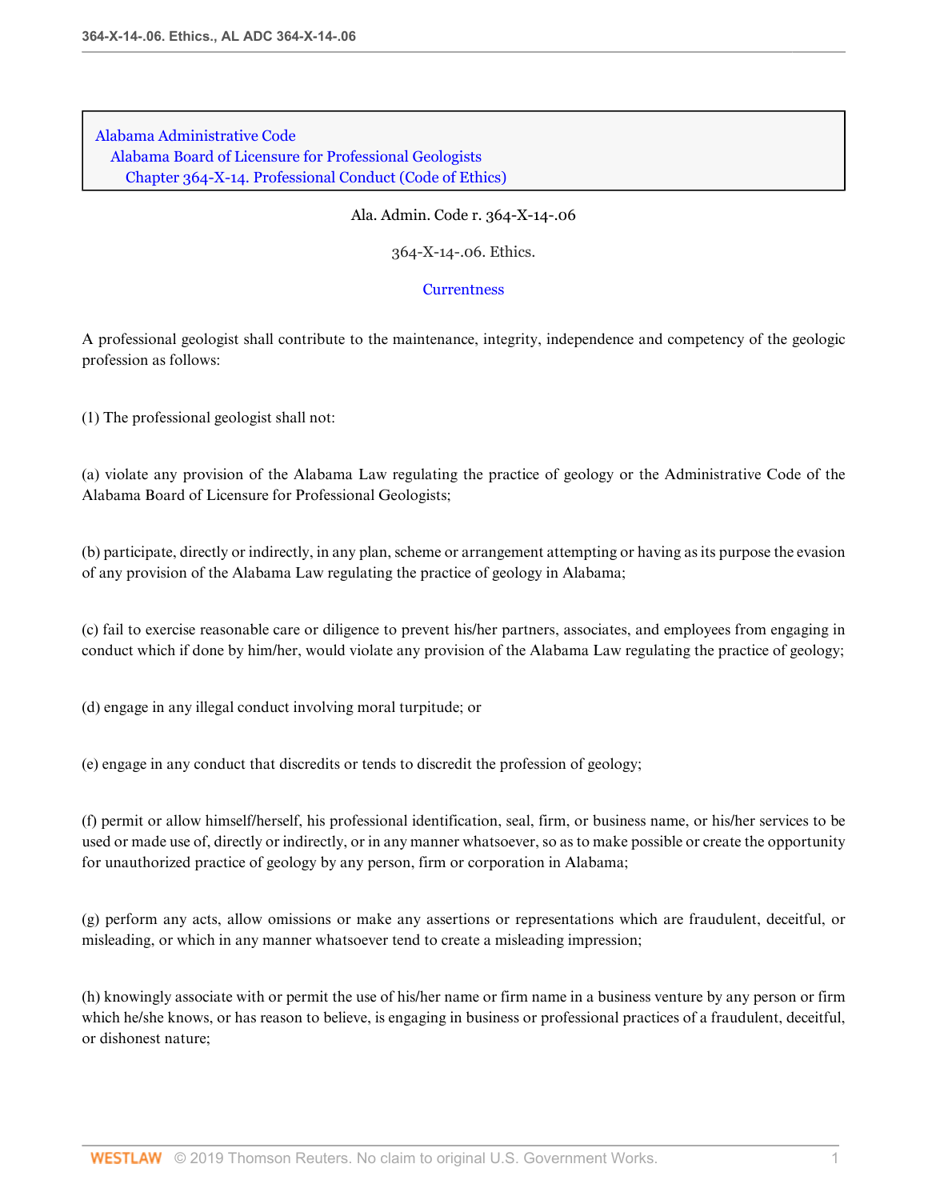Alabama Administrative Code
Alabama Board of Licensure for Professional Geologists
Chapter 364-X-14. Professional Conduct (Code of Ethics)

Ala. Admin. Code r. 364-X-14-.06

364-X-14-.06. Ethics.

Currentness

A professional geologist shall contribute to the maintenance, integrity, independence and competency of the geologic profession as follows:

(1) The professional geologist shall not:

(a) violate any provision of the Alabama Law regulating the practice of geology or the Administrative Code of the Alabama Board of Licensure for Professional Geologists;

(b) participate, directly or indirectly, in any plan, scheme or arrangement attempting or having as its purpose the evasion of any provision of the Alabama Law regulating the practice of geology in Alabama;

(c) fail to exercise reasonable care or diligence to prevent his/her partners, associates, and employees from engaging in conduct which if done by him/her, would violate any provision of the Alabama Law regulating the practice of geology;

(d) engage in any illegal conduct involving moral turpitude; or

(e) engage in any conduct that discredits or tends to discredit the profession of geology;

(f) permit or allow himself/herself, his professional identification, seal, firm, or business name, or his/her services to be used or made use of, directly or indirectly, or in any manner whatsoever, so as to make possible or create the opportunity for unauthorized practice of geology by any person, firm or corporation in Alabama;

(g) perform any acts, allow omissions or make any assertions or representations which are fraudulent, deceitful, or misleading, or which in any manner whatsoever tend to create a misleading impression;

(h) knowingly associate with or permit the use of his/her name or firm name in a business venture by any person or firm which he/she knows, or has reason to believe, is engaging in business or professional practices of a fraudulent, deceitful, or dishonest nature;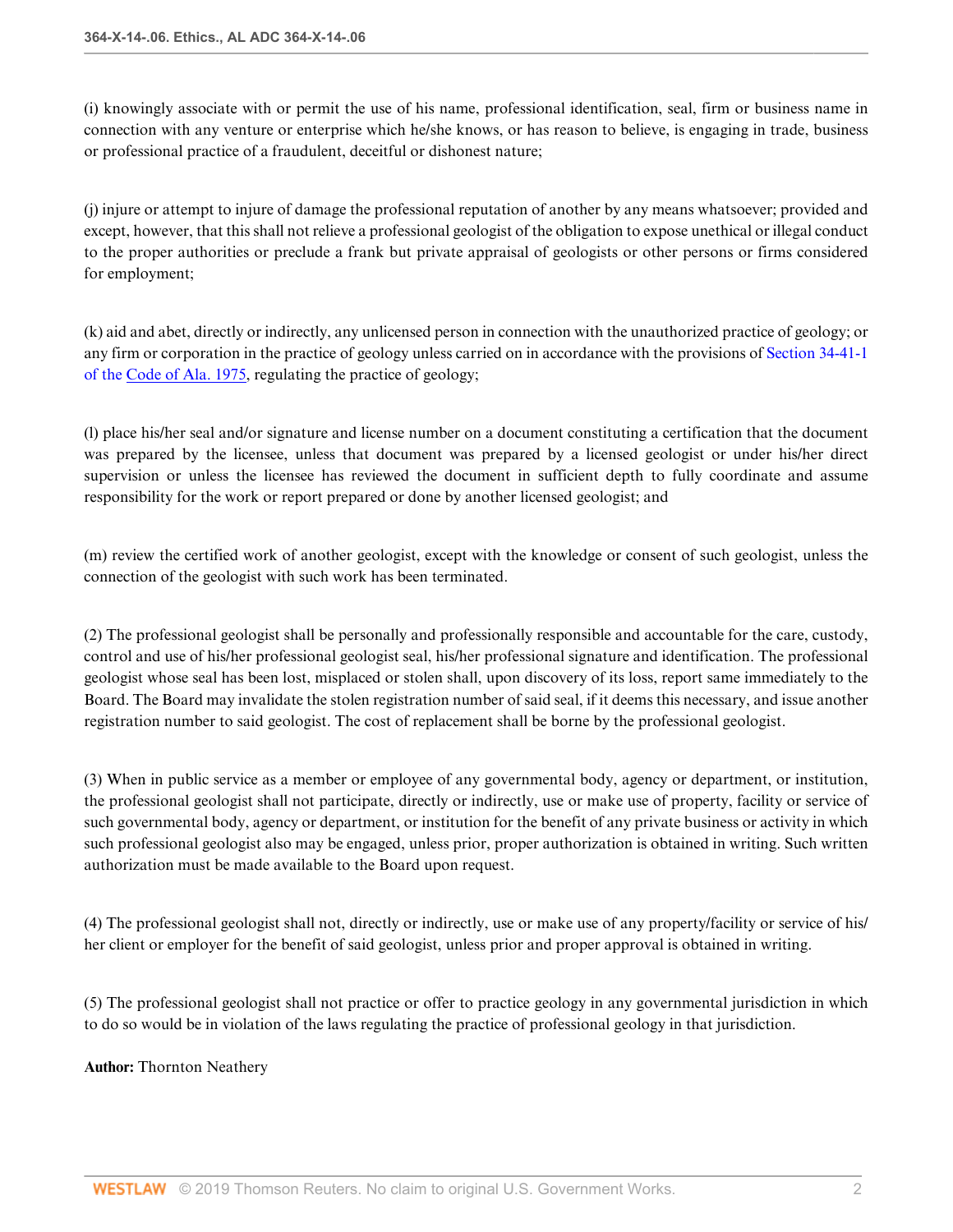(i) knowingly associate with or permit the use of his name, professional identification, seal, firm or business name in connection with any venture or enterprise which he/she knows, or has reason to believe, is engaging in trade, business or professional practice of a fraudulent, deceitful or dishonest nature;

(j) injure or attempt to injure of damage the professional reputation of another by any means whatsoever; provided and except, however, that this shall not relieve a professional geologist of the obligation to expose unethical or illegal conduct to the proper authorities or preclude a frank but private appraisal of geologists or other persons or firms considered for employment;

(k) aid and abet, directly or indirectly, any unlicensed person in connection with the unauthorized practice of geology; or any firm or corporation in the practice of geology unless carried on in accordance with the provisions of Section 34-41-1 of the Code of Ala. 1975, regulating the practice of geology;

(l) place his/her seal and/or signature and license number on a document constituting a certification that the document was prepared by the licensee, unless that document was prepared by a licensed geologist or under his/her direct supervision or unless the licensee has reviewed the document in sufficient depth to fully coordinate and assume responsibility for the work or report prepared or done by another licensed geologist; and

(m) review the certified work of another geologist, except with the knowledge or consent of such geologist, unless the connection of the geologist with such work has been terminated.

(2) The professional geologist shall be personally and professionally responsible and accountable for the care, custody, control and use of his/her professional geologist seal, his/her professional signature and identification. The professional geologist whose seal has been lost, misplaced or stolen shall, upon discovery of its loss, report same immediately to the Board. The Board may invalidate the stolen registration number of said seal, if it deems this necessary, and issue another registration number to said geologist. The cost of replacement shall be borne by the professional geologist.

(3) When in public service as a member or employee of any governmental body, agency or department, or institution, the professional geologist shall not participate, directly or indirectly, use or make use of property, facility or service of such governmental body, agency or department, or institution for the benefit of any private business or activity in which such professional geologist also may be engaged, unless prior, proper authorization is obtained in writing. Such written authorization must be made available to the Board upon request.

(4) The professional geologist shall not, directly or indirectly, use or make use of any property/facility or service of his/her client or employer for the benefit of said geologist, unless prior and proper approval is obtained in writing.

(5) The professional geologist shall not practice or offer to practice geology in any governmental jurisdiction in which to do so would be in violation of the laws regulating the practice of professional geology in that jurisdiction.

**Author:** Thornton Neathery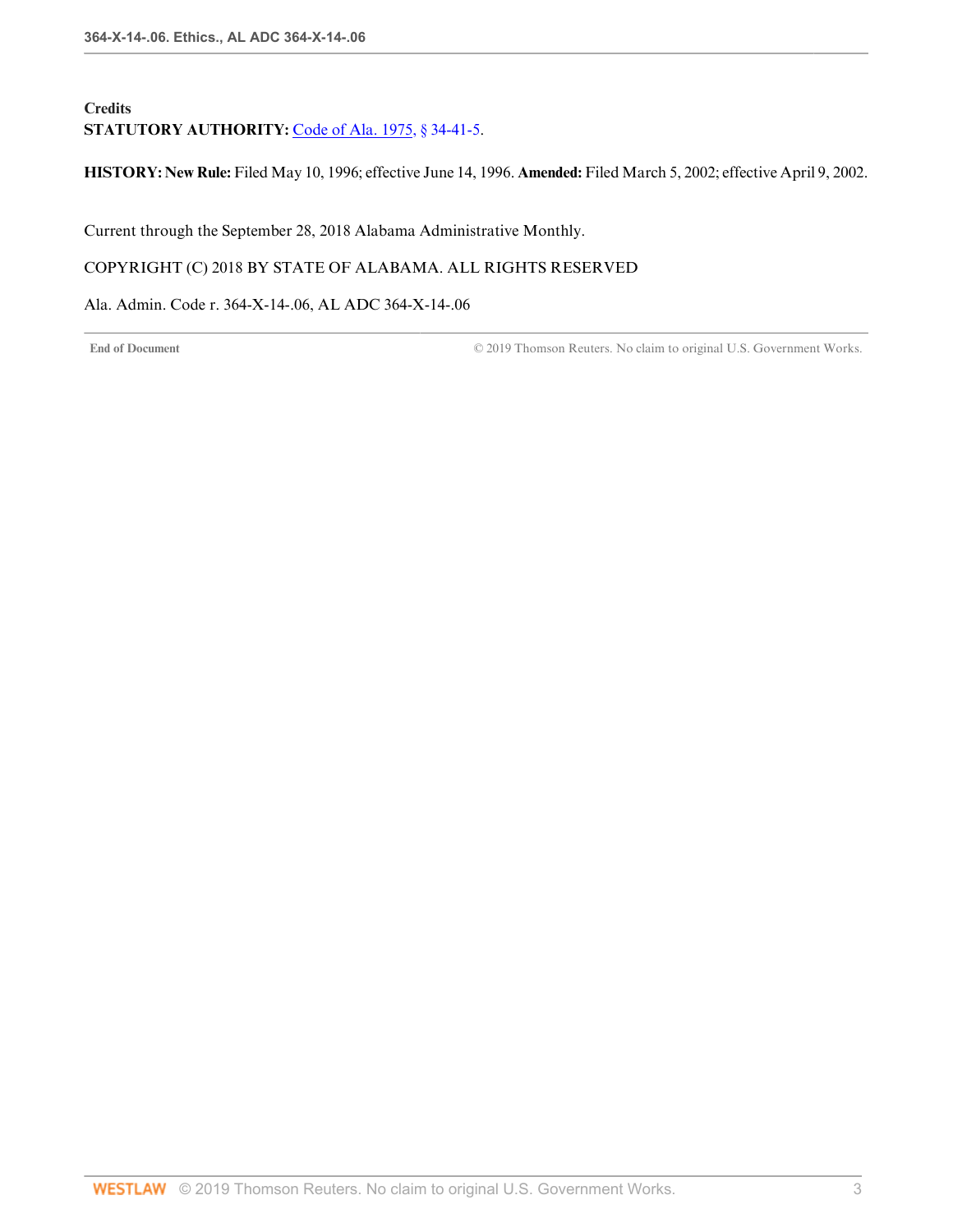**Credits**

**STATUTORY AUTHORITY:** Code of Ala. 1975, § 34-41-5.

**HISTORY: New Rule:** Filed May 10, 1996; effective June 14, 1996. **Amended:** Filed March 5, 2002; effective April 9, 2002.

Current through the September 28, 2018 Alabama Administrative Monthly.

COPYRIGHT (C) 2018 BY STATE OF ALABAMA. ALL RIGHTS RESERVED

Ala. Admin. Code r. 364-X-14-.06, AL ADC 364-X-14-.06

**End of Document** © 2019 Thomson Reuters. No claim to original U.S. Government Works.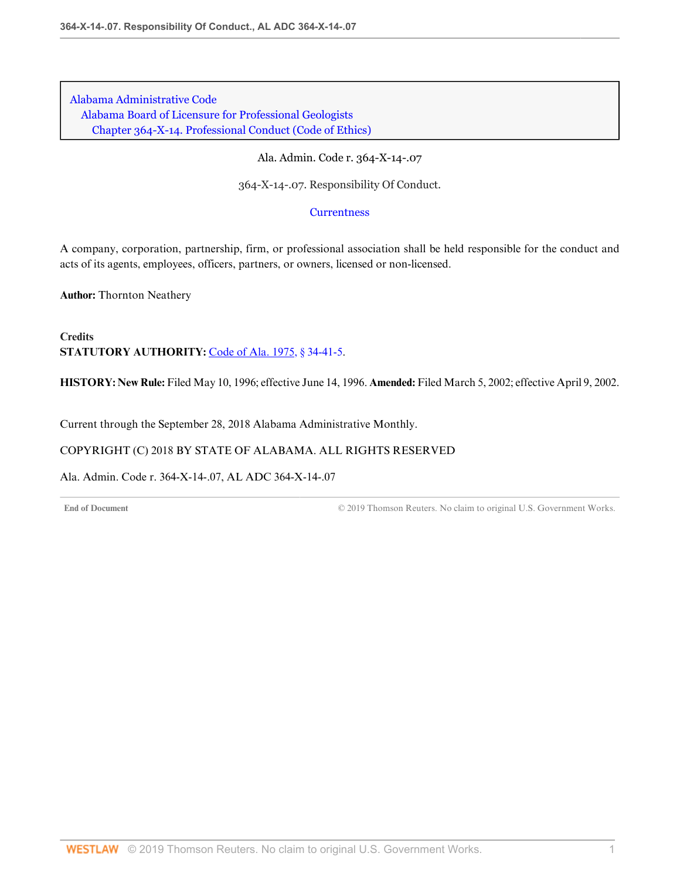Alabama Administrative Code
Alabama Board of Licensure for Professional Geologists
Chapter 364-X-14. Professional Conduct (Code of Ethics)

Ala. Admin. Code r. 364-X-14-.07

364-X-14-.07. Responsibility Of Conduct.

Currentness

A company, corporation, partnership, firm, or professional association shall be held responsible for the conduct and acts of its agents, employees, officers, partners, or owners, licensed or non-licensed.

**Author:** Thornton Neathery

**Credits**
**STATUTORY AUTHORITY:** Code of Ala. 1975, § 34-41-5.

**HISTORY: New Rule:** Filed May 10, 1996; effective June 14, 1996. **Amended:** Filed March 5, 2002; effective April 9, 2002.

Current through the September 28, 2018 Alabama Administrative Monthly.

COPYRIGHT (C) 2018 BY STATE OF ALABAMA. ALL RIGHTS RESERVED

Ala. Admin. Code r. 364-X-14-.07, AL ADC 364-X-14-.07

End of Document © 2019 Thomson Reuters. No claim to original U.S. Government Works.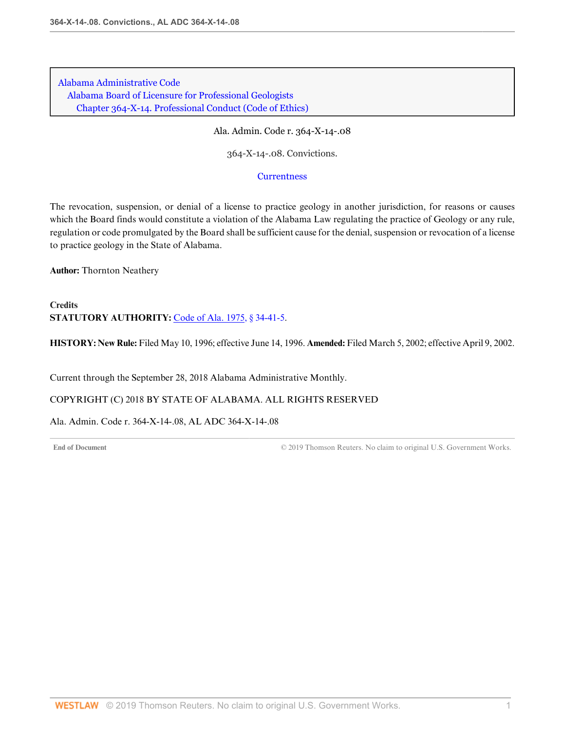Alabama Administrative Code
Alabama Board of Licensure for Professional Geologists
Chapter 364-X-14. Professional Conduct (Code of Ethics)

Ala. Admin. Code r. 364-X-14-.08

364-X-14-.08. Convictions.

Currentness

The revocation, suspension, or denial of a license to practice geology in another jurisdiction, for reasons or causes which the Board finds would constitute a violation of the Alabama Law regulating the practice of Geology or any rule, regulation or code promulgated by the Board shall be sufficient cause for the denial, suspension or revocation of a license to practice geology in the State of Alabama.

**Author:** Thornton Neathery

**Credits**

**STATUTORY AUTHORITY:** Code of Ala. 1975, § 34-41-5.

**HISTORY: New Rule:** Filed May 10, 1996; effective June 14, 1996. **Amended:** Filed March 5, 2002; effective April 9, 2002.

Current through the September 28, 2018 Alabama Administrative Monthly.

COPYRIGHT (C) 2018 BY STATE OF ALABAMA. ALL RIGHTS RESERVED

Ala. Admin. Code r. 364-X-14-.08, AL ADC 364-X-14-.08

End of Document © 2019 Thomson Reuters. No claim to original U.S. Government Works.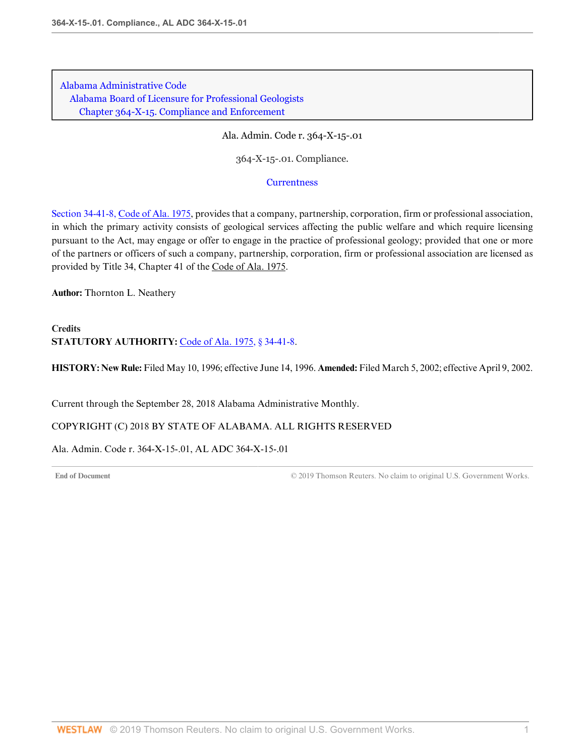Alabama Administrative Code
Alabama Board of Licensure for Professional Geologists
Chapter 364-X-15. Compliance and Enforcement

Ala. Admin. Code r. 364-X-15-.01

364-X-15-.01. Compliance.

Currentness

Section 34-41-8, Code of Ala. 1975, provides that a company, partnership, corporation, firm or professional association, in which the primary activity consists of geological services affecting the public welfare and which require licensing pursuant to the Act, may engage or offer to engage in the practice of professional geology; provided that one or more of the partners or officers of such a company, partnership, corporation, firm or professional association are licensed as provided by Title 34, Chapter 41 of the Code of Ala. 1975.

**Author:** Thornton L. Neathery

**Credits**
**STATUTORY AUTHORITY:** Code of Ala. 1975, § 34-41-8.

**HISTORY: New Rule:** Filed May 10, 1996; effective June 14, 1996. **Amended:** Filed March 5, 2002; effective April 9, 2002.

Current through the September 28, 2018 Alabama Administrative Monthly.

COPYRIGHT (C) 2018 BY STATE OF ALABAMA. ALL RIGHTS RESERVED

Ala. Admin. Code r. 364-X-15-.01, AL ADC 364-X-15-.01

End of Document © 2019 Thomson Reuters. No claim to original U.S. Government Works.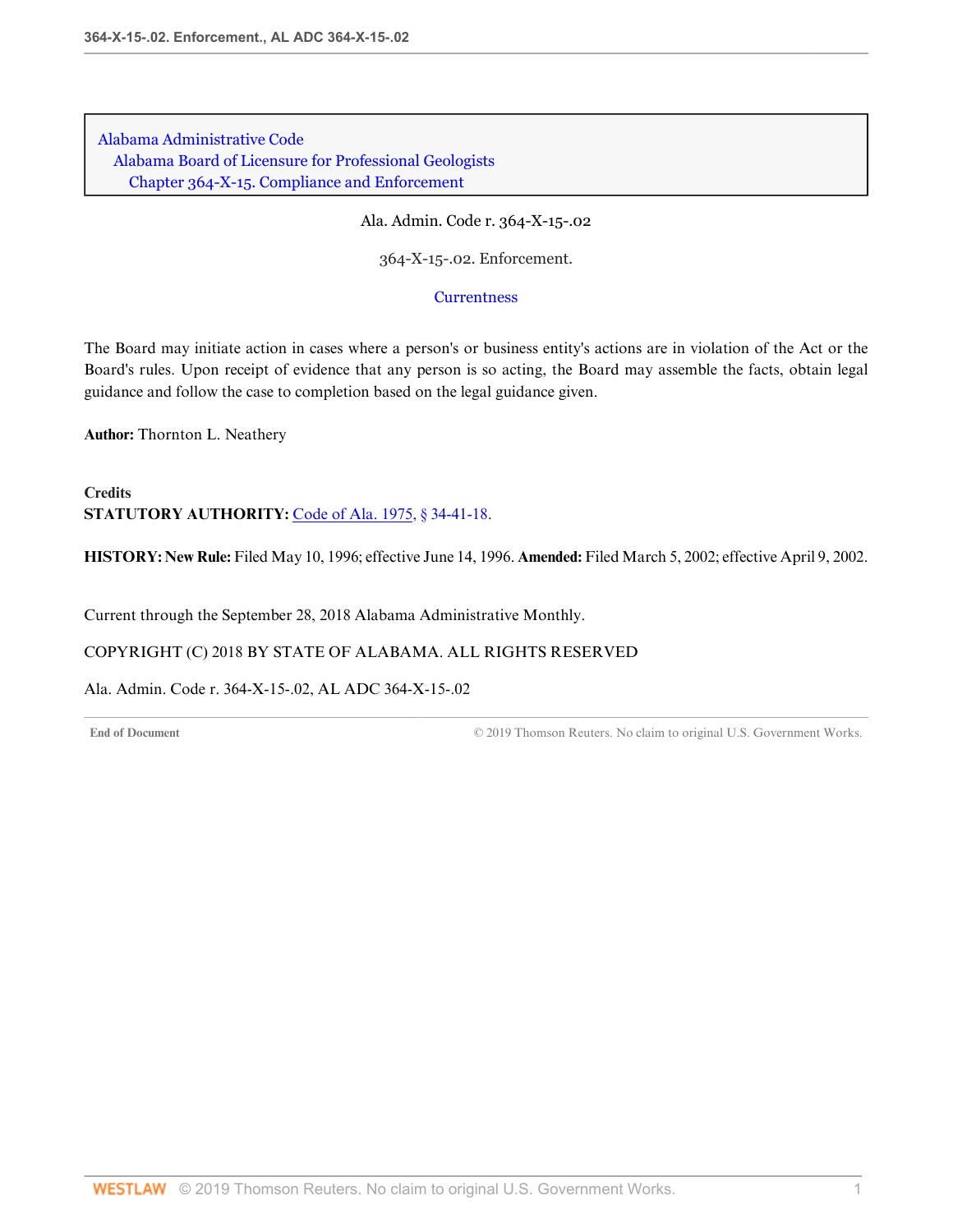Alabama Administrative Code
Alabama Board of Licensure for Professional Geologists
Chapter 364-X-15. Compliance and Enforcement

Ala. Admin. Code r. 364-X-15-.02

# 364-X-15-.02. Enforcement.

Currentness

The Board may initiate action in cases where a person's or business entity's actions are in violation of the Act or the Board's rules. Upon receipt of evidence that any person is so acting, the Board may assemble the facts, obtain legal guidance and follow the case to completion based on the legal guidance given.

**Author:** Thornton L. Neathery

**Credits**
**STATUTORY AUTHORITY:** Code of Ala. 1975, § 34-41-18.

**HISTORY: New Rule:** Filed May 10, 1996; effective June 14, 1996. **Amended:** Filed March 5, 2002; effective April 9, 2002.

Current through the September 28, 2018 Alabama Administrative Monthly.

COPYRIGHT (C) 2018 BY STATE OF ALABAMA. ALL RIGHTS RESERVED

Ala. Admin. Code r. 364-X-15-.02, AL ADC 364-X-15-.02

End of Document © 2019 Thomson Reuters. No claim to original U.S. Government Works.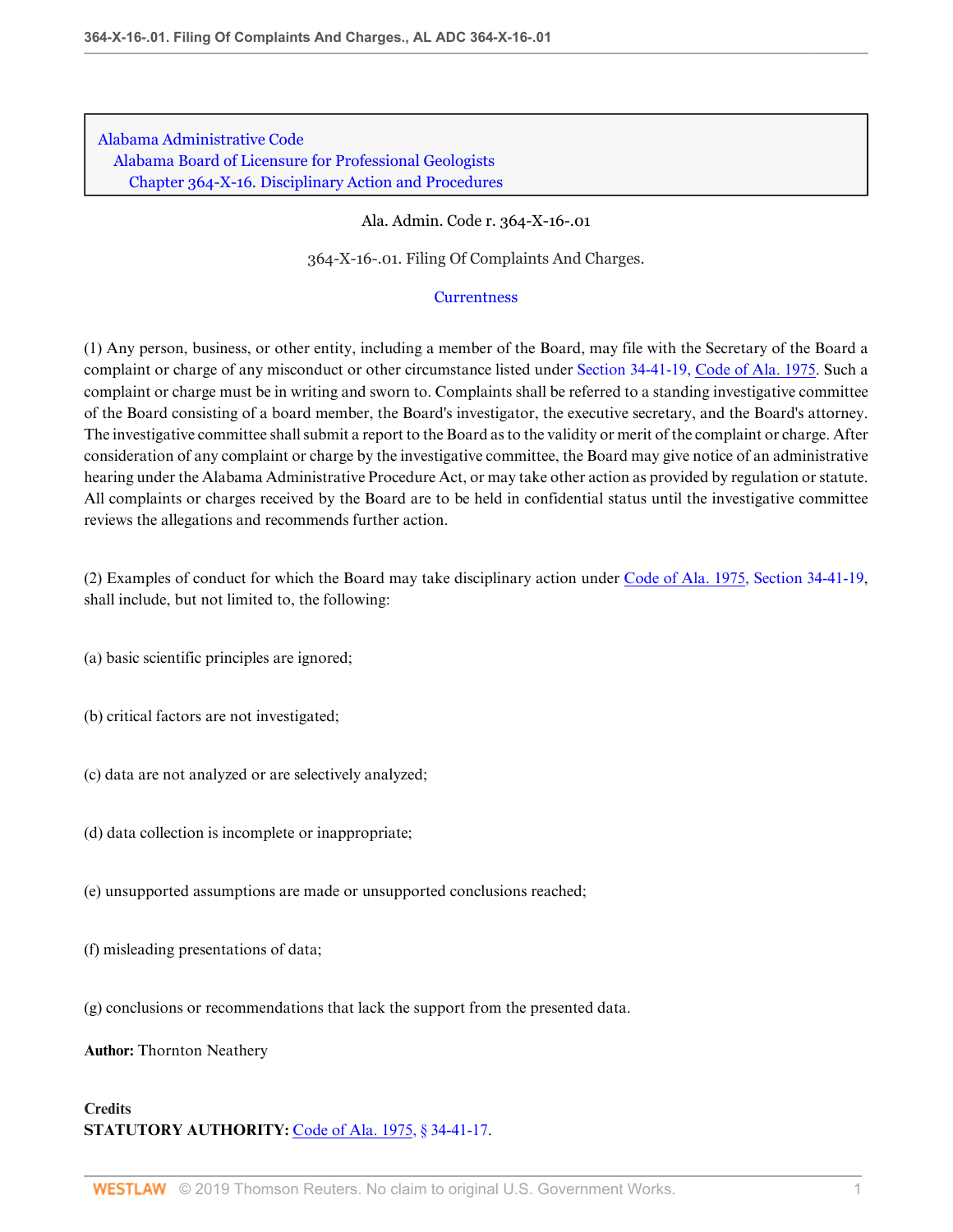Alabama Administrative Code
Alabama Board of Licensure for Professional Geologists
Chapter 364-X-16. Disciplinary Action and Procedures

Ala. Admin. Code r. 364-X-16-.01

364-X-16-.01. Filing Of Complaints And Charges.

Currentness

(1) Any person, business, or other entity, including a member of the Board, may file with the Secretary of the Board a complaint or charge of any misconduct or other circumstance listed under Section 34-41-19, Code of Ala. 1975. Such a complaint or charge must be in writing and sworn to. Complaints shall be referred to a standing investigative committee of the Board consisting of a board member, the Board's investigator, the executive secretary, and the Board's attorney. The investigative committee shall submit a report to the Board as to the validity or merit of the complaint or charge. After consideration of any complaint or charge by the investigative committee, the Board may give notice of an administrative hearing under the Alabama Administrative Procedure Act, or may take other action as provided by regulation or statute. All complaints or charges received by the Board are to be held in confidential status until the investigative committee reviews the allegations and recommends further action.

(2) Examples of conduct for which the Board may take disciplinary action under Code of Ala. 1975, Section 34-41-19, shall include, but not limited to, the following:

(a) basic scientific principles are ignored;

(b) critical factors are not investigated;

(c) data are not analyzed or are selectively analyzed;

(d) data collection is incomplete or inappropriate;

(e) unsupported assumptions are made or unsupported conclusions reached;

(f) misleading presentations of data;

(g) conclusions or recommendations that lack the support from the presented data.

**Author:** Thornton Neathery

**Credits**
**STATUTORY AUTHORITY:** Code of Ala. 1975, § 34-41-17.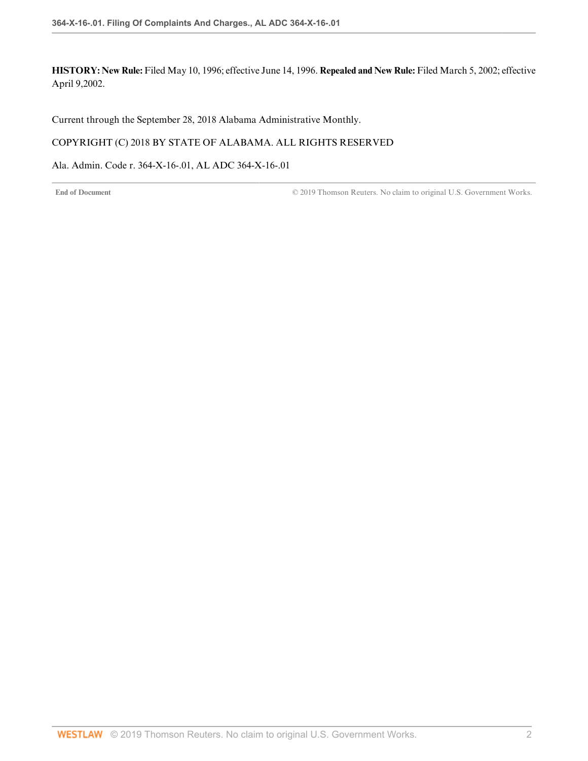**HISTORY: New Rule:** Filed May 10, 1996; effective June 14, 1996. **Repealed and New Rule:** Filed March 5, 2002; effective April 9,2002.

Current through the September 28, 2018 Alabama Administrative Monthly.

COPYRIGHT (C) 2018 BY STATE OF ALABAMA. ALL RIGHTS RESERVED

Ala. Admin. Code r. 364-X-16-.01, AL ADC 364-X-16-.01

**End of Document** © 2019 Thomson Reuters. No claim to original U.S. Government Works.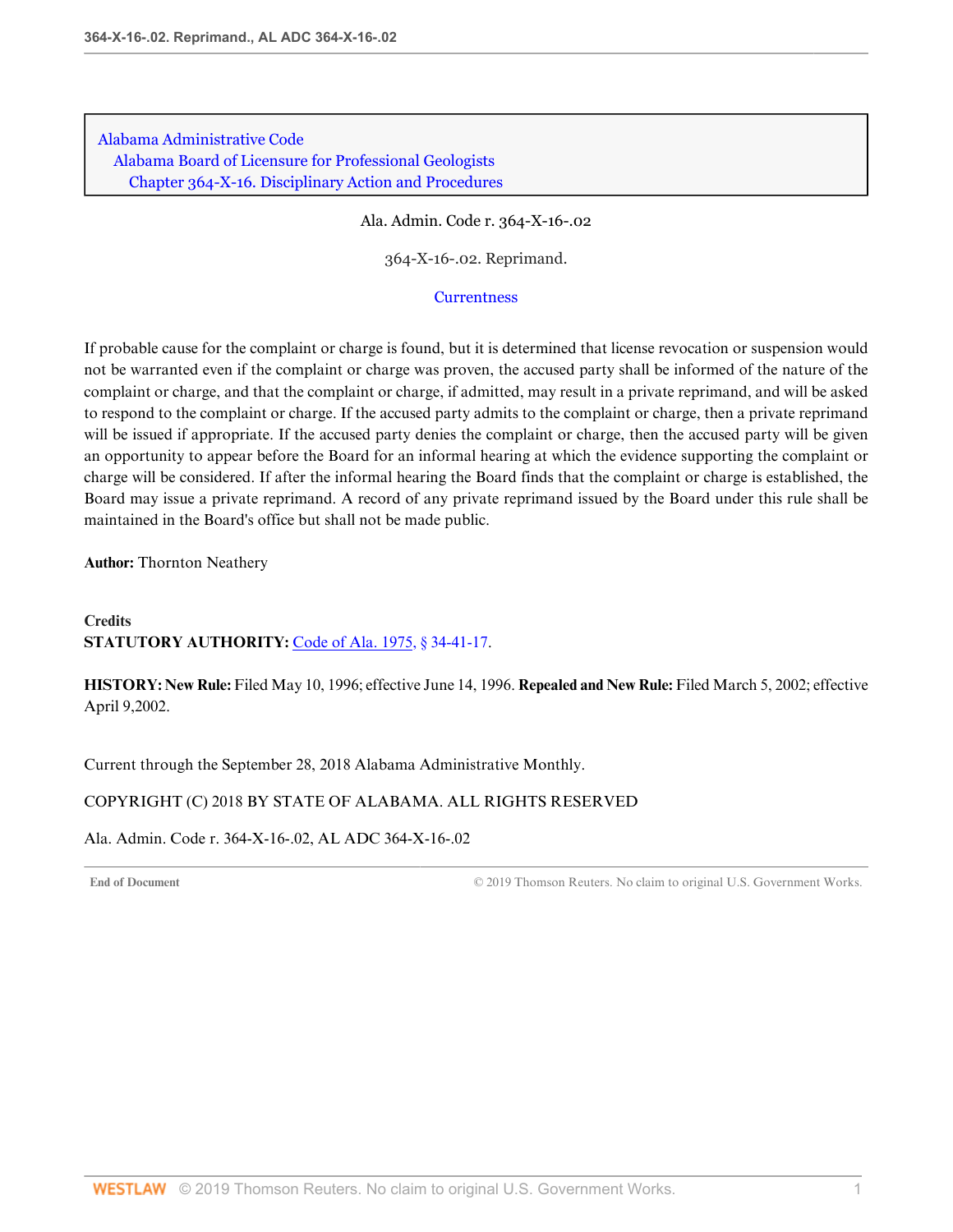Alabama Administrative Code
Alabama Board of Licensure for Professional Geologists
Chapter 364-X-16. Disciplinary Action and Procedures

Ala. Admin. Code r. 364-X-16-.02

364-X-16-.02. Reprimand.

Currentness

If probable cause for the complaint or charge is found, but it is determined that license revocation or suspension would not be warranted even if the complaint or charge was proven, the accused party shall be informed of the nature of the complaint or charge, and that the complaint or charge, if admitted, may result in a private reprimand, and will be asked to respond to the complaint or charge. If the accused party admits to the complaint or charge, then a private reprimand will be issued if appropriate. If the accused party denies the complaint or charge, then the accused party will be given an opportunity to appear before the Board for an informal hearing at which the evidence supporting the complaint or charge will be considered. If after the informal hearing the Board finds that the complaint or charge is established, the Board may issue a private reprimand. A record of any private reprimand issued by the Board under this rule shall be maintained in the Board's office but shall not be made public.

**Author:** Thornton Neathery

**Credits**
**STATUTORY AUTHORITY:** Code of Ala. 1975, § 34-41-17.

**HISTORY: New Rule:** Filed May 10, 1996; effective June 14, 1996. **Repealed and New Rule:** Filed March 5, 2002; effective April 9,2002.

Current through the September 28, 2018 Alabama Administrative Monthly.

COPYRIGHT (C) 2018 BY STATE OF ALABAMA. ALL RIGHTS RESERVED

Ala. Admin. Code r. 364-X-16-.02, AL ADC 364-X-16-.02

End of Document © 2019 Thomson Reuters. No claim to original U.S. Government Works.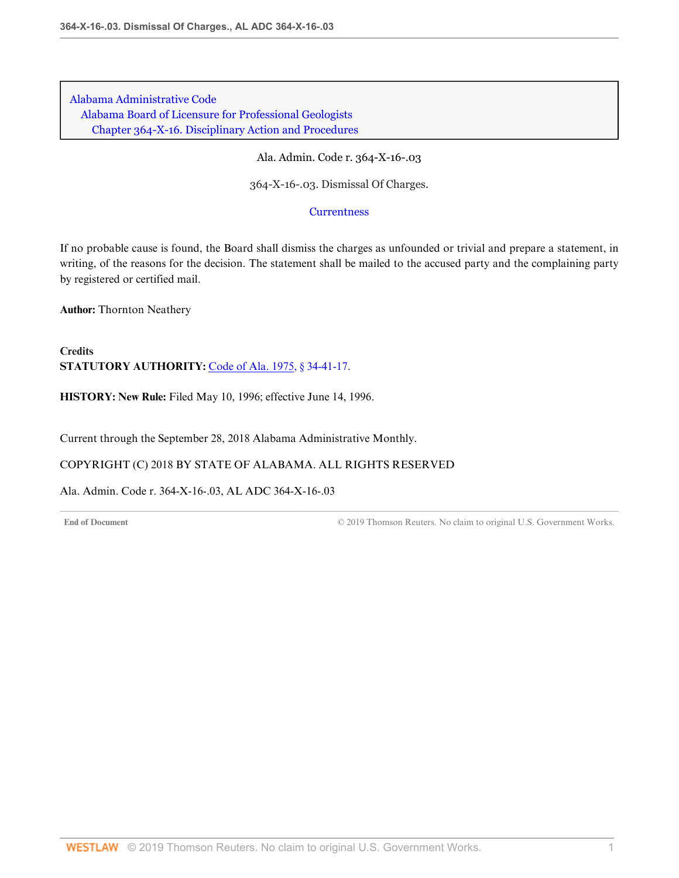Alabama Administrative Code
Alabama Board of Licensure for Professional Geologists
Chapter 364-X-16. Disciplinary Action and Procedures

Ala. Admin. Code r. 364-X-16-.03

364-X-16-.03. Dismissal Of Charges.

Currentness

If no probable cause is found, the Board shall dismiss the charges as unfounded or trivial and prepare a statement, in writing, of the reasons for the decision. The statement shall be mailed to the accused party and the complaining party by registered or certified mail.

**Author:** Thornton Neathery

**Credits**
**STATUTORY AUTHORITY:** Code of Ala. 1975, § 34-41-17.

**HISTORY: New Rule:** Filed May 10, 1996; effective June 14, 1996.

Current through the September 28, 2018 Alabama Administrative Monthly.

COPYRIGHT (C) 2018 BY STATE OF ALABAMA. ALL RIGHTS RESERVED

Ala. Admin. Code r. 364-X-16-.03, AL ADC 364-X-16-.03

End of Document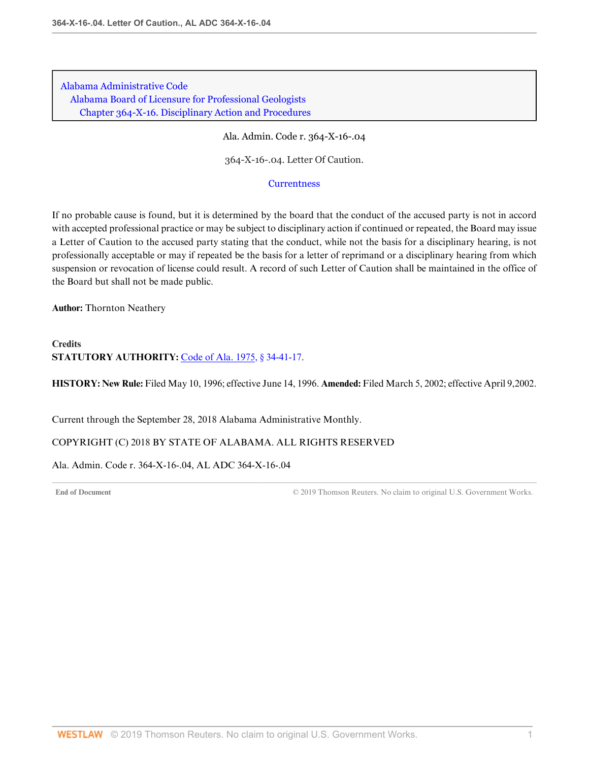Alabama Administrative Code
Alabama Board of Licensure for Professional Geologists
Chapter 364-X-16. Disciplinary Action and Procedures

Ala. Admin. Code r. 364-X-16-.04

364-X-16-.04. Letter Of Caution.

Currentness

If no probable cause is found, but it is determined by the board that the conduct of the accused party is not in accord with accepted professional practice or may be subject to disciplinary action if continued or repeated, the Board may issue a Letter of Caution to the accused party stating that the conduct, while not the basis for a disciplinary hearing, is not professionally acceptable or may if repeated be the basis for a letter of reprimand or a disciplinary hearing from which suspension or revocation of license could result. A record of such Letter of Caution shall be maintained in the office of the Board but shall not be made public.

**Author:** Thornton Neathery

**Credits**
**STATUTORY AUTHORITY:** Code of Ala. 1975, § 34-41-17.

**HISTORY: New Rule:** Filed May 10, 1996; effective June 14, 1996. **Amended:** Filed March 5, 2002; effective April 9,2002.

Current through the September 28, 2018 Alabama Administrative Monthly.

COPYRIGHT (C) 2018 BY STATE OF ALABAMA. ALL RIGHTS RESERVED

Ala. Admin. Code r. 364-X-16-.04, AL ADC 364-X-16-.04

End of Document © 2019 Thomson Reuters. No claim to original U.S. Government Works.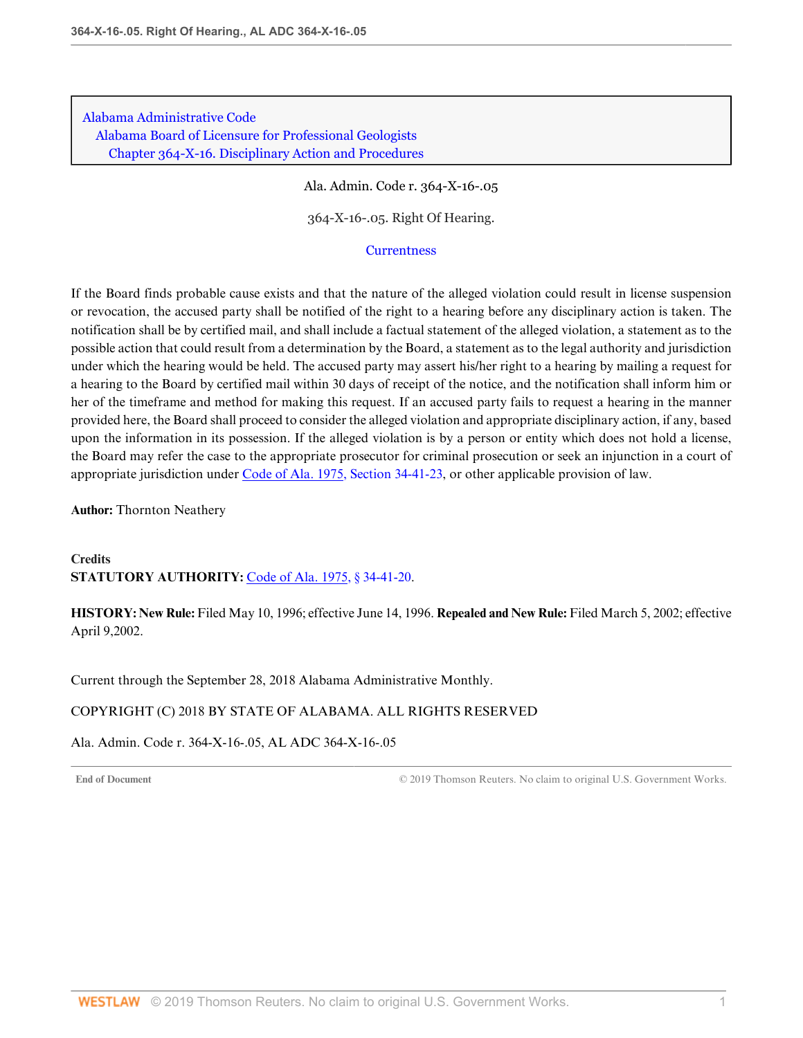Alabama Administrative Code
Alabama Board of Licensure for Professional Geologists
Chapter 364-X-16. Disciplinary Action and Procedures

Ala. Admin. Code r. 364-X-16-.05

# 364-X-16-.05. Right Of Hearing.

Currentness

If the Board finds probable cause exists and that the nature of the alleged violation could result in license suspension or revocation, the accused party shall be notified of the right to a hearing before any disciplinary action is taken. The notification shall be by certified mail, and shall include a factual statement of the alleged violation, a statement as to the possible action that could result from a determination by the Board, a statement as to the legal authority and jurisdiction under which the hearing would be held. The accused party may assert his/her right to a hearing by mailing a request for a hearing to the Board by certified mail within 30 days of receipt of the notice, and the notification shall inform him or her of the timeframe and method for making this request. If an accused party fails to request a hearing in the manner provided here, the Board shall proceed to consider the alleged violation and appropriate disciplinary action, if any, based upon the information in its possession. If the alleged violation is by a person or entity which does not hold a license, the Board may refer the case to the appropriate prosecutor for criminal prosecution or seek an injunction in a court of appropriate jurisdiction under Code of Ala. 1975, Section 34-41-23, or other applicable provision of law.

**Author:** Thornton Neathery

**Credits**

**STATUTORY AUTHORITY:** Code of Ala. 1975, § 34-41-20.

**HISTORY: New Rule:** Filed May 10, 1996; effective June 14, 1996. **Repealed and New Rule:** Filed March 5, 2002; effective April 9,2002.

Current through the September 28, 2018 Alabama Administrative Monthly.

COPYRIGHT (C) 2018 BY STATE OF ALABAMA. ALL RIGHTS RESERVED

Ala. Admin. Code r. 364-X-16-.05, AL ADC 364-X-16-.05

End of Document © 2019 Thomson Reuters. No claim to original U.S. Government Works.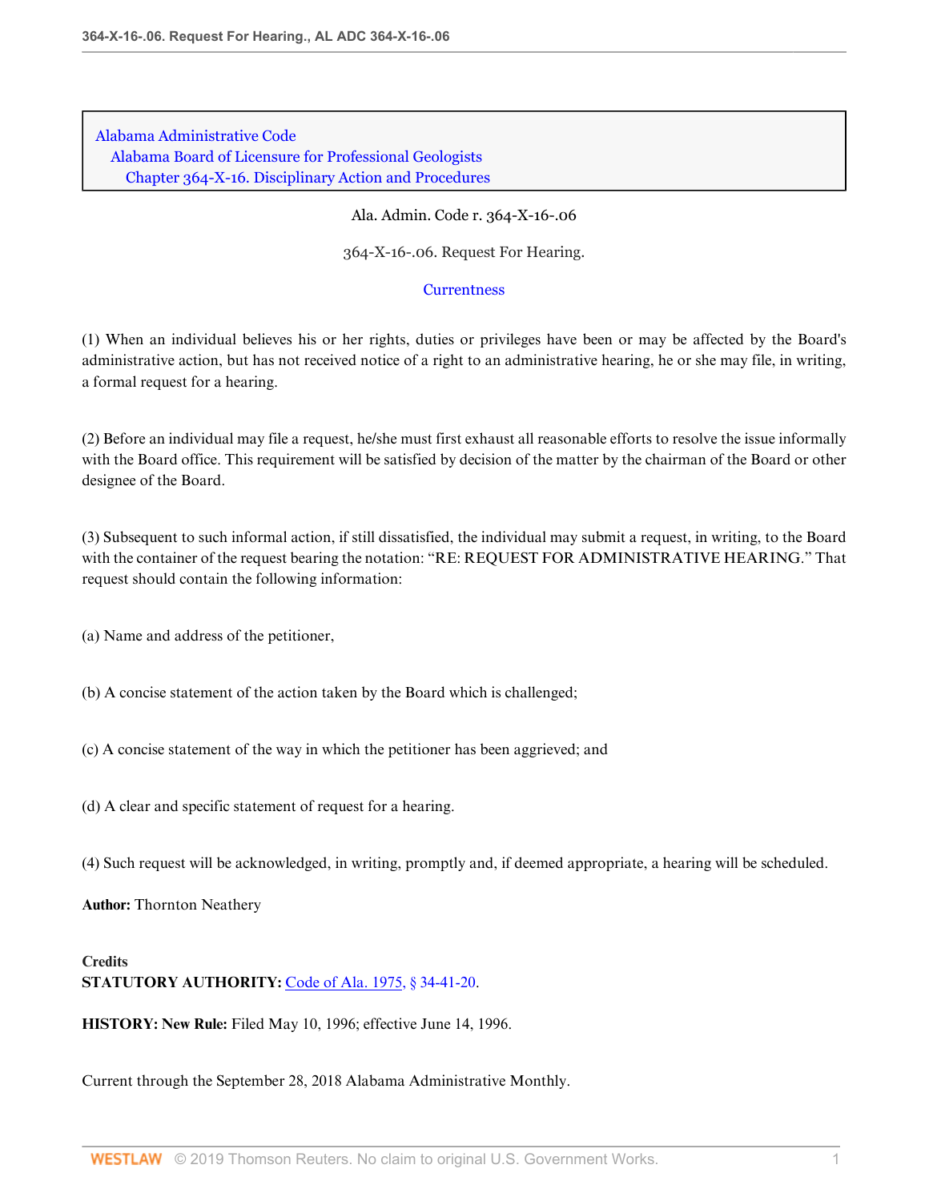Alabama Administrative Code
Alabama Board of Licensure for Professional Geologists
Chapter 364-X-16. Disciplinary Action and Procedures

Ala. Admin. Code r. 364-X-16-.06

# 364-X-16-.06. Request For Hearing.

Currentness

(1) When an individual believes his or her rights, duties or privileges have been or may be affected by the Board's administrative action, but has not received notice of a right to an administrative hearing, he or she may file, in writing, a formal request for a hearing.

(2) Before an individual may file a request, he/she must first exhaust all reasonable efforts to resolve the issue informally with the Board office. This requirement will be satisfied by decision of the matter by the chairman of the Board or other designee of the Board.

(3) Subsequent to such informal action, if still dissatisfied, the individual may submit a request, in writing, to the Board with the container of the request bearing the notation: "RE: REQUEST FOR ADMINISTRATIVE HEARING." That request should contain the following information:

(a) Name and address of the petitioner,

(b) A concise statement of the action taken by the Board which is challenged;

(c) A concise statement of the way in which the petitioner has been aggrieved; and

(d) A clear and specific statement of request for a hearing.

(4) Such request will be acknowledged, in writing, promptly and, if deemed appropriate, a hearing will be scheduled.

**Author:** Thornton Neathery

**Credits**
**STATUTORY AUTHORITY:** Code of Ala. 1975, § 34-41-20.

**HISTORY: New Rule:** Filed May 10, 1996; effective June 14, 1996.

Current through the September 28, 2018 Alabama Administrative Monthly.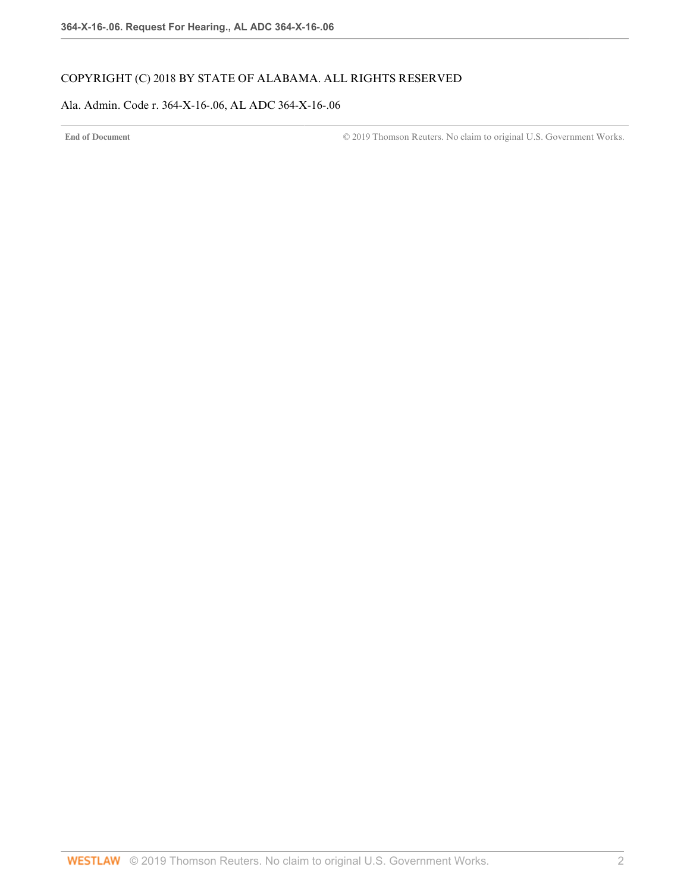COPYRIGHT (C) 2018 BY STATE OF ALABAMA. ALL RIGHTS RESERVED

Ala. Admin. Code r. 364-X-16-.06, AL ADC 364-X-16-.06

**End of Document** © 2019 Thomson Reuters. No claim to original U.S. Government Works.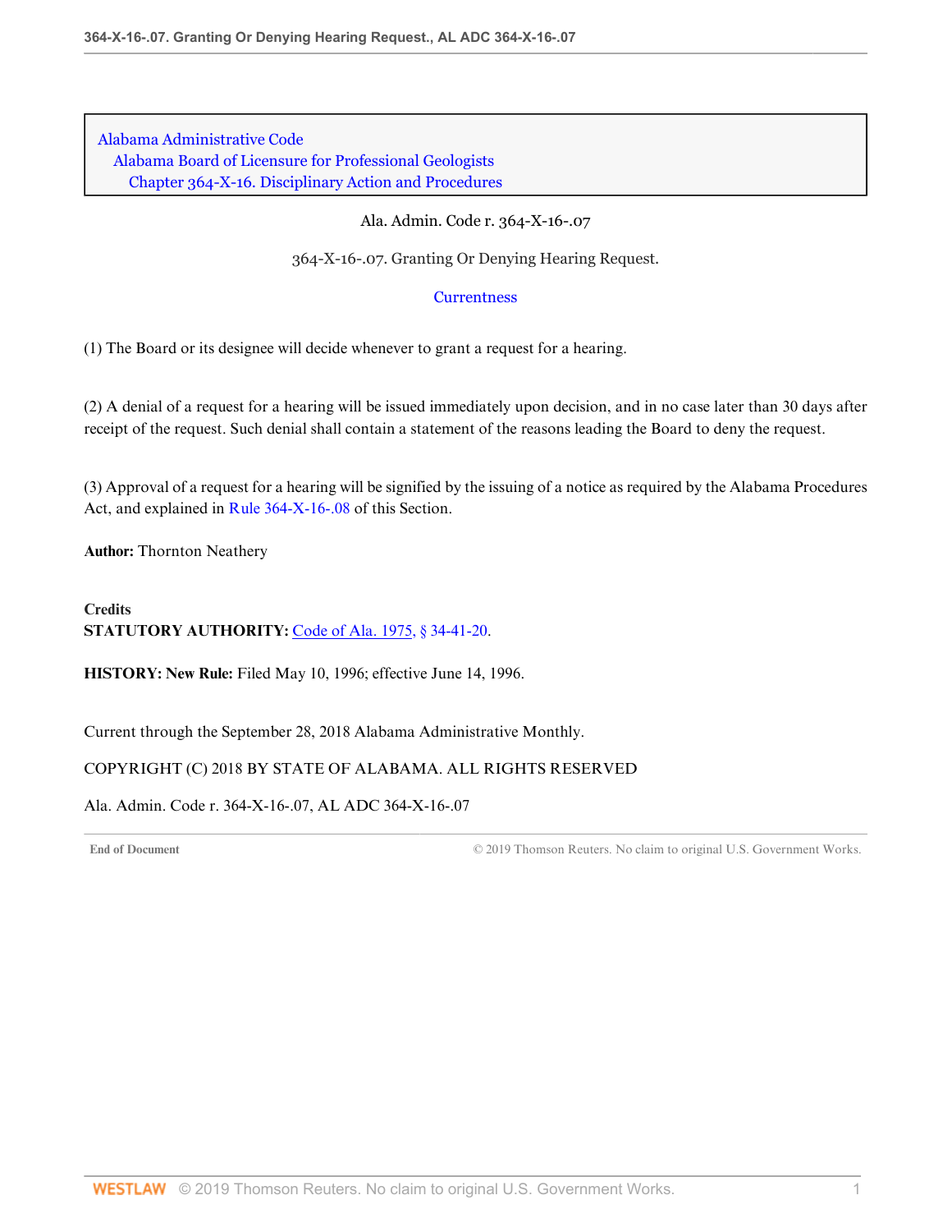Alabama Administrative Code
Alabama Board of Licensure for Professional Geologists
Chapter 364-X-16. Disciplinary Action and Procedures

Ala. Admin. Code r. 364-X-16-.07

# 364-X-16-.07. Granting Or Denying Hearing Request.

Currentness

(1) The Board or its designee will decide whenever to grant a request for a hearing.

(2) A denial of a request for a hearing will be issued immediately upon decision, and in no case later than 30 days after receipt of the request. Such denial shall contain a statement of the reasons leading the Board to deny the request.

(3) Approval of a request for a hearing will be signified by the issuing of a notice as required by the Alabama Procedures Act, and explained in Rule 364-X-16-.08 of this Section.

**Author:** Thornton Neathery

**Credits**
**STATUTORY AUTHORITY:** Code of Ala. 1975, § 34-41-20.

**HISTORY: New Rule:** Filed May 10, 1996; effective June 14, 1996.

Current through the September 28, 2018 Alabama Administrative Monthly.

COPYRIGHT (C) 2018 BY STATE OF ALABAMA. ALL RIGHTS RESERVED

Ala. Admin. Code r. 364-X-16-.07, AL ADC 364-X-16-.07

End of Document © 2019 Thomson Reuters. No claim to original U.S. Government Works.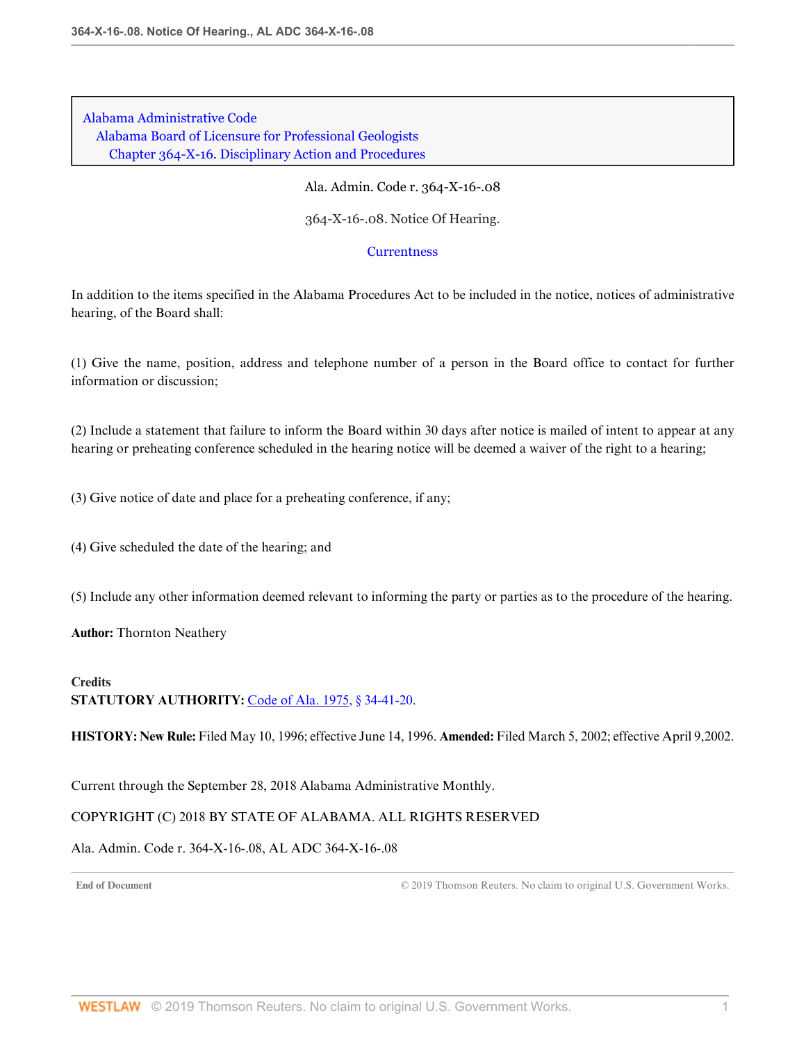Alabama Administrative Code
Alabama Board of Licensure for Professional Geologists
Chapter 364-X-16. Disciplinary Action and Procedures

Ala. Admin. Code r. 364-X-16-.08

364-X-16-.08. Notice Of Hearing.

Currentness

In addition to the items specified in the Alabama Procedures Act to be included in the notice, notices of administrative hearing, of the Board shall:

(1) Give the name, position, address and telephone number of a person in the Board office to contact for further information or discussion;

(2) Include a statement that failure to inform the Board within 30 days after notice is mailed of intent to appear at any hearing or preheating conference scheduled in the hearing notice will be deemed a waiver of the right to a hearing;

(3) Give notice of date and place for a preheating conference, if any;

(4) Give scheduled the date of the hearing; and

(5) Include any other information deemed relevant to informing the party or parties as to the procedure of the hearing.

**Author:** Thornton Neathery

**Credits**
**STATUTORY AUTHORITY:** Code of Ala. 1975, § 34-41-20.

**HISTORY: New Rule:** Filed May 10, 1996; effective June 14, 1996. **Amended:** Filed March 5, 2002; effective April 9,2002.

Current through the September 28, 2018 Alabama Administrative Monthly.

COPYRIGHT (C) 2018 BY STATE OF ALABAMA. ALL RIGHTS RESERVED

Ala. Admin. Code r. 364-X-16-.08, AL ADC 364-X-16-.08

End of Document © 2019 Thomson Reuters. No claim to original U.S. Government Works.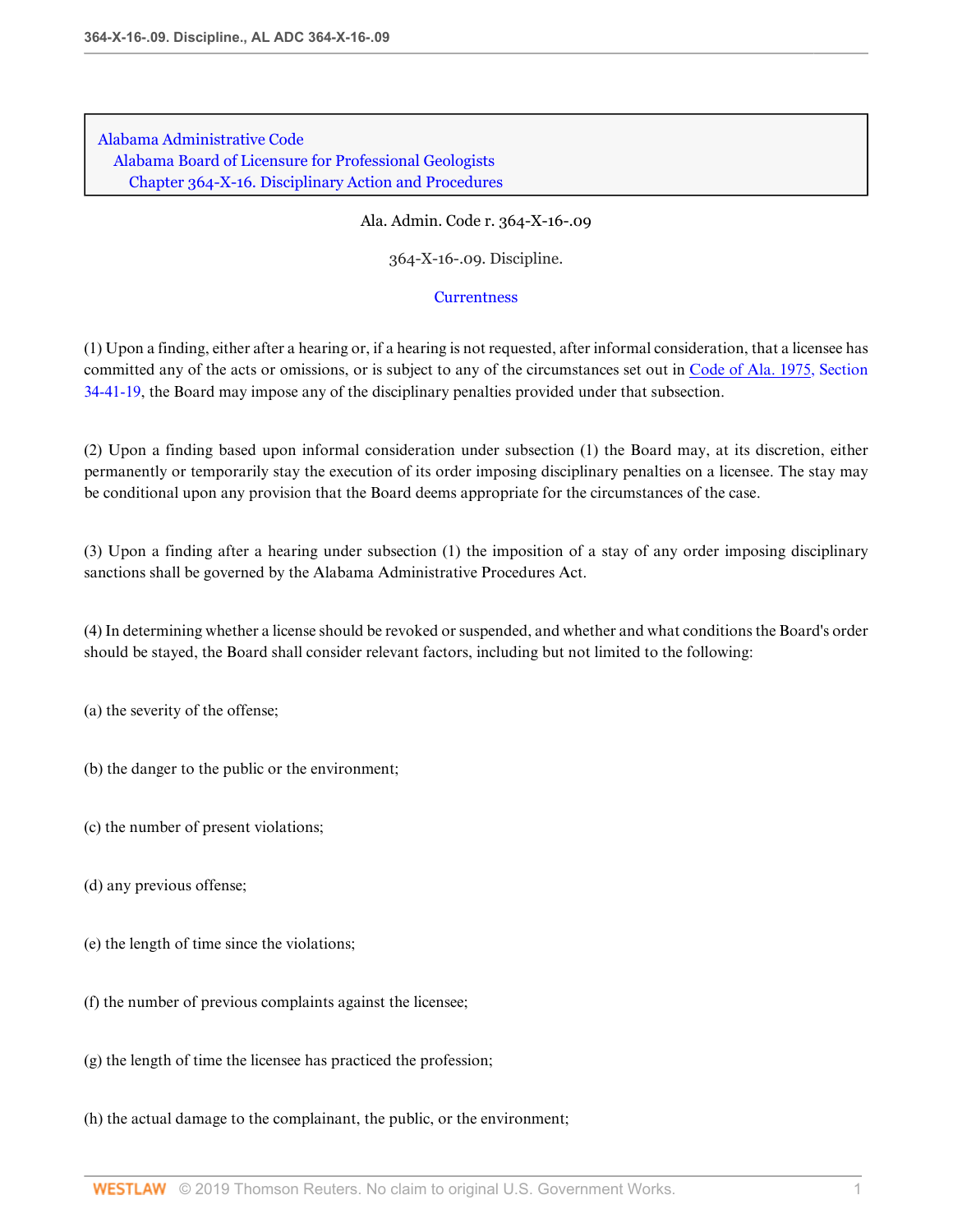Alabama Administrative Code
Alabama Board of Licensure for Professional Geologists
Chapter 364-X-16. Disciplinary Action and Procedures

Ala. Admin. Code r. 364-X-16-.09

364-X-16-.09. Discipline.

Currentness

(1) Upon a finding, either after a hearing or, if a hearing is not requested, after informal consideration, that a licensee has committed any of the acts or omissions, or is subject to any of the circumstances set out in Code of Ala. 1975, Section 34-41-19, the Board may impose any of the disciplinary penalties provided under that subsection.

(2) Upon a finding based upon informal consideration under subsection (1) the Board may, at its discretion, either permanently or temporarily stay the execution of its order imposing disciplinary penalties on a licensee. The stay may be conditional upon any provision that the Board deems appropriate for the circumstances of the case.

(3) Upon a finding after a hearing under subsection (1) the imposition of a stay of any order imposing disciplinary sanctions shall be governed by the Alabama Administrative Procedures Act.

(4) In determining whether a license should be revoked or suspended, and whether and what conditions the Board's order should be stayed, the Board shall consider relevant factors, including but not limited to the following:

(a) the severity of the offense;

(b) the danger to the public or the environment;

(c) the number of present violations;

(d) any previous offense;

(e) the length of time since the violations;

(f) the number of previous complaints against the licensee;

(g) the length of time the licensee has practiced the profession;

(h) the actual damage to the complainant, the public, or the environment;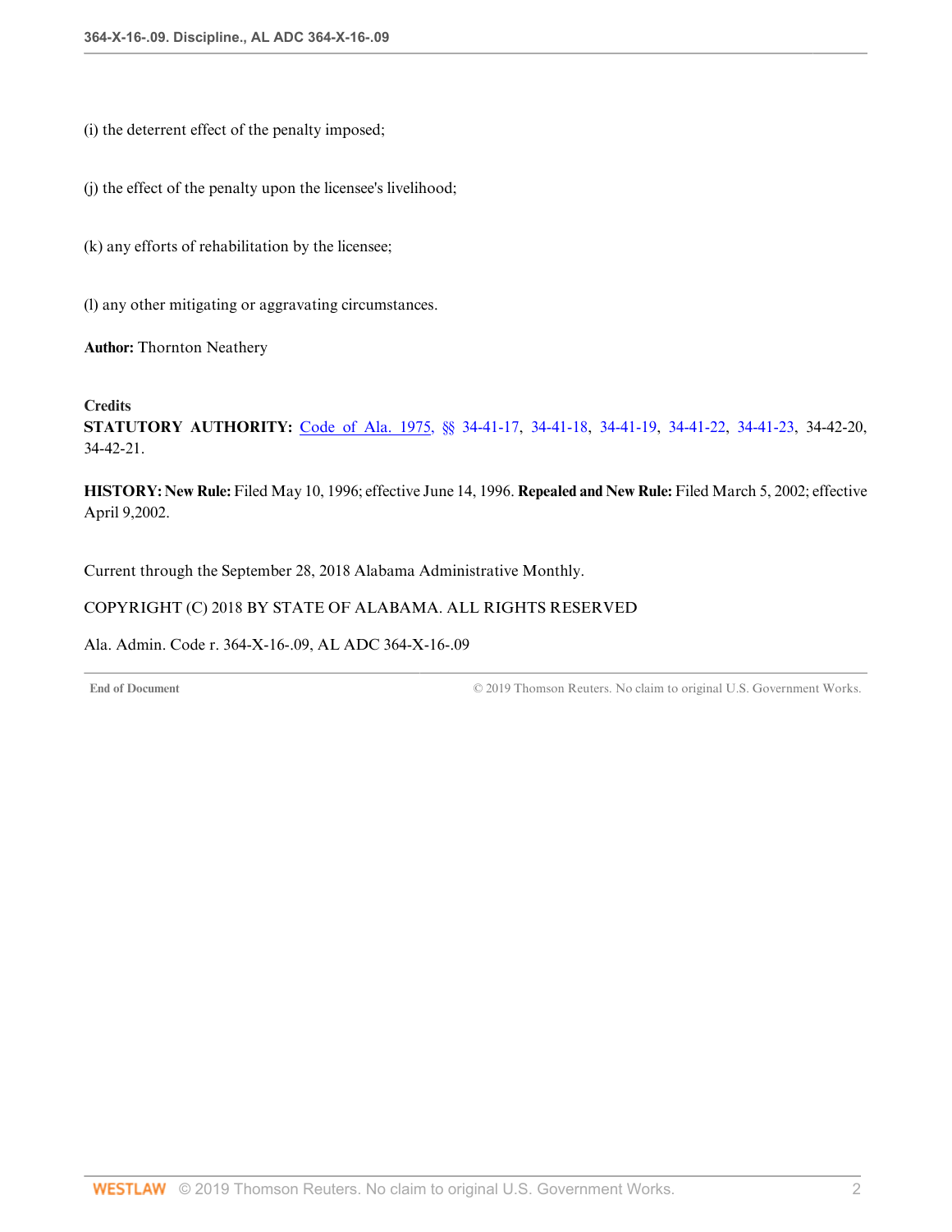(i) the deterrent effect of the penalty imposed;

(j) the effect of the penalty upon the licensee's livelihood;

(k) any efforts of rehabilitation by the licensee;

(l) any other mitigating or aggravating circumstances.

**Author:** Thornton Neathery

**Credits**

**STATUTORY AUTHORITY:** Code of Ala. 1975, §§ 34-41-17, 34-41-18, 34-41-19, 34-41-22, 34-41-23, 34-42-20, 34-42-21.

**HISTORY: New Rule:** Filed May 10, 1996; effective June 14, 1996. **Repealed and New Rule:** Filed March 5, 2002; effective April 9,2002.

Current through the September 28, 2018 Alabama Administrative Monthly.

COPYRIGHT (C) 2018 BY STATE OF ALABAMA. ALL RIGHTS RESERVED

Ala. Admin. Code r. 364-X-16-.09, AL ADC 364-X-16-.09

End of Document © 2019 Thomson Reuters. No claim to original U.S. Government Works.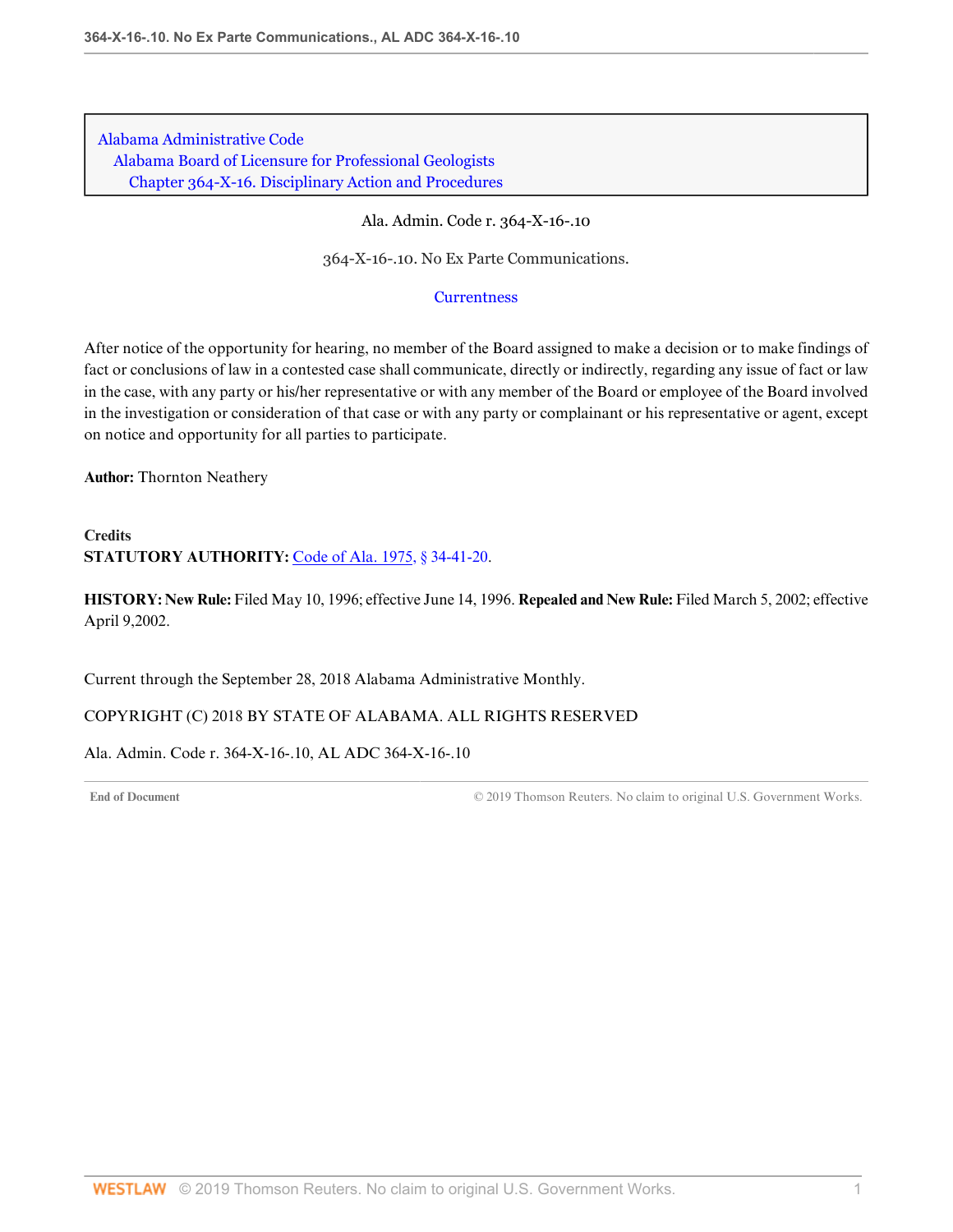Alabama Administrative Code
Alabama Board of Licensure for Professional Geologists
Chapter 364-X-16. Disciplinary Action and Procedures

Ala. Admin. Code r. 364-X-16-.10

364-X-16-.10. No Ex Parte Communications.

Currentness

After notice of the opportunity for hearing, no member of the Board assigned to make a decision or to make findings of fact or conclusions of law in a contested case shall communicate, directly or indirectly, regarding any issue of fact or law in the case, with any party or his/her representative or with any member of the Board or employee of the Board involved in the investigation or consideration of that case or with any party or complainant or his representative or agent, except on notice and opportunity for all parties to participate.

**Author:** Thornton Neathery

**Credits**
**STATUTORY AUTHORITY:** Code of Ala. 1975, § 34-41-20.

**HISTORY: New Rule:** Filed May 10, 1996; effective June 14, 1996. **Repealed and New Rule:** Filed March 5, 2002; effective April 9,2002.

Current through the September 28, 2018 Alabama Administrative Monthly.

COPYRIGHT (C) 2018 BY STATE OF ALABAMA. ALL RIGHTS RESERVED

Ala. Admin. Code r. 364-X-16-.10, AL ADC 364-X-16-.10

End of Document © 2019 Thomson Reuters. No claim to original U.S. Government Works.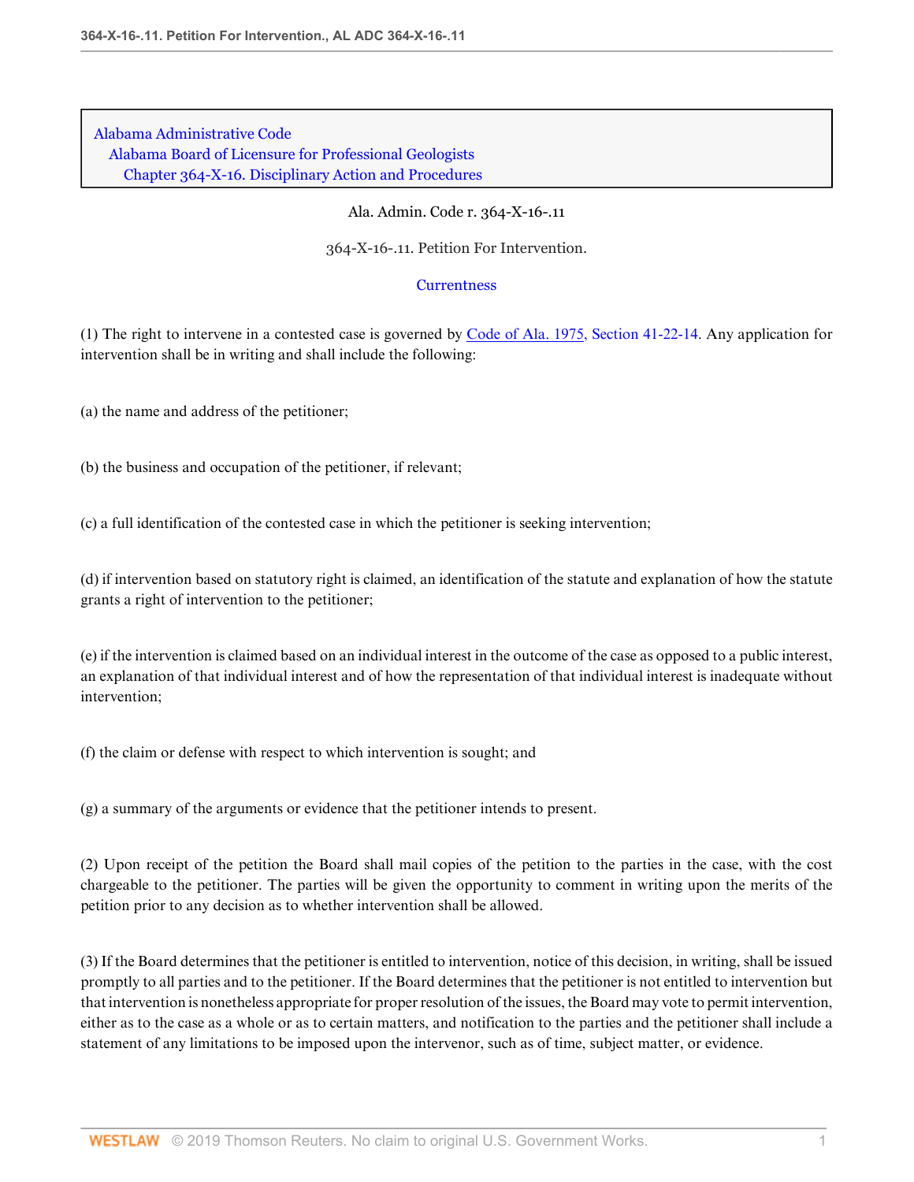Alabama Administrative Code
Alabama Board of Licensure for Professional Geologists
Chapter 364-X-16. Disciplinary Action and Procedures

Ala. Admin. Code r. 364-X-16-.11

# 364-X-16-.11. Petition For Intervention.

Currentness

(1) The right to intervene in a contested case is governed by Code of Ala. 1975, Section 41-22-14. Any application for intervention shall be in writing and shall include the following:

(a) the name and address of the petitioner;

(b) the business and occupation of the petitioner, if relevant;

(c) a full identification of the contested case in which the petitioner is seeking intervention;

(d) if intervention based on statutory right is claimed, an identification of the statute and explanation of how the statute grants a right of intervention to the petitioner;

(e) if the intervention is claimed based on an individual interest in the outcome of the case as opposed to a public interest, an explanation of that individual interest and of how the representation of that individual interest is inadequate without intervention;

(f) the claim or defense with respect to which intervention is sought; and

(g) a summary of the arguments or evidence that the petitioner intends to present.

(2) Upon receipt of the petition the Board shall mail copies of the petition to the parties in the case, with the cost chargeable to the petitioner. The parties will be given the opportunity to comment in writing upon the merits of the petition prior to any decision as to whether intervention shall be allowed.

(3) If the Board determines that the petitioner is entitled to intervention, notice of this decision, in writing, shall be issued promptly to all parties and to the petitioner. If the Board determines that the petitioner is not entitled to intervention but that intervention is nonetheless appropriate for proper resolution of the issues, the Board may vote to permit intervention, either as to the case as a whole or as to certain matters, and notification to the parties and the petitioner shall include a statement of any limitations to be imposed upon the intervenor, such as of time, subject matter, or evidence.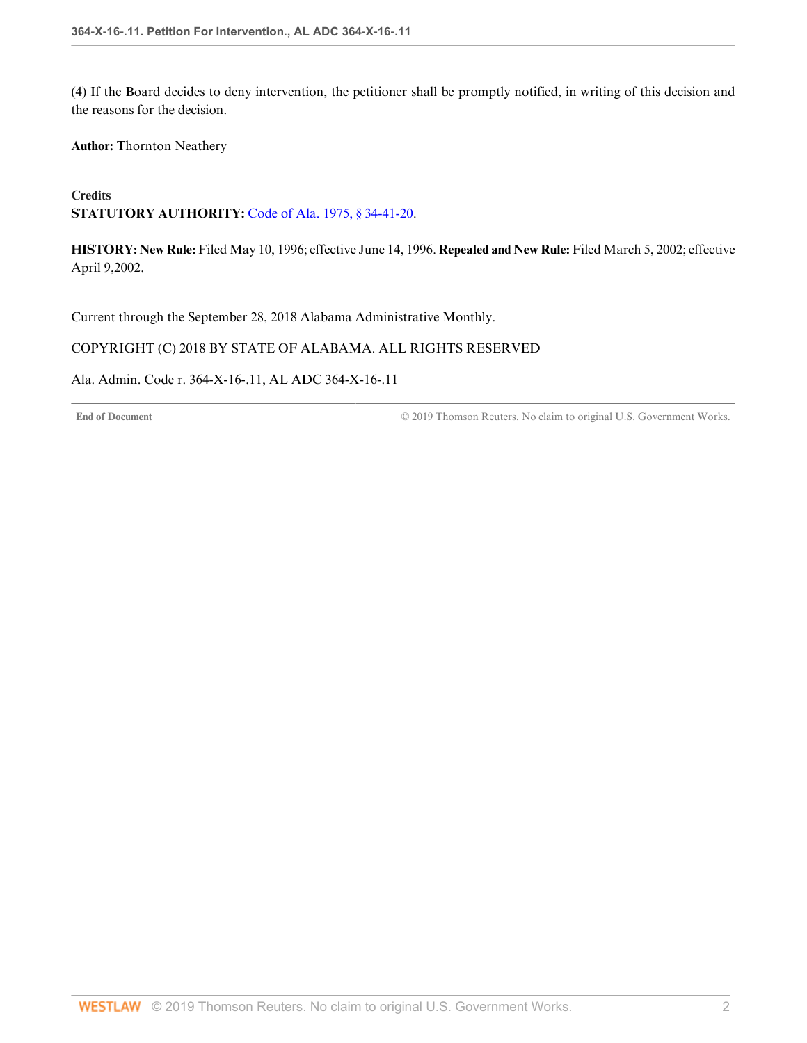(4) If the Board decides to deny intervention, the petitioner shall be promptly notified, in writing of this decision and the reasons for the decision.

**Author:** Thornton Neathery

**Credits**

**STATUTORY AUTHORITY:** Code of Ala. 1975, § 34-41-20.

**HISTORY: New Rule:** Filed May 10, 1996; effective June 14, 1996. **Repealed and New Rule:** Filed March 5, 2002; effective April 9,2002.

Current through the September 28, 2018 Alabama Administrative Monthly.

COPYRIGHT (C) 2018 BY STATE OF ALABAMA. ALL RIGHTS RESERVED

Ala. Admin. Code r. 364-X-16-.11, AL ADC 364-X-16-.11

End of Document © 2019 Thomson Reuters. No claim to original U.S. Government Works.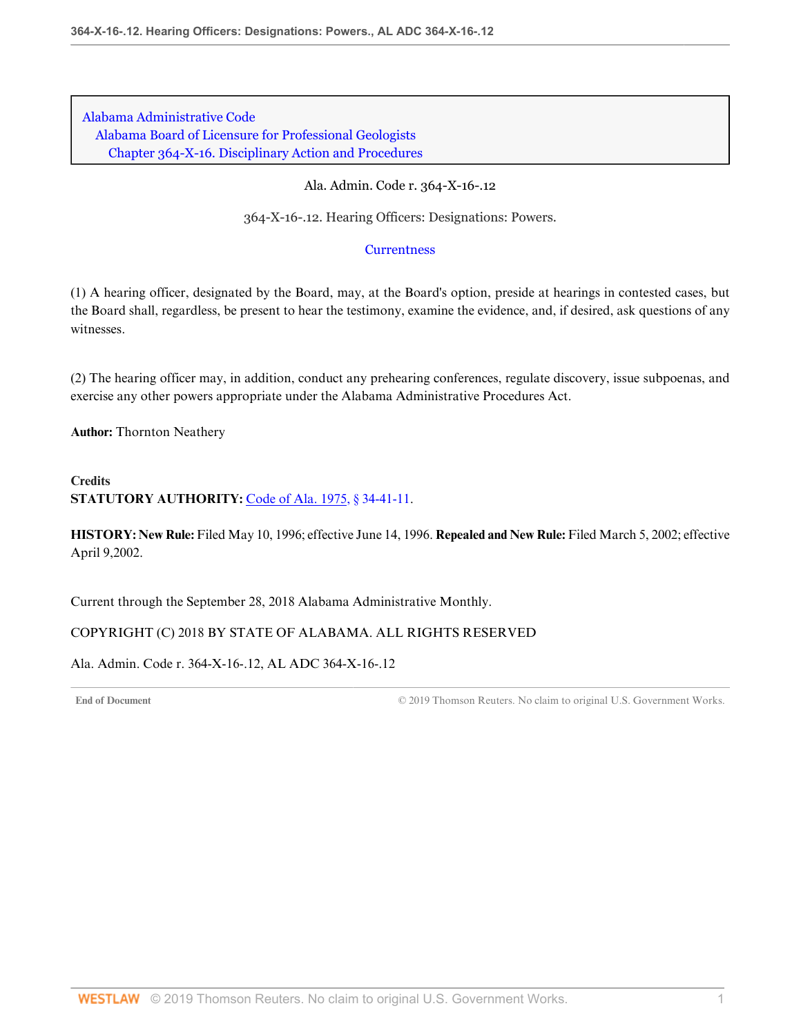Alabama Administrative Code
Alabama Board of Licensure for Professional Geologists
Chapter 364-X-16. Disciplinary Action and Procedures

Ala. Admin. Code r. 364-X-16-.12

364-X-16-.12. Hearing Officers: Designations: Powers.

Currentness

(1) A hearing officer, designated by the Board, may, at the Board's option, preside at hearings in contested cases, but the Board shall, regardless, be present to hear the testimony, examine the evidence, and, if desired, ask questions of any witnesses.

(2) The hearing officer may, in addition, conduct any prehearing conferences, regulate discovery, issue subpoenas, and exercise any other powers appropriate under the Alabama Administrative Procedures Act.

**Author:** Thornton Neathery

**Credits**
**STATUTORY AUTHORITY:** Code of Ala. 1975, § 34-41-11.

**HISTORY: New Rule:** Filed May 10, 1996; effective June 14, 1996. **Repealed and New Rule:** Filed March 5, 2002; effective April 9,2002.

Current through the September 28, 2018 Alabama Administrative Monthly.

COPYRIGHT (C) 2018 BY STATE OF ALABAMA. ALL RIGHTS RESERVED

Ala. Admin. Code r. 364-X-16-.12, AL ADC 364-X-16-.12

End of Document © 2019 Thomson Reuters. No claim to original U.S. Government Works.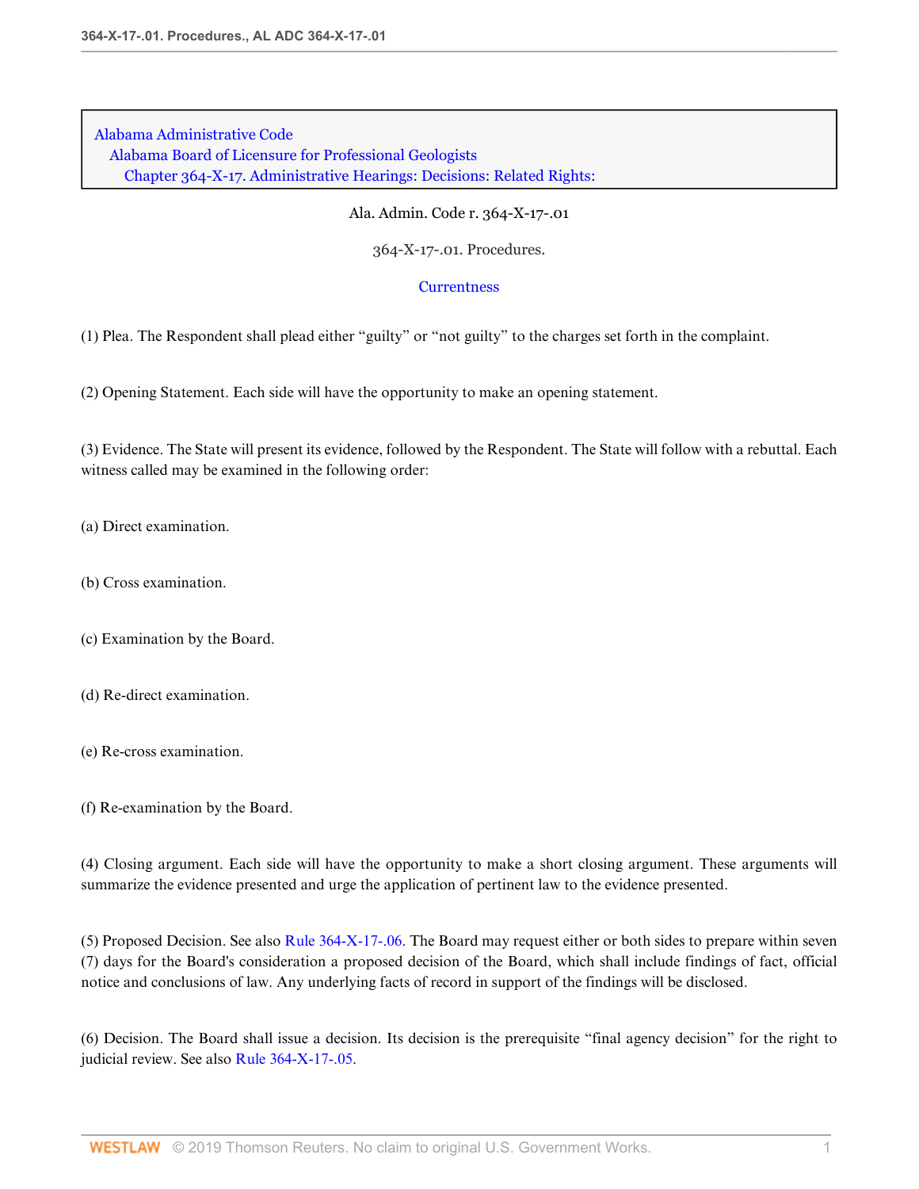Alabama Administrative Code
Alabama Board of Licensure for Professional Geologists
Chapter 364-X-17. Administrative Hearings: Decisions: Related Rights:

Ala. Admin. Code r. 364-X-17-.01

364-X-17-.01. Procedures.

Currentness

(1) Plea. The Respondent shall plead either "guilty" or "not guilty" to the charges set forth in the complaint.

(2) Opening Statement. Each side will have the opportunity to make an opening statement.

(3) Evidence. The State will present its evidence, followed by the Respondent. The State will follow with a rebuttal. Each witness called may be examined in the following order:

(a) Direct examination.

(b) Cross examination.

(c) Examination by the Board.

(d) Re-direct examination.

(e) Re-cross examination.

(f) Re-examination by the Board.

(4) Closing argument. Each side will have the opportunity to make a short closing argument. These arguments will summarize the evidence presented and urge the application of pertinent law to the evidence presented.

(5) Proposed Decision. See also Rule 364-X-17-.06. The Board may request either or both sides to prepare within seven (7) days for the Board's consideration a proposed decision of the Board, which shall include findings of fact, official notice and conclusions of law. Any underlying facts of record in support of the findings will be disclosed.

(6) Decision. The Board shall issue a decision. Its decision is the prerequisite "final agency decision" for the right to judicial review. See also Rule 364-X-17-.05.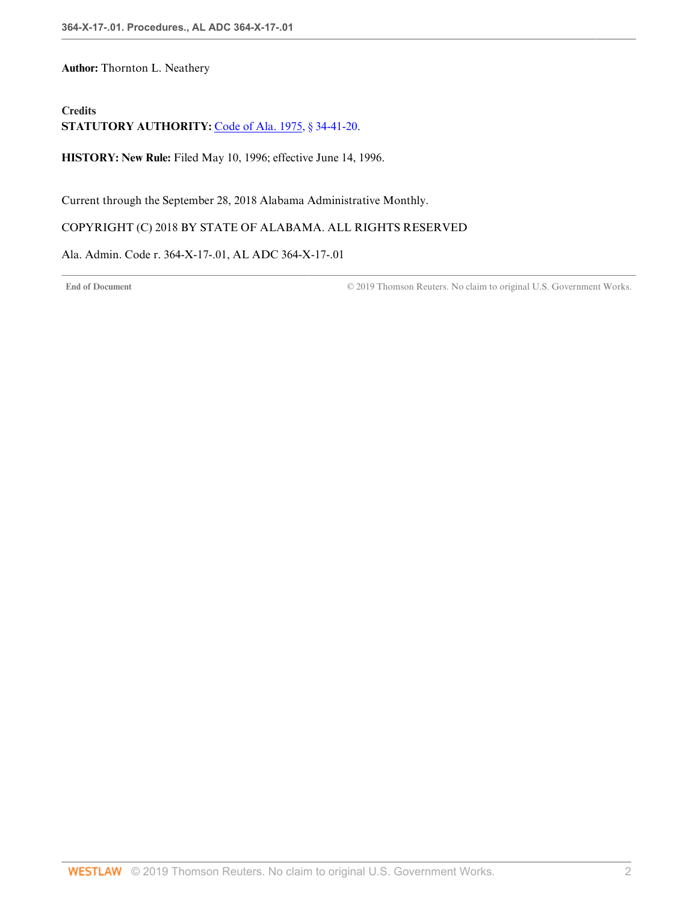**Author:** Thornton L. Neathery

**Credits**
**STATUTORY AUTHORITY:** Code of Ala. 1975, § 34-41-20.

**HISTORY: New Rule:** Filed May 10, 1996; effective June 14, 1996.

Current through the September 28, 2018 Alabama Administrative Monthly.

COPYRIGHT (C) 2018 BY STATE OF ALABAMA. ALL RIGHTS RESERVED

Ala. Admin. Code r. 364-X-17-.01, AL ADC 364-X-17-.01

End of Document © 2019 Thomson Reuters. No claim to original U.S. Government Works.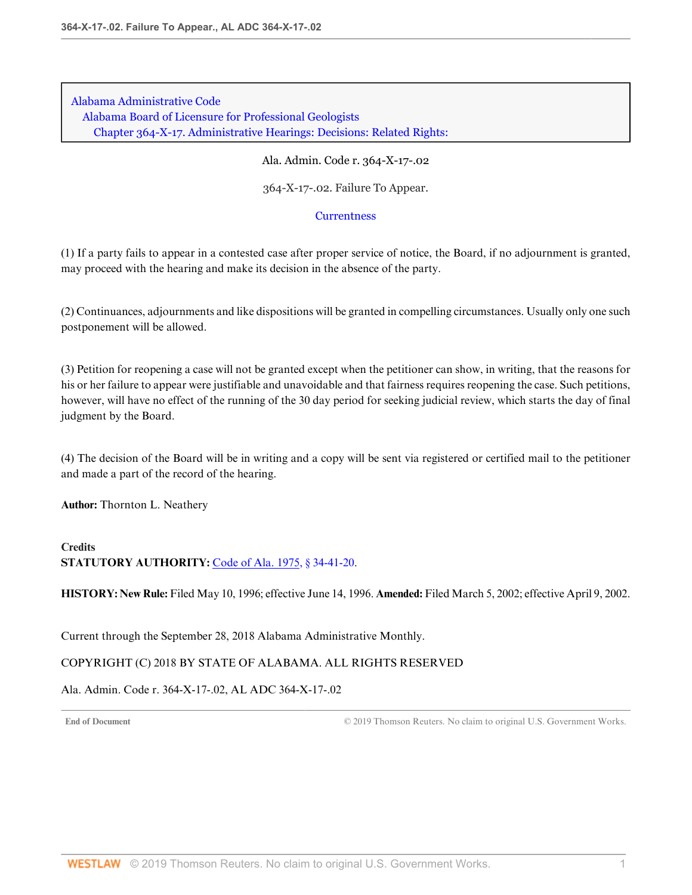Alabama Administrative Code
Alabama Board of Licensure for Professional Geologists
Chapter 364-X-17. Administrative Hearings: Decisions: Related Rights:

Ala. Admin. Code r. 364-X-17-.02

# 364-X-17-.02. Failure To Appear.

Currentness

(1) If a party fails to appear in a contested case after proper service of notice, the Board, if no adjournment is granted, may proceed with the hearing and make its decision in the absence of the party.

(2) Continuances, adjournments and like dispositions will be granted in compelling circumstances. Usually only one such postponement will be allowed.

(3) Petition for reopening a case will not be granted except when the petitioner can show, in writing, that the reasons for his or her failure to appear were justifiable and unavoidable and that fairness requires reopening the case. Such petitions, however, will have no effect of the running of the 30 day period for seeking judicial review, which starts the day of final judgment by the Board.

(4) The decision of the Board will be in writing and a copy will be sent via registered or certified mail to the petitioner and made a part of the record of the hearing.

**Author:** Thornton L. Neathery

**Credits**
**STATUTORY AUTHORITY:** Code of Ala. 1975, § 34-41-20.

**HISTORY: New Rule:** Filed May 10, 1996; effective June 14, 1996. **Amended:** Filed March 5, 2002; effective April 9, 2002.

Current through the September 28, 2018 Alabama Administrative Monthly.

COPYRIGHT (C) 2018 BY STATE OF ALABAMA. ALL RIGHTS RESERVED

Ala. Admin. Code r. 364-X-17-.02, AL ADC 364-X-17-.02

End of Document © 2019 Thomson Reuters. No claim to original U.S. Government Works.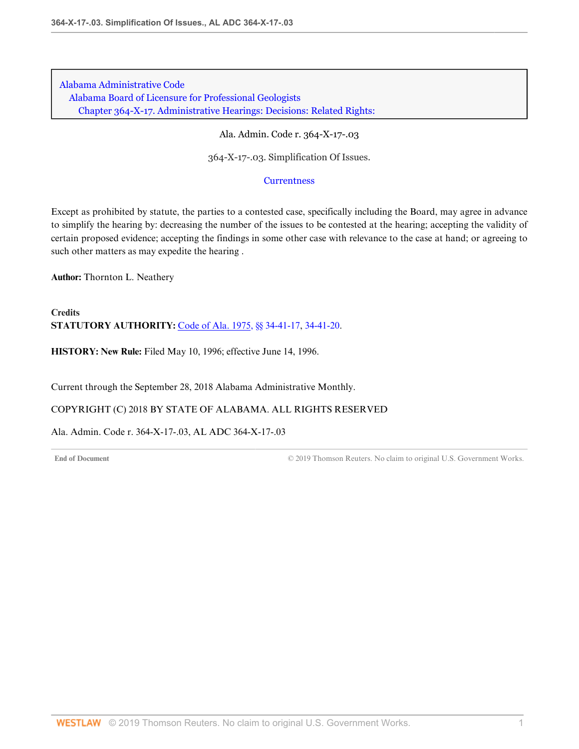Alabama Administrative Code
Alabama Board of Licensure for Professional Geologists
Chapter 364-X-17. Administrative Hearings: Decisions: Related Rights:

Ala. Admin. Code r. 364-X-17-.03

364-X-17-.03. Simplification Of Issues.

Currentness

Except as prohibited by statute, the parties to a contested case, specifically including the Board, may agree in advance to simplify the hearing by: decreasing the number of the issues to be contested at the hearing; accepting the validity of certain proposed evidence; accepting the findings in some other case with relevance to the case at hand; or agreeing to such other matters as may expedite the hearing .

**Author:** Thornton L. Neathery

**Credits**
**STATUTORY AUTHORITY:** Code of Ala. 1975, §§ 34-41-17, 34-41-20.

**HISTORY: New Rule:** Filed May 10, 1996; effective June 14, 1996.

Current through the September 28, 2018 Alabama Administrative Monthly.

COPYRIGHT (C) 2018 BY STATE OF ALABAMA. ALL RIGHTS RESERVED

Ala. Admin. Code r. 364-X-17-.03, AL ADC 364-X-17-.03

End of Document © 2019 Thomson Reuters. No claim to original U.S. Government Works.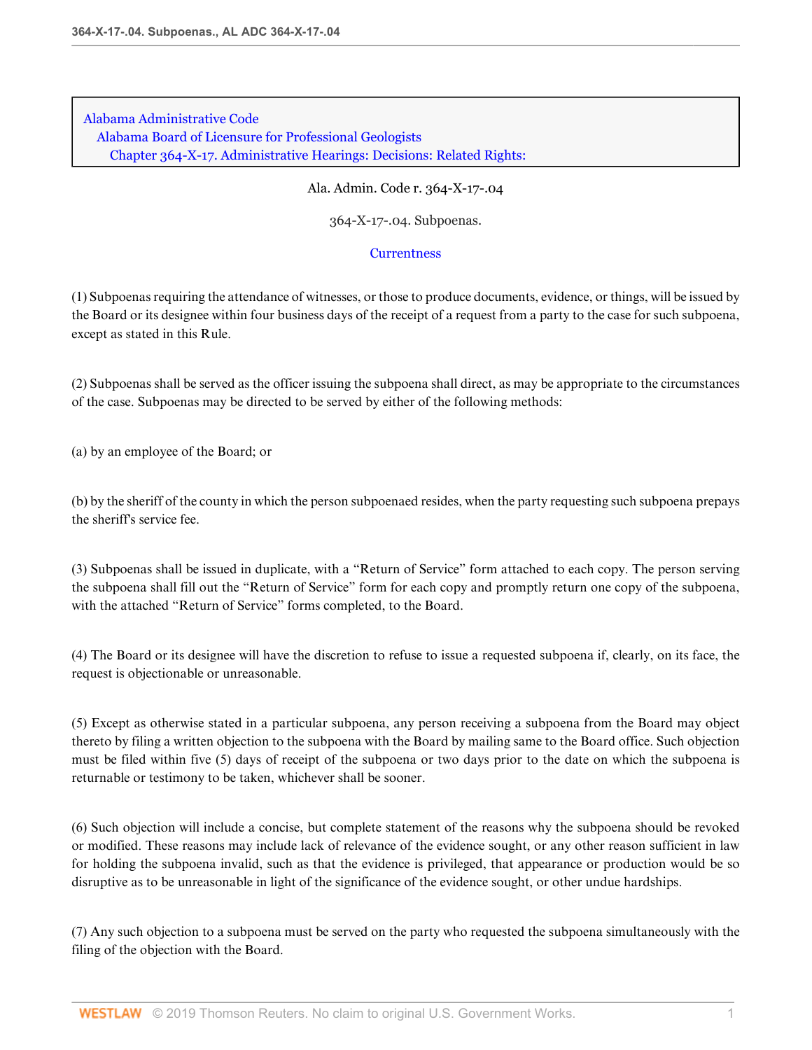Alabama Administrative Code
Alabama Board of Licensure for Professional Geologists
Chapter 364-X-17. Administrative Hearings: Decisions: Related Rights:

Ala. Admin. Code r. 364-X-17-.04

364-X-17-.04. Subpoenas.

Currentness

(1) Subpoenas requiring the attendance of witnesses, or those to produce documents, evidence, or things, will be issued by the Board or its designee within four business days of the receipt of a request from a party to the case for such subpoena, except as stated in this Rule.

(2) Subpoenas shall be served as the officer issuing the subpoena shall direct, as may be appropriate to the circumstances of the case. Subpoenas may be directed to be served by either of the following methods:

(a) by an employee of the Board; or

(b) by the sheriff of the county in which the person subpoenaed resides, when the party requesting such subpoena prepays the sheriff's service fee.

(3) Subpoenas shall be issued in duplicate, with a "Return of Service" form attached to each copy. The person serving the subpoena shall fill out the "Return of Service" form for each copy and promptly return one copy of the subpoena, with the attached "Return of Service" forms completed, to the Board.

(4) The Board or its designee will have the discretion to refuse to issue a requested subpoena if, clearly, on its face, the request is objectionable or unreasonable.

(5) Except as otherwise stated in a particular subpoena, any person receiving a subpoena from the Board may object thereto by filing a written objection to the subpoena with the Board by mailing same to the Board office. Such objection must be filed within five (5) days of receipt of the subpoena or two days prior to the date on which the subpoena is returnable or testimony to be taken, whichever shall be sooner.

(6) Such objection will include a concise, but complete statement of the reasons why the subpoena should be revoked or modified. These reasons may include lack of relevance of the evidence sought, or any other reason sufficient in law for holding the subpoena invalid, such as that the evidence is privileged, that appearance or production would be so disruptive as to be unreasonable in light of the significance of the evidence sought, or other undue hardships.

(7) Any such objection to a subpoena must be served on the party who requested the subpoena simultaneously with the filing of the objection with the Board.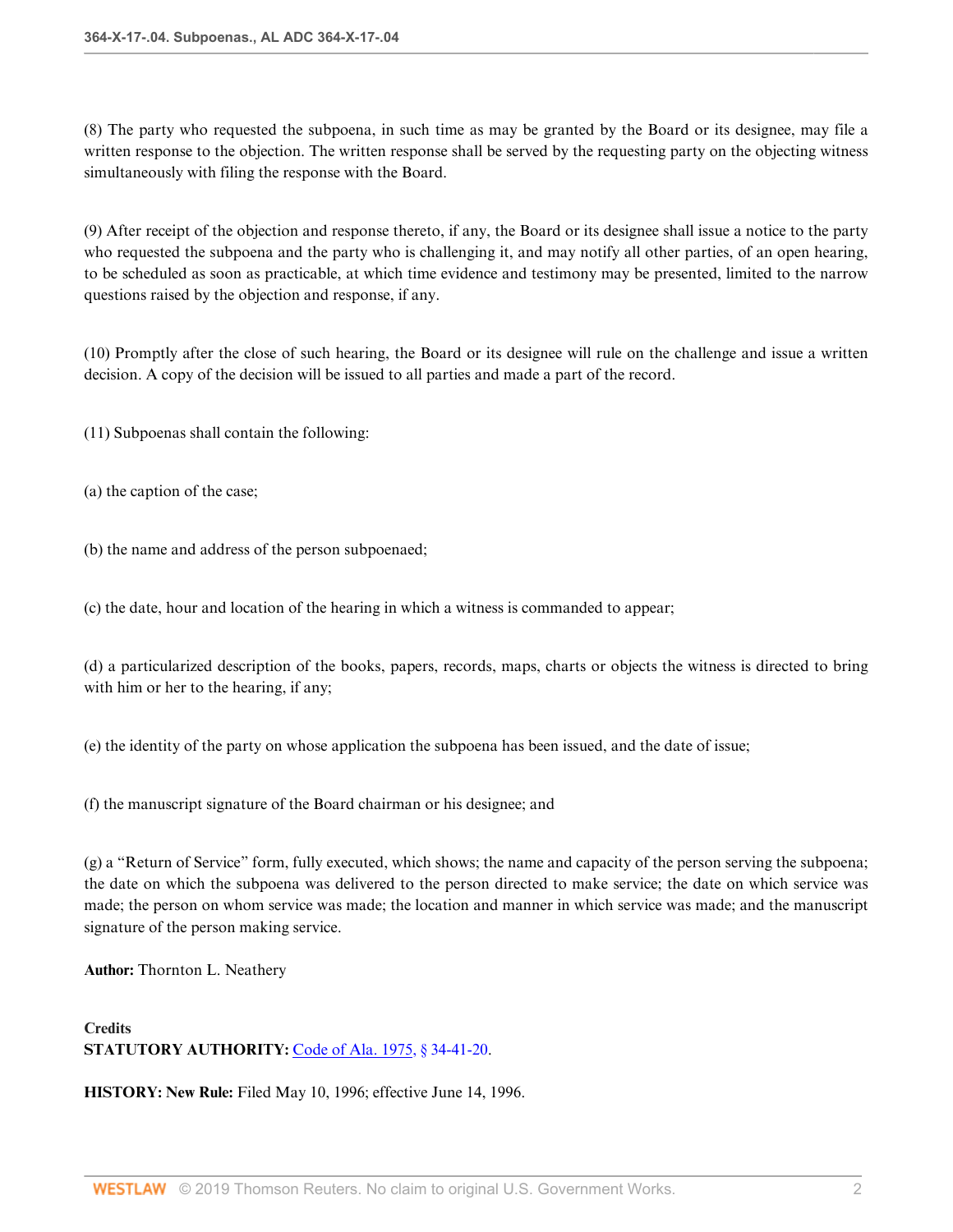(8) The party who requested the subpoena, in such time as may be granted by the Board or its designee, may file a written response to the objection. The written response shall be served by the requesting party on the objecting witness simultaneously with filing the response with the Board.

(9) After receipt of the objection and response thereto, if any, the Board or its designee shall issue a notice to the party who requested the subpoena and the party who is challenging it, and may notify all other parties, of an open hearing, to be scheduled as soon as practicable, at which time evidence and testimony may be presented, limited to the narrow questions raised by the objection and response, if any.

(10) Promptly after the close of such hearing, the Board or its designee will rule on the challenge and issue a written decision. A copy of the decision will be issued to all parties and made a part of the record.

(11) Subpoenas shall contain the following:

(a) the caption of the case;

(b) the name and address of the person subpoenaed;

(c) the date, hour and location of the hearing in which a witness is commanded to appear;

(d) a particularized description of the books, papers, records, maps, charts or objects the witness is directed to bring with him or her to the hearing, if any;

(e) the identity of the party on whose application the subpoena has been issued, and the date of issue;

(f) the manuscript signature of the Board chairman or his designee; and

(g) a "Return of Service" form, fully executed, which shows; the name and capacity of the person serving the subpoena; the date on which the subpoena was delivered to the person directed to make service; the date on which service was made; the person on whom service was made; the location and manner in which service was made; and the manuscript signature of the person making service.

**Author:** Thornton L. Neathery

**Credits**
**STATUTORY AUTHORITY:** Code of Ala. 1975, § 34-41-20.

**HISTORY: New Rule:** Filed May 10, 1996; effective June 14, 1996.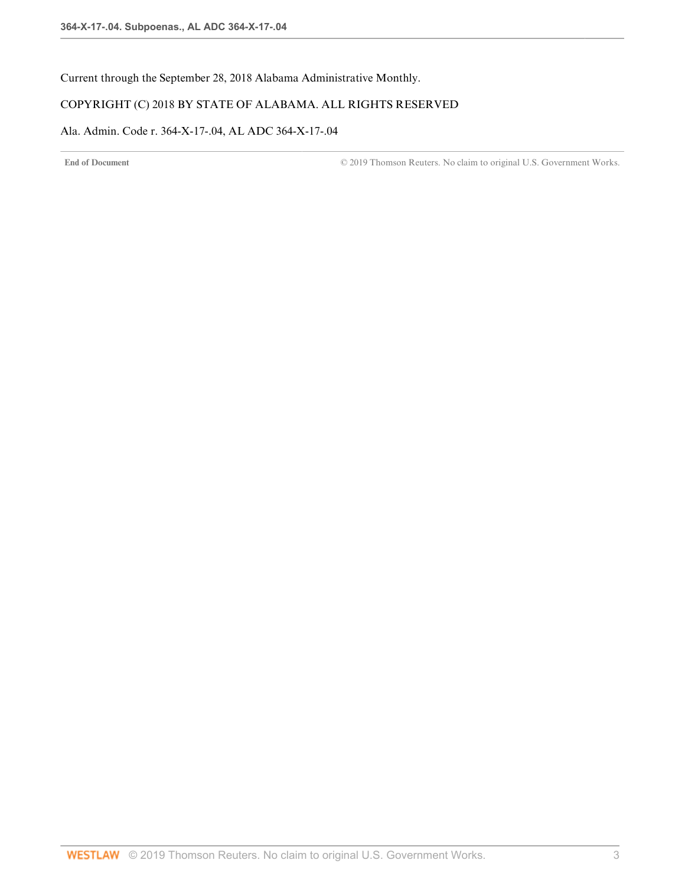Current through the September 28, 2018 Alabama Administrative Monthly.

COPYRIGHT (C) 2018 BY STATE OF ALABAMA. ALL RIGHTS RESERVED

Ala. Admin. Code r. 364-X-17-.04, AL ADC 364-X-17-.04

**End of Document** © 2019 Thomson Reuters. No claim to original U.S. Government Works.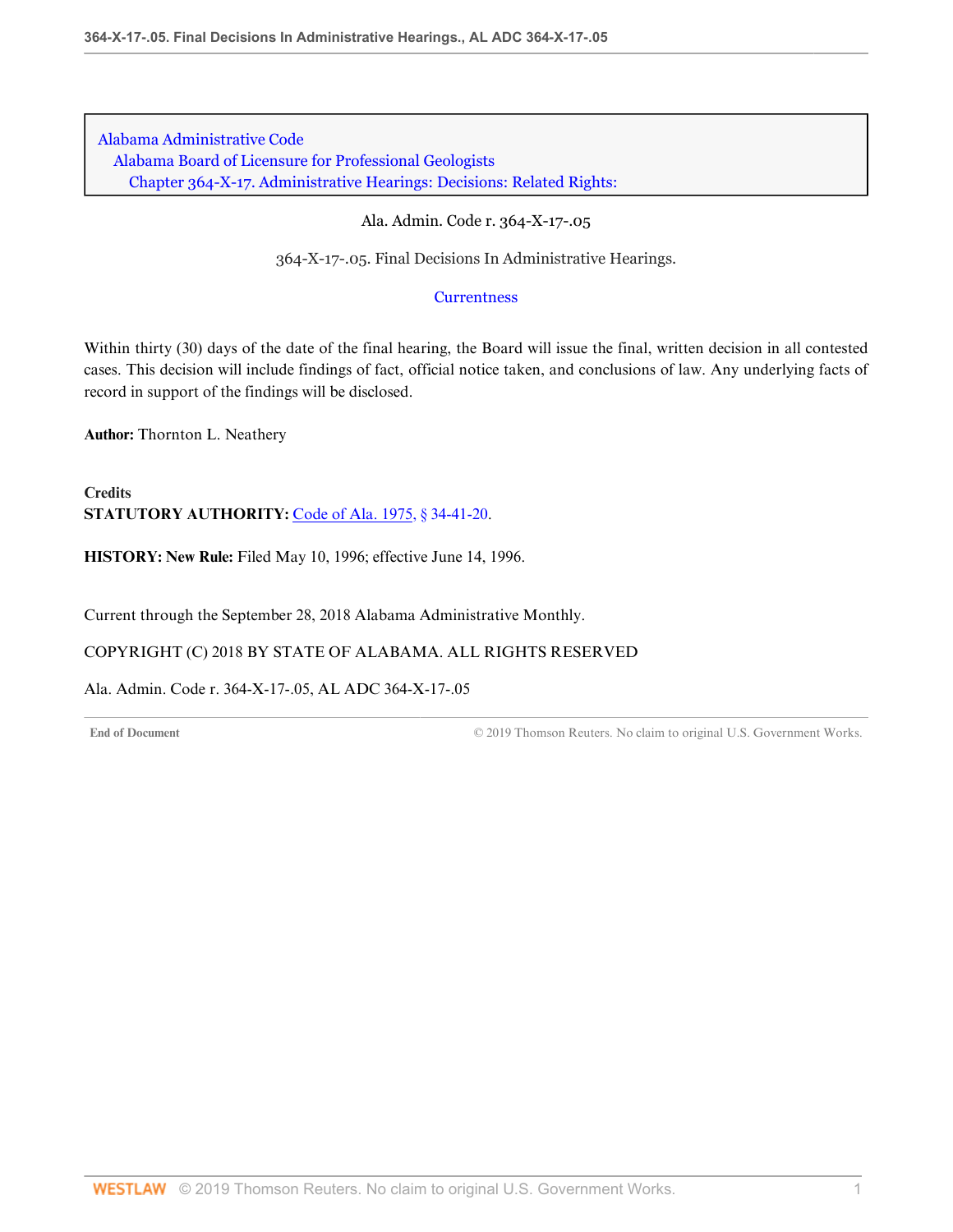Alabama Administrative Code
Alabama Board of Licensure for Professional Geologists
Chapter 364-X-17. Administrative Hearings: Decisions: Related Rights:

Ala. Admin. Code r. 364-X-17-.05

# 364-X-17-.05. Final Decisions In Administrative Hearings.

Currentness

Within thirty (30) days of the date of the final hearing, the Board will issue the final, written decision in all contested cases. This decision will include findings of fact, official notice taken, and conclusions of law. Any underlying facts of record in support of the findings will be disclosed.

**Author:** Thornton L. Neathery

**Credits**

**STATUTORY AUTHORITY:** Code of Ala. 1975, § 34-41-20.

**HISTORY: New Rule:** Filed May 10, 1996; effective June 14, 1996.

Current through the September 28, 2018 Alabama Administrative Monthly.

COPYRIGHT (C) 2018 BY STATE OF ALABAMA. ALL RIGHTS RESERVED

Ala. Admin. Code r. 364-X-17-.05, AL ADC 364-X-17-.05

End of Document © 2019 Thomson Reuters. No claim to original U.S. Government Works.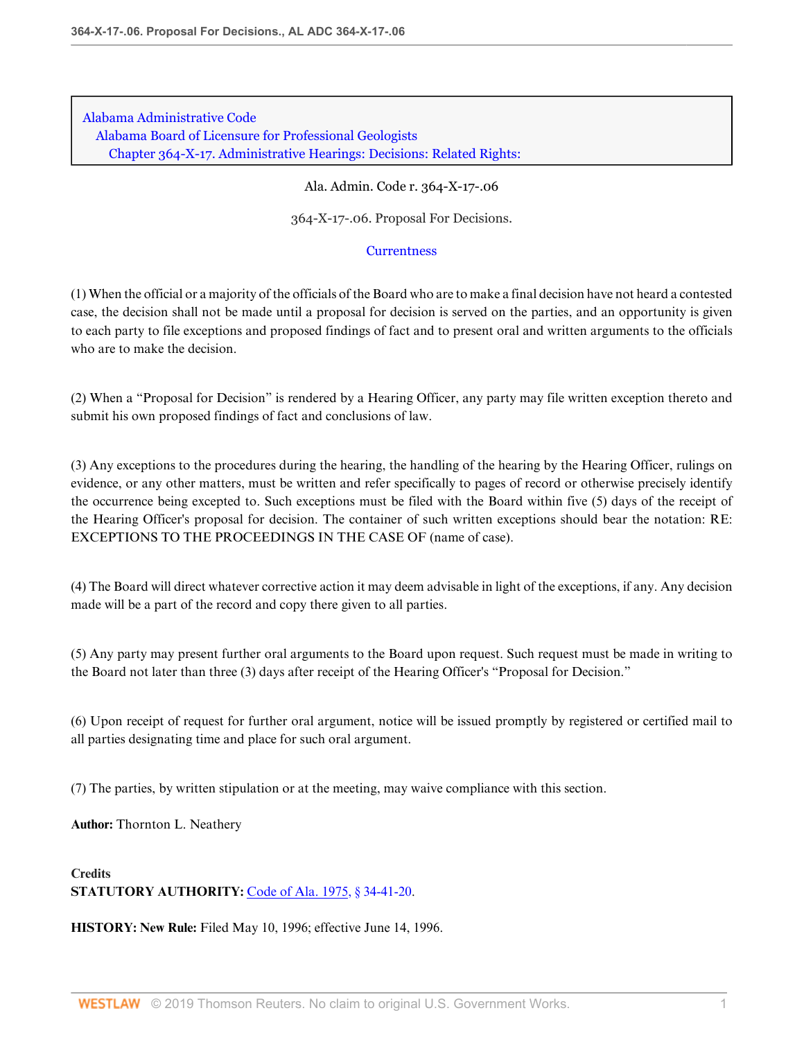Alabama Administrative Code
Alabama Board of Licensure for Professional Geologists
Chapter 364-X-17. Administrative Hearings: Decisions: Related Rights:

Ala. Admin. Code r. 364-X-17-.06

# 364-X-17-.06. Proposal For Decisions.

Currentness

(1) When the official or a majority of the officials of the Board who are to make a final decision have not heard a contested case, the decision shall not be made until a proposal for decision is served on the parties, and an opportunity is given to each party to file exceptions and proposed findings of fact and to present oral and written arguments to the officials who are to make the decision.

(2) When a "Proposal for Decision" is rendered by a Hearing Officer, any party may file written exception thereto and submit his own proposed findings of fact and conclusions of law.

(3) Any exceptions to the procedures during the hearing, the handling of the hearing by the Hearing Officer, rulings on evidence, or any other matters, must be written and refer specifically to pages of record or otherwise precisely identify the occurrence being excepted to. Such exceptions must be filed with the Board within five (5) days of the receipt of the Hearing Officer's proposal for decision. The container of such written exceptions should bear the notation: RE: EXCEPTIONS TO THE PROCEEDINGS IN THE CASE OF (name of case).

(4) The Board will direct whatever corrective action it may deem advisable in light of the exceptions, if any. Any decision made will be a part of the record and copy there given to all parties.

(5) Any party may present further oral arguments to the Board upon request. Such request must be made in writing to the Board not later than three (3) days after receipt of the Hearing Officer's "Proposal for Decision."

(6) Upon receipt of request for further oral argument, notice will be issued promptly by registered or certified mail to all parties designating time and place for such oral argument.

(7) The parties, by written stipulation or at the meeting, may waive compliance with this section.

**Author:** Thornton L. Neathery

**Credits**
**STATUTORY AUTHORITY:** Code of Ala. 1975, § 34-41-20.

**HISTORY: New Rule:** Filed May 10, 1996; effective June 14, 1996.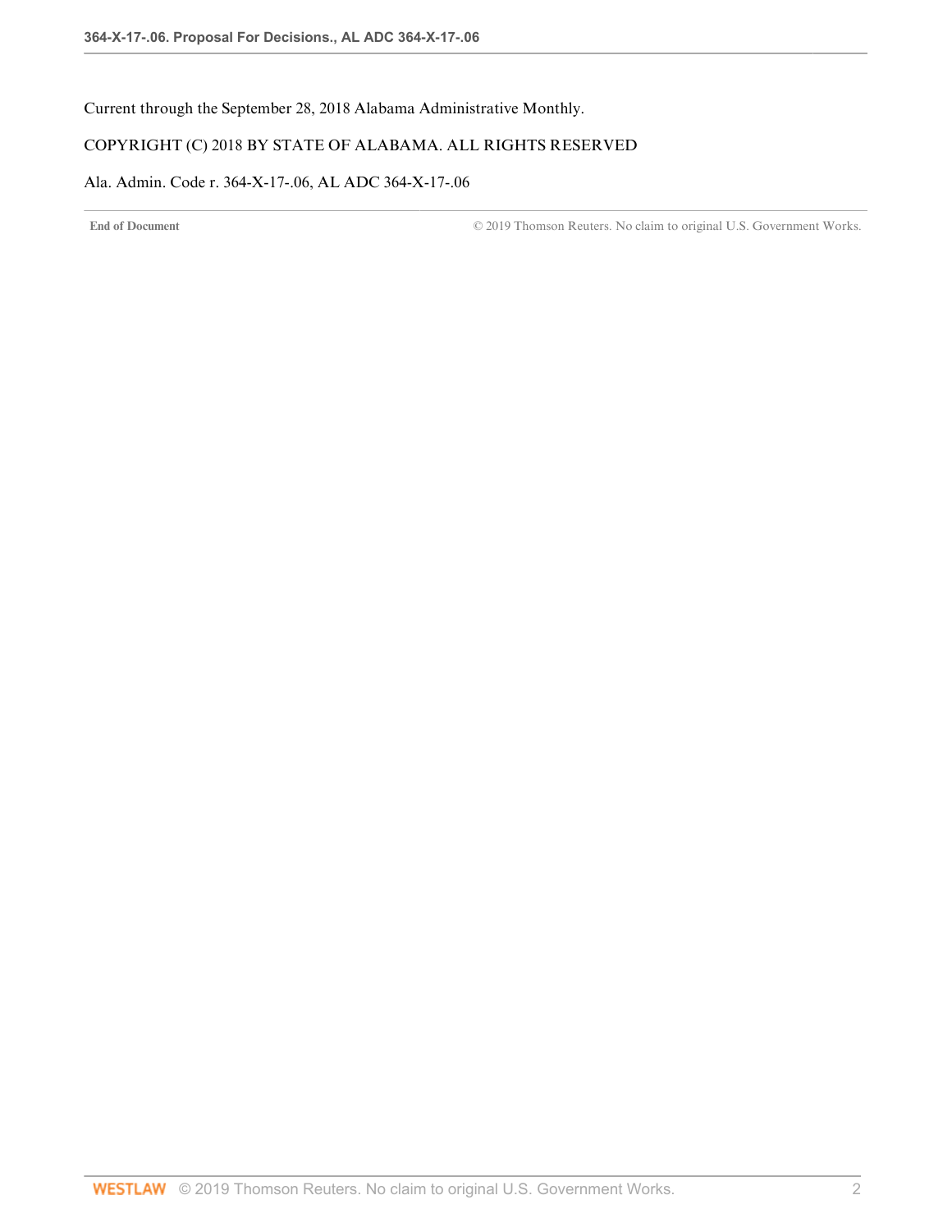Current through the September 28, 2018 Alabama Administrative Monthly.

COPYRIGHT (C) 2018 BY STATE OF ALABAMA. ALL RIGHTS RESERVED

Ala. Admin. Code r. 364-X-17-.06, AL ADC 364-X-17-.06

**End of Document** © 2019 Thomson Reuters. No claim to original U.S. Government Works.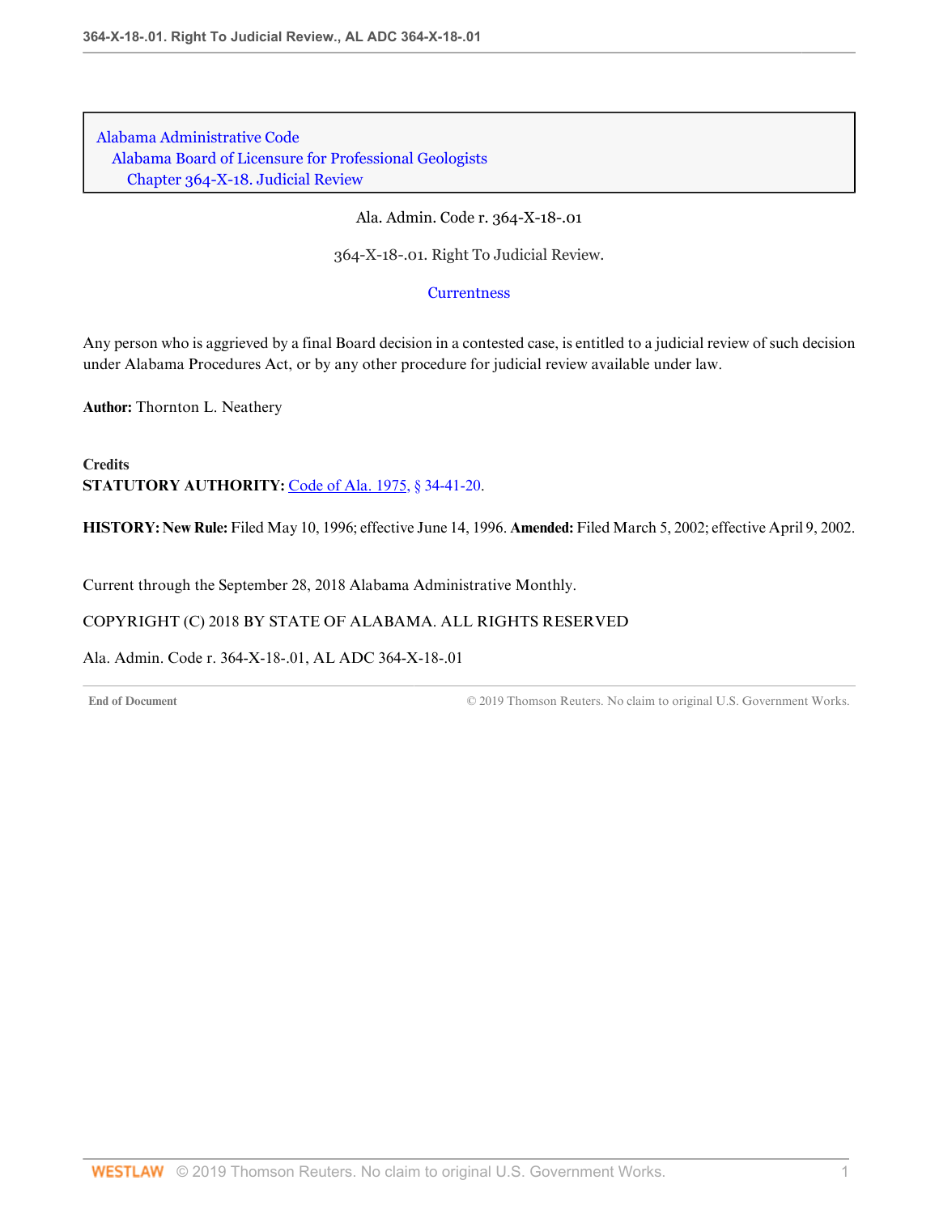Alabama Administrative Code
Alabama Board of Licensure for Professional Geologists
Chapter 364-X-18. Judicial Review

Ala. Admin. Code r. 364-X-18-.01

# 364-X-18-.01. Right To Judicial Review.

Currentness

Any person who is aggrieved by a final Board decision in a contested case, is entitled to a judicial review of such decision under Alabama Procedures Act, or by any other procedure for judicial review available under law.

**Author:** Thornton L. Neathery

**Credits**
**STATUTORY AUTHORITY:** Code of Ala. 1975, § 34-41-20.

**HISTORY: New Rule:** Filed May 10, 1996; effective June 14, 1996. **Amended:** Filed March 5, 2002; effective April 9, 2002.

Current through the September 28, 2018 Alabama Administrative Monthly.

COPYRIGHT (C) 2018 BY STATE OF ALABAMA. ALL RIGHTS RESERVED

Ala. Admin. Code r. 364-X-18-.01, AL ADC 364-X-18-.01

End of Document © 2019 Thomson Reuters. No claim to original U.S. Government Works.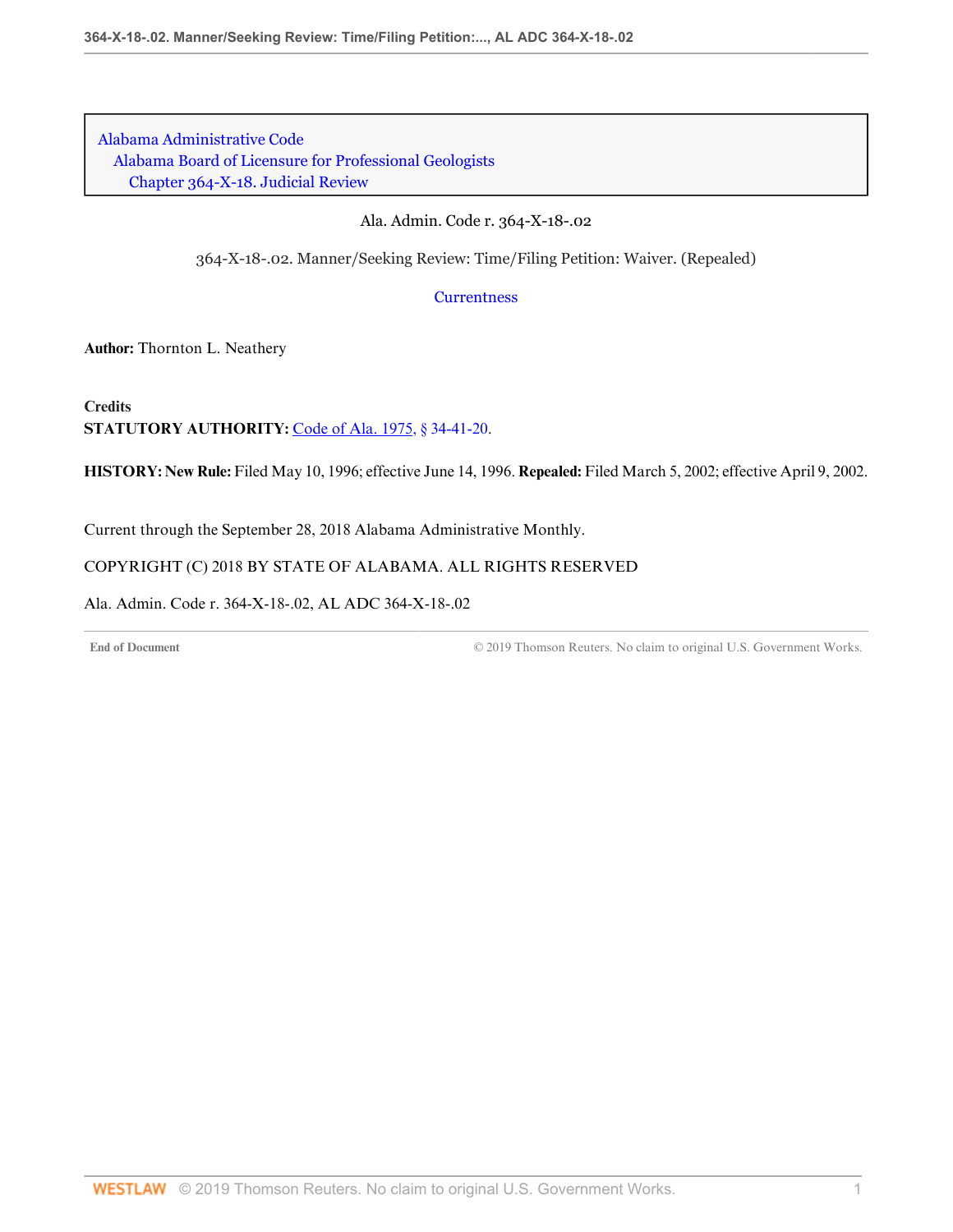Alabama Administrative Code
Alabama Board of Licensure for Professional Geologists
Chapter 364-X-18. Judicial Review

Ala. Admin. Code r. 364-X-18-.02

364-X-18-.02. Manner/Seeking Review: Time/Filing Petition: Waiver. (Repealed)

Currentness

**Author:** Thornton L. Neathery

**Credits**

**STATUTORY AUTHORITY:** Code of Ala. 1975, § 34-41-20.

**HISTORY: New Rule:** Filed May 10, 1996; effective June 14, 1996. **Repealed:** Filed March 5, 2002; effective April 9, 2002.

Current through the September 28, 2018 Alabama Administrative Monthly.

COPYRIGHT (C) 2018 BY STATE OF ALABAMA. ALL RIGHTS RESERVED

Ala. Admin. Code r. 364-X-18-.02, AL ADC 364-X-18-.02

End of Document © 2019 Thomson Reuters. No claim to original U.S. Government Works.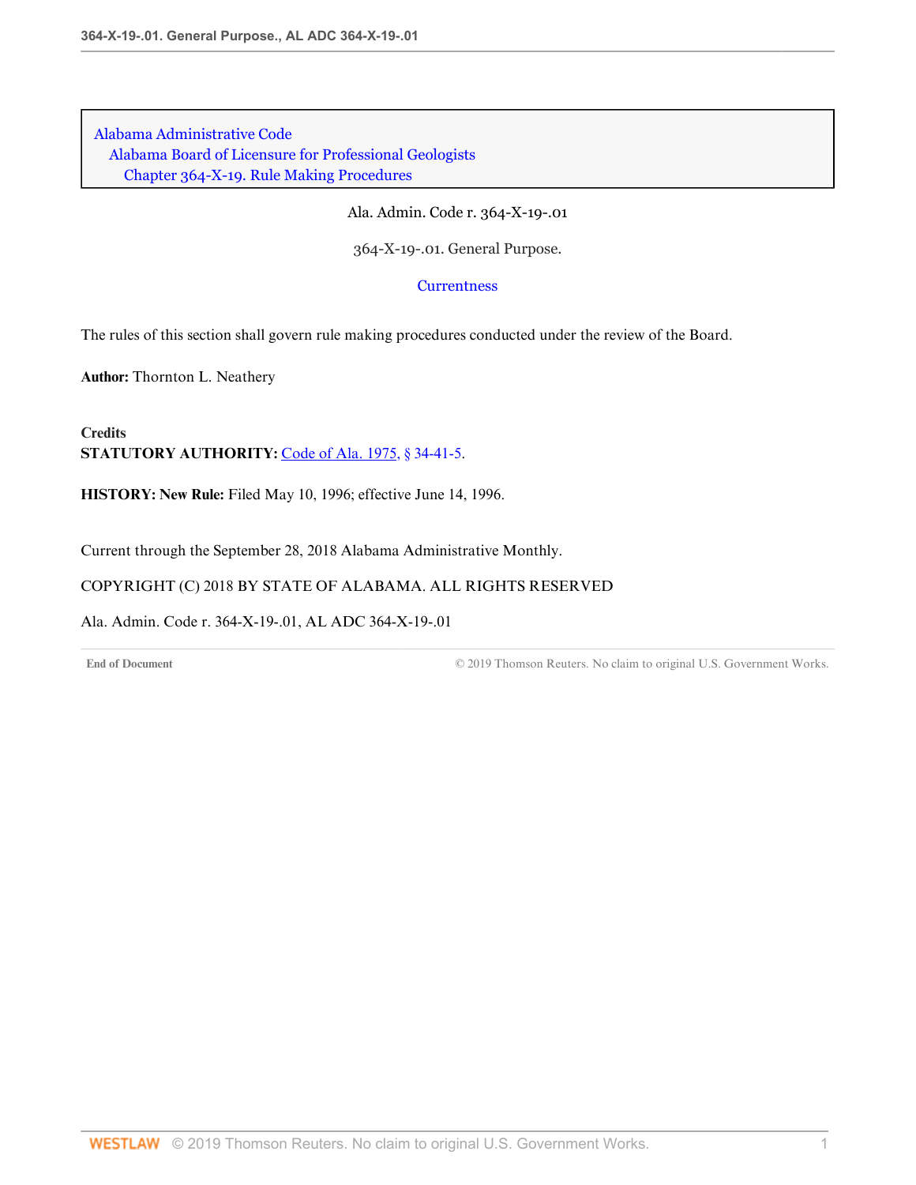Alabama Administrative Code
Alabama Board of Licensure for Professional Geologists
Chapter 364-X-19. Rule Making Procedures

Ala. Admin. Code r. 364-X-19-.01

364-X-19-.01. General Purpose.

Currentness

The rules of this section shall govern rule making procedures conducted under the review of the Board.

**Author:** Thornton L. Neathery

**Credits**
**STATUTORY AUTHORITY:** Code of Ala. 1975, § 34-41-5.

**HISTORY: New Rule:** Filed May 10, 1996; effective June 14, 1996.

Current through the September 28, 2018 Alabama Administrative Monthly.

COPYRIGHT (C) 2018 BY STATE OF ALABAMA. ALL RIGHTS RESERVED

Ala. Admin. Code r. 364-X-19-.01, AL ADC 364-X-19-.01

End of Document © 2019 Thomson Reuters. No claim to original U.S. Government Works.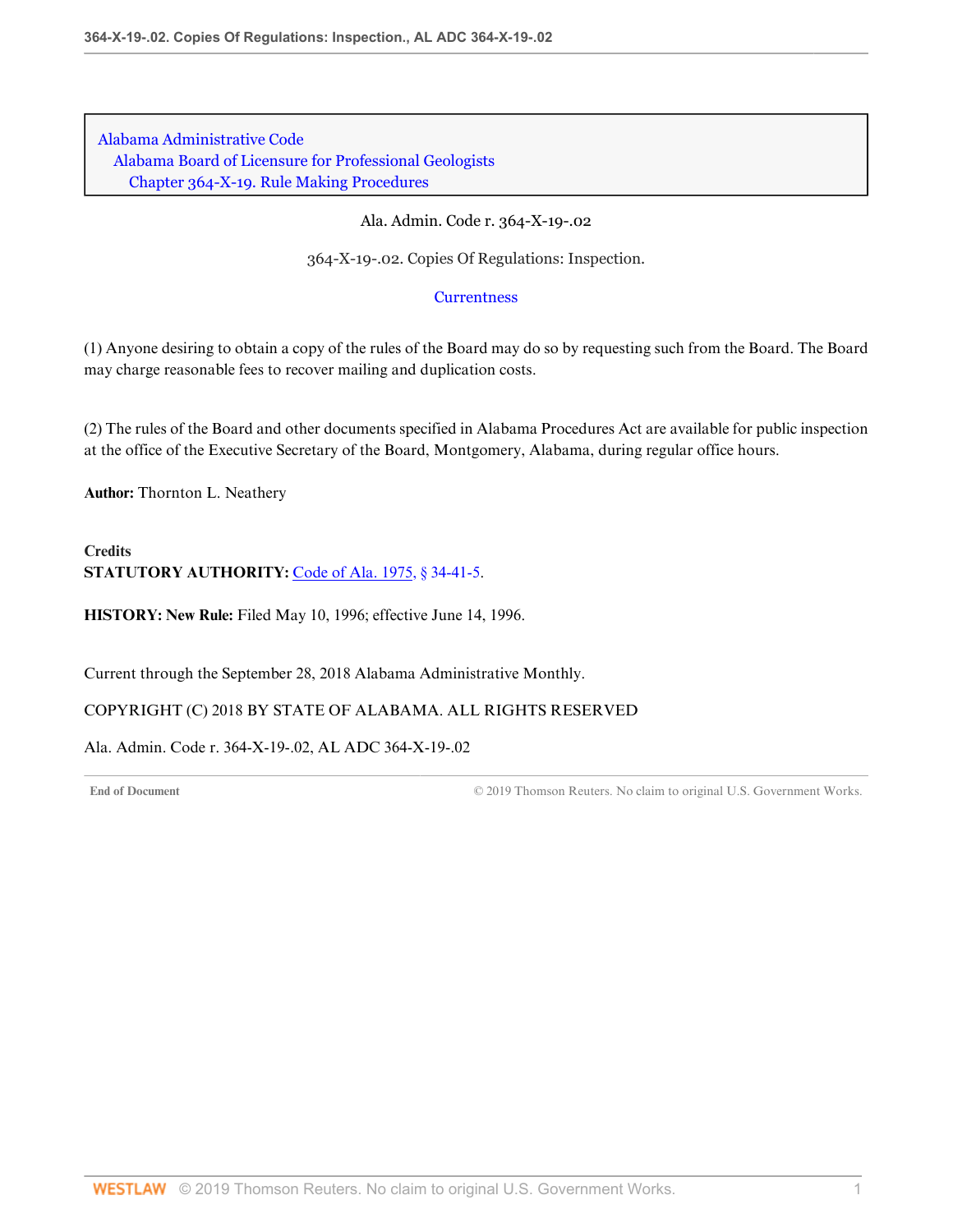Alabama Administrative Code
Alabama Board of Licensure for Professional Geologists
Chapter 364-X-19. Rule Making Procedures

Ala. Admin. Code r. 364-X-19-.02

364-X-19-.02. Copies Of Regulations: Inspection.

Currentness

(1) Anyone desiring to obtain a copy of the rules of the Board may do so by requesting such from the Board. The Board may charge reasonable fees to recover mailing and duplication costs.

(2) The rules of the Board and other documents specified in Alabama Procedures Act are available for public inspection at the office of the Executive Secretary of the Board, Montgomery, Alabama, during regular office hours.

**Author:** Thornton L. Neathery

**Credits**
**STATUTORY AUTHORITY:** Code of Ala. 1975, § 34-41-5.

**HISTORY: New Rule:** Filed May 10, 1996; effective June 14, 1996.

Current through the September 28, 2018 Alabama Administrative Monthly.

COPYRIGHT (C) 2018 BY STATE OF ALABAMA. ALL RIGHTS RESERVED

Ala. Admin. Code r. 364-X-19-.02, AL ADC 364-X-19-.02

**End of Document** © 2019 Thomson Reuters. No claim to original U.S. Government Works.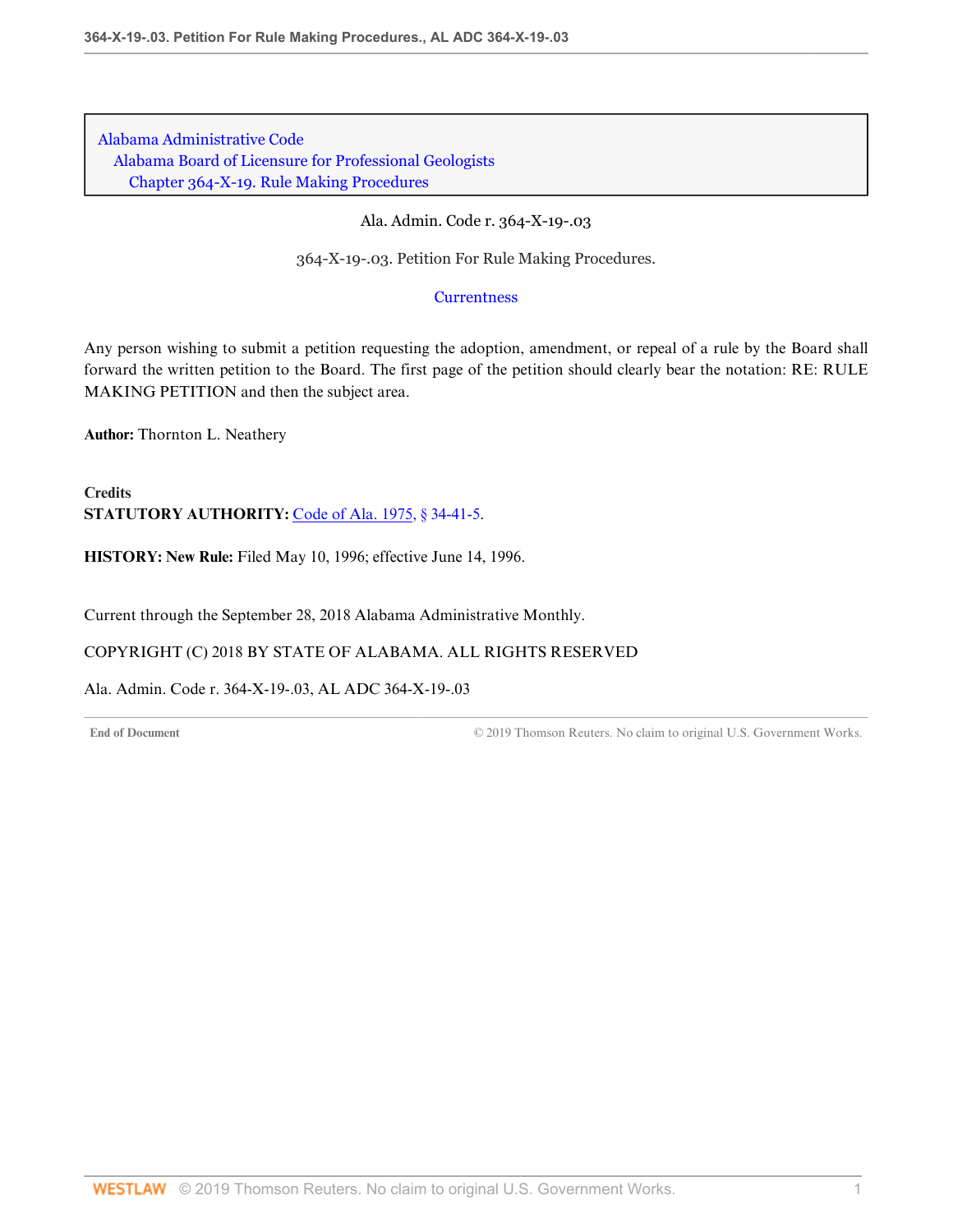Alabama Administrative Code
Alabama Board of Licensure for Professional Geologists
Chapter 364-X-19. Rule Making Procedures

Ala. Admin. Code r. 364-X-19-.03

364-X-19-.03. Petition For Rule Making Procedures.

Currentness

Any person wishing to submit a petition requesting the adoption, amendment, or repeal of a rule by the Board shall forward the written petition to the Board. The first page of the petition should clearly bear the notation: RE: RULE MAKING PETITION and then the subject area.

**Author:** Thornton L. Neathery

**Credits**

**STATUTORY AUTHORITY:** Code of Ala. 1975, § 34-41-5.

**HISTORY: New Rule:** Filed May 10, 1996; effective June 14, 1996.

Current through the September 28, 2018 Alabama Administrative Monthly.

COPYRIGHT (C) 2018 BY STATE OF ALABAMA. ALL RIGHTS RESERVED

Ala. Admin. Code r. 364-X-19-.03, AL ADC 364-X-19-.03

End of Document © 2019 Thomson Reuters. No claim to original U.S. Government Works.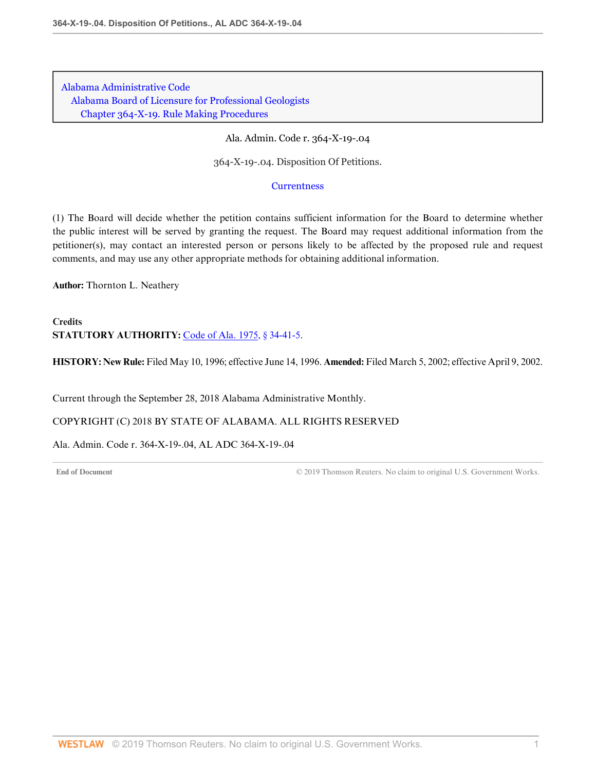Alabama Administrative Code
Alabama Board of Licensure for Professional Geologists
Chapter 364-X-19. Rule Making Procedures

Ala. Admin. Code r. 364-X-19-.04

364-X-19-.04. Disposition Of Petitions.

Currentness

(1) The Board will decide whether the petition contains sufficient information for the Board to determine whether the public interest will be served by granting the request. The Board may request additional information from the petitioner(s), may contact an interested person or persons likely to be affected by the proposed rule and request comments, and may use any other appropriate methods for obtaining additional information.

**Author:** Thornton L. Neathery

**Credits**
**STATUTORY AUTHORITY:** Code of Ala. 1975, § 34-41-5.

**HISTORY: New Rule:** Filed May 10, 1996; effective June 14, 1996. **Amended:** Filed March 5, 2002; effective April 9, 2002.

Current through the September 28, 2018 Alabama Administrative Monthly.

COPYRIGHT (C) 2018 BY STATE OF ALABAMA. ALL RIGHTS RESERVED

Ala. Admin. Code r. 364-X-19-.04, AL ADC 364-X-19-.04

End of Document © 2019 Thomson Reuters. No claim to original U.S. Government Works.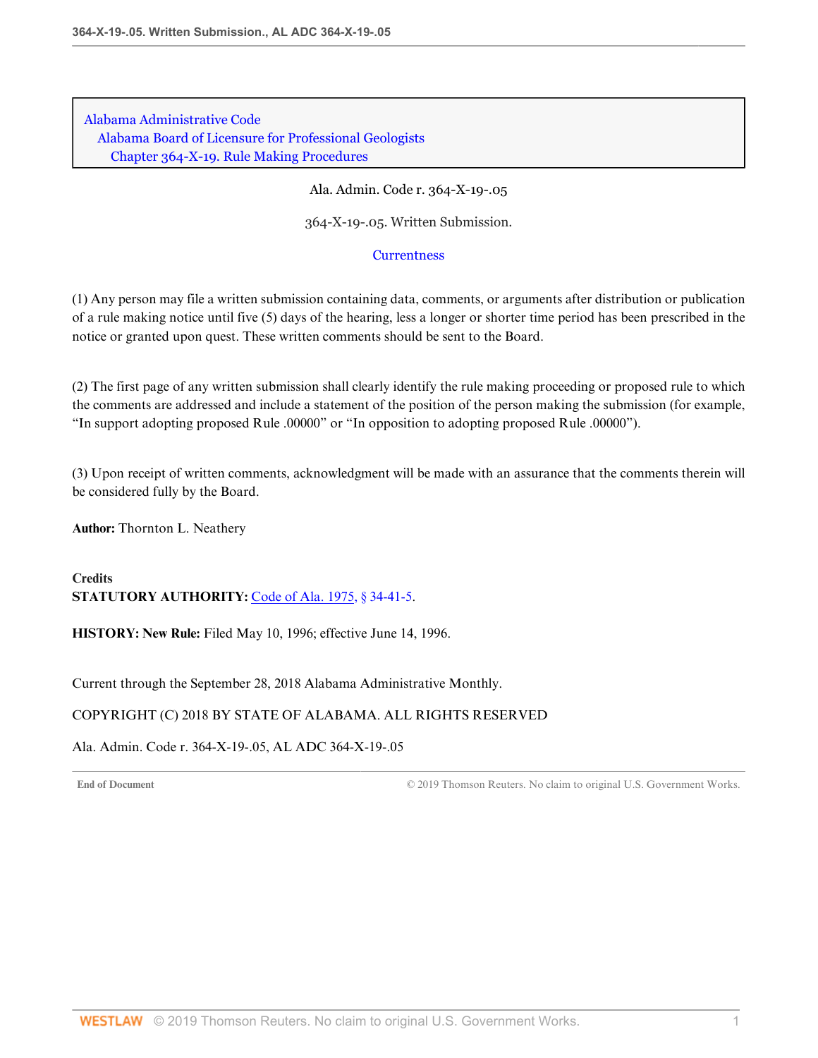Alabama Administrative Code
Alabama Board of Licensure for Professional Geologists
Chapter 364-X-19. Rule Making Procedures

Ala. Admin. Code r. 364-X-19-.05

# 364-X-19-.05. Written Submission.

Currentness

(1) Any person may file a written submission containing data, comments, or arguments after distribution or publication of a rule making notice until five (5) days of the hearing, less a longer or shorter time period has been prescribed in the notice or granted upon quest. These written comments should be sent to the Board.

(2) The first page of any written submission shall clearly identify the rule making proceeding or proposed rule to which the comments are addressed and include a statement of the position of the person making the submission (for example, "In support adopting proposed Rule .00000" or "In opposition to adopting proposed Rule .00000").

(3) Upon receipt of written comments, acknowledgment will be made with an assurance that the comments therein will be considered fully by the Board.

**Author:** Thornton L. Neathery

**Credits**
**STATUTORY AUTHORITY:** Code of Ala. 1975, § 34-41-5.

**HISTORY: New Rule:** Filed May 10, 1996; effective June 14, 1996.

Current through the September 28, 2018 Alabama Administrative Monthly.

COPYRIGHT (C) 2018 BY STATE OF ALABAMA. ALL RIGHTS RESERVED

Ala. Admin. Code r. 364-X-19-.05, AL ADC 364-X-19-.05

End of Document © 2019 Thomson Reuters. No claim to original U.S. Government Works.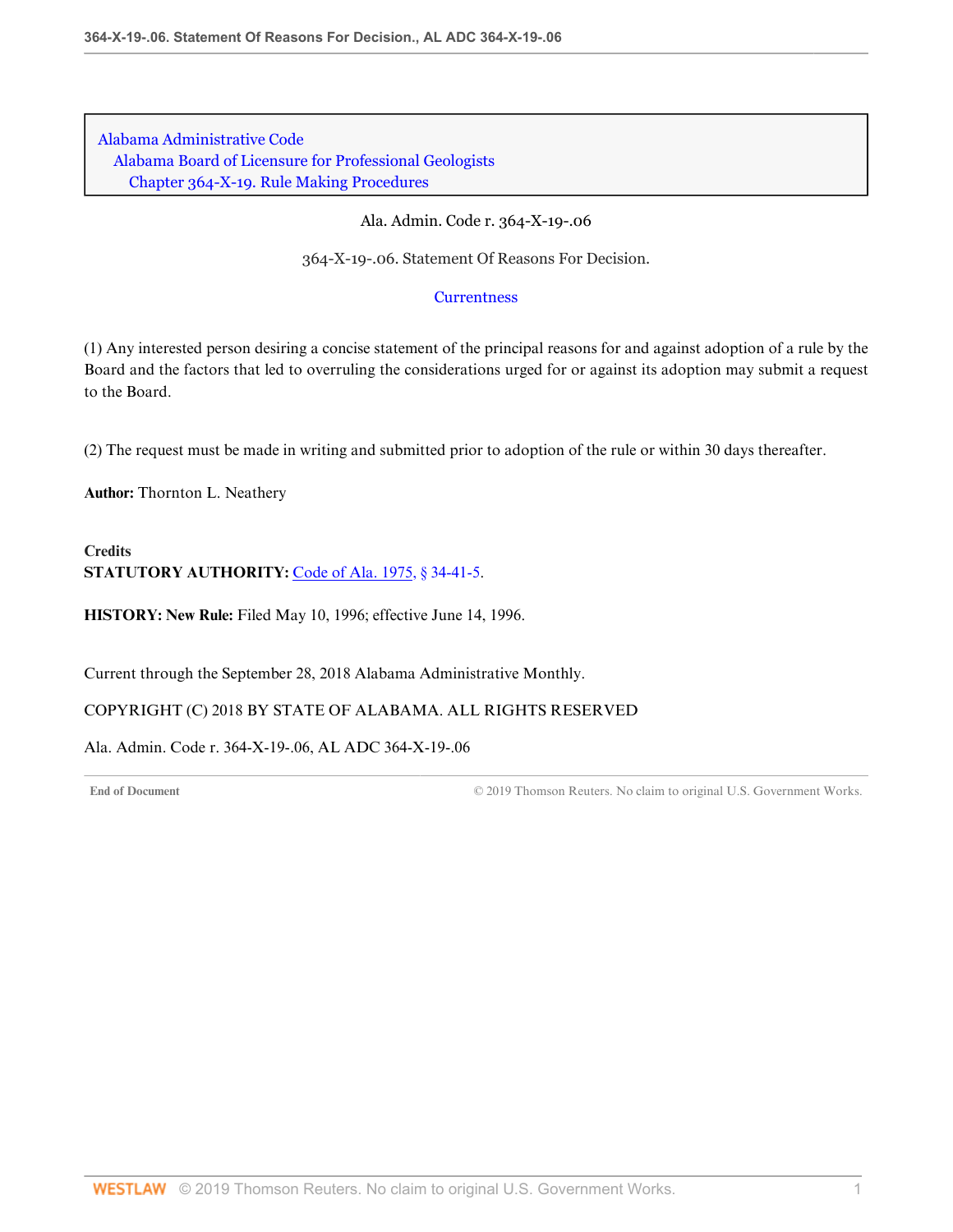Alabama Administrative Code
Alabama Board of Licensure for Professional Geologists
Chapter 364-X-19. Rule Making Procedures

Ala. Admin. Code r. 364-X-19-.06

364-X-19-.06. Statement Of Reasons For Decision.

Currentness

(1) Any interested person desiring a concise statement of the principal reasons for and against adoption of a rule by the Board and the factors that led to overruling the considerations urged for or against its adoption may submit a request to the Board.

(2) The request must be made in writing and submitted prior to adoption of the rule or within 30 days thereafter.

**Author:** Thornton L. Neathery

**Credits**

**STATUTORY AUTHORITY:** Code of Ala. 1975, § 34-41-5.

**HISTORY: New Rule:** Filed May 10, 1996; effective June 14, 1996.

Current through the September 28, 2018 Alabama Administrative Monthly.

COPYRIGHT (C) 2018 BY STATE OF ALABAMA. ALL RIGHTS RESERVED

Ala. Admin. Code r. 364-X-19-.06, AL ADC 364-X-19-.06

End of Document © 2019 Thomson Reuters. No claim to original U.S. Government Works.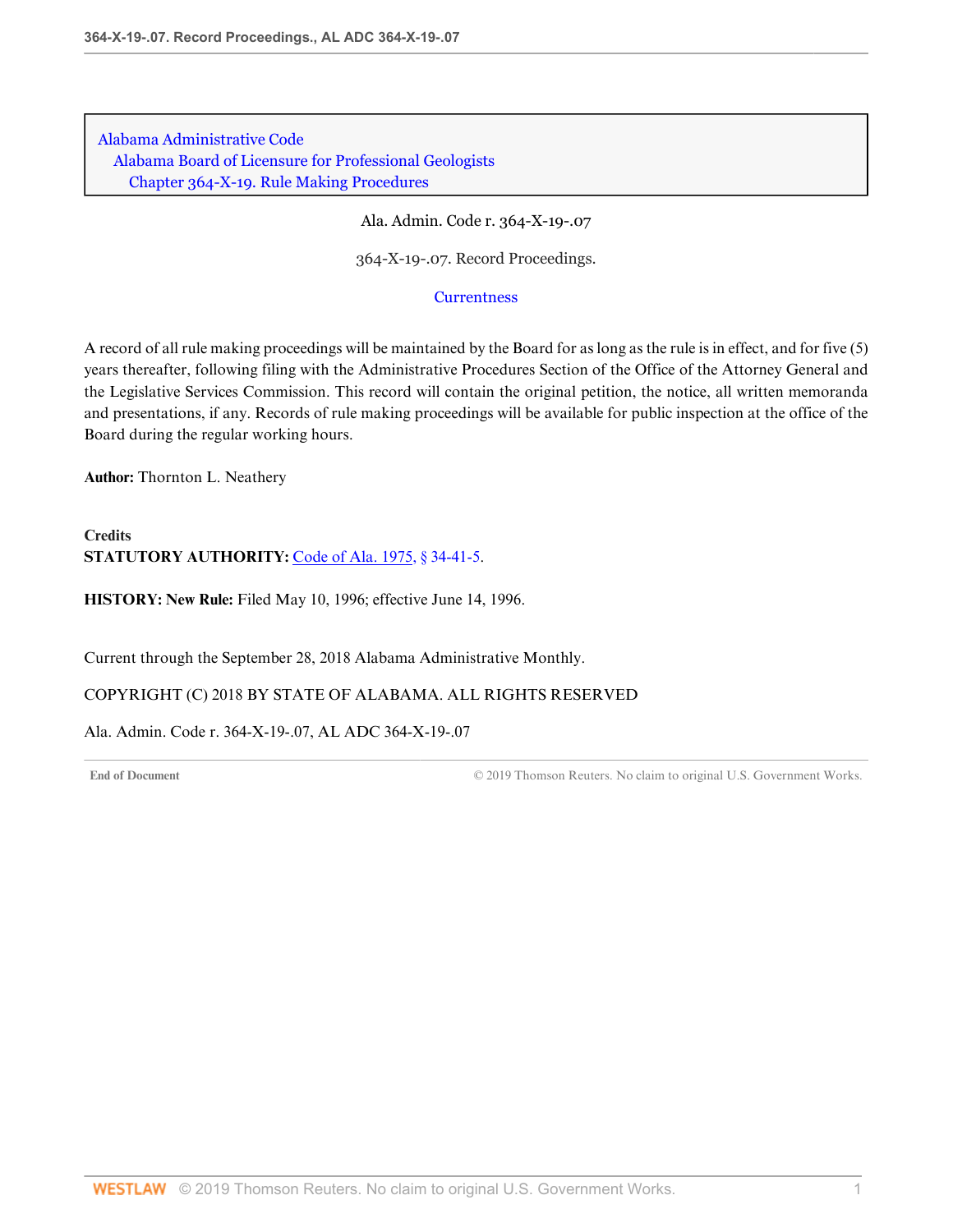Alabama Administrative Code
Alabama Board of Licensure for Professional Geologists
Chapter 364-X-19. Rule Making Procedures

Ala. Admin. Code r. 364-X-19-.07

364-X-19-.07. Record Proceedings.

Currentness

A record of all rule making proceedings will be maintained by the Board for as long as the rule is in effect, and for five (5) years thereafter, following filing with the Administrative Procedures Section of the Office of the Attorney General and the Legislative Services Commission. This record will contain the original petition, the notice, all written memoranda and presentations, if any. Records of rule making proceedings will be available for public inspection at the office of the Board during the regular working hours.

**Author:** Thornton L. Neathery

**Credits**
**STATUTORY AUTHORITY:** Code of Ala. 1975, § 34-41-5.

**HISTORY: New Rule:** Filed May 10, 1996; effective June 14, 1996.

Current through the September 28, 2018 Alabama Administrative Monthly.

COPYRIGHT (C) 2018 BY STATE OF ALABAMA. ALL RIGHTS RESERVED

Ala. Admin. Code r. 364-X-19-.07, AL ADC 364-X-19-.07

**End of Document** © 2019 Thomson Reuters. No claim to original U.S. Government Works.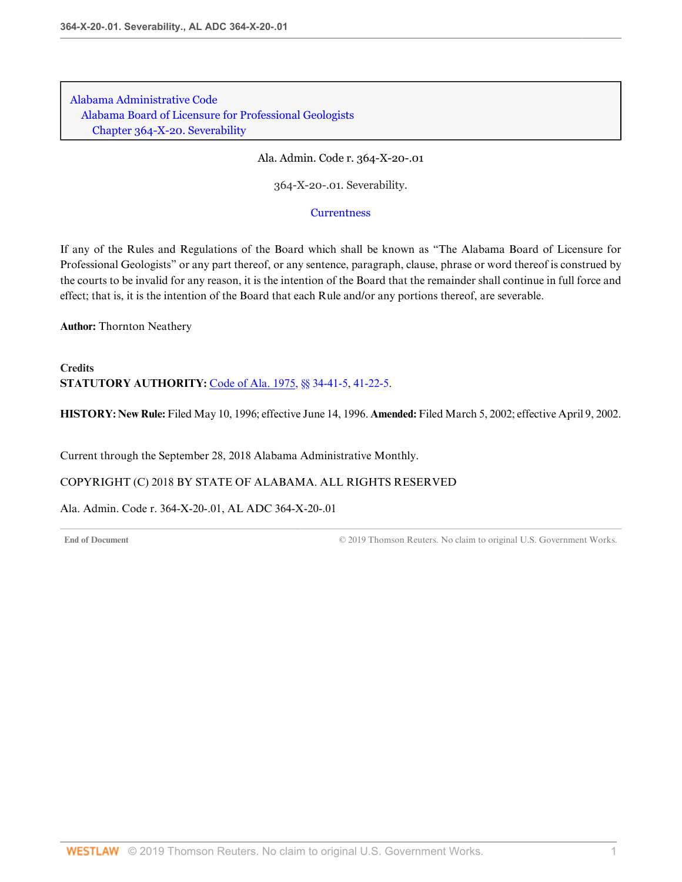Alabama Administrative Code
Alabama Board of Licensure for Professional Geologists
Chapter 364-X-20. Severability

Ala. Admin. Code r. 364-X-20-.01

364-X-20-.01. Severability.

Currentness

If any of the Rules and Regulations of the Board which shall be known as "The Alabama Board of Licensure for Professional Geologists" or any part thereof, or any sentence, paragraph, clause, phrase or word thereof is construed by the courts to be invalid for any reason, it is the intention of the Board that the remainder shall continue in full force and effect; that is, it is the intention of the Board that each Rule and/or any portions thereof, are severable.

**Author:** Thornton Neathery

**Credits**

**STATUTORY AUTHORITY:** Code of Ala. 1975, §§ 34-41-5, 41-22-5.

**HISTORY: New Rule:** Filed May 10, 1996; effective June 14, 1996. **Amended:** Filed March 5, 2002; effective April 9, 2002.

Current through the September 28, 2018 Alabama Administrative Monthly.

COPYRIGHT (C) 2018 BY STATE OF ALABAMA. ALL RIGHTS RESERVED

Ala. Admin. Code r. 364-X-20-.01, AL ADC 364-X-20-.01

End of Document © 2019 Thomson Reuters. No claim to original U.S. Government Works.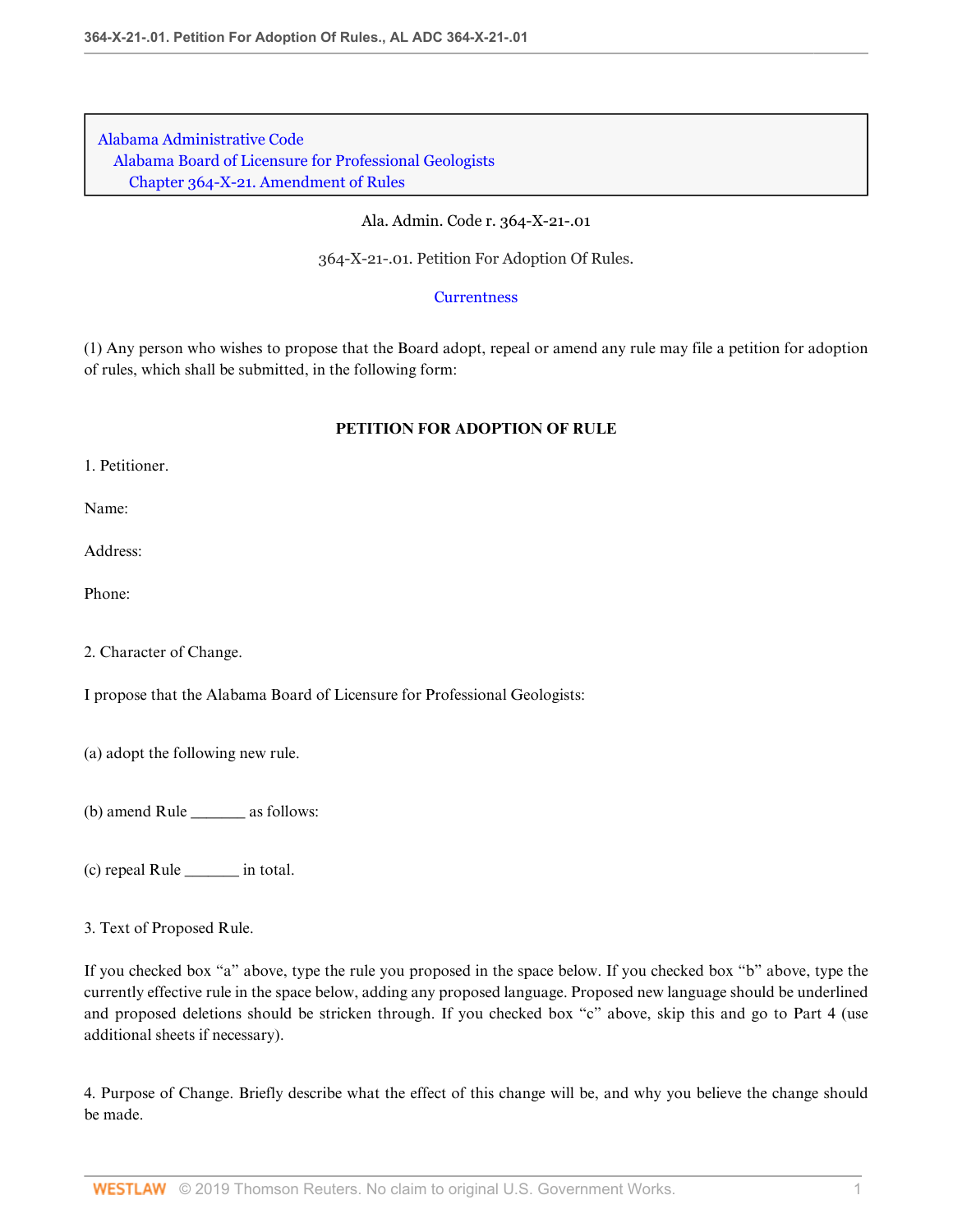Alabama Administrative Code
Alabama Board of Licensure for Professional Geologists
Chapter 364-X-21. Amendment of Rules

Ala. Admin. Code r. 364-X-21-.01

364-X-21-.01. Petition For Adoption Of Rules.

Currentness

(1) Any person who wishes to propose that the Board adopt, repeal or amend any rule may file a petition for adoption of rules, which shall be submitted, in the following form:

**PETITION FOR ADOPTION OF RULE**

1. Petitioner.

Name:

Address:

Phone:

2. Character of Change.

I propose that the Alabama Board of Licensure for Professional Geologists:

(a) adopt the following new rule.

(b) amend Rule _______ as follows:

(c) repeal Rule _______ in total.

3. Text of Proposed Rule.

If you checked box "a" above, type the rule you proposed in the space below. If you checked box "b" above, type the currently effective rule in the space below, adding any proposed language. Proposed new language should be underlined and proposed deletions should be stricken through. If you checked box "c" above, skip this and go to Part 4 (use additional sheets if necessary).

4. Purpose of Change. Briefly describe what the effect of this change will be, and why you believe the change should be made.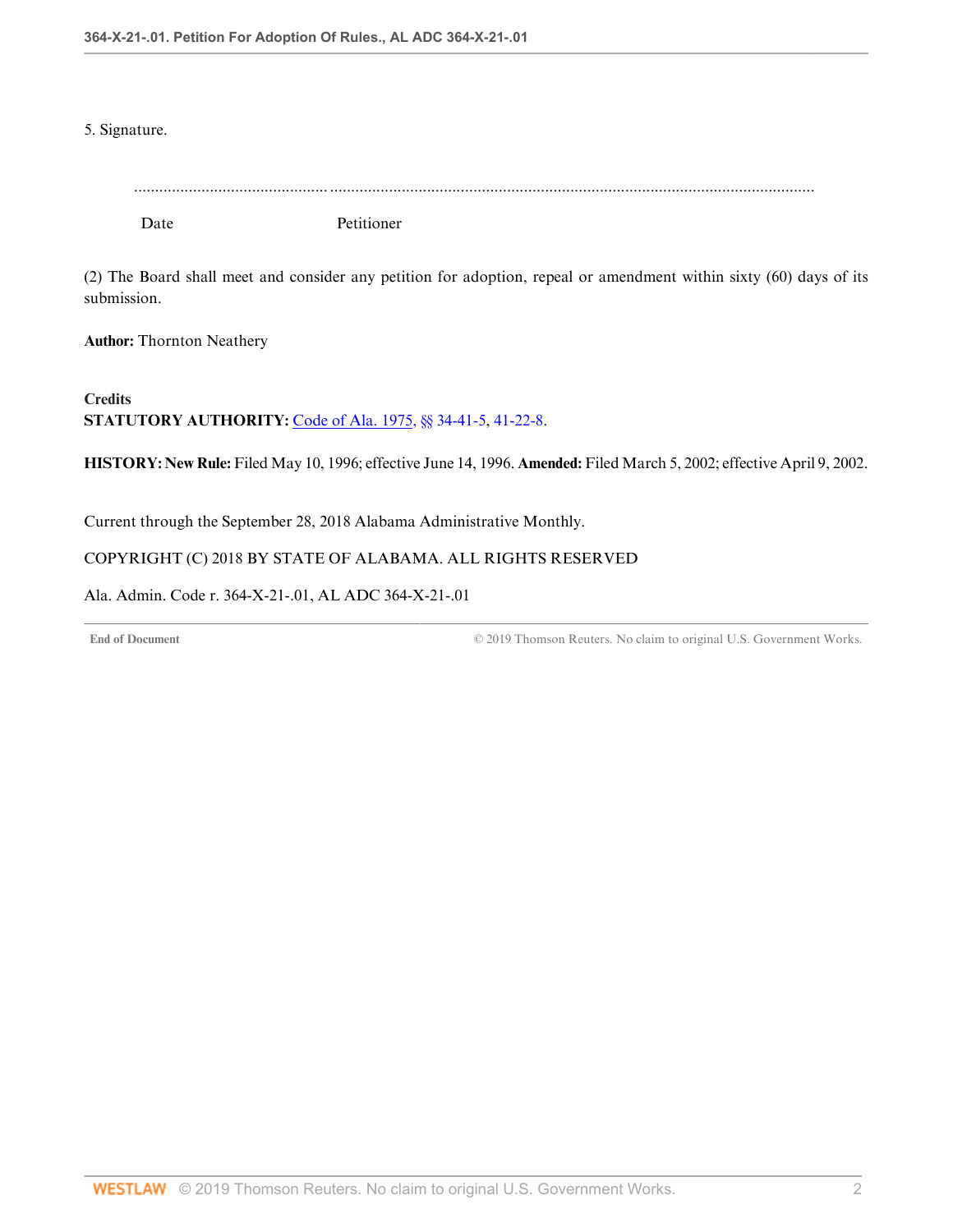5. Signature.

.............................................. ..................................................................................................................................

Date Petitioner

(2) The Board shall meet and consider any petition for adoption, repeal or amendment within sixty (60) days of its submission.

**Author:** Thornton Neathery

**Credits**

**STATUTORY AUTHORITY:** Code of Ala. 1975, §§ 34-41-5, 41-22-8.

**HISTORY: New Rule:** Filed May 10, 1996; effective June 14, 1996. **Amended:** Filed March 5, 2002; effective April 9, 2002.

Current through the September 28, 2018 Alabama Administrative Monthly.

COPYRIGHT (C) 2018 BY STATE OF ALABAMA. ALL RIGHTS RESERVED

Ala. Admin. Code r. 364-X-21-.01, AL ADC 364-X-21-.01

**End of Document** © 2019 Thomson Reuters. No claim to original U.S. Government Works.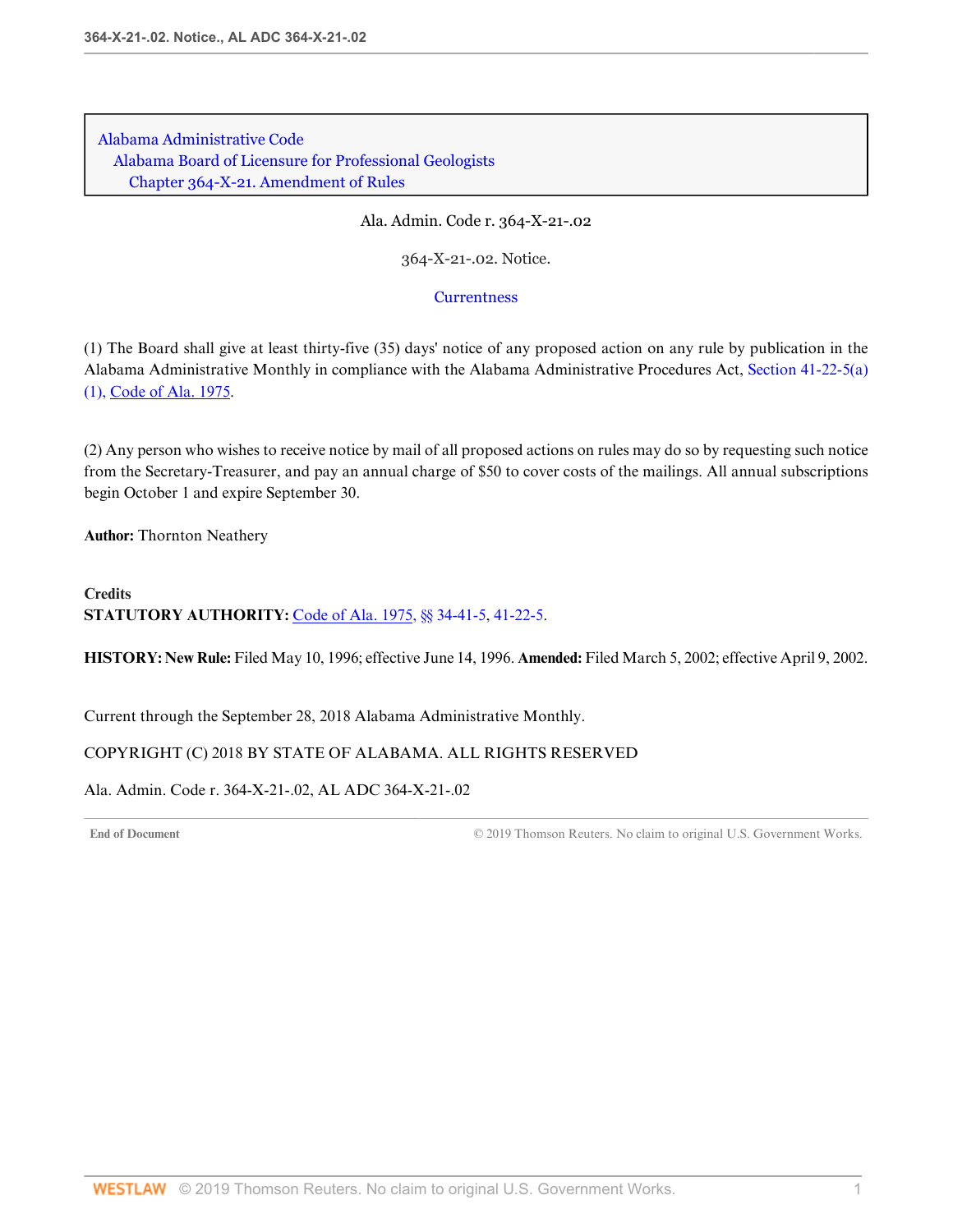Alabama Administrative Code
Alabama Board of Licensure for Professional Geologists
Chapter 364-X-21. Amendment of Rules

Ala. Admin. Code r. 364-X-21-.02

364-X-21-.02. Notice.

Currentness

(1) The Board shall give at least thirty-five (35) days' notice of any proposed action on any rule by publication in the Alabama Administrative Monthly in compliance with the Alabama Administrative Procedures Act, Section 41-22-5(a)(1), Code of Ala. 1975.

(2) Any person who wishes to receive notice by mail of all proposed actions on rules may do so by requesting such notice from the Secretary-Treasurer, and pay an annual charge of $50 to cover costs of the mailings. All annual subscriptions begin October 1 and expire September 30.

**Author:** Thornton Neathery

**Credits**

**STATUTORY AUTHORITY:** Code of Ala. 1975, §§ 34-41-5, 41-22-5.

**HISTORY: New Rule:** Filed May 10, 1996; effective June 14, 1996. **Amended:** Filed March 5, 2002; effective April 9, 2002.

Current through the September 28, 2018 Alabama Administrative Monthly.

COPYRIGHT (C) 2018 BY STATE OF ALABAMA. ALL RIGHTS RESERVED

Ala. Admin. Code r. 364-X-21-.02, AL ADC 364-X-21-.02

End of Document © 2019 Thomson Reuters. No claim to original U.S. Government Works.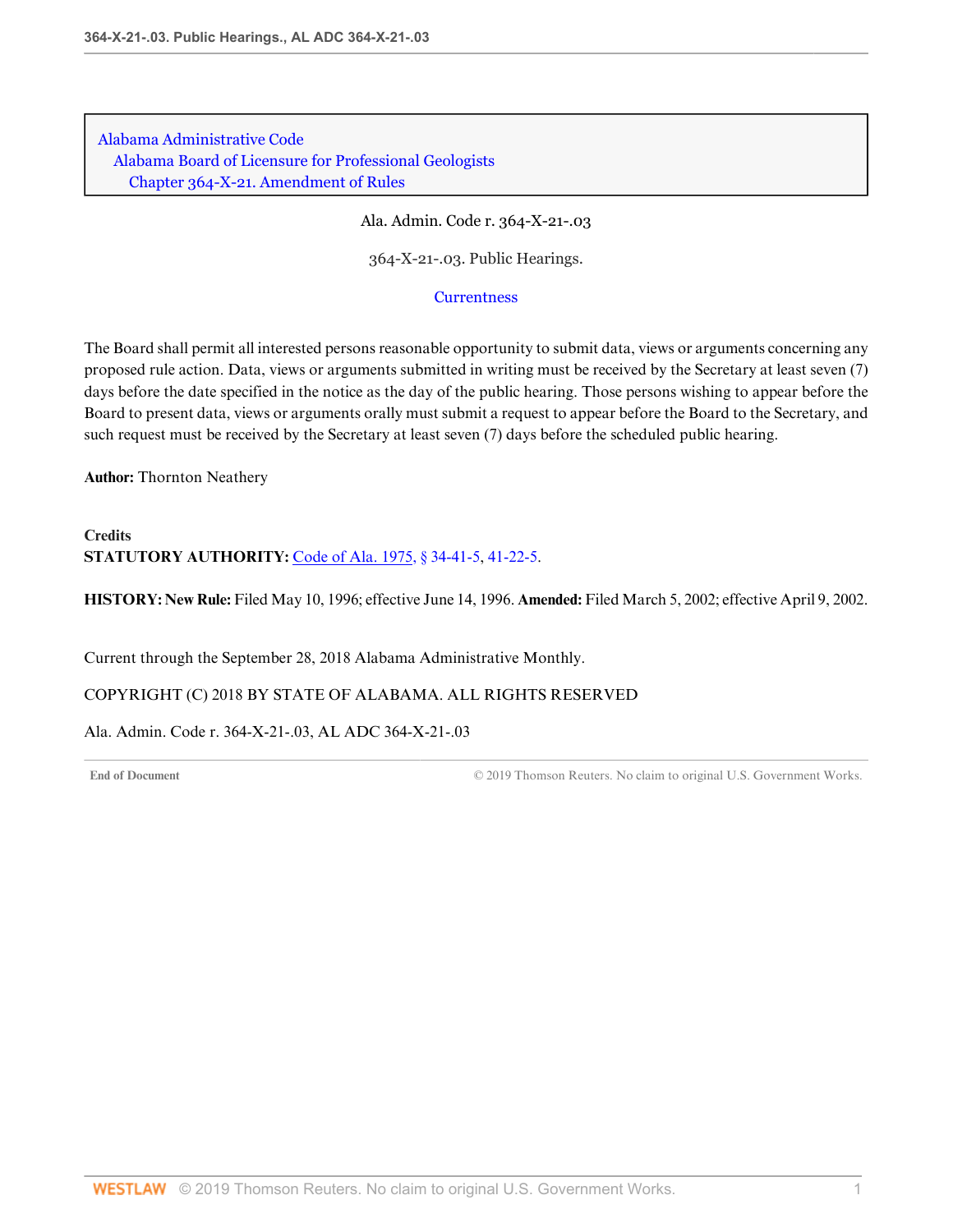Alabama Administrative Code
Alabama Board of Licensure for Professional Geologists
Chapter 364-X-21. Amendment of Rules

Ala. Admin. Code r. 364-X-21-.03

364-X-21-.03. Public Hearings.

Currentness

The Board shall permit all interested persons reasonable opportunity to submit data, views or arguments concerning any proposed rule action. Data, views or arguments submitted in writing must be received by the Secretary at least seven (7) days before the date specified in the notice as the day of the public hearing. Those persons wishing to appear before the Board to present data, views or arguments orally must submit a request to appear before the Board to the Secretary, and such request must be received by the Secretary at least seven (7) days before the scheduled public hearing.

**Author:** Thornton Neathery

**Credits**

**STATUTORY AUTHORITY:** Code of Ala. 1975, § 34-41-5, 41-22-5.

**HISTORY: New Rule:** Filed May 10, 1996; effective June 14, 1996. **Amended:** Filed March 5, 2002; effective April 9, 2002.

Current through the September 28, 2018 Alabama Administrative Monthly.

COPYRIGHT (C) 2018 BY STATE OF ALABAMA. ALL RIGHTS RESERVED

Ala. Admin. Code r. 364-X-21-.03, AL ADC 364-X-21-.03

End of Document © 2019 Thomson Reuters. No claim to original U.S. Government Works.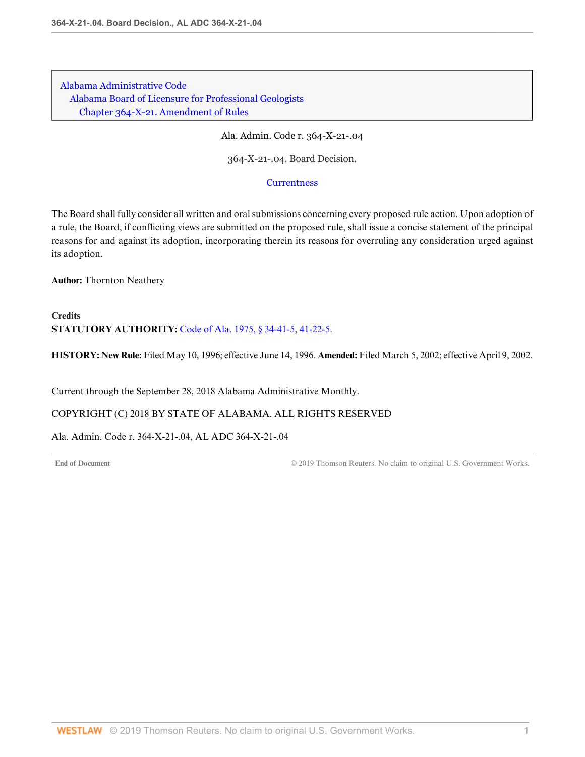Alabama Administrative Code
Alabama Board of Licensure for Professional Geologists
Chapter 364-X-21. Amendment of Rules

Ala. Admin. Code r. 364-X-21-.04

# 364-X-21-.04. Board Decision.

Currentness

The Board shall fully consider all written and oral submissions concerning every proposed rule action. Upon adoption of a rule, the Board, if conflicting views are submitted on the proposed rule, shall issue a concise statement of the principal reasons for and against its adoption, incorporating therein its reasons for overruling any consideration urged against its adoption.

**Author:** Thornton Neathery

**Credits**

**STATUTORY AUTHORITY:** Code of Ala. 1975, § 34-41-5, 41-22-5.

**HISTORY: New Rule:** Filed May 10, 1996; effective June 14, 1996. **Amended:** Filed March 5, 2002; effective April 9, 2002.

Current through the September 28, 2018 Alabama Administrative Monthly.

COPYRIGHT (C) 2018 BY STATE OF ALABAMA. ALL RIGHTS RESERVED

Ala. Admin. Code r. 364-X-21-.04, AL ADC 364-X-21-.04

End of Document © 2019 Thomson Reuters. No claim to original U.S. Government Works.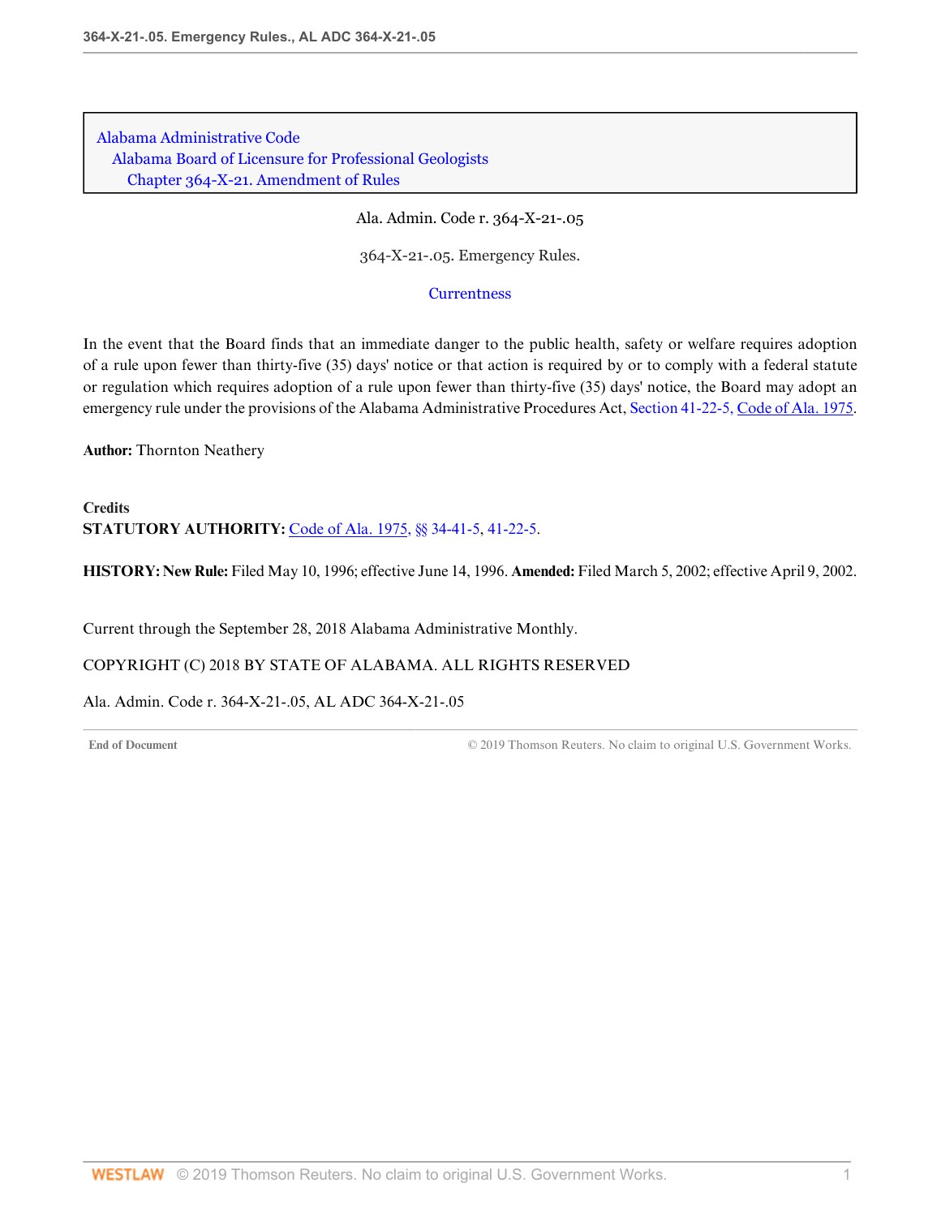Alabama Administrative Code
Alabama Board of Licensure for Professional Geologists
Chapter 364-X-21. Amendment of Rules

Ala. Admin. Code r. 364-X-21-.05

364-X-21-.05. Emergency Rules.

Currentness

In the event that the Board finds that an immediate danger to the public health, safety or welfare requires adoption of a rule upon fewer than thirty-five (35) days' notice or that action is required by or to comply with a federal statute or regulation which requires adoption of a rule upon fewer than thirty-five (35) days' notice, the Board may adopt an emergency rule under the provisions of the Alabama Administrative Procedures Act, Section 41-22-5, Code of Ala. 1975.

**Author:** Thornton Neathery

**Credits**

**STATUTORY AUTHORITY:** Code of Ala. 1975, §§ 34-41-5, 41-22-5.

**HISTORY: New Rule:** Filed May 10, 1996; effective June 14, 1996. **Amended:** Filed March 5, 2002; effective April 9, 2002.

Current through the September 28, 2018 Alabama Administrative Monthly.

COPYRIGHT (C) 2018 BY STATE OF ALABAMA. ALL RIGHTS RESERVED

Ala. Admin. Code r. 364-X-21-.05, AL ADC 364-X-21-.05

End of Document © 2019 Thomson Reuters. No claim to original U.S. Government Works.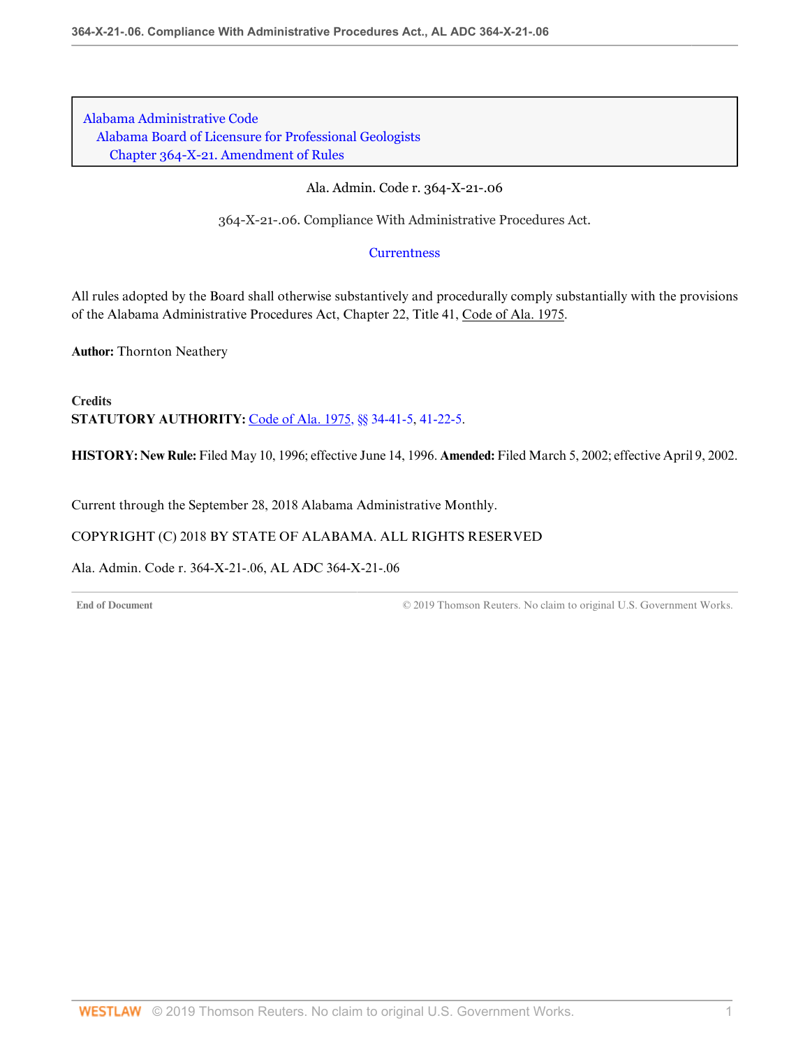Alabama Administrative Code
Alabama Board of Licensure for Professional Geologists
Chapter 364-X-21. Amendment of Rules

Ala. Admin. Code r. 364-X-21-.06

364-X-21-.06. Compliance With Administrative Procedures Act.

Currentness

All rules adopted by the Board shall otherwise substantively and procedurally comply substantially with the provisions of the Alabama Administrative Procedures Act, Chapter 22, Title 41, Code of Ala. 1975.

**Author:** Thornton Neathery

**Credits**
**STATUTORY AUTHORITY:** Code of Ala. 1975, §§ 34-41-5, 41-22-5.

**HISTORY: New Rule:** Filed May 10, 1996; effective June 14, 1996. **Amended:** Filed March 5, 2002; effective April 9, 2002.

Current through the September 28, 2018 Alabama Administrative Monthly.

COPYRIGHT (C) 2018 BY STATE OF ALABAMA. ALL RIGHTS RESERVED

Ala. Admin. Code r. 364-X-21-.06, AL ADC 364-X-21-.06

End of Document © 2019 Thomson Reuters. No claim to original U.S. Government Works.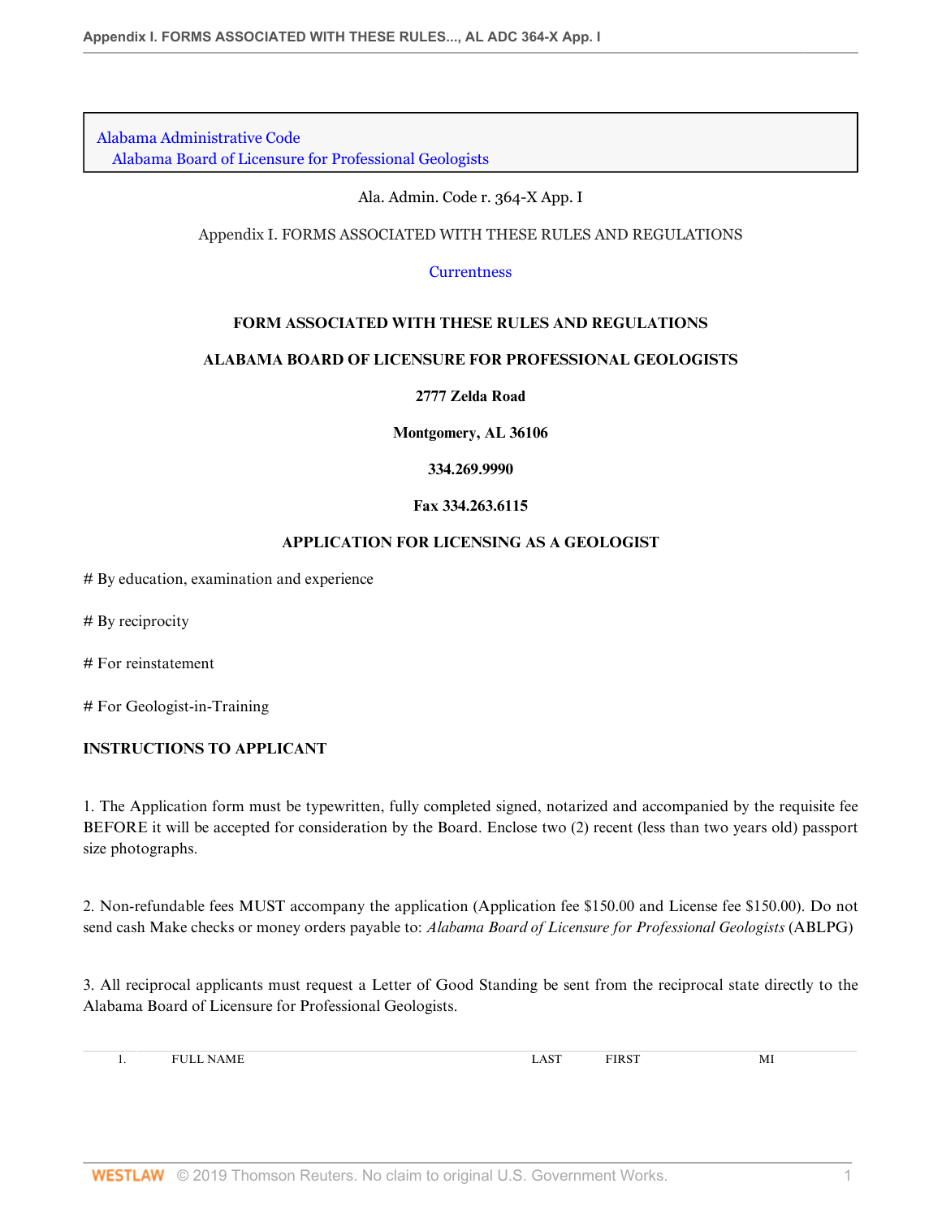Alabama Administrative Code
Alabama Board of Licensure for Professional Geologists

Ala. Admin. Code r. 364-X App. I

Appendix I. FORMS ASSOCIATED WITH THESE RULES AND REGULATIONS

Currentness

**FORM ASSOCIATED WITH THESE RULES AND REGULATIONS**

**ALABAMA BOARD OF LICENSURE FOR PROFESSIONAL GEOLOGISTS**

**2777 Zelda Road**

**Montgomery, AL 36106**

**334.269.9990**

**Fax 334.263.6115**

**APPLICATION FOR LICENSING AS A GEOLOGIST**

# By education, examination and experience

# By reciprocity

# For reinstatement

# For Geologist-in-Training

**INSTRUCTIONS TO APPLICANT**

1. The Application form must be typewritten, fully completed signed, notarized and accompanied by the requisite fee BEFORE it will be accepted for consideration by the Board. Enclose two (2) recent (less than two years old) passport size photographs.

2. Non-refundable fees MUST accompany the application (Application fee $150.00 and License fee $150.00). Do not send cash Make checks or money orders payable to: *Alabama Board of Licensure for Professional Geologists* (ABLPG)

3. All reciprocal applicants must request a Letter of Good Standing be sent from the reciprocal state directly to the Alabama Board of Licensure for Professional Geologists.

| 1. | FULL NAME | LAST | FIRST | MI |
| --- | --- | --- | --- | --- |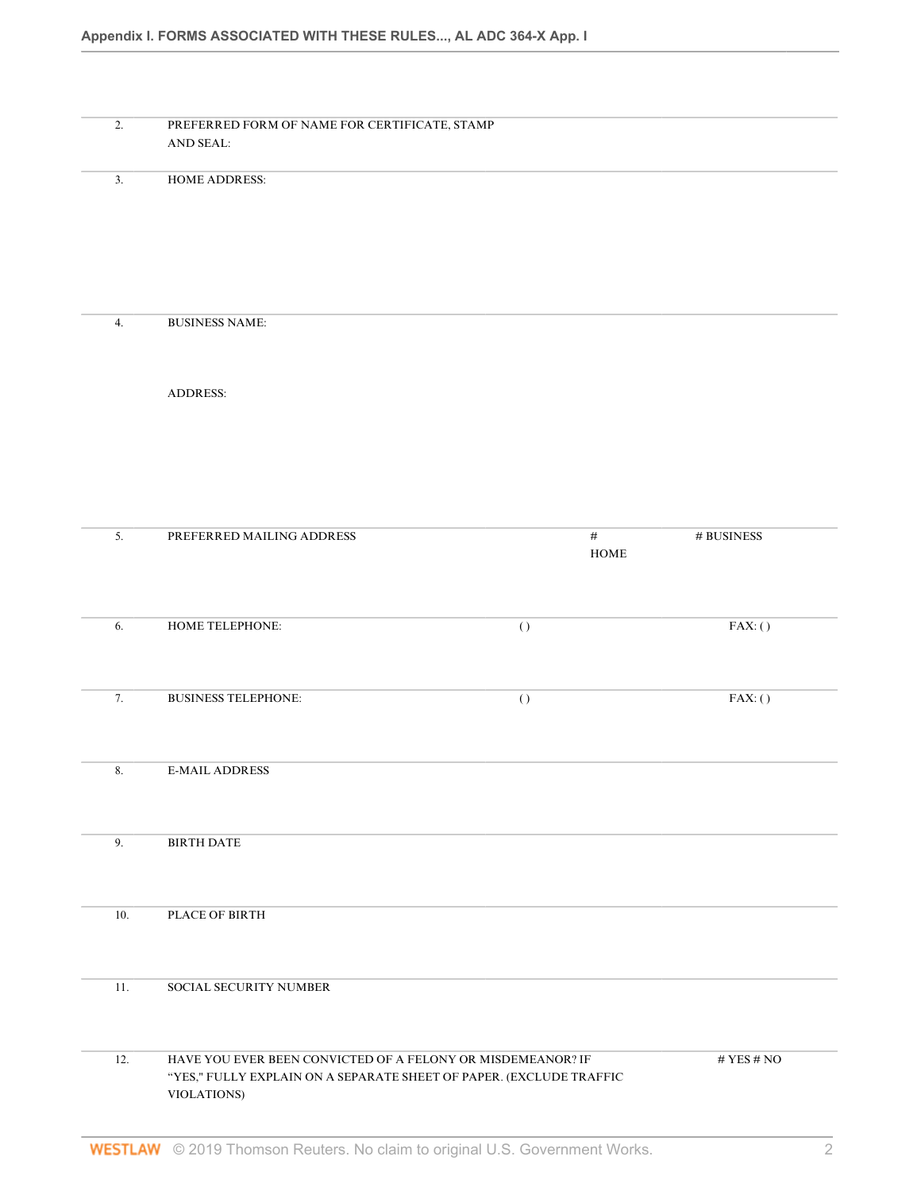| | | | |
|---|---|---|---|
| 2. | PREFERRED FORM OF NAME FOR CERTIFICATE, STAMP AND SEAL: | | |
| 3. | HOME ADDRESS: | | |
| 4. | BUSINESS NAME:<br><br>ADDRESS: | | |
| 5. | PREFERRED MAILING ADDRESS | # HOME | # BUSINESS |
| 6. | HOME TELEPHONE: | ( ) | FAX: ( ) |
| 7. | BUSINESS TELEPHONE: | ( ) | FAX: ( ) |
| 8. | E-MAIL ADDRESS | | |
| 9. | BIRTH DATE | | |
| 10. | PLACE OF BIRTH | | |
| 11. | SOCIAL SECURITY NUMBER | | |
| 12. | HAVE YOU EVER BEEN CONVICTED OF A FELONY OR MISDEMEANOR? IF "YES," FULLY EXPLAIN ON A SEPARATE SHEET OF PAPER. (EXCLUDE TRAFFIC VIOLATIONS) | | # YES # NO |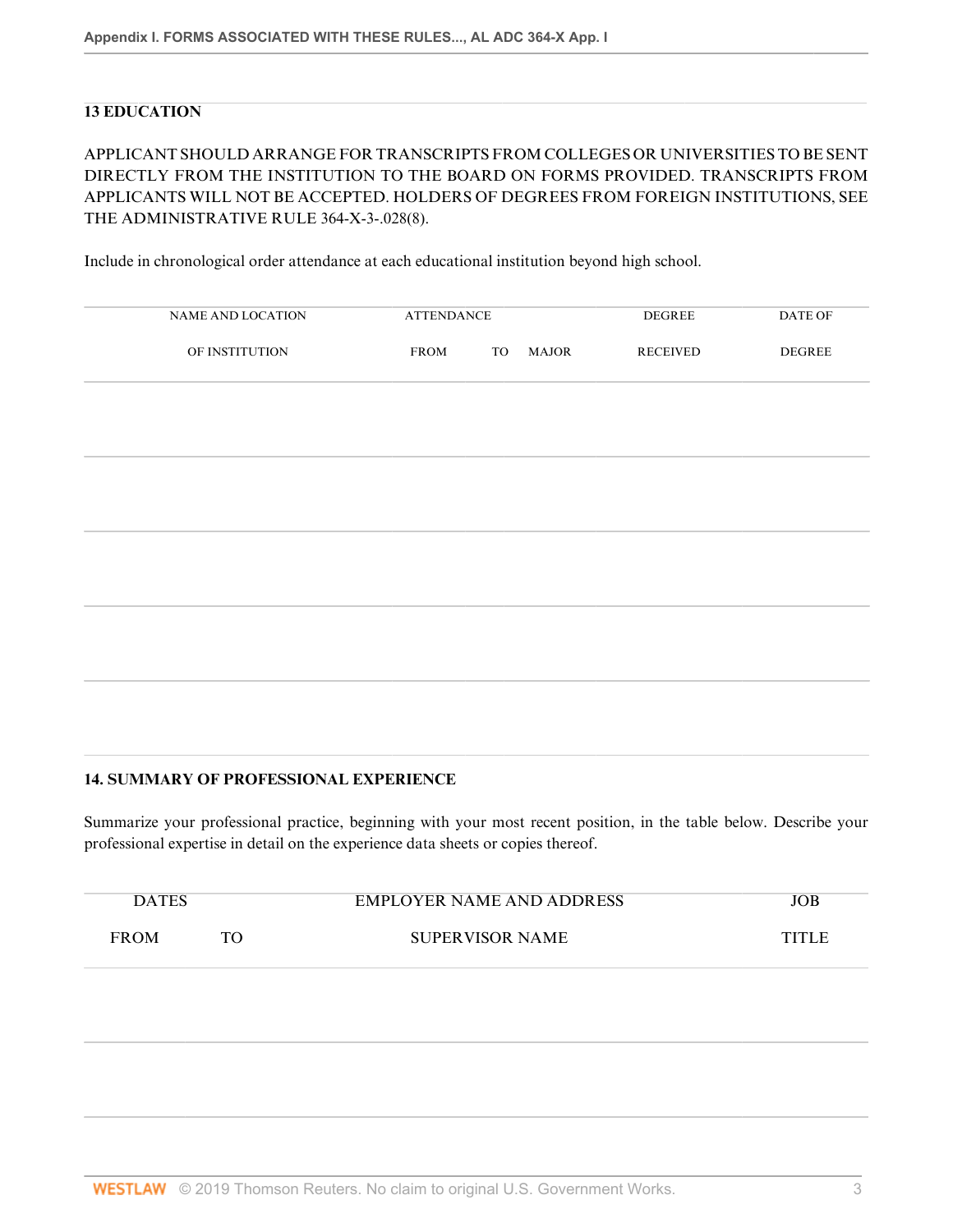### 13 EDUCATION

APPLICANT SHOULD ARRANGE FOR TRANSCRIPTS FROM COLLEGES OR UNIVERSITIES TO BE SENT DIRECTLY FROM THE INSTITUTION TO THE BOARD ON FORMS PROVIDED. TRANSCRIPTS FROM APPLICANTS WILL NOT BE ACCEPTED. HOLDERS OF DEGREES FROM FOREIGN INSTITUTIONS, SEE THE ADMINISTRATIVE RULE 364-X-3-.028(8).

Include in chronological order attendance at each educational institution beyond high school.

| NAME AND LOCATION | ATTENDANCE | | | DEGREE | DATE OF |
|---|---|---|---|---|---|
| OF INSTITUTION | FROM | TO | MAJOR | RECEIVED | DEGREE |
| | | | | | |
| | | | | | |
| | | | | | |
| | | | | | |
| | | | | | |

### 14. SUMMARY OF PROFESSIONAL EXPERIENCE

Summarize your professional practice, beginning with your most recent position, in the table below. Describe your professional expertise in detail on the experience data sheets or copies thereof.

| DATES | | EMPLOYER NAME AND ADDRESS | JOB |
|---|---|---|---|
| FROM | TO | SUPERVISOR NAME | TITLE |
| | | | |
| | | | |
| | | | |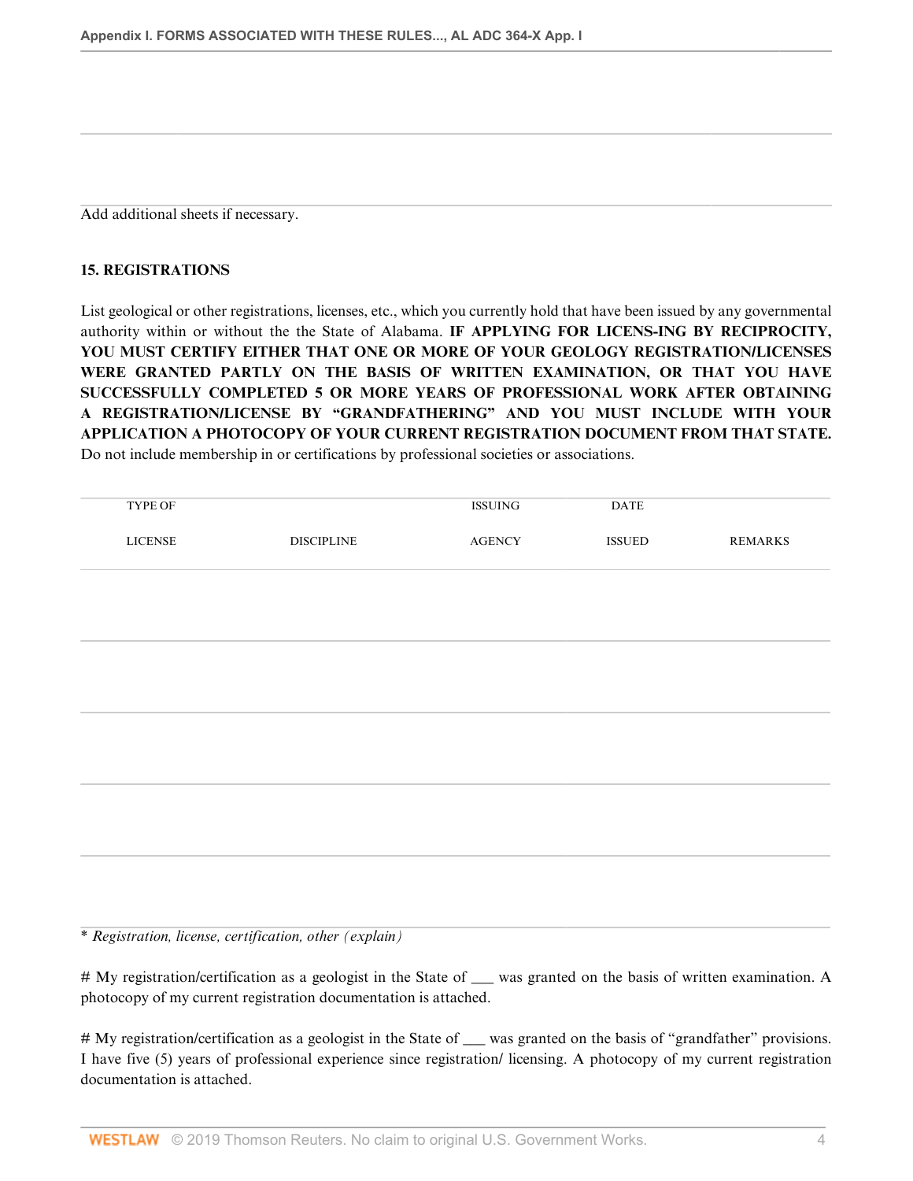Add additional sheets if necessary.

**15. REGISTRATIONS**

List geological or other registrations, licenses, etc., which you currently hold that have been issued by any governmental authority within or without the the State of Alabama. **IF APPLYING FOR LICENS-ING BY RECIPROCITY, YOU MUST CERTIFY EITHER THAT ONE OR MORE OF YOUR GEOLOGY REGISTRATION/LICENSES WERE GRANTED PARTLY ON THE BASIS OF WRITTEN EXAMINATION, OR THAT YOU HAVE SUCCESSFULLY COMPLETED 5 OR MORE YEARS OF PROFESSIONAL WORK AFTER OBTAINING A REGISTRATION/LICENSE BY "GRANDFATHERING" AND YOU MUST INCLUDE WITH YOUR APPLICATION A PHOTOCOPY OF YOUR CURRENT REGISTRATION DOCUMENT FROM THAT STATE.** Do not include membership in or certifications by professional societies or associations.

| TYPE OF LICENSE | DISCIPLINE | ISSUING AGENCY | DATE ISSUED | REMARKS |
|---|---|---|---|---|
| | | | | |
| | | | | |
| | | | | |
| | | | | |
| | | | | |

* *Registration, license, certification, other (explain)*

# My registration/certification as a geologist in the State of ___ was granted on the basis of written examination. A photocopy of my current registration documentation is attached.

# My registration/certification as a geologist in the State of ___ was granted on the basis of "grandfather" provisions. I have five (5) years of professional experience since registration/ licensing. A photocopy of my current registration documentation is attached.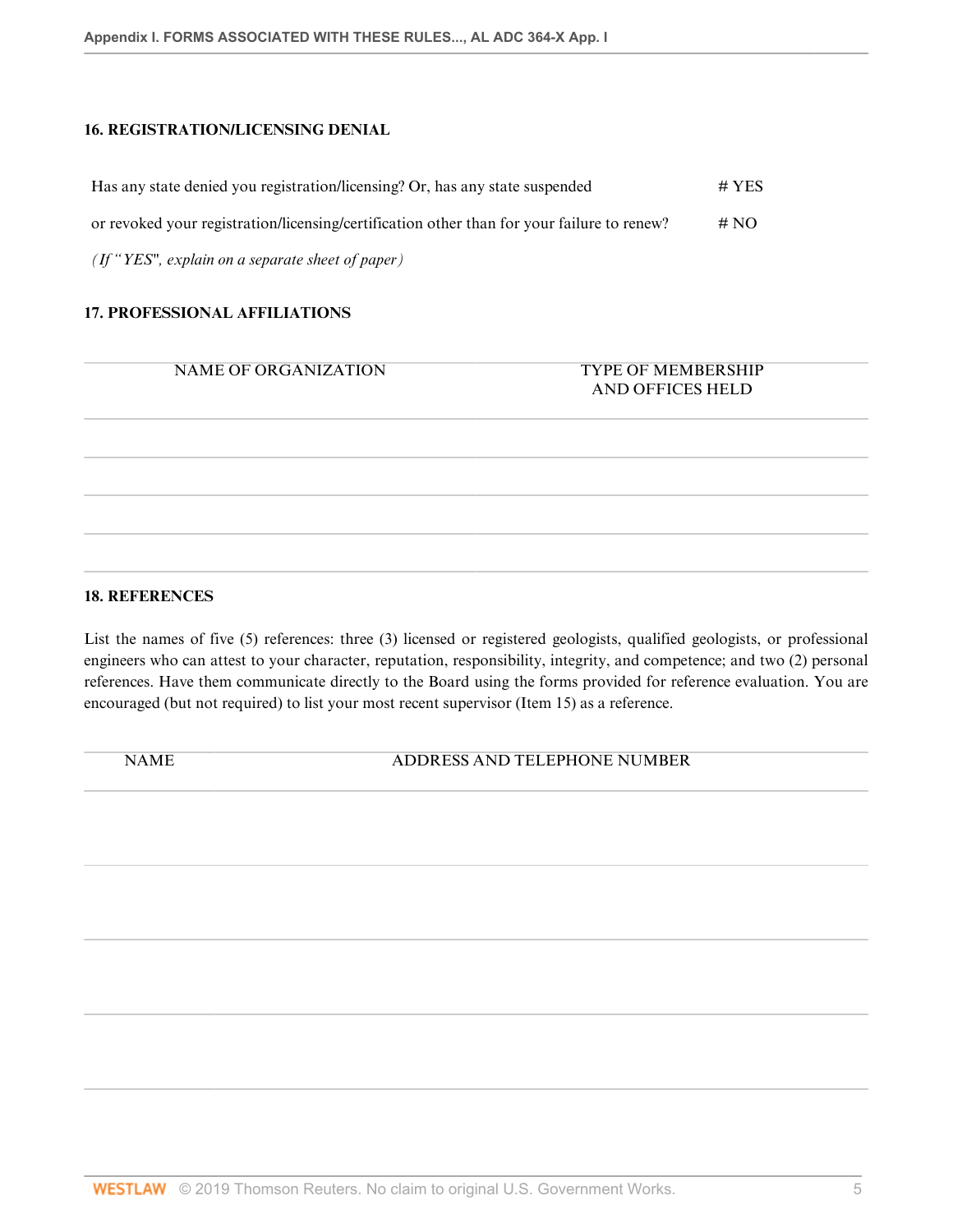**16. REGISTRATION/LICENSING DENIAL**

Has any state denied you registration/licensing? Or, has any state suspended or revoked your registration/licensing/certification other than for your failure to renew? # YES # NO

*(If "YES", explain on a separate sheet of paper)*

**17. PROFESSIONAL AFFILIATIONS**

| NAME OF ORGANIZATION | TYPE OF MEMBERSHIP AND OFFICES HELD |
| --- | --- |
| | |
| | |
| | |
| | |

**18. REFERENCES**

List the names of five (5) references: three (3) licensed or registered geologists, qualified geologists, or professional engineers who can attest to your character, reputation, responsibility, integrity, and competence; and two (2) personal references. Have them communicate directly to the Board using the forms provided for reference evaluation. You are encouraged (but not required) to list your most recent supervisor (Item 15) as a reference.

| NAME | ADDRESS AND TELEPHONE NUMBER |
| --- | --- |
| | |
| | |
| | |
| | |
| | |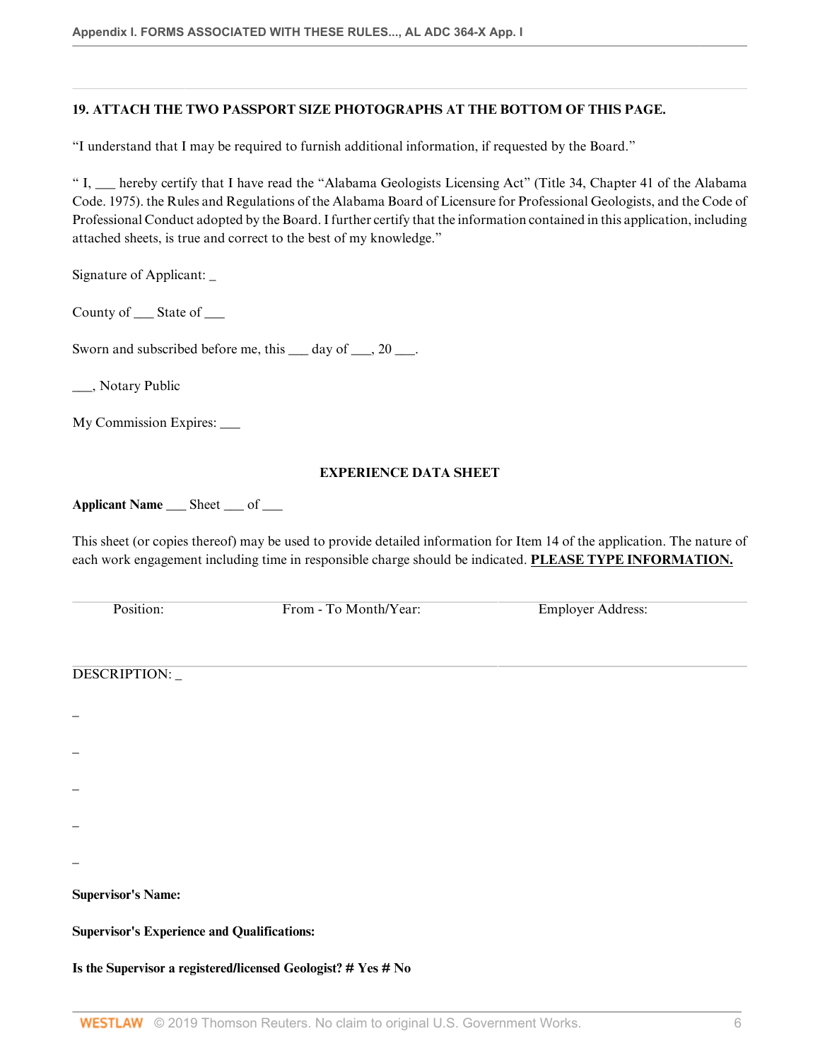**19. ATTACH THE TWO PASSPORT SIZE PHOTOGRAPHS AT THE BOTTOM OF THIS PAGE.**

"I understand that I may be required to furnish additional information, if requested by the Board."

" I, ___ hereby certify that I have read the "Alabama Geologists Licensing Act" (Title 34, Chapter 41 of the Alabama Code. 1975). the Rules and Regulations of the Alabama Board of Licensure for Professional Geologists, and the Code of Professional Conduct adopted by the Board. I further certify that the information contained in this application, including attached sheets, is true and correct to the best of my knowledge."

Signature of Applicant: _

County of ___ State of ___

Sworn and subscribed before me, this ___ day of ___, 20 ___.

___, Notary Public

My Commission Expires: ___

**EXPERIENCE DATA SHEET**

**Applicant Name** ___ Sheet ___ of ___

This sheet (or copies thereof) may be used to provide detailed information for Item 14 of the application. The nature of each work engagement including time in responsible charge should be indicated. **PLEASE TYPE INFORMATION.**

| Position: | From - To Month/Year: | Employer Address: |
|---|---|---|
| | | |

DESCRIPTION: _

_

_

_

_

_

**Supervisor's Name:**

**Supervisor's Experience and Qualifications:**

**Is the Supervisor a registered/licensed Geologist? # Yes # No**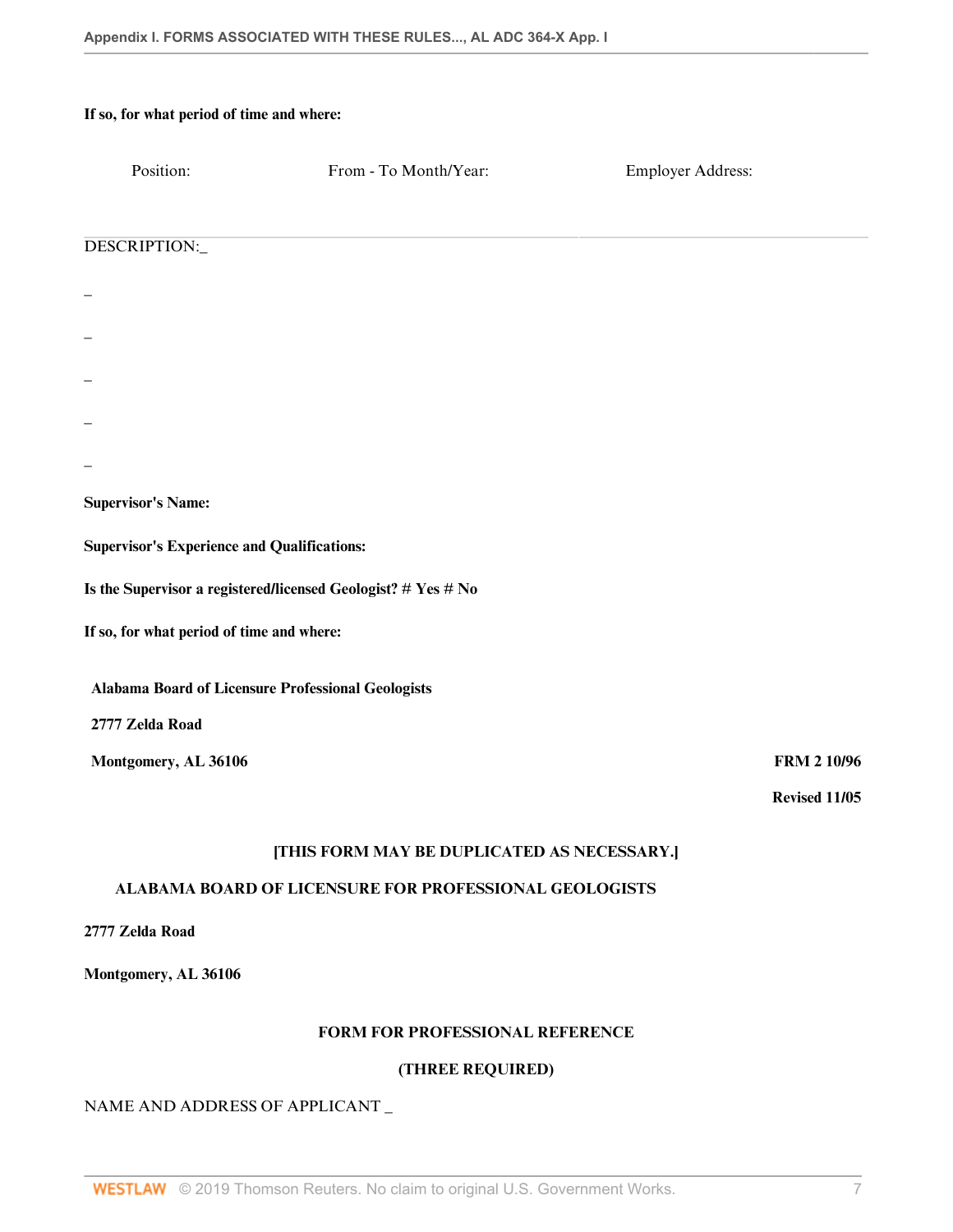**If so, for what period of time and where:**

| Position: | From - To Month/Year: | Employer Address: |
|---|---|---|
| | | |

DESCRIPTION:_

_

_

_

_

_

**Supervisor's Name:**

**Supervisor's Experience and Qualifications:**

**Is the Supervisor a registered/licensed Geologist? # Yes # No**

**If so, for what period of time and where:**

**Alabama Board of Licensure Professional Geologists**

**2777 Zelda Road**

**Montgomery, AL 36106**

**FRM 2 10/96**

**Revised 11/05**

**[THIS FORM MAY BE DUPLICATED AS NECESSARY.]**

**ALABAMA BOARD OF LICENSURE FOR PROFESSIONAL GEOLOGISTS**

**2777 Zelda Road**

**Montgomery, AL 36106**

**FORM FOR PROFESSIONAL REFERENCE**

**(THREE REQUIRED)**

NAME AND ADDRESS OF APPLICANT _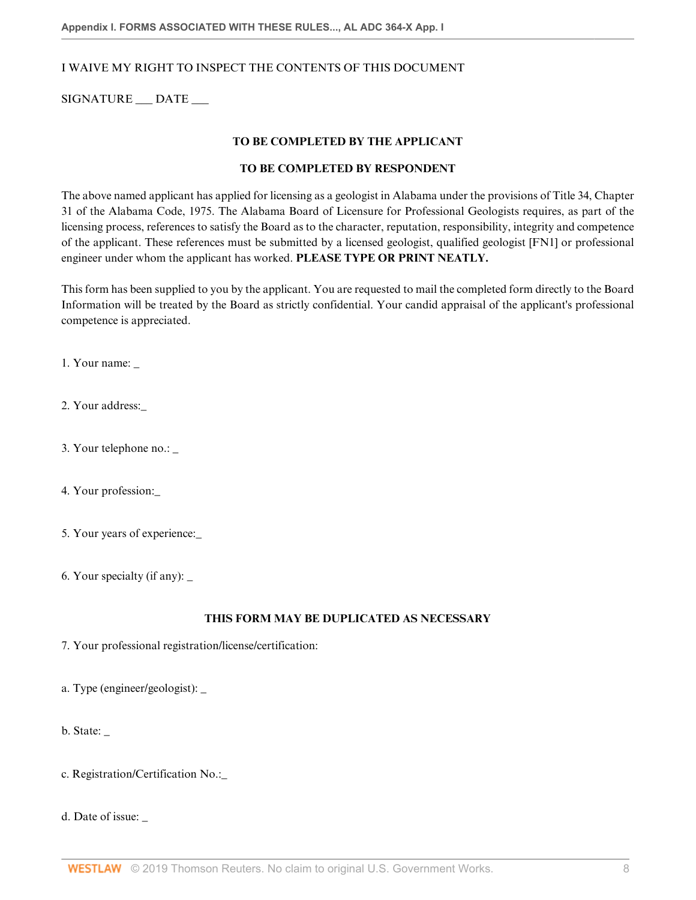I WAIVE MY RIGHT TO INSPECT THE CONTENTS OF THIS DOCUMENT

SIGNATURE ___ DATE ___

**TO BE COMPLETED BY THE APPLICANT**

**TO BE COMPLETED BY RESPONDENT**

The above named applicant has applied for licensing as a geologist in Alabama under the provisions of Title 34, Chapter 31 of the Alabama Code, 1975. The Alabama Board of Licensure for Professional Geologists requires, as part of the licensing process, references to satisfy the Board as to the character, reputation, responsibility, integrity and competence of the applicant. These references must be submitted by a licensed geologist, qualified geologist [FN1] or professional engineer under whom the applicant has worked. **PLEASE TYPE OR PRINT NEATLY.**

This form has been supplied to you by the applicant. You are requested to mail the completed form directly to the Board Information will be treated by the Board as strictly confidential. Your candid appraisal of the applicant's professional competence is appreciated.

1. Your name: _

2. Your address:_

3. Your telephone no.: _

4. Your profession:_

5. Your years of experience:_

6. Your specialty (if any): _

**THIS FORM MAY BE DUPLICATED AS NECESSARY**

7. Your professional registration/license/certification:

a. Type (engineer/geologist): _

b. State: _

c. Registration/Certification No.:_

d. Date of issue: _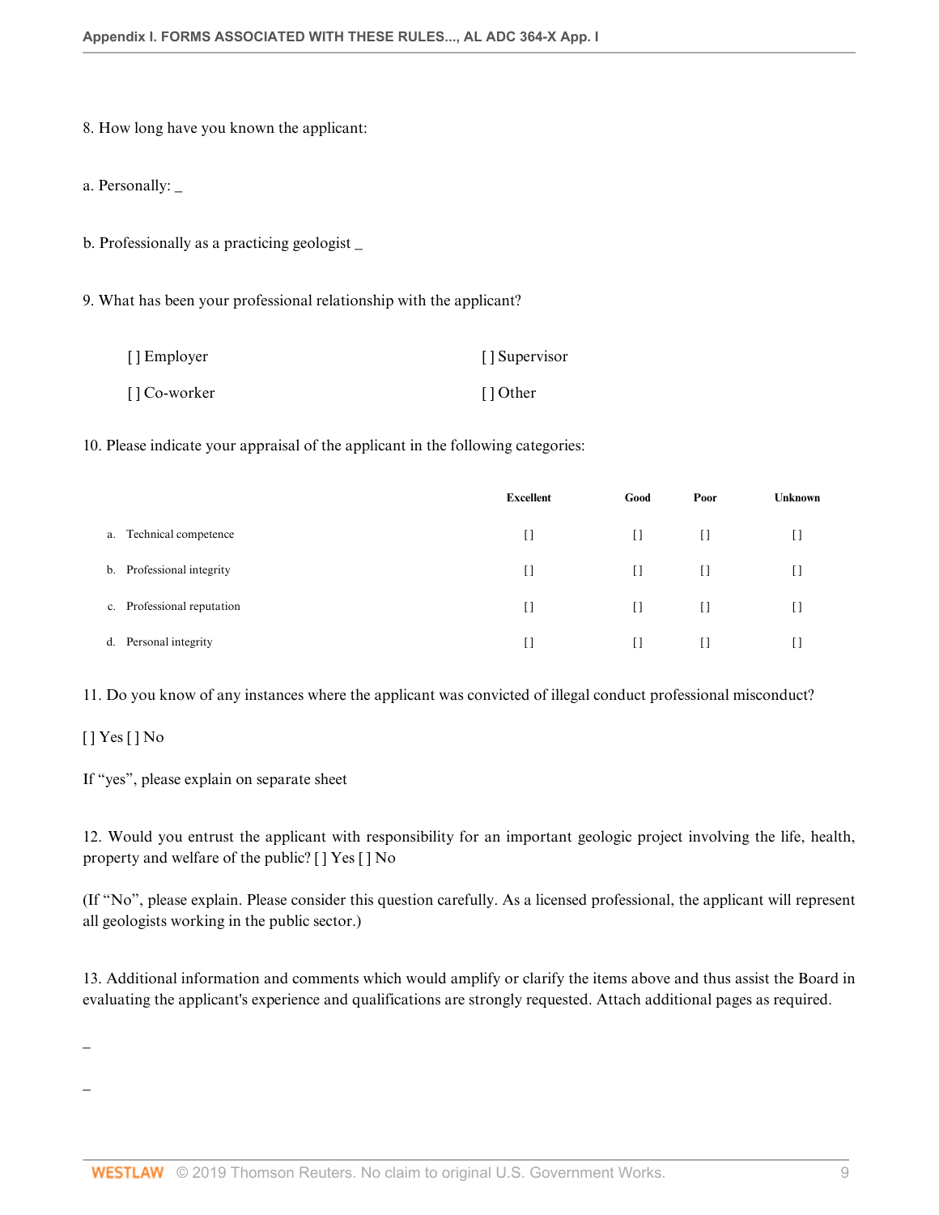8. How long have you known the applicant:

a. Personally: _

b. Professionally as a practicing geologist _

9. What has been your professional relationship with the applicant?

| | |
|---|---|
| [ ] Employer | [ ] Supervisor |
| [ ] Co-worker | [ ] Other |

10. Please indicate your appraisal of the applicant in the following categories:

| | Excellent | Good | Poor | Unknown |
|---|---|---|---|---|
| a. Technical competence | [] | [] | [] | [] |
| b. Professional integrity | [] | [] | [] | [] |
| c. Professional reputation | [] | [] | [] | [] |
| d. Personal integrity | [] | [] | [] | [] |

11. Do you know of any instances where the applicant was convicted of illegal conduct professional misconduct?

[ ] Yes [ ] No

If "yes", please explain on separate sheet

12. Would you entrust the applicant with responsibility for an important geologic project involving the life, health, property and welfare of the public? [ ] Yes [ ] No

(If "No", please explain. Please consider this question carefully. As a licensed professional, the applicant will represent all geologists working in the public sector.)

13. Additional information and comments which would amplify or clarify the items above and thus assist the Board in evaluating the applicant's experience and qualifications are strongly requested. Attach additional pages as required.

_

_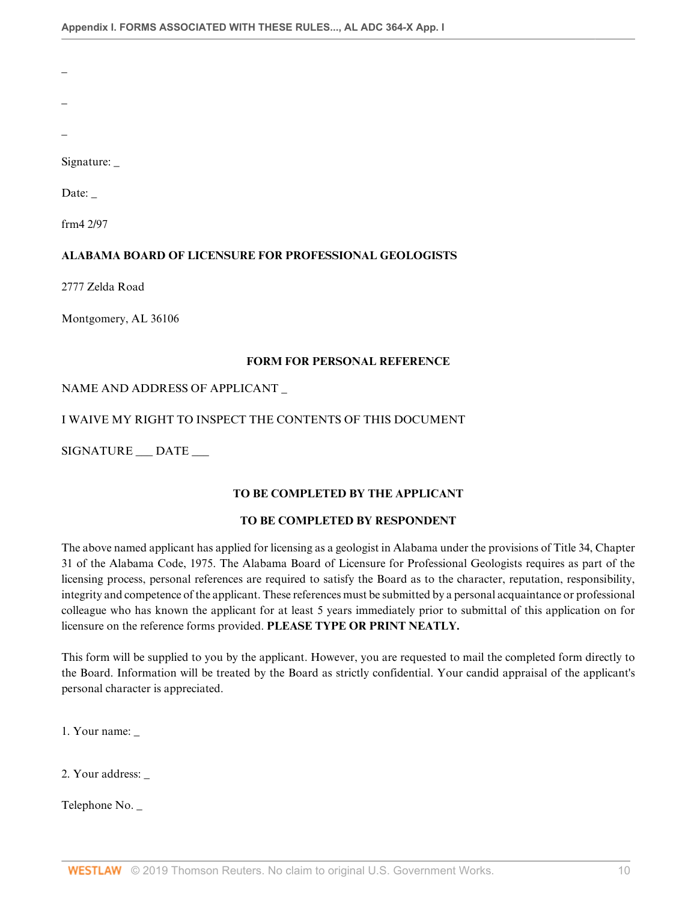_

_

_

Signature: _

Date: _

frm4 2/97

**ALABAMA BOARD OF LICENSURE FOR PROFESSIONAL GEOLOGISTS**

2777 Zelda Road

Montgomery, AL 36106

**FORM FOR PERSONAL REFERENCE**

NAME AND ADDRESS OF APPLICANT _

I WAIVE MY RIGHT TO INSPECT THE CONTENTS OF THIS DOCUMENT

SIGNATURE ___ DATE ___

**TO BE COMPLETED BY THE APPLICANT**

**TO BE COMPLETED BY RESPONDENT**

The above named applicant has applied for licensing as a geologist in Alabama under the provisions of Title 34, Chapter 31 of the Alabama Code, 1975. The Alabama Board of Licensure for Professional Geologists requires as part of the licensing process, personal references are required to satisfy the Board as to the character, reputation, responsibility, integrity and competence of the applicant. These references must be submitted by a personal acquaintance or professional colleague who has known the applicant for at least 5 years immediately prior to submittal of this application on for licensure on the reference forms provided. **PLEASE TYPE OR PRINT NEATLY.**

This form will be supplied to you by the applicant. However, you are requested to mail the completed form directly to the Board. Information will be treated by the Board as strictly confidential. Your candid appraisal of the applicant's personal character is appreciated.

1. Your name: _

2. Your address: _

Telephone No. _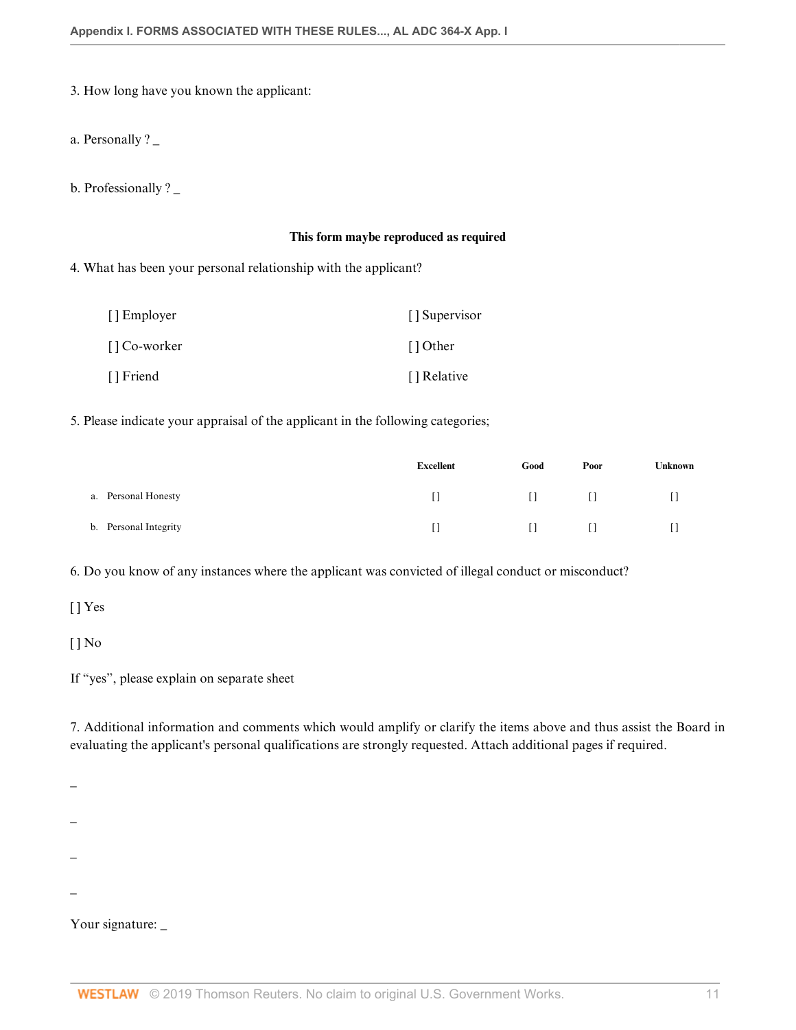3. How long have you known the applicant:

a. Personally ? _

b. Professionally ? _

**This form maybe reproduced as required**

4. What has been your personal relationship with the applicant?

| | |
|---|---|
| [ ] Employer | [ ] Supervisor |
| [ ] Co-worker | [ ] Other |
| [ ] Friend | [ ] Relative |

5. Please indicate your appraisal of the applicant in the following categories;

| | Excellent | Good | Poor | Unknown |
|---|---|---|---|---|
| a. Personal Honesty | [ ] | [ ] | [ ] | [ ] |
| b. Personal Integrity | [ ] | [ ] | [ ] | [ ] |

6. Do you know of any instances where the applicant was convicted of illegal conduct or misconduct?

[ ] Yes

[ ] No

If "yes", please explain on separate sheet

7. Additional information and comments which would amplify or clarify the items above and thus assist the Board in evaluating the applicant's personal qualifications are strongly requested. Attach additional pages if required.

_

_

_

_

Your signature: _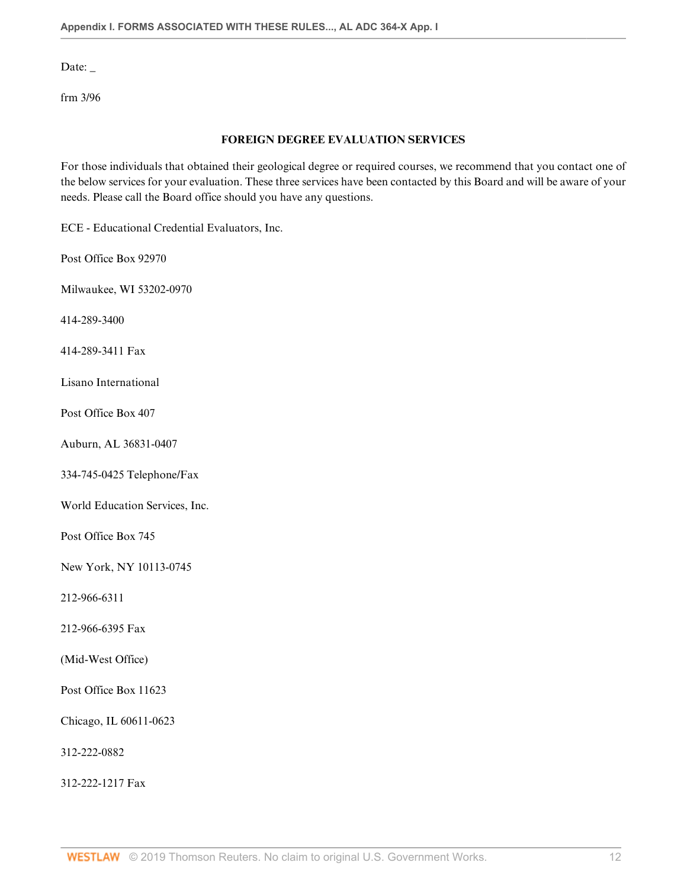Date: _

frm 3/96

**FOREIGN DEGREE EVALUATION SERVICES**

For those individuals that obtained their geological degree or required courses, we recommend that you contact one of the below services for your evaluation. These three services have been contacted by this Board and will be aware of your needs. Please call the Board office should you have any questions.

ECE - Educational Credential Evaluators, Inc.

Post Office Box 92970

Milwaukee, WI 53202-0970

414-289-3400

414-289-3411 Fax

Lisano International

Post Office Box 407

Auburn, AL 36831-0407

334-745-0425 Telephone/Fax

World Education Services, Inc.

Post Office Box 745

New York, NY 10113-0745

212-966-6311

212-966-6395 Fax

(Mid-West Office)

Post Office Box 11623

Chicago, IL 60611-0623

312-222-0882

312-222-1217 Fax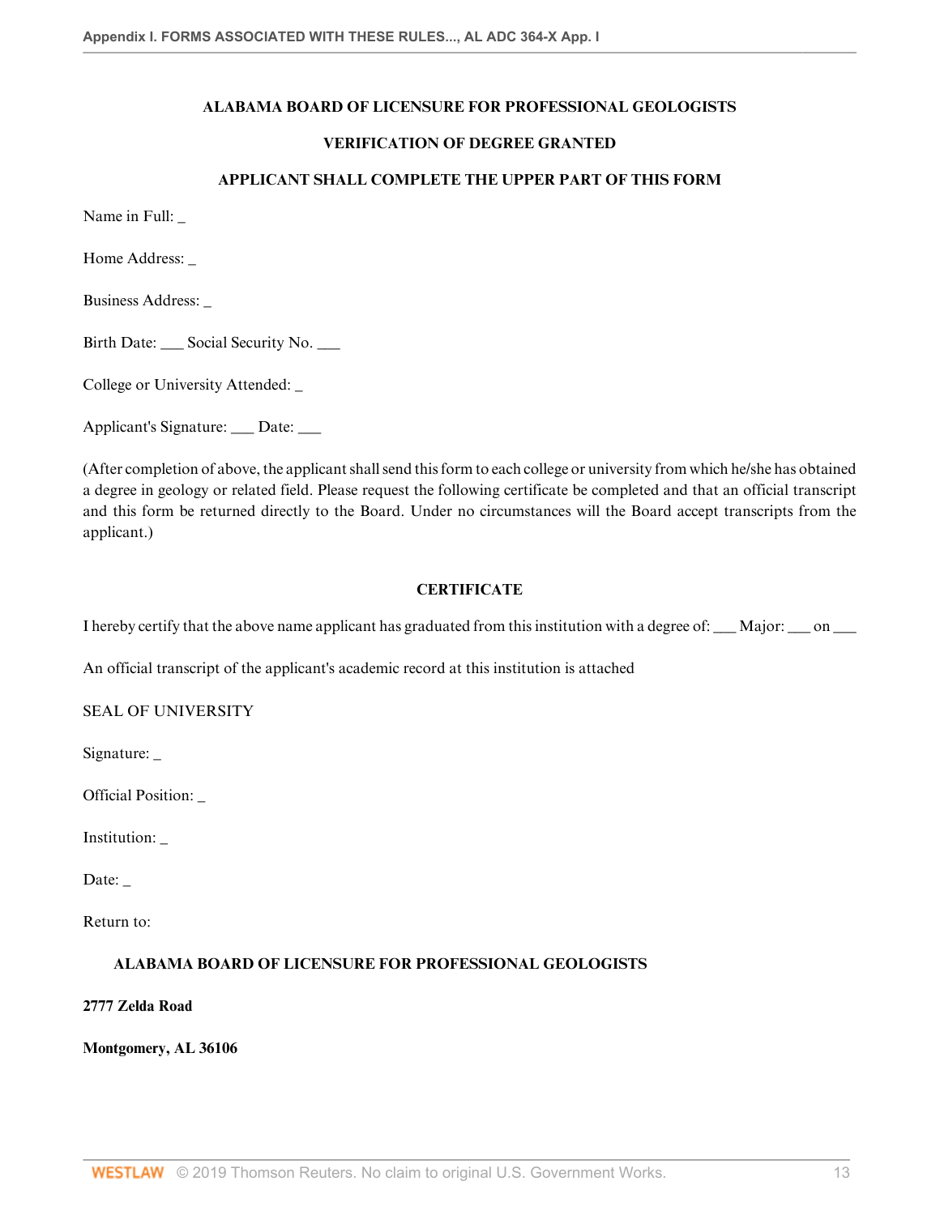**ALABAMA BOARD OF LICENSURE FOR PROFESSIONAL GEOLOGISTS**

**VERIFICATION OF DEGREE GRANTED**

**APPLICANT SHALL COMPLETE THE UPPER PART OF THIS FORM**

Name in Full: _

Home Address: _

Business Address: _

Birth Date: ___ Social Security No. ___

College or University Attended: _

Applicant's Signature: ___ Date: ___

(After completion of above, the applicant shall send this form to each college or university from which he/she has obtained a degree in geology or related field. Please request the following certificate be completed and that an official transcript and this form be returned directly to the Board. Under no circumstances will the Board accept transcripts from the applicant.)

**CERTIFICATE**

I hereby certify that the above name applicant has graduated from this institution with a degree of: ___ Major: ___ on ___

An official transcript of the applicant's academic record at this institution is attached

SEAL OF UNIVERSITY

Signature: _

Official Position: _

Institution: _

Date: _

Return to:

**ALABAMA BOARD OF LICENSURE FOR PROFESSIONAL GEOLOGISTS**

**2777 Zelda Road**

**Montgomery, AL 36106**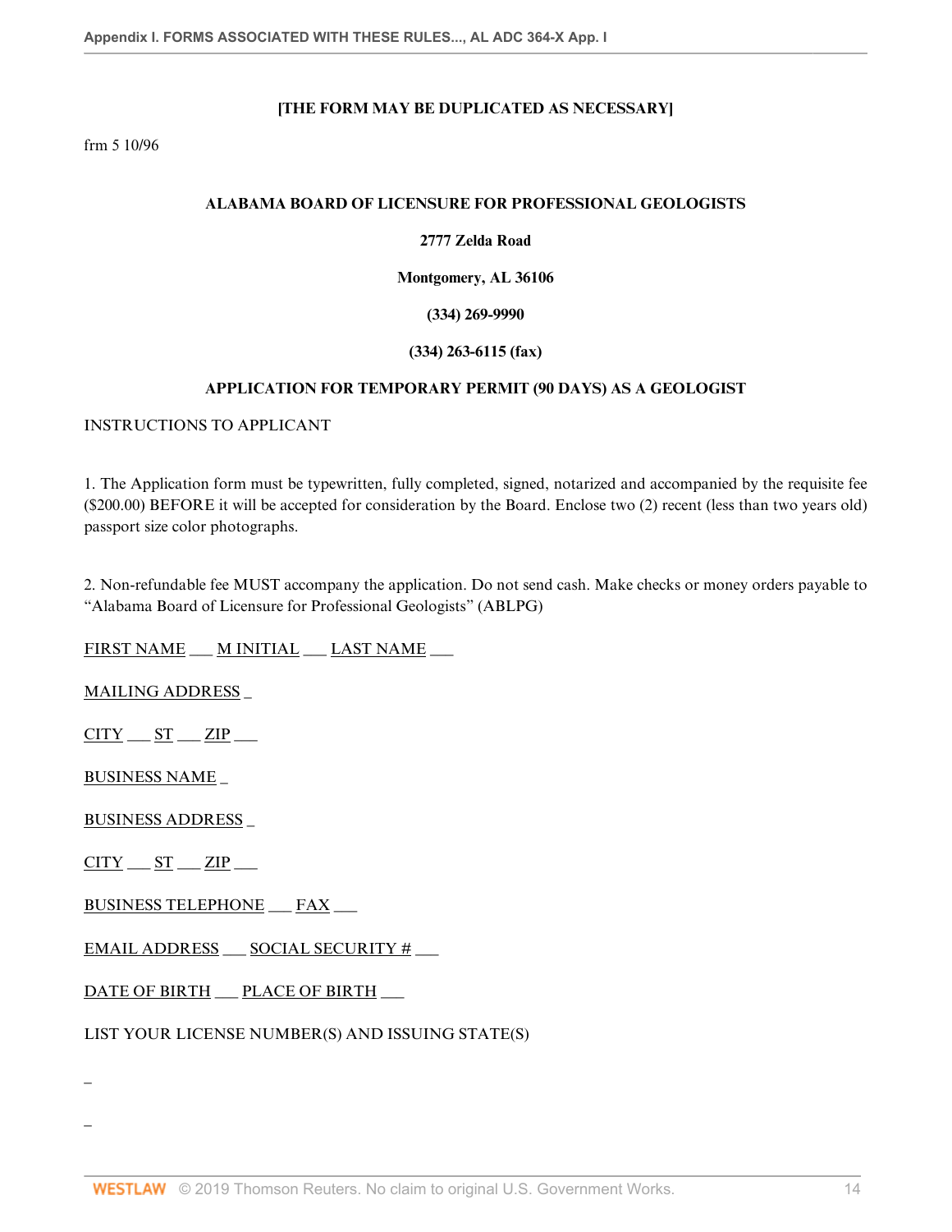**[THE FORM MAY BE DUPLICATED AS NECESSARY]**

frm 5 10/96

**ALABAMA BOARD OF LICENSURE FOR PROFESSIONAL GEOLOGISTS**

**2777 Zelda Road**

**Montgomery, AL 36106**

**(334) 269-9990**

**(334) 263-6115 (fax)**

**APPLICATION FOR TEMPORARY PERMIT (90 DAYS) AS A GEOLOGIST**

INSTRUCTIONS TO APPLICANT

1. The Application form must be typewritten, fully completed, signed, notarized and accompanied by the requisite fee ($200.00) BEFORE it will be accepted for consideration by the Board. Enclose two (2) recent (less than two years old) passport size color photographs.

2. Non-refundable fee MUST accompany the application. Do not send cash. Make checks or money orders payable to "Alabama Board of Licensure for Professional Geologists" (ABLPG)

FIRST NAME ___ M INITIAL ___ LAST NAME ___

MAILING ADDRESS _

CITY ___ ST ___ ZIP ___

BUSINESS NAME _

BUSINESS ADDRESS _

CITY ___ ST ___ ZIP ___

BUSINESS TELEPHONE ___ FAX ___

EMAIL ADDRESS ___ SOCIAL SECURITY # ___

DATE OF BIRTH ___ PLACE OF BIRTH ___

LIST YOUR LICENSE NUMBER(S) AND ISSUING STATE(S)

_

_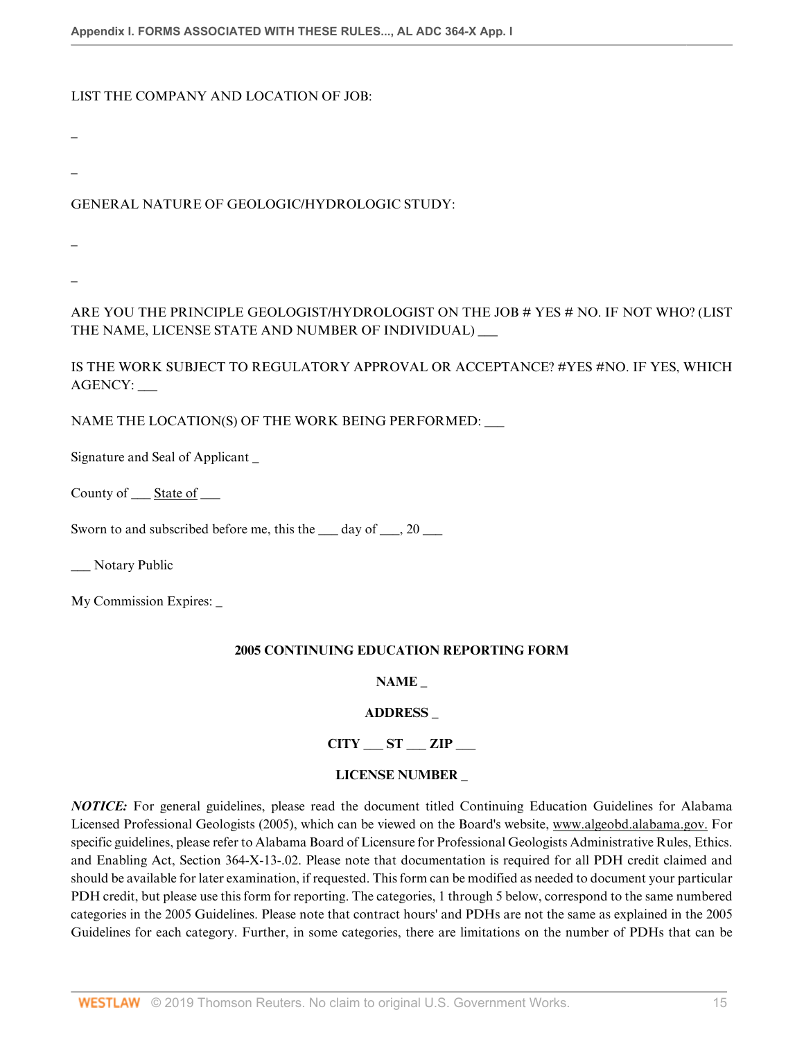LIST THE COMPANY AND LOCATION OF JOB:

_

_

GENERAL NATURE OF GEOLOGIC/HYDROLOGIC STUDY:

_

_

ARE YOU THE PRINCIPLE GEOLOGIST/HYDROLOGIST ON THE JOB # YES # NO. IF NOT WHO? (LIST THE NAME, LICENSE STATE AND NUMBER OF INDIVIDUAL) ___

IS THE WORK SUBJECT TO REGULATORY APPROVAL OR ACCEPTANCE? #YES #NO. IF YES, WHICH AGENCY: ___

NAME THE LOCATION(S) OF THE WORK BEING PERFORMED: ___

Signature and Seal of Applicant _

County of ___ State of ___

Sworn to and subscribed before me, this the ___ day of ___, 20 ___

___ Notary Public

My Commission Expires: _

**2005 CONTINUING EDUCATION REPORTING FORM**

**NAME _**

**ADDRESS _**

**CITY ___ ST ___ ZIP ___**

**LICENSE NUMBER _**

***NOTICE:*** For general guidelines, please read the document titled Continuing Education Guidelines for Alabama Licensed Professional Geologists (2005), which can be viewed on the Board's website, www.algeobd.alabama.gov. For specific guidelines, please refer to Alabama Board of Licensure for Professional Geologists Administrative Rules, Ethics. and Enabling Act, Section 364-X-13-.02. Please note that documentation is required for all PDH credit claimed and should be available for later examination, if requested. This form can be modified as needed to document your particular PDH credit, but please use this form for reporting. The categories, 1 through 5 below, correspond to the same numbered categories in the 2005 Guidelines. Please note that contract hours' and PDHs are not the same as explained in the 2005 Guidelines for each category. Further, in some categories, there are limitations on the number of PDHs that can be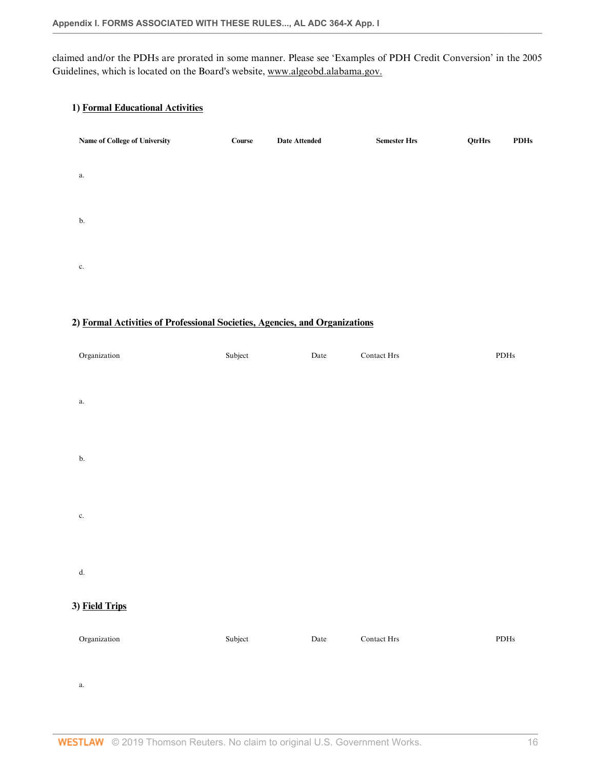claimed and/or the PDHs are prorated in some manner. Please see 'Examples of PDH Credit Conversion' in the 2005 Guidelines, which is located on the Board's website, www.algeobd.alabama.gov.

**1) Formal Educational Activities**

| **Name of College of University** | **Course** | **Date Attended** | **Semester Hrs** | **QtrHrs** | **PDHs** |
|---|---|---|---|---|---|
| a. | | | | | |
| b. | | | | | |
| c. | | | | | |

**2) Formal Activities of Professional Societies, Agencies, and Organizations**

| Organization | Subject | Date | Contact Hrs | PDHs |
|---|---|---|---|---|
| a. | | | | |
| b. | | | | |
| c. | | | | |
| d. | | | | |

**3) Field Trips**

| Organization | Subject | Date | Contact Hrs | PDHs |
|---|---|---|---|---|
| a. | | | | |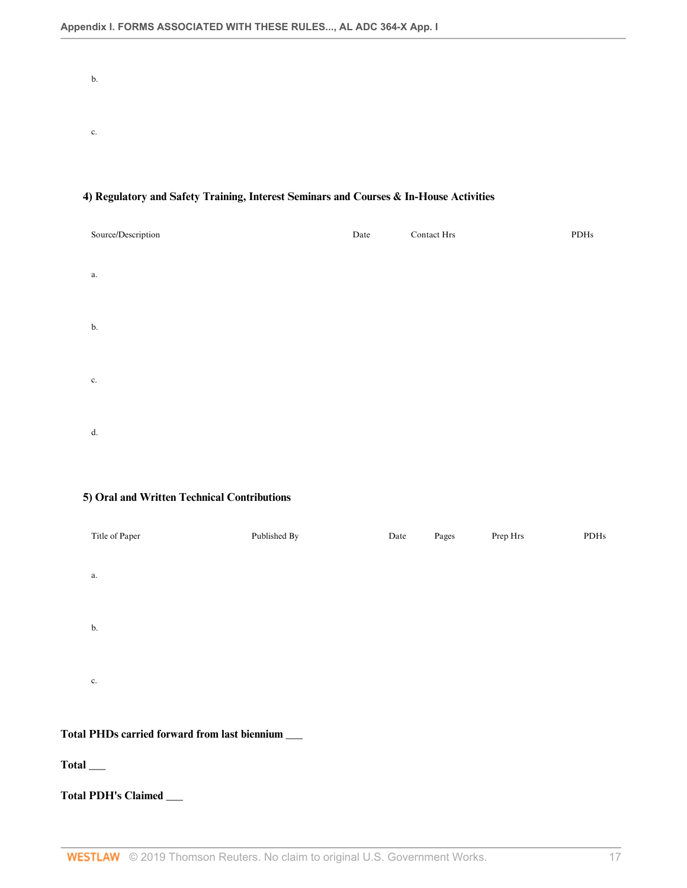b.

c.

**4) Regulatory and Safety Training, Interest Seminars and Courses & In-House Activities**

| Source/Description | Date | Contact Hrs | PDHs |
| --- | --- | --- | --- |
| a. | | | |
| b. | | | |
| c. | | | |
| d. | | | |

**5) Oral and Written Technical Contributions**

| Title of Paper | Published By | Date | Pages | Prep Hrs | PDHs |
| --- | --- | --- | --- | --- | --- |
| a. | | | | | |
| b. | | | | | |
| c. | | | | | |

**Total PHDs carried forward from last biennium ___**

**Total ___**

**Total PDH's Claimed ___**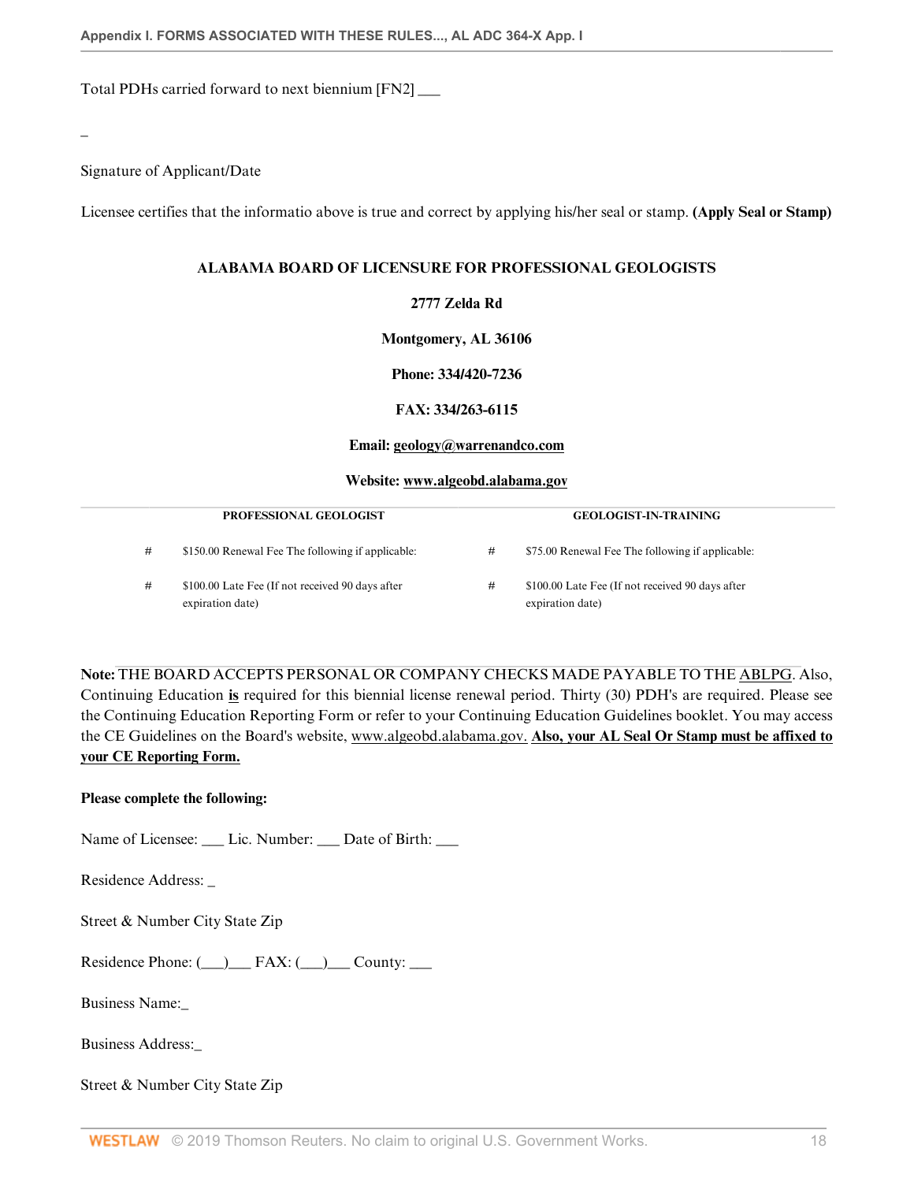Total PDHs carried forward to next biennium [FN2] ___

_

Signature of Applicant/Date

Licensee certifies that the informatio above is true and correct by applying his/her seal or stamp. **(Apply Seal or Stamp)**

**ALABAMA BOARD OF LICENSURE FOR PROFESSIONAL GEOLOGISTS**

**2777 Zelda Rd**

**Montgomery, AL 36106**

**Phone: 334/420-7236**

**FAX: 334/263-6115**

**Email: geology@warrenandco.com**

**Website: www.algeobd.alabama.gov**

| PROFESSIONAL GEOLOGIST | | GEOLOGIST-IN-TRAINING | |
|---|---|---|---|
| # | $150.00 Renewal Fee The following if applicable: | # | $75.00 Renewal Fee The following if applicable: |
| # | $100.00 Late Fee (If not received 90 days after expiration date) | # | $100.00 Late Fee (If not received 90 days after expiration date) |

**Note:** THE BOARD ACCEPTS PERSONAL OR COMPANY CHECKS MADE PAYABLE TO THE ABLPG. Also, Continuing Education **is** required for this biennial license renewal period. Thirty (30) PDH's are required. Please see the Continuing Education Reporting Form or refer to your Continuing Education Guidelines booklet. You may access the CE Guidelines on the Board's website, www.algeobd.alabama.gov. **Also, your AL Seal Or Stamp must be affixed to your CE Reporting Form.**

**Please complete the following:**

Name of Licensee: ___ Lic. Number: ___ Date of Birth: ___

Residence Address: _

Street & Number City State Zip

Residence Phone: (___)___ FAX: (___)___ County: ___

Business Name:_

Business Address:_

Street & Number City State Zip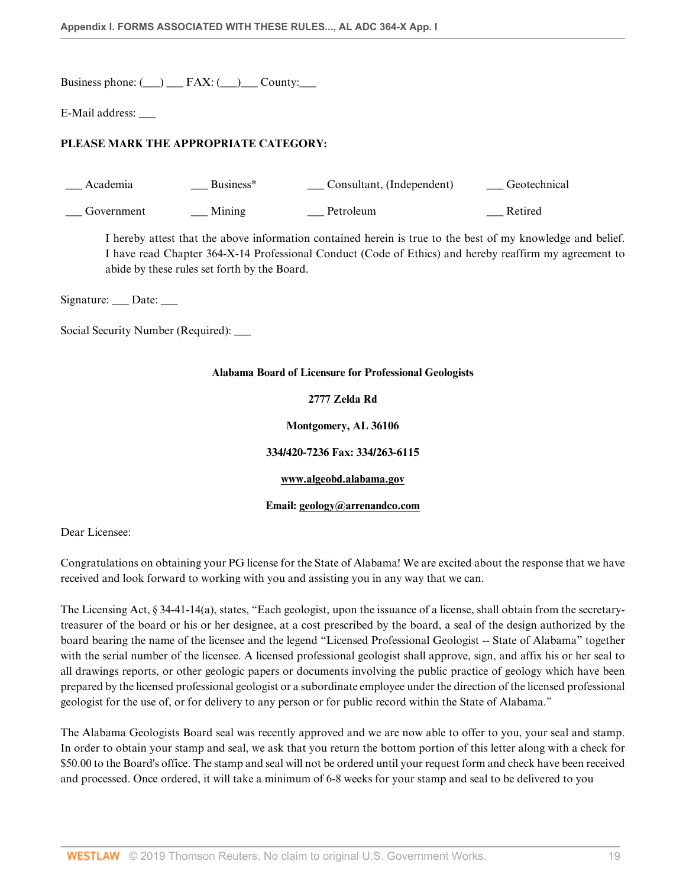Business phone: (___) ___ FAX: (___)___ County:___

E-Mail address: ___

**PLEASE MARK THE APPROPRIATE CATEGORY:**

| | | | |
|---|---|---|---|
| ___ Academia | ___ Business* | ___ Consultant, (Independent) | ___ Geotechnical |
| ___ Government | ___ Mining | ___ Petroleum | ___ Retired |

I hereby attest that the above information contained herein is true to the best of my knowledge and belief. I have read Chapter 364-X-14 Professional Conduct (Code of Ethics) and hereby reaffirm my agreement to abide by these rules set forth by the Board.

Signature: ___ Date: ___

Social Security Number (Required): ___

**Alabama Board of Licensure for Professional Geologists**

**2777 Zelda Rd**

**Montgomery, AL 36106**

**334/420-7236 Fax: 334/263-6115**

**www.algeobd.alabama.gov**

**Email: geology@arrenandco.com**

Dear Licensee:

Congratulations on obtaining your PG license for the State of Alabama! We are excited about the response that we have received and look forward to working with you and assisting you in any way that we can.

The Licensing Act, § 34-41-14(a), states, "Each geologist, upon the issuance of a license, shall obtain from the secretary-treasurer of the board or his or her designee, at a cost prescribed by the board, a seal of the design authorized by the board bearing the name of the licensee and the legend "Licensed Professional Geologist -- State of Alabama" together with the serial number of the licensee. A licensed professional geologist shall approve, sign, and affix his or her seal to all drawings reports, or other geologic papers or documents involving the public practice of geology which have been prepared by the licensed professional geologist or a subordinate employee under the direction of the licensed professional geologist for the use of, or for delivery to any person or for public record within the State of Alabama."

The Alabama Geologists Board seal was recently approved and we are now able to offer to you, your seal and stamp. In order to obtain your stamp and seal, we ask that you return the bottom portion of this letter along with a check for $50.00 to the Board's office. The stamp and seal will not be ordered until your request form and check have been received and processed. Once ordered, it will take a minimum of 6-8 weeks for your stamp and seal to be delivered to you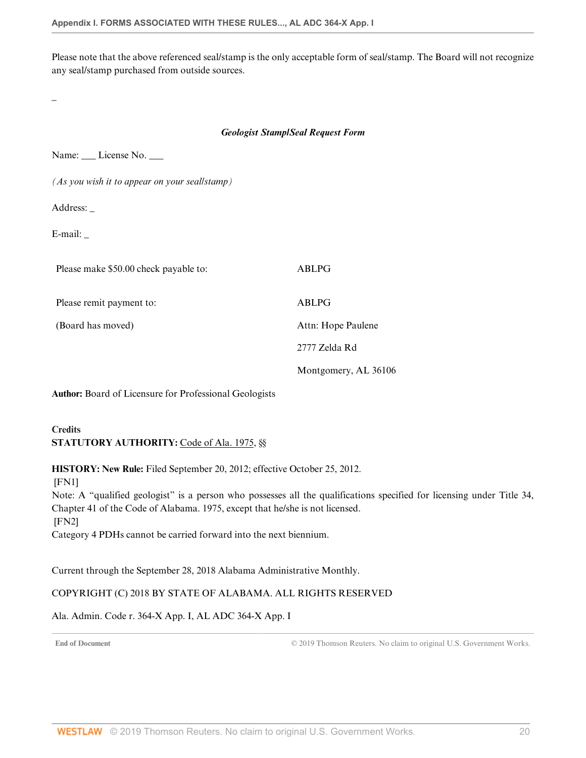Please note that the above referenced seal/stamp is the only acceptable form of seal/stamp. The Board will not recognize any seal/stamp purchased from outside sources.

_

***Geologist Stamp/Seal Request Form***

Name: ___ License No. ___

*(As you wish it to appear on your seal/stamp)*

Address: _

E-mail: _

| | |
|---|---|
| Please make $50.00 check payable to: | ABLPG |
| Please remit payment to: | ABLPG |
| (Board has moved) | Attn: Hope Paulene |
| | 2777 Zelda Rd |
| | Montgomery, AL 36106 |

**Author:** Board of Licensure for Professional Geologists

**Credits**
**STATUTORY AUTHORITY:** Code of Ala. 1975, §§

**HISTORY: New Rule:** Filed September 20, 2012; effective October 25, 2012.
[FN1]
Note: A "qualified geologist" is a person who possesses all the qualifications specified for licensing under Title 34, Chapter 41 of the Code of Alabama. 1975, except that he/she is not licensed.
[FN2]
Category 4 PDHs cannot be carried forward into the next biennium.

Current through the September 28, 2018 Alabama Administrative Monthly.

COPYRIGHT (C) 2018 BY STATE OF ALABAMA. ALL RIGHTS RESERVED

Ala. Admin. Code r. 364-X App. I, AL ADC 364-X App. I

End of Document © 2019 Thomson Reuters. No claim to original U.S. Government Works.